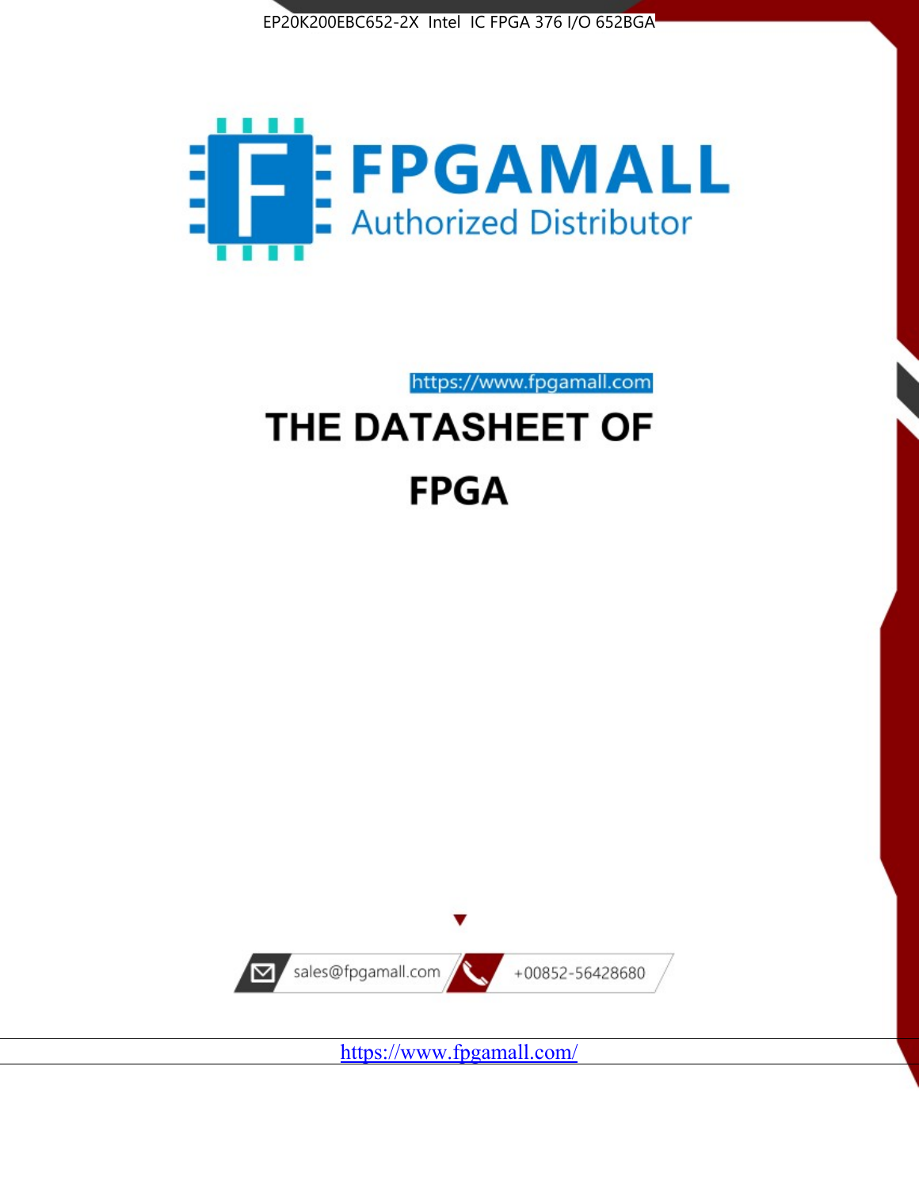EP20K200EBC652-2X Intel IC FPGA 376 I/O 652BGA

FPGAMALL

Authorized Distributor

https://www.fpgamall.com

# THE DATASHEET OF

# FPGA

sales@fpgamall.com

+00852-56428680

https://www.fpgamall.com/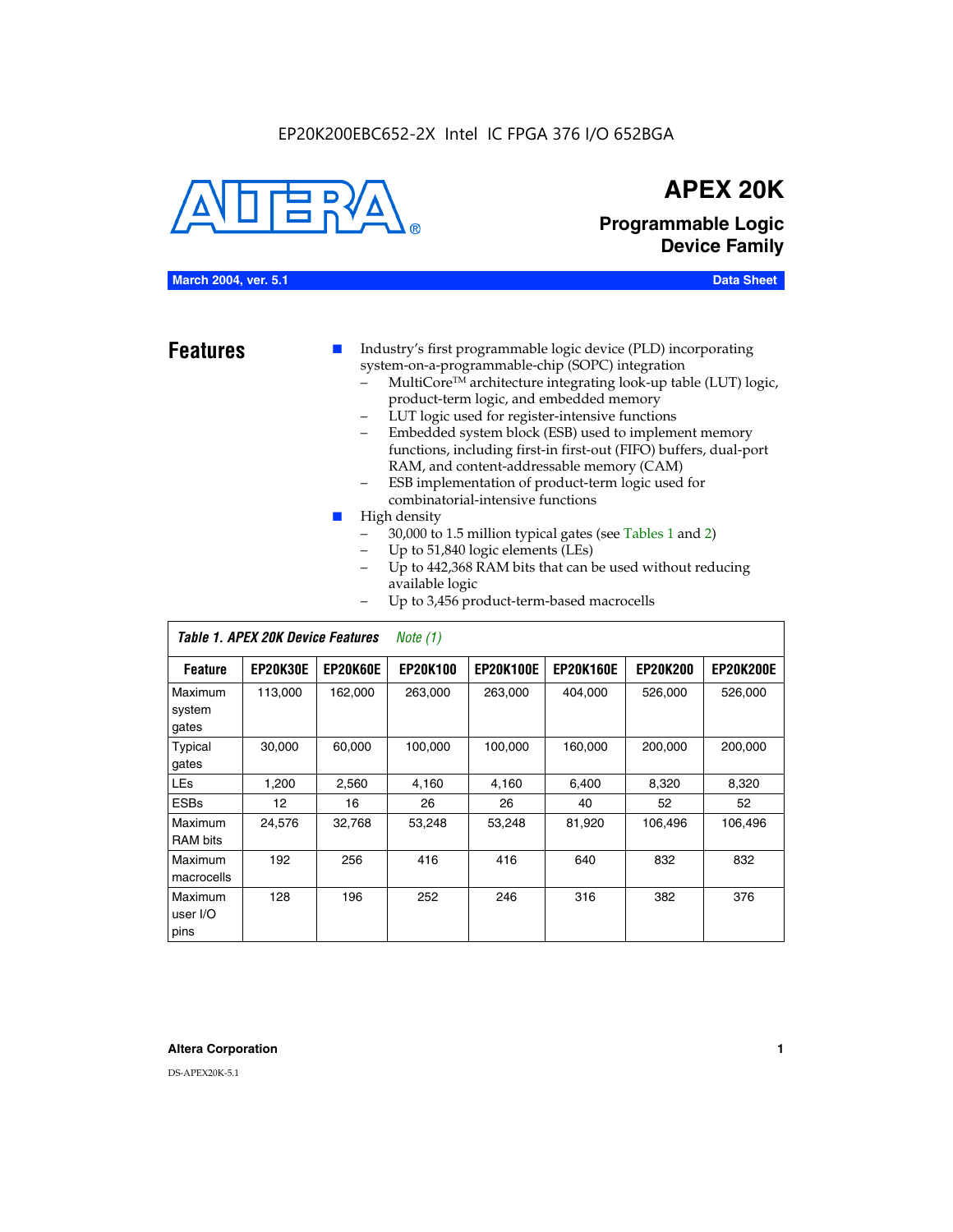EP20K200EBC652-2X Intel IC FPGA 376 I/O 652BGA

# APEX 20K

## Programmable Logic Device Family

**March 2004, ver. 5.1** **Data Sheet**

## Features

- Industry's first programmable logic device (PLD) incorporating system-on-a-programmable-chip (SOPC) integration
  - MultiCore™ architecture integrating look-up table (LUT) logic, product-term logic, and embedded memory
  - LUT logic used for register-intensive functions
  - Embedded system block (ESB) used to implement memory functions, including first-in first-out (FIFO) buffers, dual-port RAM, and content-addressable memory (CAM)
  - ESB implementation of product-term logic used for combinatorial-intensive functions
- High density
  - 30,000 to 1.5 million typical gates (see Tables 1 and 2)
  - Up to 51,840 logic elements (LEs)
  - Up to 442,368 RAM bits that can be used without reducing available logic
  - Up to 3,456 product-term-based macrocells

*Table 1. APEX 20K Device Features* *Note (1)*

| Feature | EP20K30E | EP20K60E | EP20K100 | EP20K100E | EP20K160E | EP20K200 | EP20K200E |
|---|---|---|---|---|---|---|---|
| Maximum system gates | 113,000 | 162,000 | 263,000 | 263,000 | 404,000 | 526,000 | 526,000 |
| Typical gates | 30,000 | 60,000 | 100,000 | 100,000 | 160,000 | 200,000 | 200,000 |
| LEs | 1,200 | 2,560 | 4,160 | 4,160 | 6,400 | 8,320 | 8,320 |
| ESBs | 12 | 16 | 26 | 26 | 40 | 52 | 52 |
| Maximum RAM bits | 24,576 | 32,768 | 53,248 | 53,248 | 81,920 | 106,496 | 106,496 |
| Maximum macrocells | 192 | 256 | 416 | 416 | 640 | 832 | 832 |
| Maximum user I/O pins | 128 | 196 | 252 | 246 | 316 | 382 | 376 |

**Altera Corporation**

DS-APEX20K-5.1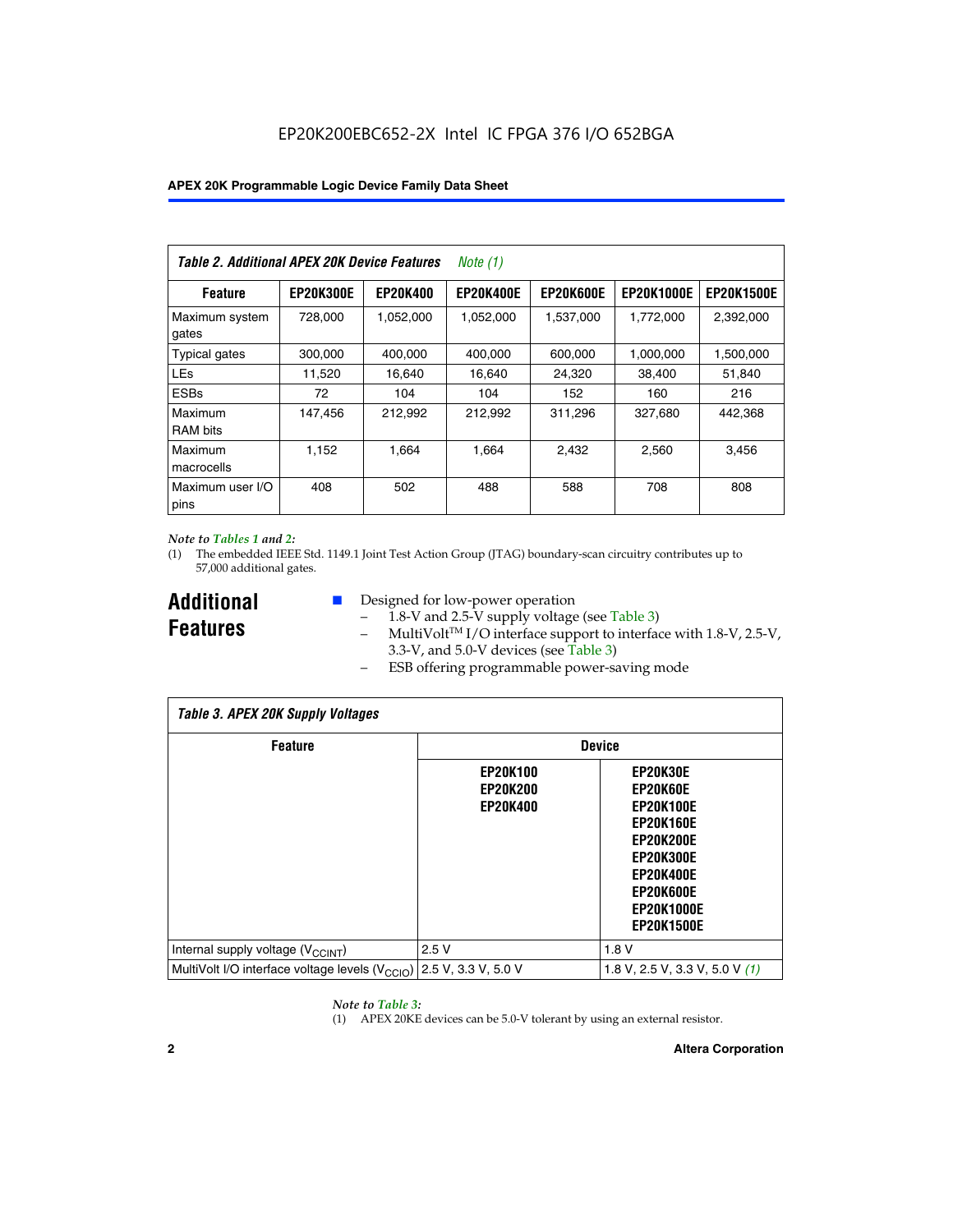**Table 2. Additional APEX 20K Device Features** *Note (1)*

| Feature | EP20K300E | EP20K400 | EP20K400E | EP20K600E | EP20K1000E | EP20K1500E |
|---|---|---|---|---|---|---|
| Maximum system gates | 728,000 | 1,052,000 | 1,052,000 | 1,537,000 | 1,772,000 | 2,392,000 |
| Typical gates | 300,000 | 400,000 | 400,000 | 600,000 | 1,000,000 | 1,500,000 |
| LEs | 11,520 | 16,640 | 16,640 | 24,320 | 38,400 | 51,840 |
| ESBs | 72 | 104 | 104 | 152 | 160 | 216 |
| Maximum RAM bits | 147,456 | 212,992 | 212,992 | 311,296 | 327,680 | 442,368 |
| Maximum macrocells | 1,152 | 1,664 | 1,664 | 2,432 | 2,560 | 3,456 |
| Maximum user I/O pins | 408 | 502 | 488 | 588 | 708 | 808 |

*Note to Tables 1 and 2:*

(1) The embedded IEEE Std. 1149.1 Joint Test Action Group (JTAG) boundary-scan circuitry contributes up to 57,000 additional gates.

## Additional Features

- Designed for low-power operation
  - 1.8-V and 2.5-V supply voltage (see Table 3)
  - MultiVolt™ I/O interface support to interface with 1.8-V, 2.5-V, 3.3-V, and 5.0-V devices (see Table 3)
  - ESB offering programmable power-saving mode

**Table 3. APEX 20K Supply Voltages**

| Feature | Device | |
|---|---|---|
| | EP20K100<br>EP20K200<br>EP20K400 | EP20K30E<br>EP20K60E<br>EP20K100E<br>EP20K160E<br>EP20K200E<br>EP20K300E<br>EP20K400E<br>EP20K600E<br>EP20K1000E<br>EP20K1500E |
| Internal supply voltage ($V_{CCINT}$) | 2.5 V | 1.8 V |
| MultiVolt I/O interface voltage levels ($V_{CCIO}$) | 2.5 V, 3.3 V, 5.0 V | 1.8 V, 2.5 V, 3.3 V, 5.0 V *(1)* |

*Note to Table 3:*

(1) APEX 20KE devices can be 5.0-V tolerant by using an external resistor.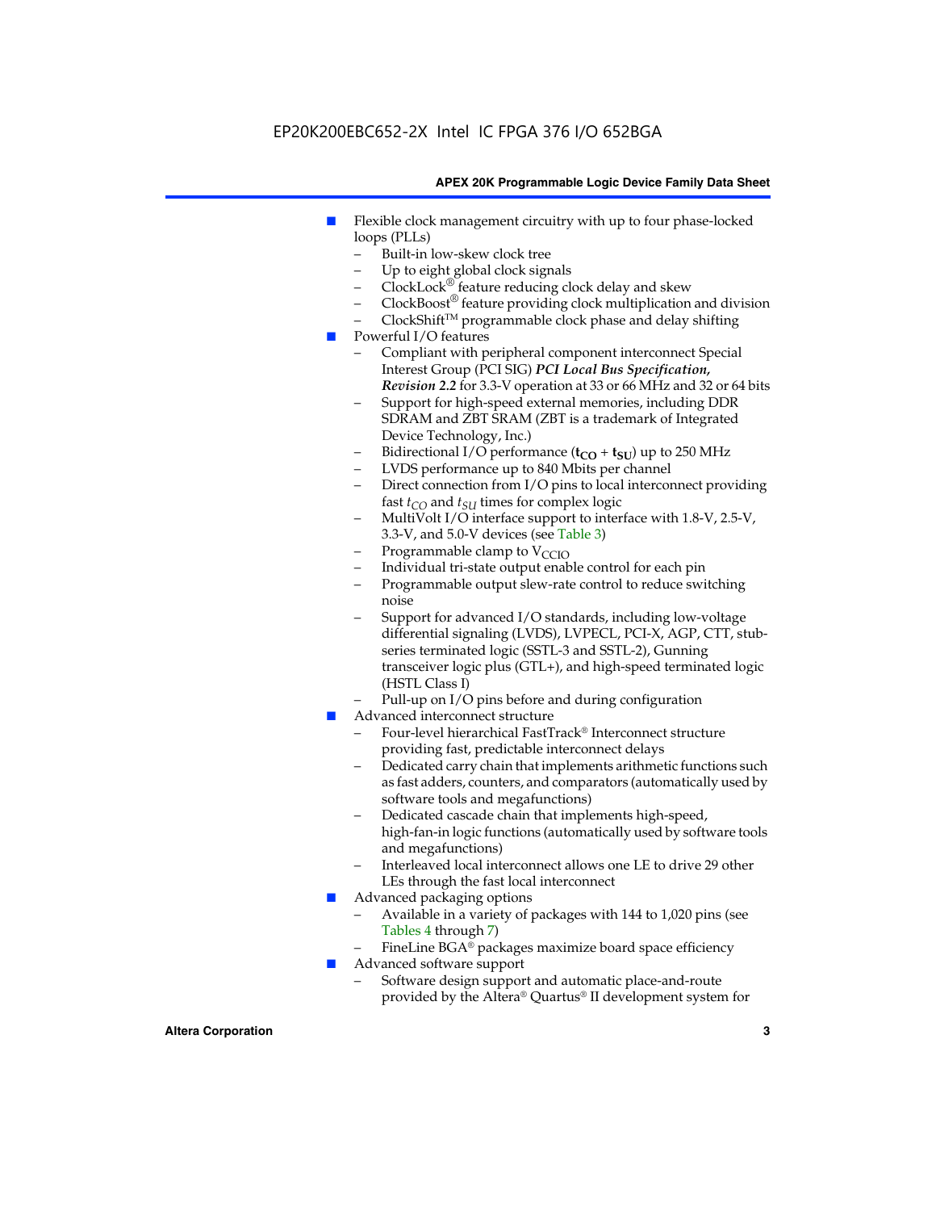- Flexible clock management circuitry with up to four phase-locked loops (PLLs)
  - Built-in low-skew clock tree
  - Up to eight global clock signals
  - ClockLock® feature reducing clock delay and skew
  - ClockBoost® feature providing clock multiplication and division
  - ClockShift™ programmable clock phase and delay shifting
- Powerful I/O features
  - Compliant with peripheral component interconnect Special Interest Group (PCI SIG) ***PCI Local Bus Specification, Revision 2.2*** for 3.3-V operation at 33 or 66 MHz and 32 or 64 bits
  - Support for high-speed external memories, including DDR SDRAM and ZBT SRAM (ZBT is a trademark of Integrated Device Technology, Inc.)
  - Bidirectional I/O performance ($\mathbf{t_{CO}} + \mathbf{t_{SU}}$) up to 250 MHz
  - LVDS performance up to 840 Mbits per channel
  - Direct connection from I/O pins to local interconnect providing fast $t_{CO}$ and $t_{SU}$ times for complex logic
  - MultiVolt I/O interface support to interface with 1.8-V, 2.5-V, 3.3-V, and 5.0-V devices (see Table 3)
  - Programmable clamp to $V_{CCIO}$
  - Individual tri-state output enable control for each pin
  - Programmable output slew-rate control to reduce switching noise
  - Support for advanced I/O standards, including low-voltage differential signaling (LVDS), LVPECL, PCI-X, AGP, CTT, stub-series terminated logic (SSTL-3 and SSTL-2), Gunning transceiver logic plus (GTL+), and high-speed terminated logic (HSTL Class I)
  - Pull-up on I/O pins before and during configuration
- Advanced interconnect structure
  - Four-level hierarchical FastTrack® Interconnect structure providing fast, predictable interconnect delays
  - Dedicated carry chain that implements arithmetic functions such as fast adders, counters, and comparators (automatically used by software tools and megafunctions)
  - Dedicated cascade chain that implements high-speed, high-fan-in logic functions (automatically used by software tools and megafunctions)
  - Interleaved local interconnect allows one LE to drive 29 other LEs through the fast local interconnect
- Advanced packaging options
  - Available in a variety of packages with 144 to 1,020 pins (see Tables 4 through 7)
  - FineLine BGA® packages maximize board space efficiency
- Advanced software support
  - Software design support and automatic place-and-route provided by the Altera® Quartus® II development system for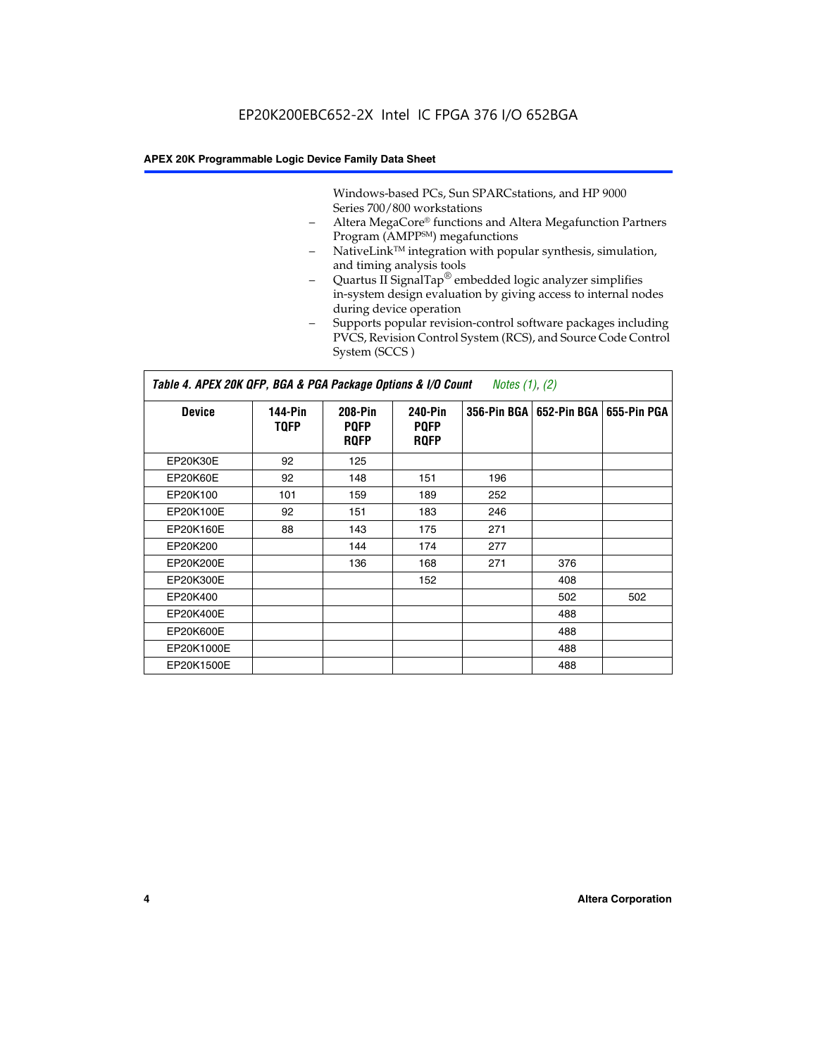Windows-based PCs, Sun SPARCstations, and HP 9000 Series 700/800 workstations

- Altera MegaCore® functions and Altera Megafunction Partners Program (AMPP℠) megafunctions
- NativeLink™ integration with popular synthesis, simulation, and timing analysis tools
- Quartus II SignalTap® embedded logic analyzer simplifies in-system design evaluation by giving access to internal nodes during device operation
- Supports popular revision-control software packages including PVCS, Revision Control System (RCS), and Source Code Control System (SCCS )

**Table 4. APEX 20K QFP, BGA & PGA Package Options & I/O Count** *Notes (1), (2)*

| Device | 144-Pin TQFP | 208-Pin PQFP RQFP | 240-Pin PQFP RQFP | 356-Pin BGA | 652-Pin BGA | 655-Pin PGA |
|---|---|---|---|---|---|---|
| EP20K30E | 92 | 125 | | | | |
| EP20K60E | 92 | 148 | 151 | 196 | | |
| EP20K100 | 101 | 159 | 189 | 252 | | |
| EP20K100E | 92 | 151 | 183 | 246 | | |
| EP20K160E | 88 | 143 | 175 | 271 | | |
| EP20K200 | | 144 | 174 | 277 | | |
| EP20K200E | | 136 | 168 | 271 | 376 | |
| EP20K300E | | | 152 | | 408 | |
| EP20K400 | | | | | 502 | 502 |
| EP20K400E | | | | | 488 | |
| EP20K600E | | | | | 488 | |
| EP20K1000E | | | | | 488 | |
| EP20K1500E | | | | | 488 | |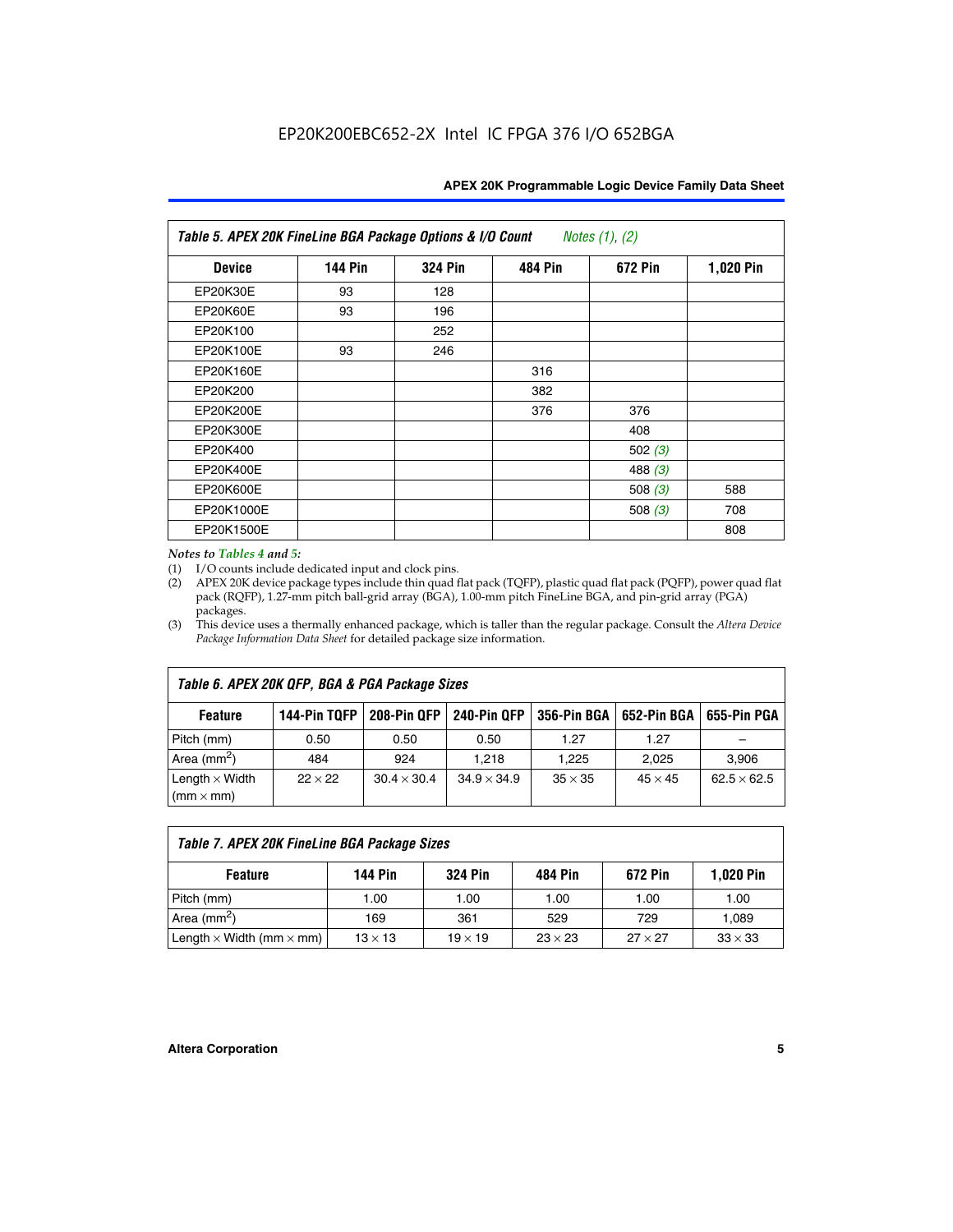| Table 5. APEX 20K FineLine BGA Package Options & I/O Count *Notes (1), (2)* | | | | | |
|---|---|---|---|---|---|
| **Device** | **144 Pin** | **324 Pin** | **484 Pin** | **672 Pin** | **1,020 Pin** |
| EP20K30E | 93 | 128 | | | |
| EP20K60E | 93 | 196 | | | |
| EP20K100 | | 252 | | | |
| EP20K100E | 93 | 246 | | | |
| EP20K160E | | | 316 | | |
| EP20K200 | | | 382 | | |
| EP20K200E | | | 376 | 376 | |
| EP20K300E | | | | 408 | |
| EP20K400 | | | | 502 *(3)* | |
| EP20K400E | | | | 488 *(3)* | |
| EP20K600E | | | | 508 *(3)* | 588 |
| EP20K1000E | | | | 508 *(3)* | 708 |
| EP20K1500E | | | | | 808 |

*Notes to Tables 4 and 5:*

(1) I/O counts include dedicated input and clock pins.

(2) APEX 20K device package types include thin quad flat pack (TQFP), plastic quad flat pack (PQFP), power quad flat pack (RQFP), 1.27-mm pitch ball-grid array (BGA), 1.00-mm pitch FineLine BGA, and pin-grid array (PGA) packages.

(3) This device uses a thermally enhanced package, which is taller than the regular package. Consult the *Altera Device Package Information Data Sheet* for detailed package size information.

| Table 6. APEX 20K QFP, BGA & PGA Package Sizes | | | | | | |
|---|---|---|---|---|---|---|
| **Feature** | **144-Pin TQFP** | **208-Pin QFP** | **240-Pin QFP** | **356-Pin BGA** | **652-Pin BGA** | **655-Pin PGA** |
| Pitch (mm) | 0.50 | 0.50 | 0.50 | 1.27 | 1.27 | – |
| Area (mm$^2$) | 484 | 924 | 1,218 | 1,225 | 2,025 | 3,906 |
| Length × Width (mm × mm) | 22 × 22 | 30.4 × 30.4 | 34.9 × 34.9 | 35 × 35 | 45 × 45 | 62.5 × 62.5 |

| Table 7. APEX 20K FineLine BGA Package Sizes | | | | | |
|---|---|---|---|---|---|
| **Feature** | **144 Pin** | **324 Pin** | **484 Pin** | **672 Pin** | **1,020 Pin** |
| Pitch (mm) | 1.00 | 1.00 | 1.00 | 1.00 | 1.00 |
| Area (mm$^2$) | 169 | 361 | 529 | 729 | 1,089 |
| Length × Width (mm × mm) | 13 × 13 | 19 × 19 | 23 × 23 | 27 × 27 | 33 × 33 |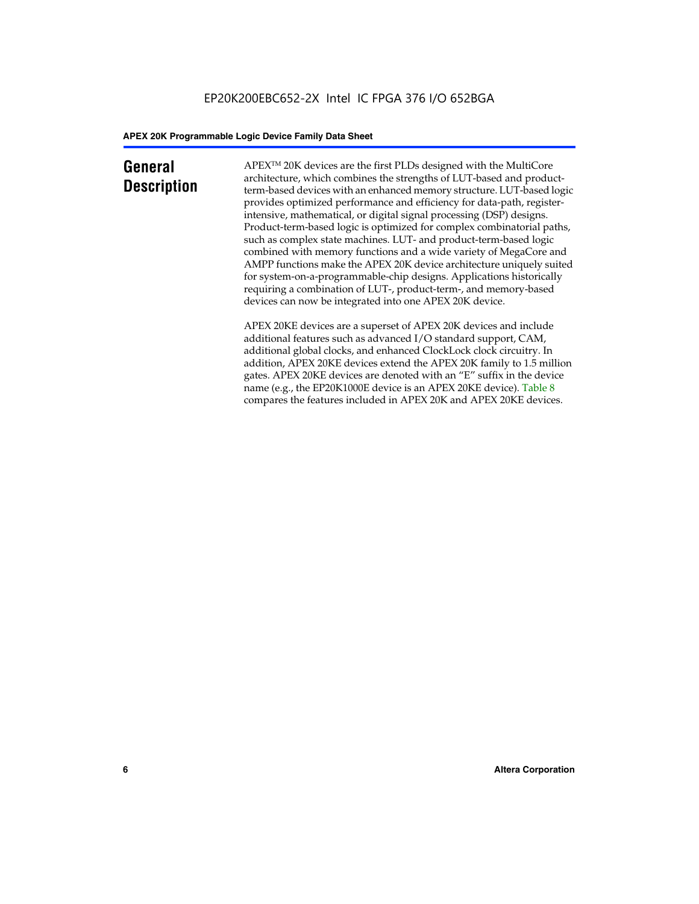## General Description

APEX™ 20K devices are the first PLDs designed with the MultiCore architecture, which combines the strengths of LUT-based and product-term-based devices with an enhanced memory structure. LUT-based logic provides optimized performance and efficiency for data-path, register-intensive, mathematical, or digital signal processing (DSP) designs. Product-term-based logic is optimized for complex combinatorial paths, such as complex state machines. LUT- and product-term-based logic combined with memory functions and a wide variety of MegaCore and AMPP functions make the APEX 20K device architecture uniquely suited for system-on-a-programmable-chip designs. Applications historically requiring a combination of LUT-, product-term-, and memory-based devices can now be integrated into one APEX 20K device.

APEX 20KE devices are a superset of APEX 20K devices and include additional features such as advanced I/O standard support, CAM, additional global clocks, and enhanced ClockLock clock circuitry. In addition, APEX 20KE devices extend the APEX 20K family to 1.5 million gates. APEX 20KE devices are denoted with an "E" suffix in the device name (e.g., the EP20K1000E device is an APEX 20KE device). Table 8 compares the features included in APEX 20K and APEX 20KE devices.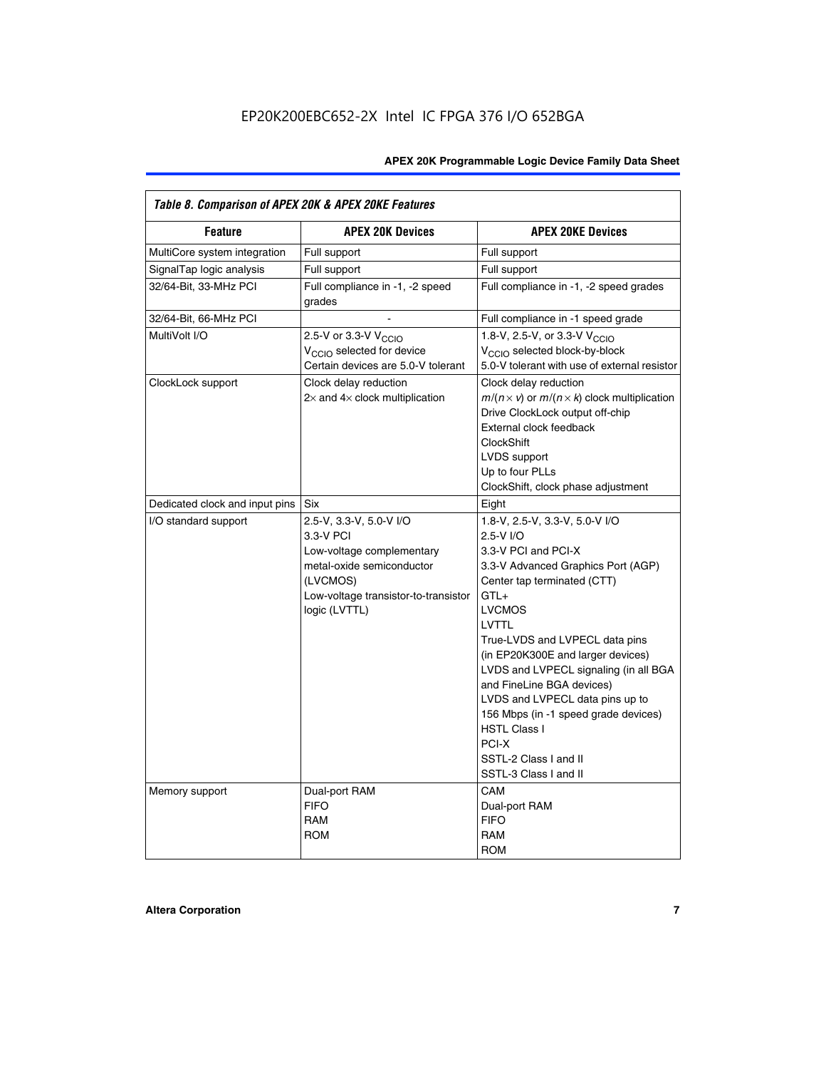*Table 8. Comparison of APEX 20K & APEX 20KE Features*

| Feature | APEX 20K Devices | APEX 20KE Devices |
|---|---|---|
| MultiCore system integration | Full support | Full support |
| SignalTap logic analysis | Full support | Full support |
| 32/64-Bit, 33-MHz PCI | Full compliance in -1, -2 speed grades | Full compliance in -1, -2 speed grades |
| 32/64-Bit, 66-MHz PCI | - | Full compliance in -1 speed grade |
| MultiVolt I/O | 2.5-V or 3.3-V $V_{CCIO}$<br>$V_{CCIO}$ selected for device<br>Certain devices are 5.0-V tolerant | 1.8-V, 2.5-V, or 3.3-V $V_{CCIO}$<br>$V_{CCIO}$ selected block-by-block<br>5.0-V tolerant with use of external resistor |
| ClockLock support | Clock delay reduction<br>2× and 4× clock multiplication | Clock delay reduction<br>$m/(n \times v)$ or $m/(n \times k)$ clock multiplication<br>Drive ClockLock output off-chip<br>External clock feedback<br>ClockShift<br>LVDS support<br>Up to four PLLs<br>ClockShift, clock phase adjustment |
| Dedicated clock and input pins | Six | Eight |
| I/O standard support | 2.5-V, 3.3-V, 5.0-V I/O<br>3.3-V PCI<br>Low-voltage complementary metal-oxide semiconductor (LVCMOS)<br>Low-voltage transistor-to-transistor logic (LVTTL) | 1.8-V, 2.5-V, 3.3-V, 5.0-V I/O<br>2.5-V I/O<br>3.3-V PCI and PCI-X<br>3.3-V Advanced Graphics Port (AGP)<br>Center tap terminated (CTT)<br>GTL+<br>LVCMOS<br>LVTTL<br>True-LVDS and LVPECL data pins (in EP20K300E and larger devices)<br>LVDS and LVPECL signaling (in all BGA and FineLine BGA devices)<br>LVDS and LVPECL data pins up to 156 Mbps (in -1 speed grade devices)<br>HSTL Class I<br>PCI-X<br>SSTL-2 Class I and II<br>SSTL-3 Class I and II |
| Memory support | Dual-port RAM<br>FIFO<br>RAM<br>ROM | CAM<br>Dual-port RAM<br>FIFO<br>RAM<br>ROM |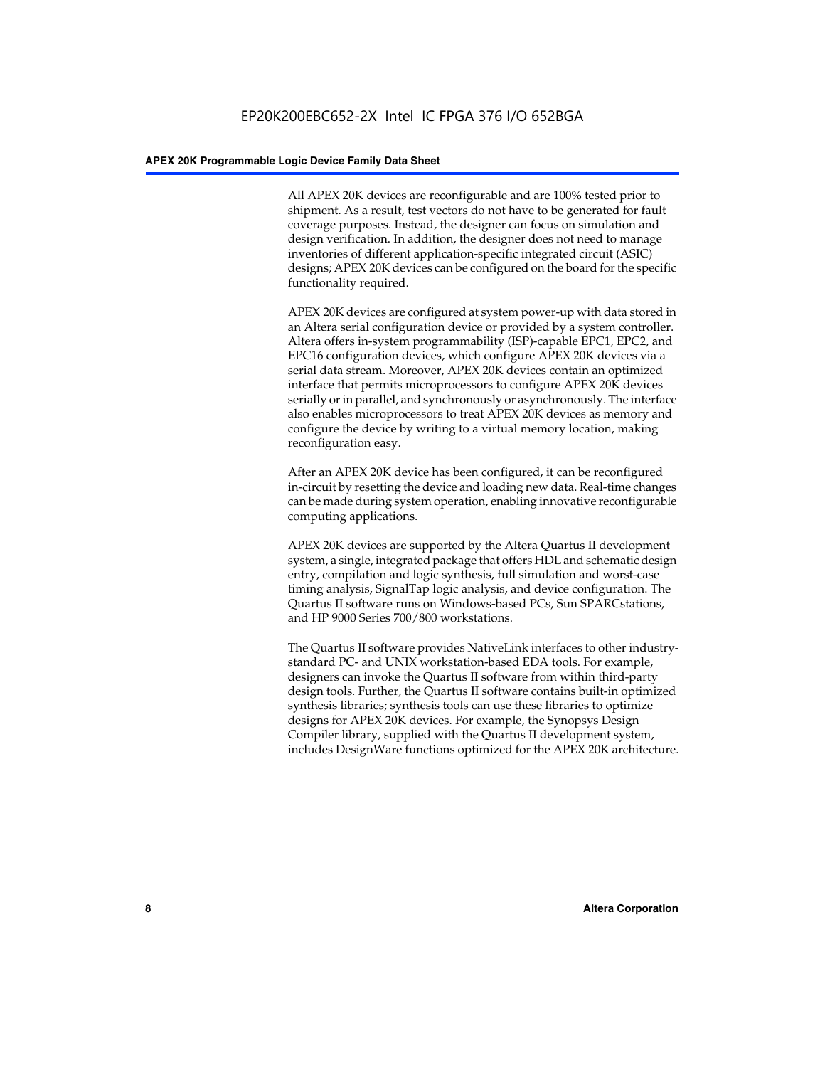All APEX 20K devices are reconfigurable and are 100% tested prior to shipment. As a result, test vectors do not have to be generated for fault coverage purposes. Instead, the designer can focus on simulation and design verification. In addition, the designer does not need to manage inventories of different application-specific integrated circuit (ASIC) designs; APEX 20K devices can be configured on the board for the specific functionality required.

APEX 20K devices are configured at system power-up with data stored in an Altera serial configuration device or provided by a system controller. Altera offers in-system programmability (ISP)-capable EPC1, EPC2, and EPC16 configuration devices, which configure APEX 20K devices via a serial data stream. Moreover, APEX 20K devices contain an optimized interface that permits microprocessors to configure APEX 20K devices serially or in parallel, and synchronously or asynchronously. The interface also enables microprocessors to treat APEX 20K devices as memory and configure the device by writing to a virtual memory location, making reconfiguration easy.

After an APEX 20K device has been configured, it can be reconfigured in-circuit by resetting the device and loading new data. Real-time changes can be made during system operation, enabling innovative reconfigurable computing applications.

APEX 20K devices are supported by the Altera Quartus II development system, a single, integrated package that offers HDL and schematic design entry, compilation and logic synthesis, full simulation and worst-case timing analysis, SignalTap logic analysis, and device configuration. The Quartus II software runs on Windows-based PCs, Sun SPARCstations, and HP 9000 Series 700/800 workstations.

The Quartus II software provides NativeLink interfaces to other industry-standard PC- and UNIX workstation-based EDA tools. For example, designers can invoke the Quartus II software from within third-party design tools. Further, the Quartus II software contains built-in optimized synthesis libraries; synthesis tools can use these libraries to optimize designs for APEX 20K devices. For example, the Synopsys Design Compiler library, supplied with the Quartus II development system, includes DesignWare functions optimized for the APEX 20K architecture.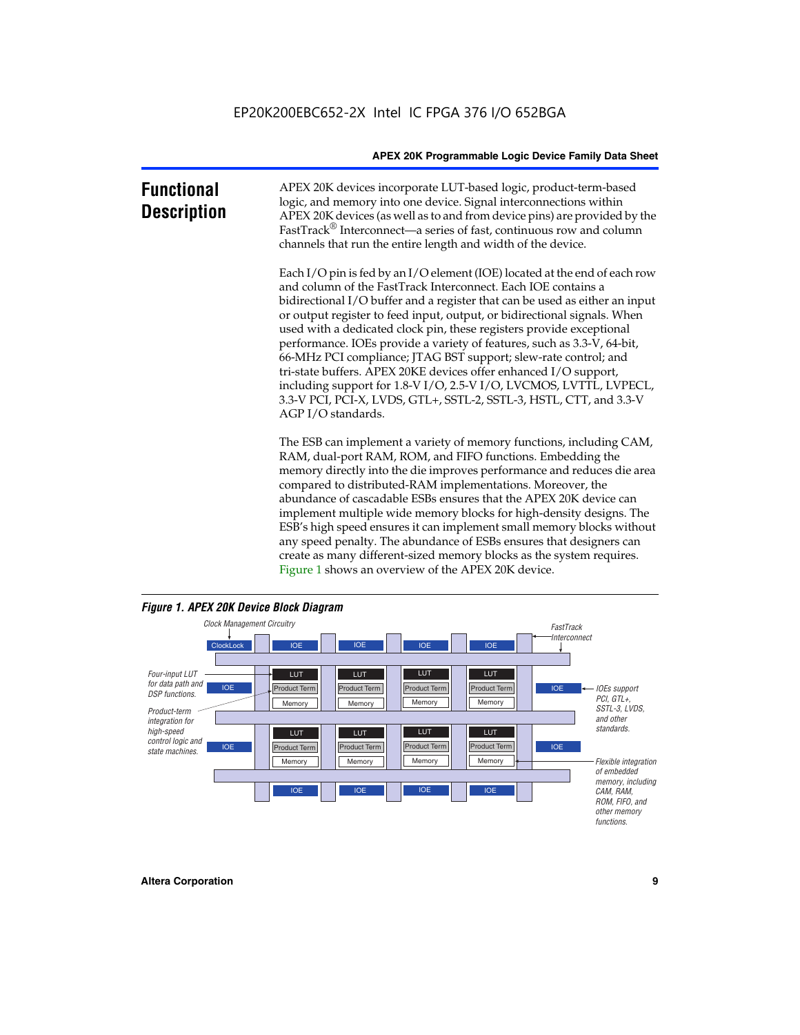## Functional Description

APEX 20K devices incorporate LUT-based logic, product-term-based logic, and memory into one device. Signal interconnections within APEX 20K devices (as well as to and from device pins) are provided by the FastTrack® Interconnect—a series of fast, continuous row and column channels that run the entire length and width of the device.

Each I/O pin is fed by an I/O element (IOE) located at the end of each row and column of the FastTrack Interconnect. Each IOE contains a bidirectional I/O buffer and a register that can be used as either an input or output register to feed input, output, or bidirectional signals. When used with a dedicated clock pin, these registers provide exceptional performance. IOEs provide a variety of features, such as 3.3-V, 64-bit, 66-MHz PCI compliance; JTAG BST support; slew-rate control; and tri-state buffers. APEX 20KE devices offer enhanced I/O support, including support for 1.8-V I/O, 2.5-V I/O, LVCMOS, LVTTL, LVPECL, 3.3-V PCI, PCI-X, LVDS, GTL+, SSTL-2, SSTL-3, HSTL, CTT, and 3.3-V AGP I/O standards.

The ESB can implement a variety of memory functions, including CAM, RAM, dual-port RAM, ROM, and FIFO functions. Embedding the memory directly into the die improves performance and reduces die area compared to distributed-RAM implementations. Moreover, the abundance of cascadable ESBs ensures that the APEX 20K device can implement multiple wide memory blocks for high-density designs. The ESB's high speed ensures it can implement small memory blocks without any speed penalty. The abundance of ESBs ensures that designers can create as many different-sized memory blocks as the system requires. Figure 1 shows an overview of the APEX 20K device.

*Figure 1. APEX 20K Device Block Diagram*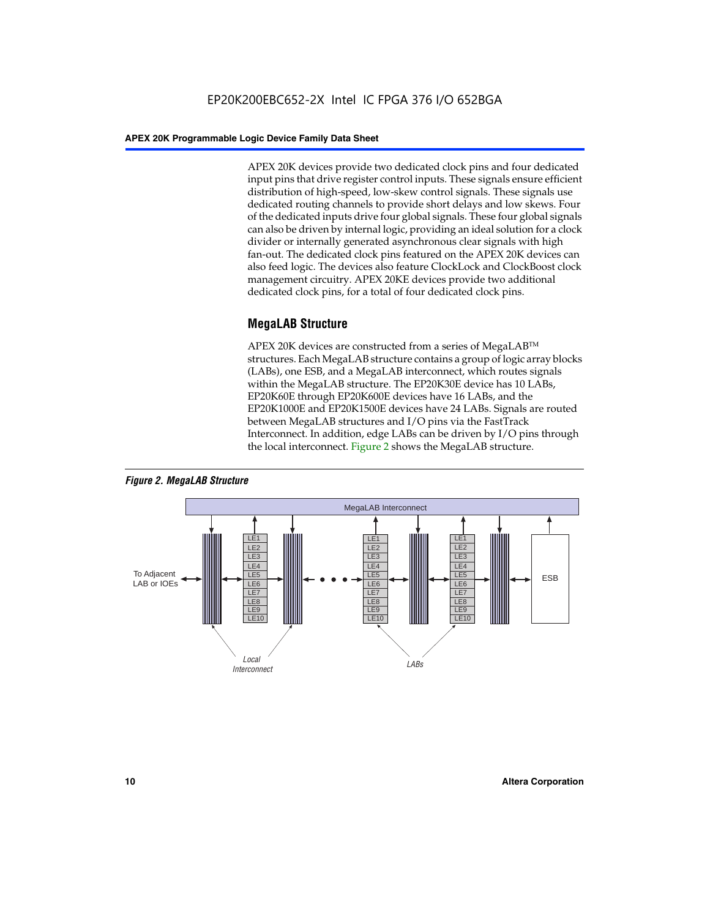APEX 20K devices provide two dedicated clock pins and four dedicated input pins that drive register control inputs. These signals ensure efficient distribution of high-speed, low-skew control signals. These signals use dedicated routing channels to provide short delays and low skews. Four of the dedicated inputs drive four global signals. These four global signals can also be driven by internal logic, providing an ideal solution for a clock divider or internally generated asynchronous clear signals with high fan-out. The dedicated clock pins featured on the APEX 20K devices can also feed logic. The devices also feature ClockLock and ClockBoost clock management circuitry. APEX 20KE devices provide two additional dedicated clock pins, for a total of four dedicated clock pins.

## MegaLAB Structure

APEX 20K devices are constructed from a series of MegaLAB™ structures. Each MegaLAB structure contains a group of logic array blocks (LABs), one ESB, and a MegaLAB interconnect, which routes signals within the MegaLAB structure. The EP20K30E device has 10 LABs, EP20K60E through EP20K600E devices have 16 LABs, and the EP20K1000E and EP20K1500E devices have 24 LABs. Signals are routed between MegaLAB structures and I/O pins via the FastTrack Interconnect. In addition, edge LABs can be driven by I/O pins through the local interconnect. Figure 2 shows the MegaLAB structure.

*Figure 2. MegaLAB Structure*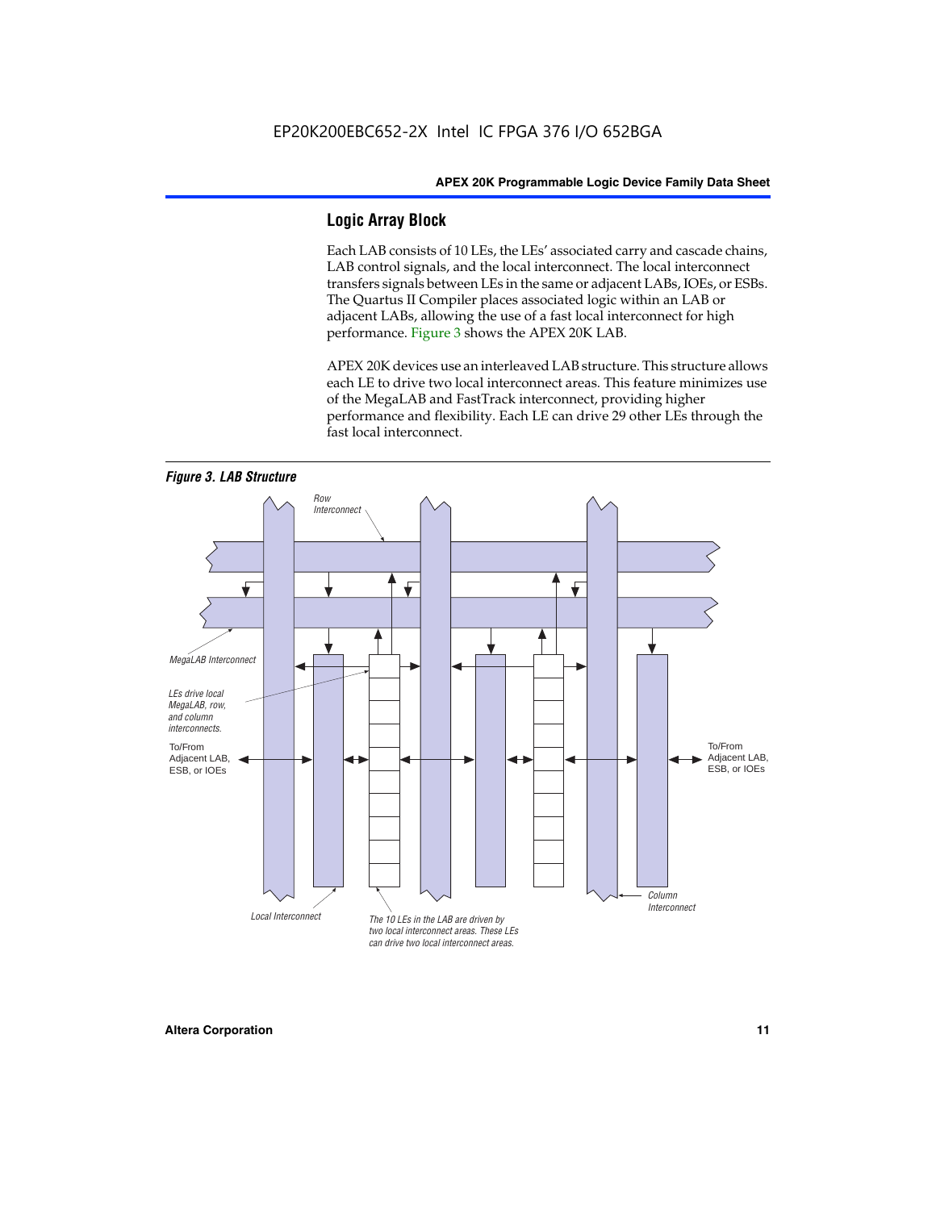## Logic Array Block

Each LAB consists of 10 LEs, the LEs' associated carry and cascade chains, LAB control signals, and the local interconnect. The local interconnect transfers signals between LEs in the same or adjacent LABs, IOEs, or ESBs. The Quartus II Compiler places associated logic within an LAB or adjacent LABs, allowing the use of a fast local interconnect for high performance. Figure 3 shows the APEX 20K LAB.

APEX 20K devices use an interleaved LAB structure. This structure allows each LE to drive two local interconnect areas. This feature minimizes use of the MegaLAB and FastTrack interconnect, providing higher performance and flexibility. Each LE can drive 29 other LEs through the fast local interconnect.

*Figure 3. LAB Structure*

Row Interconnect

MegaLAB Interconnect

LEs drive local MegaLAB, row, and column interconnects.

To/From Adjacent LAB, ESB, or IOEs

To/From Adjacent LAB, ESB, or IOEs

Local Interconnect

The 10 LEs in the LAB are driven by two local interconnect areas. These LEs can drive two local interconnect areas.

Column Interconnect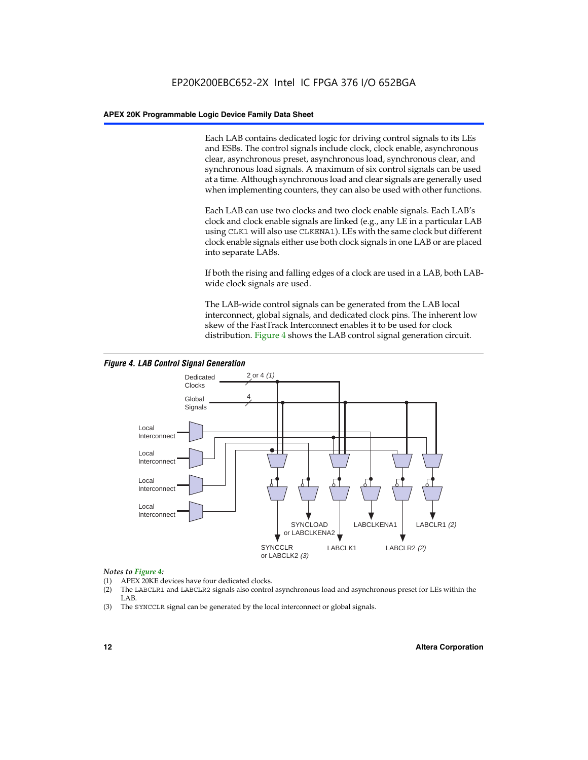Each LAB contains dedicated logic for driving control signals to its LEs and ESBs. The control signals include clock, clock enable, asynchronous clear, asynchronous preset, asynchronous load, synchronous clear, and synchronous load signals. A maximum of six control signals can be used at a time. Although synchronous load and clear signals are generally used when implementing counters, they can also be used with other functions.

Each LAB can use two clocks and two clock enable signals. Each LAB's clock and clock enable signals are linked (e.g., any LE in a particular LAB using CLK1 will also use CLKENA1). LEs with the same clock but different clock enable signals either use both clock signals in one LAB or are placed into separate LABs.

If both the rising and falling edges of a clock are used in a LAB, both LAB-wide clock signals are used.

The LAB-wide control signals can be generated from the LAB local interconnect, global signals, and dedicated clock pins. The inherent low skew of the FastTrack Interconnect enables it to be used for clock distribution. Figure 4 shows the LAB control signal generation circuit.

***Figure 4. LAB Control Signal Generation***

Dedicated Clocks — 2 or 4 *(1)*
Global Signals — 4
Local Interconnect
Local Interconnect
Local Interconnect
Local Interconnect

SYNCCLR or LABCLK2 *(3)* | SYNCLOAD or LABCLKENA2 | LABCLK1 | LABCLKENA1 | LABCLR2 *(2)* | LABCLR1 *(2)*

*Notes to Figure 4:*

(1) APEX 20KE devices have four dedicated clocks.
(2) The LABCLR1 and LABCLR2 signals also control asynchronous load and asynchronous preset for LEs within the LAB.
(3) The SYNCCLR signal can be generated by the local interconnect or global signals.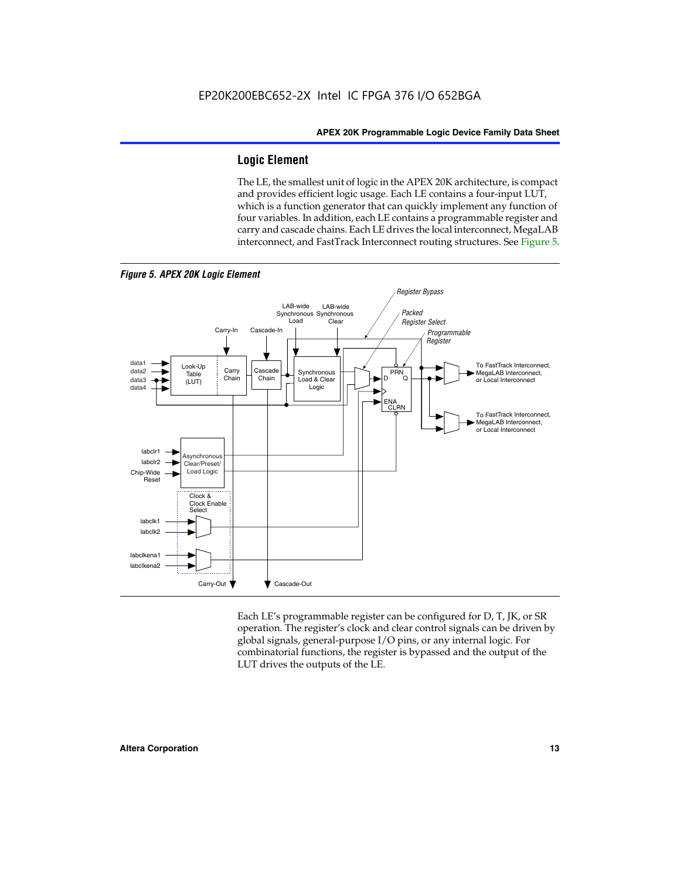## Logic Element

The LE, the smallest unit of logic in the APEX 20K architecture, is compact and provides efficient logic usage. Each LE contains a four-input LUT, which is a function generator that can quickly implement any function of four variables. In addition, each LE contains a programmable register and carry and cascade chains. Each LE drives the local interconnect, MegaLAB interconnect, and FastTrack Interconnect routing structures. See Figure 5.

*Figure 5. APEX 20K Logic Element*

Each LE's programmable register can be configured for D, T, JK, or SR operation. The register's clock and clear control signals can be driven by global signals, general-purpose I/O pins, or any internal logic. For combinatorial functions, the register is bypassed and the output of the LUT drives the outputs of the LE.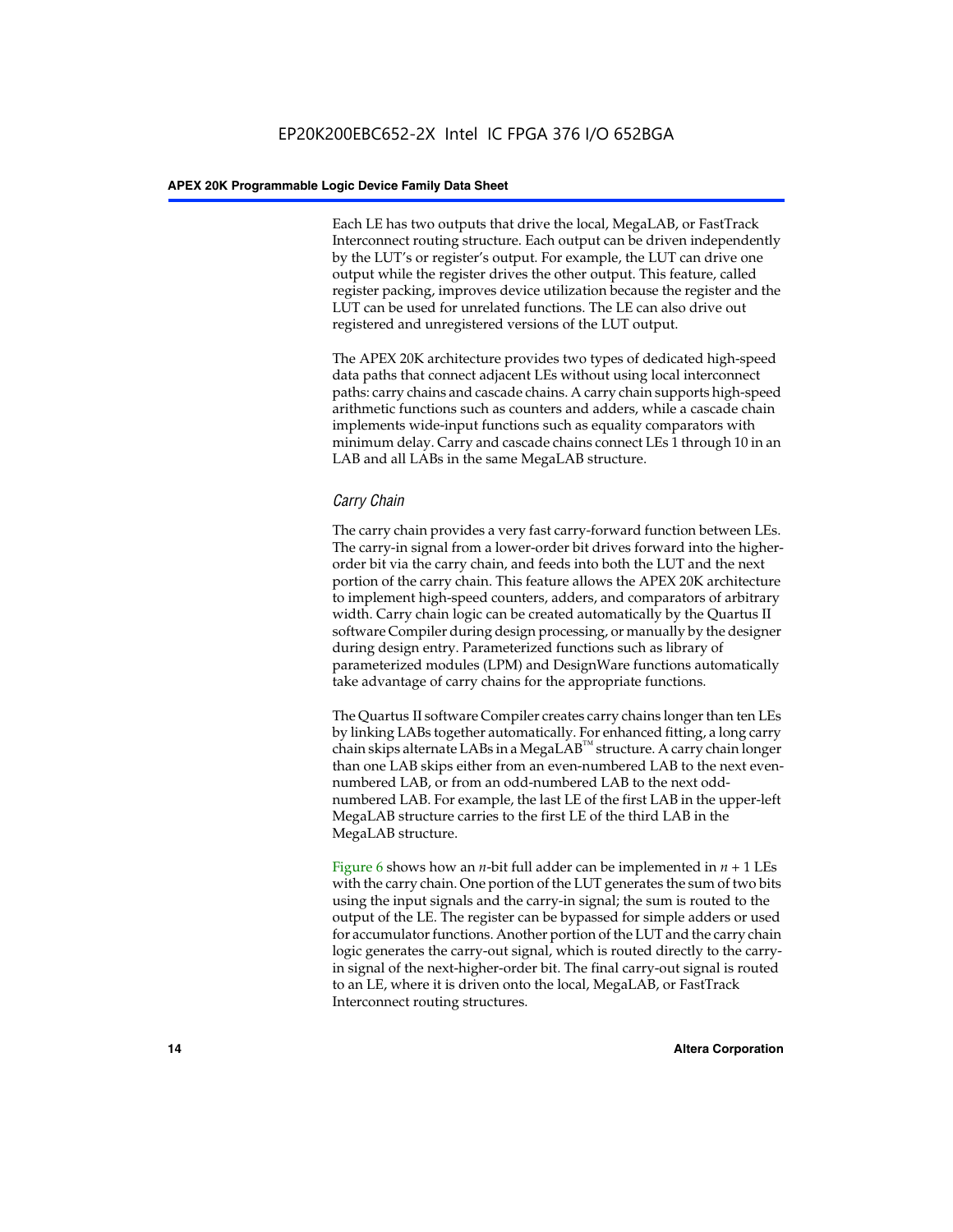Each LE has two outputs that drive the local, MegaLAB, or FastTrack Interconnect routing structure. Each output can be driven independently by the LUT's or register's output. For example, the LUT can drive one output while the register drives the other output. This feature, called register packing, improves device utilization because the register and the LUT can be used for unrelated functions. The LE can also drive out registered and unregistered versions of the LUT output.

The APEX 20K architecture provides two types of dedicated high-speed data paths that connect adjacent LEs without using local interconnect paths: carry chains and cascade chains. A carry chain supports high-speed arithmetic functions such as counters and adders, while a cascade chain implements wide-input functions such as equality comparators with minimum delay. Carry and cascade chains connect LEs 1 through 10 in an LAB and all LABs in the same MegaLAB structure.

### *Carry Chain*

The carry chain provides a very fast carry-forward function between LEs. The carry-in signal from a lower-order bit drives forward into the higher-order bit via the carry chain, and feeds into both the LUT and the next portion of the carry chain. This feature allows the APEX 20K architecture to implement high-speed counters, adders, and comparators of arbitrary width. Carry chain logic can be created automatically by the Quartus II software Compiler during design processing, or manually by the designer during design entry. Parameterized functions such as library of parameterized modules (LPM) and DesignWare functions automatically take advantage of carry chains for the appropriate functions.

The Quartus II software Compiler creates carry chains longer than ten LEs by linking LABs together automatically. For enhanced fitting, a long carry chain skips alternate LABs in a MegaLAB™ structure. A carry chain longer than one LAB skips either from an even-numbered LAB to the next even-numbered LAB, or from an odd-numbered LAB to the next odd-numbered LAB. For example, the last LE of the first LAB in the upper-left MegaLAB structure carries to the first LE of the third LAB in the MegaLAB structure.

Figure 6 shows how an $n$-bit full adder can be implemented in $n + 1$ LEs with the carry chain. One portion of the LUT generates the sum of two bits using the input signals and the carry-in signal; the sum is routed to the output of the LE. The register can be bypassed for simple adders or used for accumulator functions. Another portion of the LUT and the carry chain logic generates the carry-out signal, which is routed directly to the carry-in signal of the next-higher-order bit. The final carry-out signal is routed to an LE, where it is driven onto the local, MegaLAB, or FastTrack Interconnect routing structures.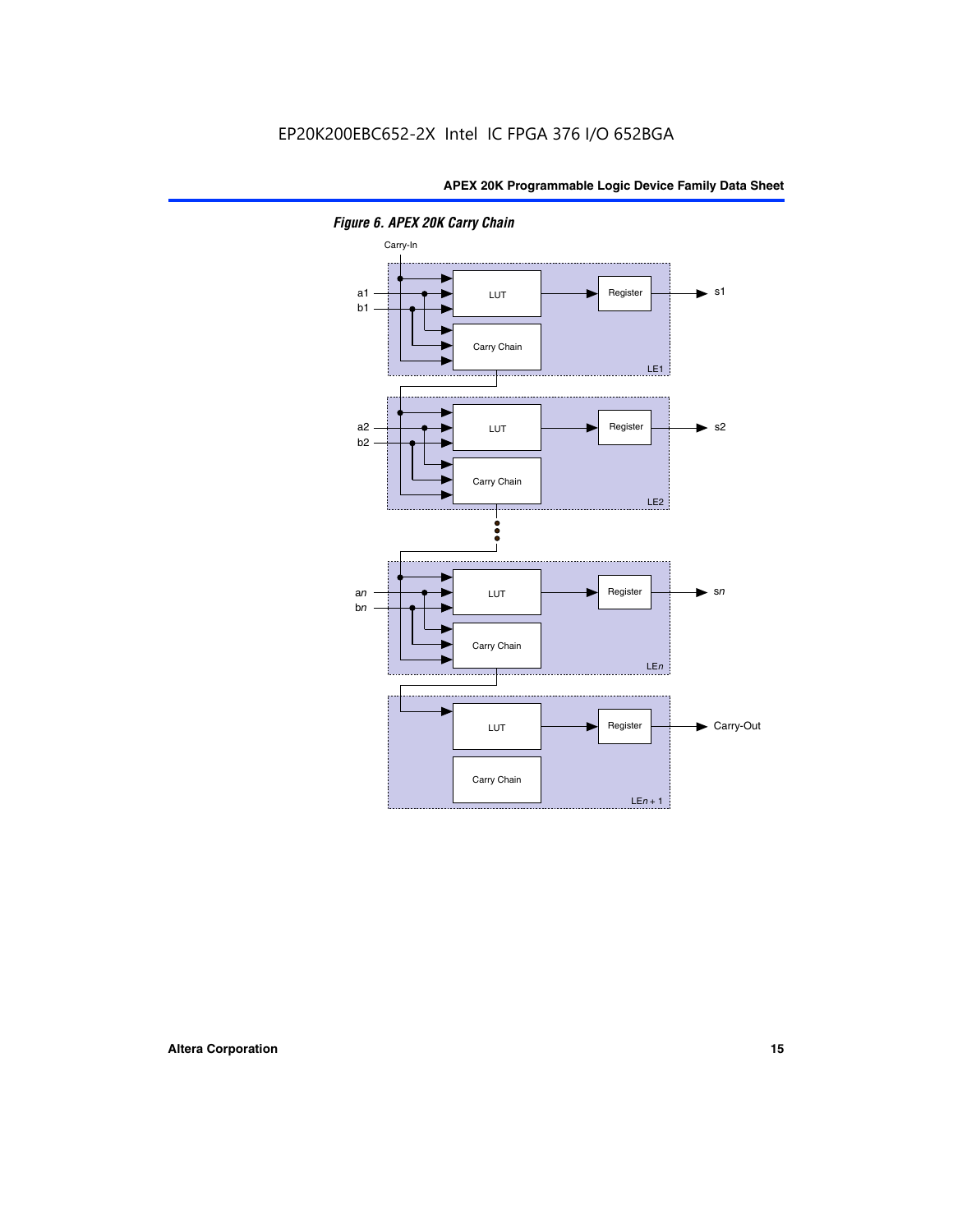*Figure 6. APEX 20K Carry Chain*

Carry-In

a1
b1

LUT

Register

s1

Carry Chain

LE1

a2
b2

LUT

Register

s2

Carry Chain

LE2

an
bn

LUT

Register

sn

Carry Chain

LEn

LUT

Register

Carry-Out

Carry Chain

LEn + 1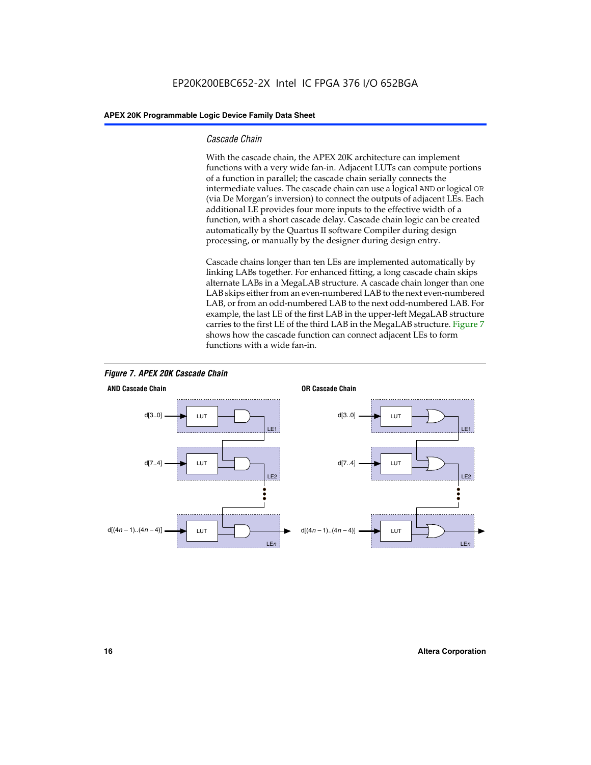### Cascade Chain

With the cascade chain, the APEX 20K architecture can implement functions with a very wide fan-in. Adjacent LUTs can compute portions of a function in parallel; the cascade chain serially connects the intermediate values. The cascade chain can use a logical AND or logical OR (via De Morgan's inversion) to connect the outputs of adjacent LEs. Each additional LE provides four more inputs to the effective width of a function, with a short cascade delay. Cascade chain logic can be created automatically by the Quartus II software Compiler during design processing, or manually by the designer during design entry.

Cascade chains longer than ten LEs are implemented automatically by linking LABs together. For enhanced fitting, a long cascade chain skips alternate LABs in a MegaLAB structure. A cascade chain longer than one LAB skips either from an even-numbered LAB to the next even-numbered LAB, or from an odd-numbered LAB to the next odd-numbered LAB. For example, the last LE of the first LAB in the upper-left MegaLAB structure carries to the first LE of the third LAB in the MegaLAB structure. Figure 7 shows how the cascade function can connect adjacent LEs to form functions with a wide fan-in.

*Figure 7. APEX 20K Cascade Chain*

**AND Cascade Chain**

d[3..0] → LUT → LE1
d[7..4] → LUT → LE2
d[(4*n* – 1)..(4*n* – 4)] → LUT → LE*n*

**OR Cascade Chain**

d[3..0] → LUT → LE1
d[7..4] → LUT → LE2
d[(4*n* – 1)..(4*n* – 4)] → LUT → LE*n*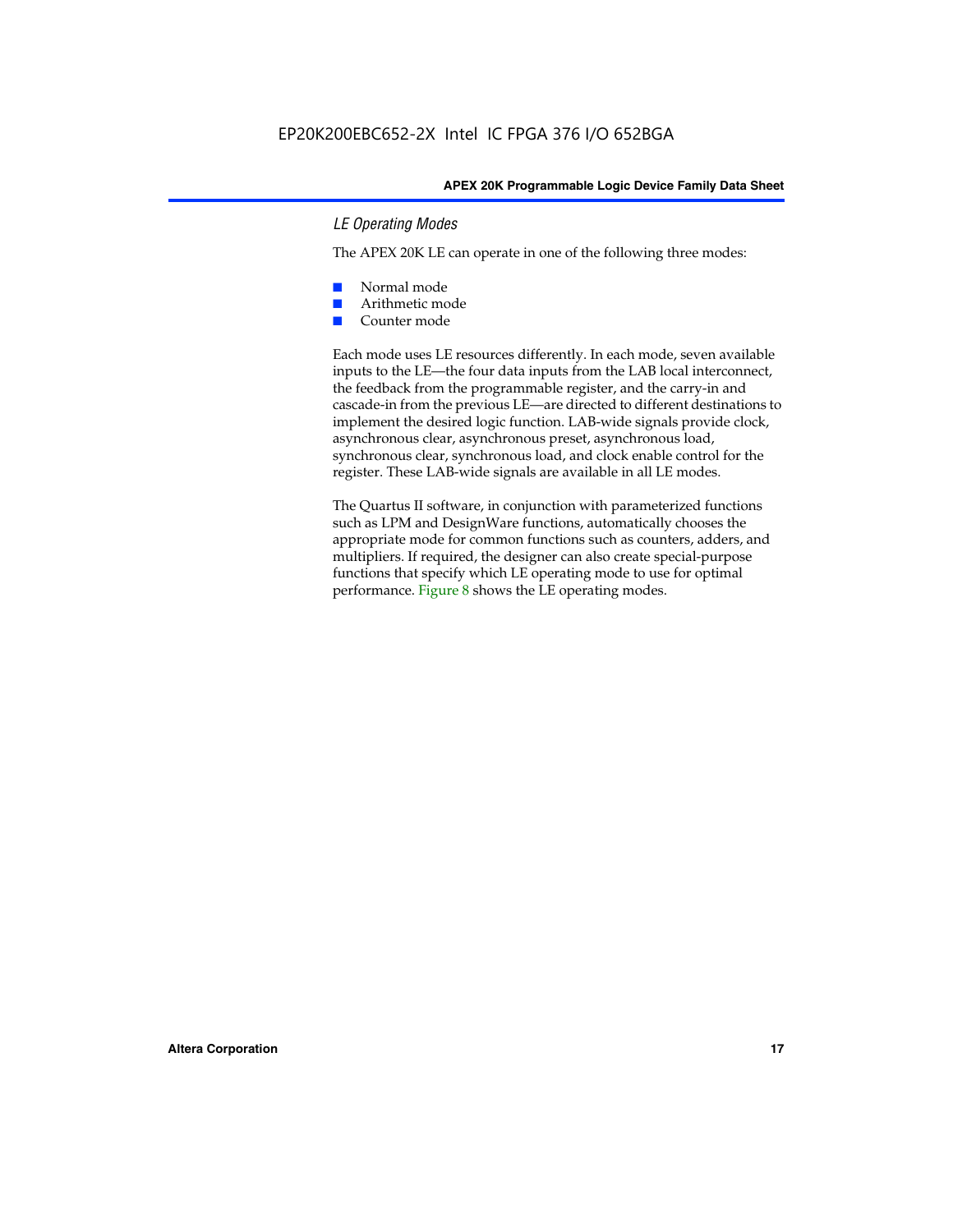### *LE Operating Modes*

The APEX 20K LE can operate in one of the following three modes:

- Normal mode
- Arithmetic mode
- Counter mode

Each mode uses LE resources differently. In each mode, seven available inputs to the LE—the four data inputs from the LAB local interconnect, the feedback from the programmable register, and the carry-in and cascade-in from the previous LE—are directed to different destinations to implement the desired logic function. LAB-wide signals provide clock, asynchronous clear, asynchronous preset, asynchronous load, synchronous clear, synchronous load, and clock enable control for the register. These LAB-wide signals are available in all LE modes.

The Quartus II software, in conjunction with parameterized functions such as LPM and DesignWare functions, automatically chooses the appropriate mode for common functions such as counters, adders, and multipliers. If required, the designer can also create special-purpose functions that specify which LE operating mode to use for optimal performance. Figure 8 shows the LE operating modes.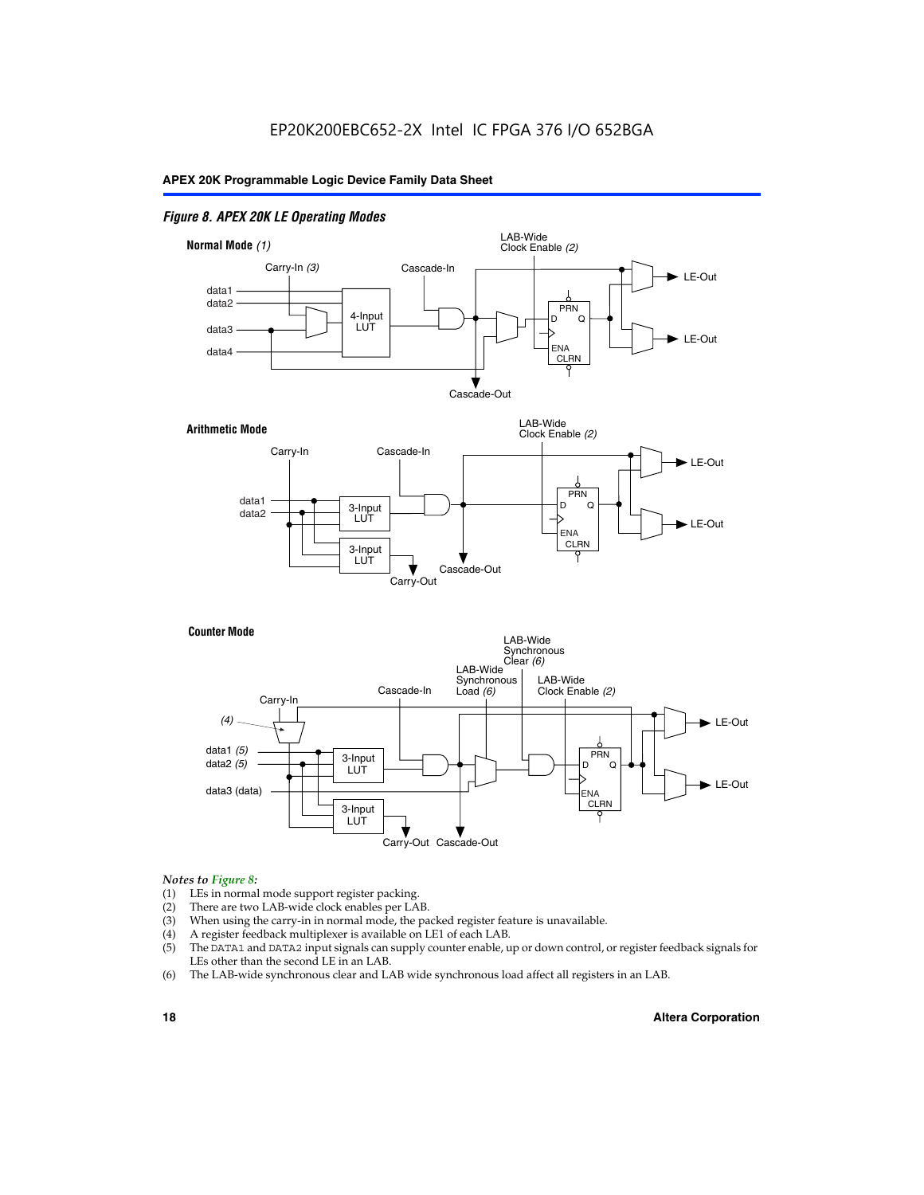## Figure 8. APEX 20K LE Operating Modes

**Normal Mode** *(1)*

Carry-In *(3)* Cascade-In LAB-Wide Clock Enable *(2)*

data1 data2 data3 data4 4-Input LUT PRN D Q ENA CLRN LE-Out LE-Out Cascade-Out

**Arithmetic Mode**

Carry-In Cascade-In LAB-Wide Clock Enable *(2)*

data1 data2 3-Input LUT 3-Input LUT PRN D Q ENA CLRN LE-Out LE-Out Cascade-Out Carry-Out

**Counter Mode**

Carry-In *(4)* Cascade-In LAB-Wide Synchronous Load *(6)* LAB-Wide Synchronous Clear *(6)* LAB-Wide Clock Enable *(2)*

data1 *(5)* data2 *(5)* data3 (data) 3-Input LUT 3-Input LUT PRN D Q ENA CLRN LE-Out LE-Out Carry-Out Cascade-Out

*Notes to Figure 8:*

(1) LEs in normal mode support register packing.
(2) There are two LAB-wide clock enables per LAB.
(3) When using the carry-in in normal mode, the packed register feature is unavailable.
(4) A register feedback multiplexer is available on LE1 of each LAB.
(5) The DATA1 and DATA2 input signals can supply counter enable, up or down control, or register feedback signals for LEs other than the second LE in an LAB.
(6) The LAB-wide synchronous clear and LAB wide synchronous load affect all registers in an LAB.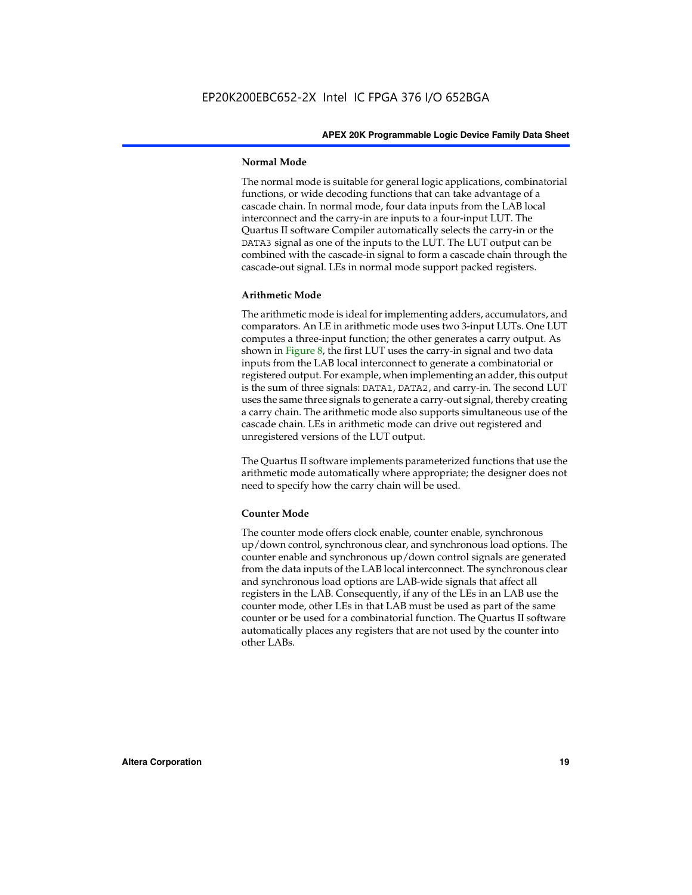#### Normal Mode

The normal mode is suitable for general logic applications, combinatorial functions, or wide decoding functions that can take advantage of a cascade chain. In normal mode, four data inputs from the LAB local interconnect and the carry-in are inputs to a four-input LUT. The Quartus II software Compiler automatically selects the carry-in or the DATA3 signal as one of the inputs to the LUT. The LUT output can be combined with the cascade-in signal to form a cascade chain through the cascade-out signal. LEs in normal mode support packed registers.

#### Arithmetic Mode

The arithmetic mode is ideal for implementing adders, accumulators, and comparators. An LE in arithmetic mode uses two 3-input LUTs. One LUT computes a three-input function; the other generates a carry output. As shown in Figure 8, the first LUT uses the carry-in signal and two data inputs from the LAB local interconnect to generate a combinatorial or registered output. For example, when implementing an adder, this output is the sum of three signals: DATA1, DATA2, and carry-in. The second LUT uses the same three signals to generate a carry-out signal, thereby creating a carry chain. The arithmetic mode also supports simultaneous use of the cascade chain. LEs in arithmetic mode can drive out registered and unregistered versions of the LUT output.

The Quartus II software implements parameterized functions that use the arithmetic mode automatically where appropriate; the designer does not need to specify how the carry chain will be used.

#### Counter Mode

The counter mode offers clock enable, counter enable, synchronous up/down control, synchronous clear, and synchronous load options. The counter enable and synchronous up/down control signals are generated from the data inputs of the LAB local interconnect. The synchronous clear and synchronous load options are LAB-wide signals that affect all registers in the LAB. Consequently, if any of the LEs in an LAB use the counter mode, other LEs in that LAB must be used as part of the same counter or be used for a combinatorial function. The Quartus II software automatically places any registers that are not used by the counter into other LABs.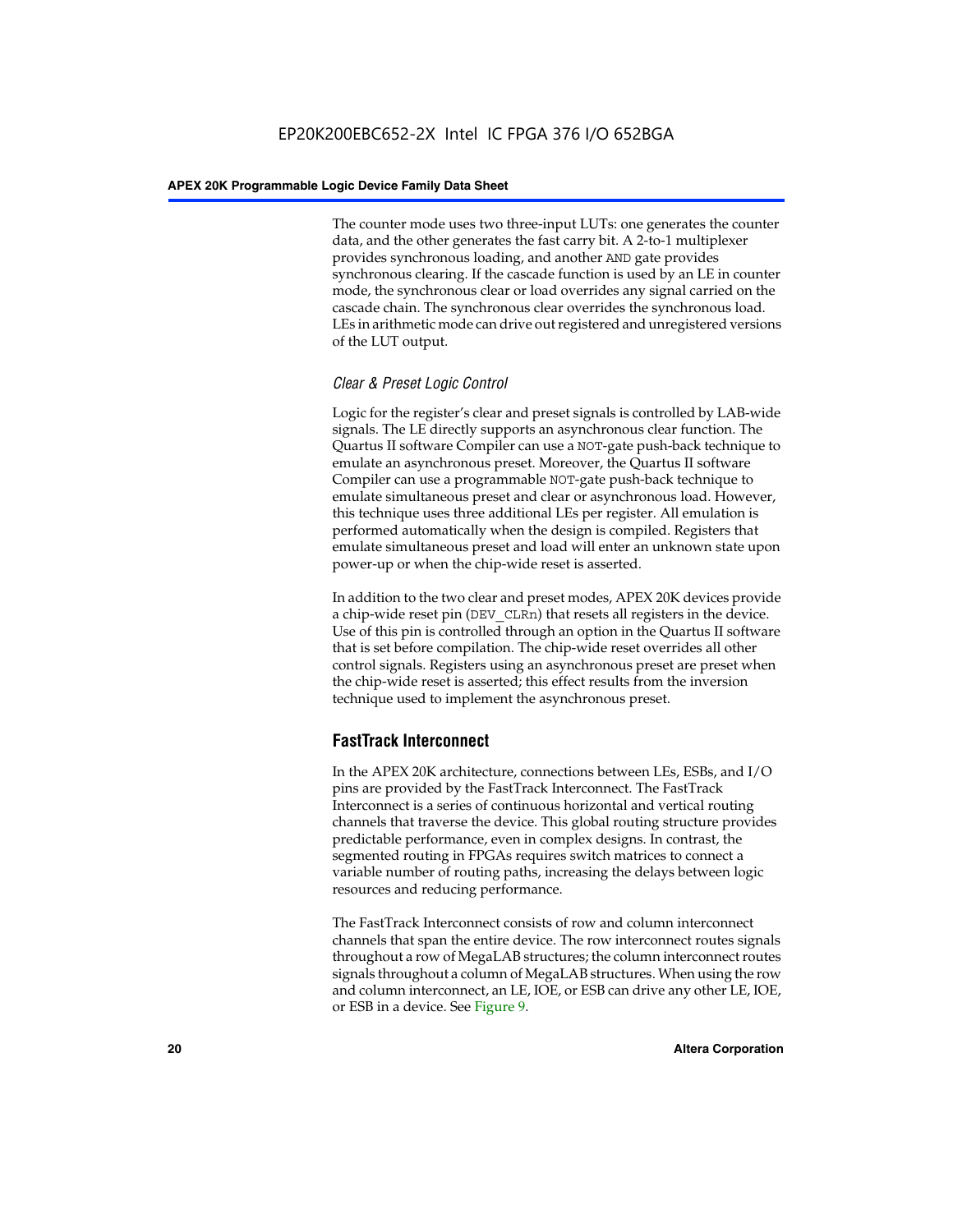The counter mode uses two three-input LUTs: one generates the counter data, and the other generates the fast carry bit. A 2-to-1 multiplexer provides synchronous loading, and another AND gate provides synchronous clearing. If the cascade function is used by an LE in counter mode, the synchronous clear or load overrides any signal carried on the cascade chain. The synchronous clear overrides the synchronous load. LEs in arithmetic mode can drive out registered and unregistered versions of the LUT output.

### *Clear & Preset Logic Control*

Logic for the register's clear and preset signals is controlled by LAB-wide signals. The LE directly supports an asynchronous clear function. The Quartus II software Compiler can use a NOT-gate push-back technique to emulate an asynchronous preset. Moreover, the Quartus II software Compiler can use a programmable NOT-gate push-back technique to emulate simultaneous preset and clear or asynchronous load. However, this technique uses three additional LEs per register. All emulation is performed automatically when the design is compiled. Registers that emulate simultaneous preset and load will enter an unknown state upon power-up or when the chip-wide reset is asserted.

In addition to the two clear and preset modes, APEX 20K devices provide a chip-wide reset pin (DEV_CLRn) that resets all registers in the device. Use of this pin is controlled through an option in the Quartus II software that is set before compilation. The chip-wide reset overrides all other control signals. Registers using an asynchronous preset are preset when the chip-wide reset is asserted; this effect results from the inversion technique used to implement the asynchronous preset.

## FastTrack Interconnect

In the APEX 20K architecture, connections between LEs, ESBs, and I/O pins are provided by the FastTrack Interconnect. The FastTrack Interconnect is a series of continuous horizontal and vertical routing channels that traverse the device. This global routing structure provides predictable performance, even in complex designs. In contrast, the segmented routing in FPGAs requires switch matrices to connect a variable number of routing paths, increasing the delays between logic resources and reducing performance.

The FastTrack Interconnect consists of row and column interconnect channels that span the entire device. The row interconnect routes signals throughout a row of MegaLAB structures; the column interconnect routes signals throughout a column of MegaLAB structures. When using the row and column interconnect, an LE, IOE, or ESB can drive any other LE, IOE, or ESB in a device. See Figure 9.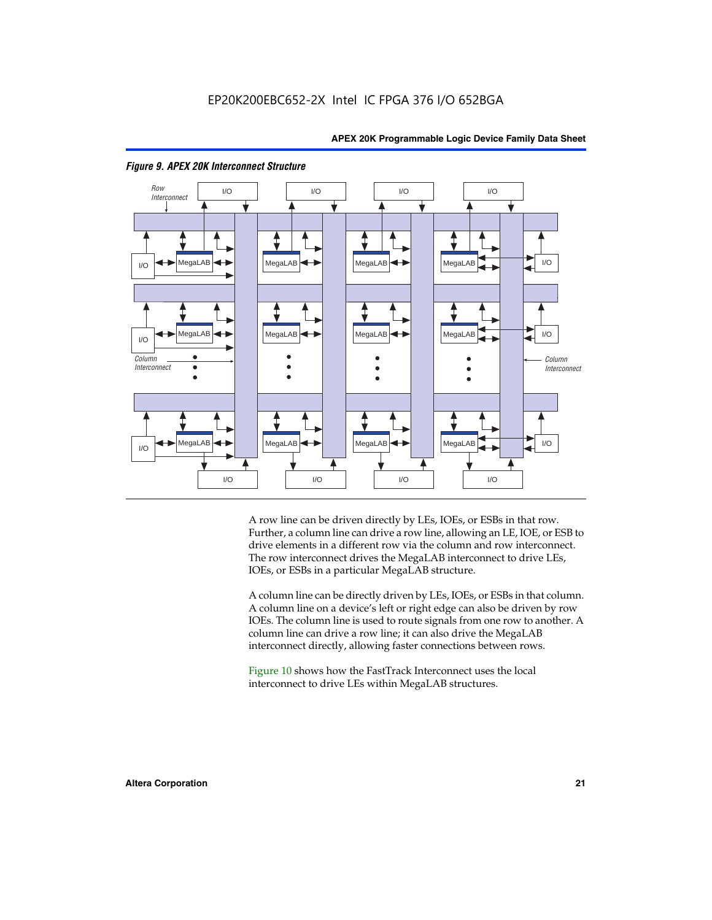EP20K200EBC652-2X Intel IC FPGA 376 I/O 652BGA

*Figure 9. APEX 20K Interconnect Structure*

A row line can be driven directly by LEs, IOEs, or ESBs in that row. Further, a column line can drive a row line, allowing an LE, IOE, or ESB to drive elements in a different row via the column and row interconnect. The row interconnect drives the MegaLAB interconnect to drive LEs, IOEs, or ESBs in a particular MegaLAB structure.

A column line can be directly driven by LEs, IOEs, or ESBs in that column. A column line on a device's left or right edge can also be driven by row IOEs. The column line is used to route signals from one row to another. A column line can drive a row line; it can also drive the MegaLAB interconnect directly, allowing faster connections between rows.

Figure 10 shows how the FastTrack Interconnect uses the local interconnect to drive LEs within MegaLAB structures.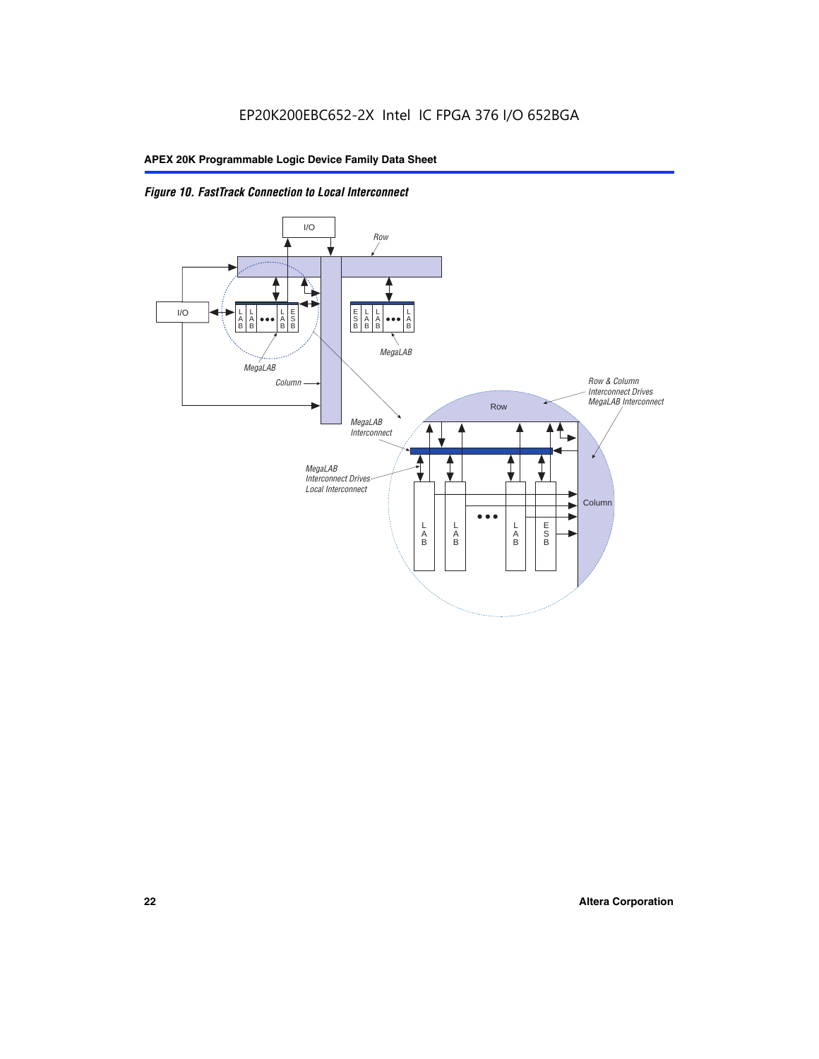EP20K200EBC652-2X Intel IC FPGA 376 I/O 652BGA

*Figure 10. FastTrack Connection to Local Interconnect*

I/O

Row

I/O

L A B | L A B | ••• | L A B | E S B

E S B | L A B | L A B | ••• | L A B

MegaLAB

MegaLAB

Column

Row & Column Interconnect Drives MegaLAB Interconnect

Row

MegaLAB Interconnect

MegaLAB Interconnect Drives Local Interconnect

Column

L A B | L A B | ••• | L A B | E S B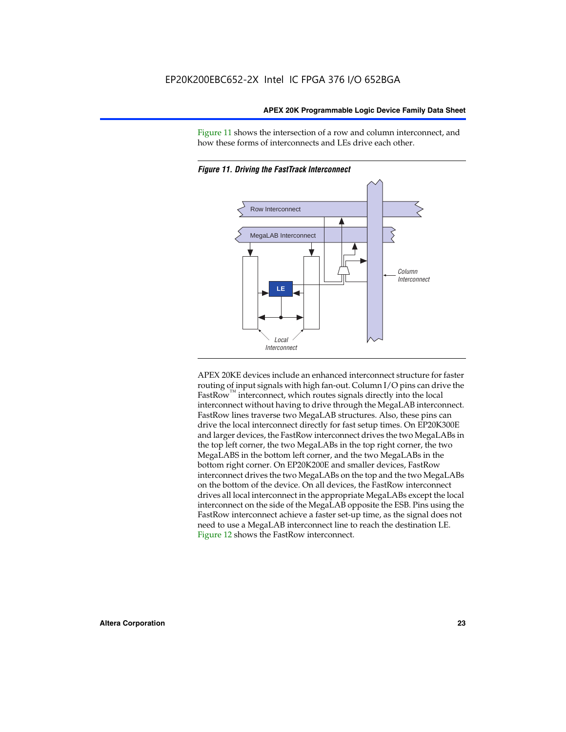Figure 11 shows the intersection of a row and column interconnect, and how these forms of interconnects and LEs drive each other.

*Figure 11. Driving the FastTrack Interconnect*

APEX 20KE devices include an enhanced interconnect structure for faster routing of input signals with high fan-out. Column I/O pins can drive the FastRow™ interconnect, which routes signals directly into the local interconnect without having to drive through the MegaLAB interconnect. FastRow lines traverse two MegaLAB structures. Also, these pins can drive the local interconnect directly for fast setup times. On EP20K300E and larger devices, the FastRow interconnect drives the two MegaLABs in the top left corner, the two MegaLABs in the top right corner, the two MegaLABS in the bottom left corner, and the two MegaLABs in the bottom right corner. On EP20K200E and smaller devices, FastRow interconnect drives the two MegaLABs on the top and the two MegaLABs on the bottom of the device. On all devices, the FastRow interconnect drives all local interconnect in the appropriate MegaLABs except the local interconnect on the side of the MegaLAB opposite the ESB. Pins using the FastRow interconnect achieve a faster set-up time, as the signal does not need to use a MegaLAB interconnect line to reach the destination LE. Figure 12 shows the FastRow interconnect.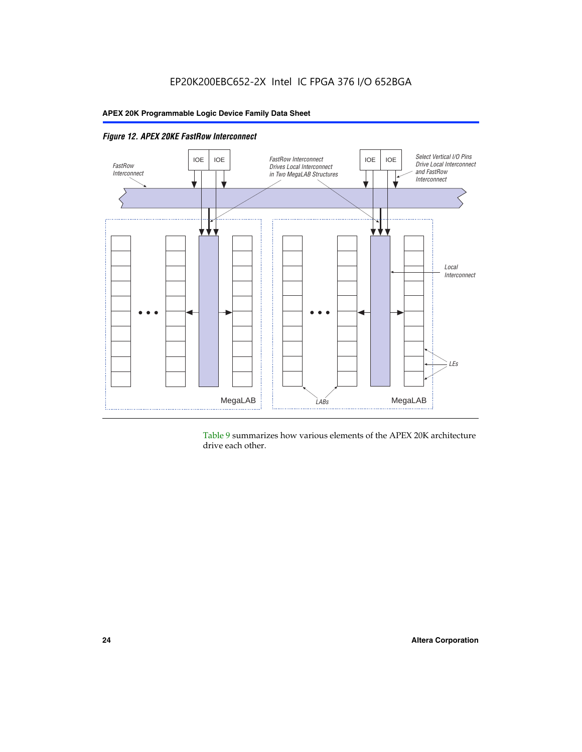*Figure 12. APEX 20KE FastRow Interconnect*

Table 9 summarizes how various elements of the APEX 20K architecture drive each other.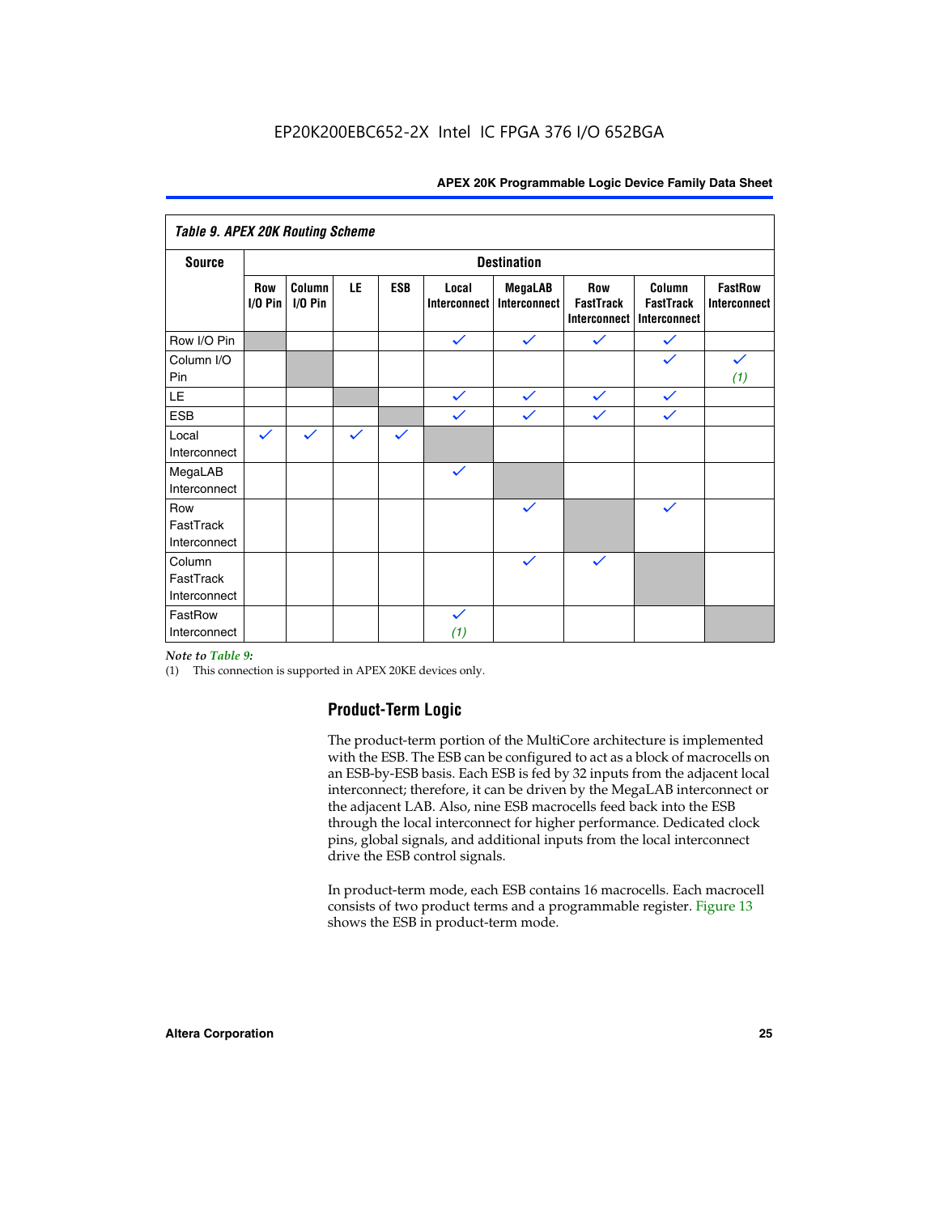*Table 9. APEX 20K Routing Scheme*

| Source | Destination | | | | | | | | |
|---|---|---|---|---|---|---|---|---|---|
| | Row I/O Pin | Column I/O Pin | LE | ESB | Local Interconnect | MegaLAB Interconnect | Row FastTrack Interconnect | Column FastTrack Interconnect | FastRow Interconnect |
| Row I/O Pin | | | | | ✓ | ✓ | ✓ | ✓ | |
| Column I/O Pin | | | | | | | | ✓ | ✓ (1) |
| LE | | | | | ✓ | ✓ | ✓ | ✓ | |
| ESB | | | | | ✓ | ✓ | ✓ | ✓ | |
| Local Interconnect | ✓ | ✓ | ✓ | ✓ | | | | | |
| MegaLAB Interconnect | | | | | ✓ | | | | |
| Row FastTrack Interconnect | | | | | | ✓ | | ✓ | |
| Column FastTrack Interconnect | | | | | | ✓ | ✓ | | |
| FastRow Interconnect | | | | | ✓ (1) | | | | |

*Note to Table 9:*

(1) This connection is supported in APEX 20KE devices only.

## Product-Term Logic

The product-term portion of the MultiCore architecture is implemented with the ESB. The ESB can be configured to act as a block of macrocells on an ESB-by-ESB basis. Each ESB is fed by 32 inputs from the adjacent local interconnect; therefore, it can be driven by the MegaLAB interconnect or the adjacent LAB. Also, nine ESB macrocells feed back into the ESB through the local interconnect for higher performance. Dedicated clock pins, global signals, and additional inputs from the local interconnect drive the ESB control signals.

In product-term mode, each ESB contains 16 macrocells. Each macrocell consists of two product terms and a programmable register. Figure 13 shows the ESB in product-term mode.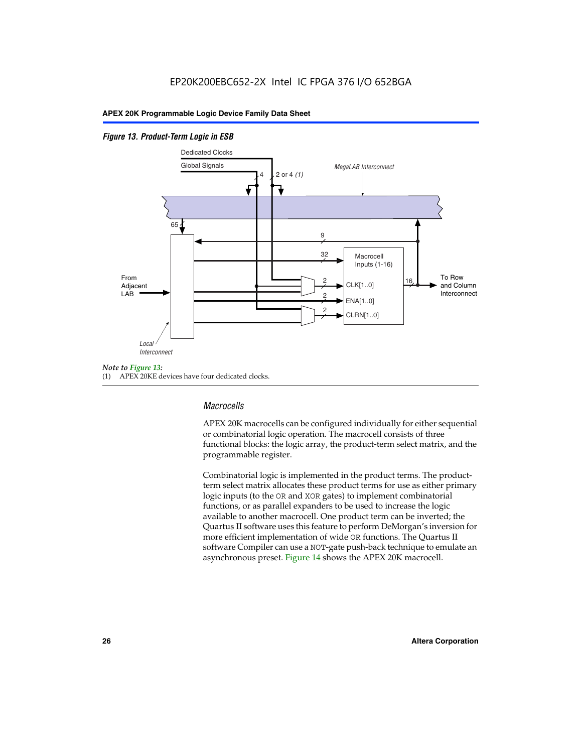*Figure 13. Product-Term Logic in ESB*

Dedicated Clocks

Global Signals

4

2 or 4 *(1)*

*MegaLAB Interconnect*

65

9

32

Macrocell Inputs (1-16)

From Adjacent LAB

2

CLK[1..0]

2

ENA[1..0]

2

CLRN[1..0]

16

To Row and Column Interconnect

*Local Interconnect*

*Note to Figure 13:*

(1) APEX 20KE devices have four dedicated clocks.

### *Macrocells*

APEX 20K macrocells can be configured individually for either sequential or combinatorial logic operation. The macrocell consists of three functional blocks: the logic array, the product-term select matrix, and the programmable register.

Combinatorial logic is implemented in the product terms. The product-term select matrix allocates these product terms for use as either primary logic inputs (to the OR and XOR gates) to implement combinatorial functions, or as parallel expanders to be used to increase the logic available to another macrocell. One product term can be inverted; the Quartus II software uses this feature to perform DeMorgan's inversion for more efficient implementation of wide OR functions. The Quartus II software Compiler can use a NOT-gate push-back technique to emulate an asynchronous preset. Figure 14 shows the APEX 20K macrocell.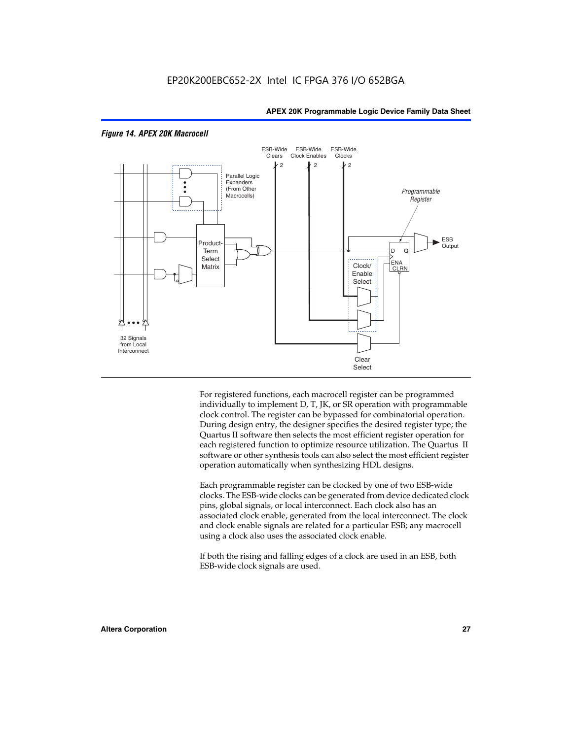*Figure 14. APEX 20K Macrocell*

For registered functions, each macrocell register can be programmed individually to implement D, T, JK, or SR operation with programmable clock control. The register can be bypassed for combinatorial operation. During design entry, the designer specifies the desired register type; the Quartus II software then selects the most efficient register operation for each registered function to optimize resource utilization. The Quartus II software or other synthesis tools can also select the most efficient register operation automatically when synthesizing HDL designs.

Each programmable register can be clocked by one of two ESB-wide clocks. The ESB-wide clocks can be generated from device dedicated clock pins, global signals, or local interconnect. Each clock also has an associated clock enable, generated from the local interconnect. The clock and clock enable signals are related for a particular ESB; any macrocell using a clock also uses the associated clock enable.

If both the rising and falling edges of a clock are used in an ESB, both ESB-wide clock signals are used.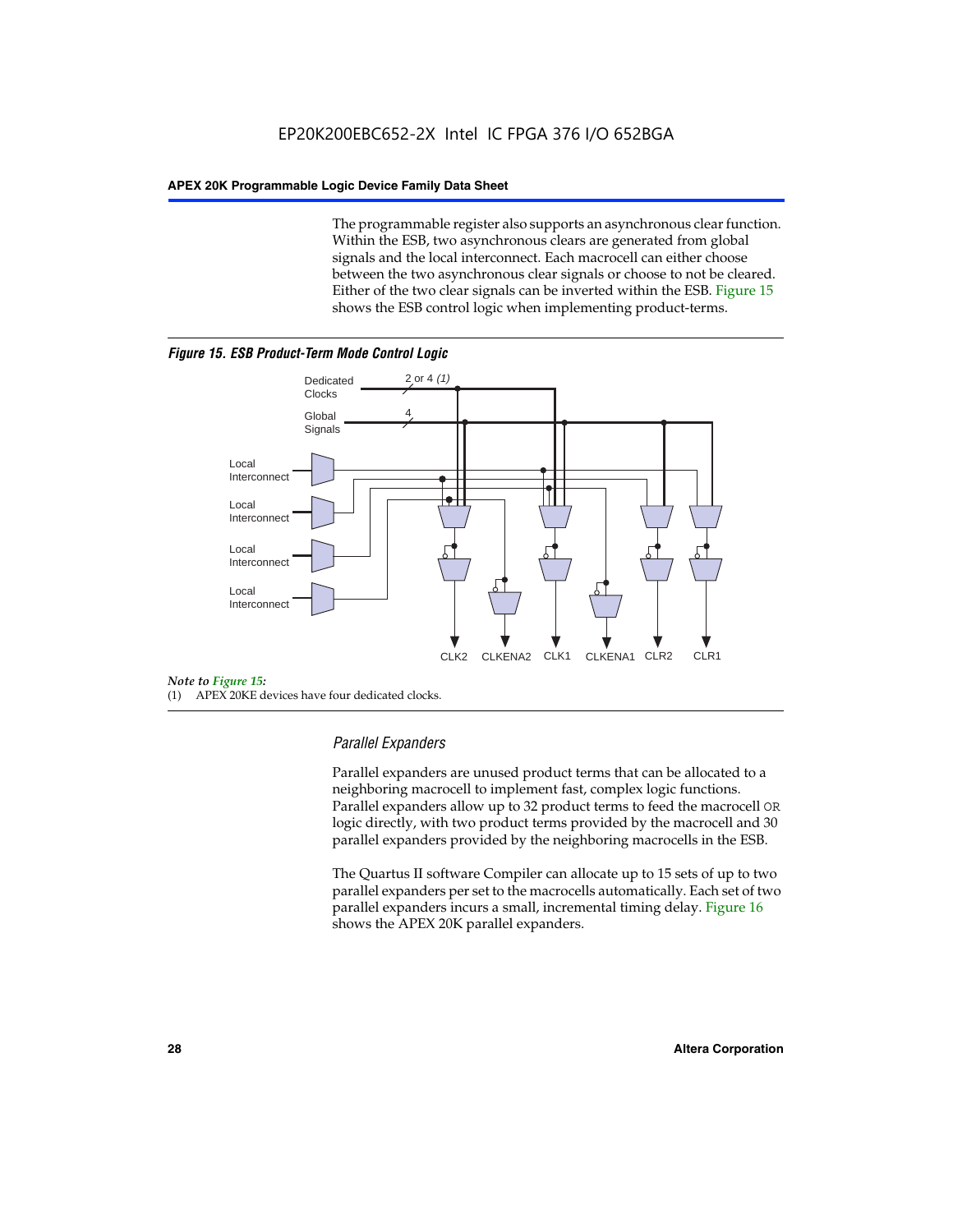The programmable register also supports an asynchronous clear function. Within the ESB, two asynchronous clears are generated from global signals and the local interconnect. Each macrocell can either choose between the two asynchronous clear signals or choose to not be cleared. Either of the two clear signals can be inverted within the ESB. Figure 15 shows the ESB control logic when implementing product-terms.

***Figure 15. ESB Product-Term Mode Control Logic***

Dedicated Clocks 2 or 4 *(1)*

Global Signals 4

Local Interconnect

Local Interconnect

Local Interconnect

Local Interconnect

CLK2 CLKENA2 CLK1 CLKENA1 CLR2 CLR1

*Note to Figure 15:*

(1) APEX 20KE devices have four dedicated clocks.

### *Parallel Expanders*

Parallel expanders are unused product terms that can be allocated to a neighboring macrocell to implement fast, complex logic functions. Parallel expanders allow up to 32 product terms to feed the macrocell OR logic directly, with two product terms provided by the macrocell and 30 parallel expanders provided by the neighboring macrocells in the ESB.

The Quartus II software Compiler can allocate up to 15 sets of up to two parallel expanders per set to the macrocells automatically. Each set of two parallel expanders incurs a small, incremental timing delay. Figure 16 shows the APEX 20K parallel expanders.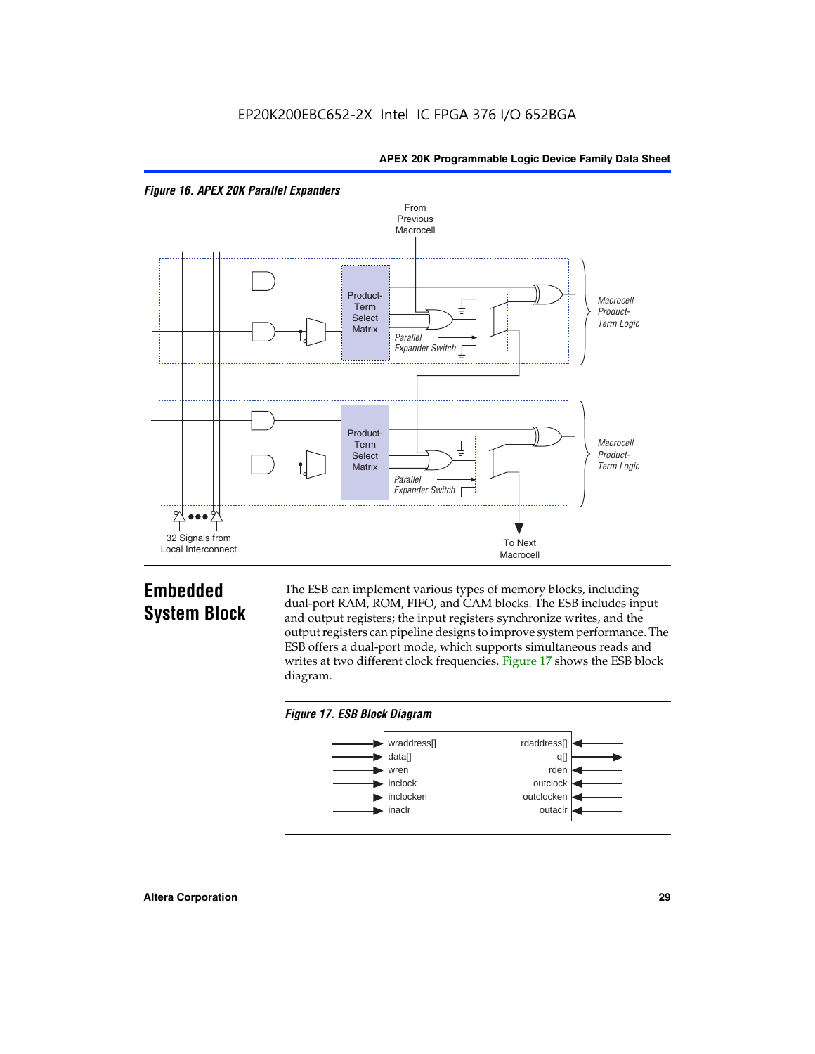*Figure 16. APEX 20K Parallel Expanders*

From Previous Macrocell

Product-Term Select Matrix

Parallel Expander Switch

Macrocell Product-Term Logic

Product-Term Select Matrix

Parallel Expander Switch

Macrocell Product-Term Logic

32 Signals from Local Interconnect

To Next Macrocell

## Embedded System Block

The ESB can implement various types of memory blocks, including dual-port RAM, ROM, FIFO, and CAM blocks. The ESB includes input and output registers; the input registers synchronize writes, and the output registers can pipeline designs to improve system performance. The ESB offers a dual-port mode, which supports simultaneous reads and writes at two different clock frequencies. Figure 17 shows the ESB block diagram.

*Figure 17. ESB Block Diagram*

| Inputs (left) | Right side |
|---|---|
| wraddress[] | rdaddress[] |
| data[] | q[] |
| wren | rden |
| inclock | outclock |
| inclocken | outclocken |
| inaclr | outaclr |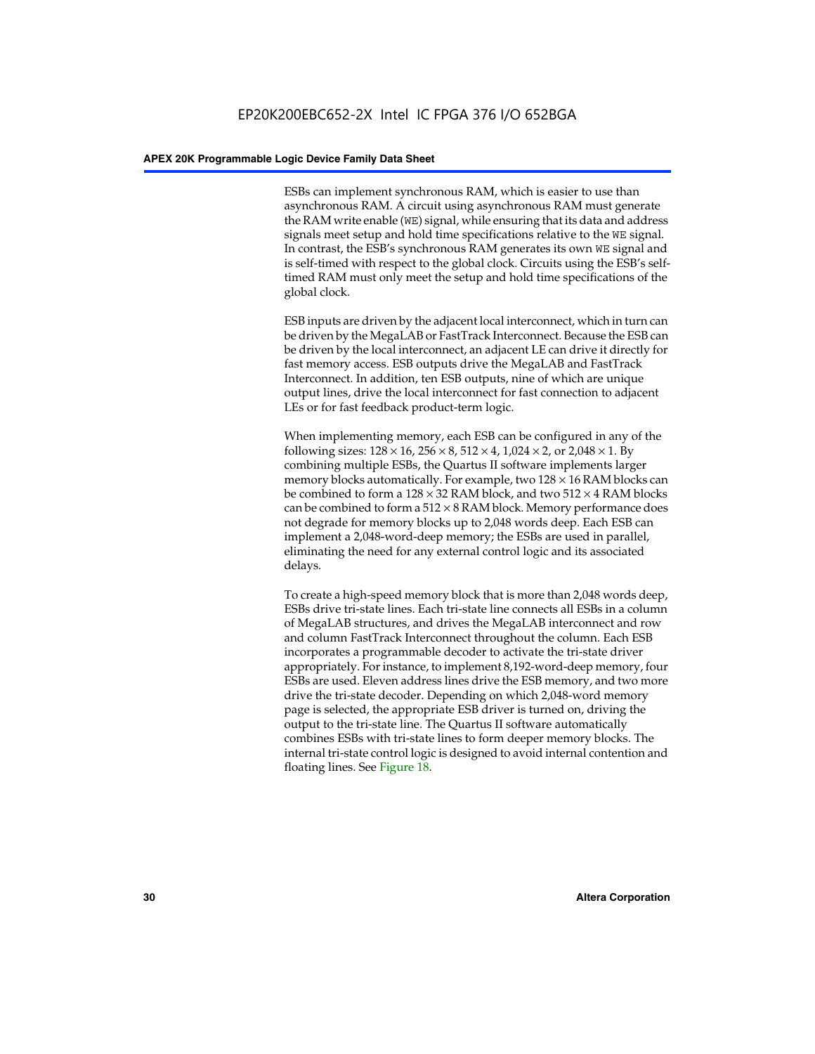ESBs can implement synchronous RAM, which is easier to use than asynchronous RAM. A circuit using asynchronous RAM must generate the RAM write enable (WE) signal, while ensuring that its data and address signals meet setup and hold time specifications relative to the WE signal. In contrast, the ESB's synchronous RAM generates its own WE signal and is self-timed with respect to the global clock. Circuits using the ESB's self-timed RAM must only meet the setup and hold time specifications of the global clock.

ESB inputs are driven by the adjacent local interconnect, which in turn can be driven by the MegaLAB or FastTrack Interconnect. Because the ESB can be driven by the local interconnect, an adjacent LE can drive it directly for fast memory access. ESB outputs drive the MegaLAB and FastTrack Interconnect. In addition, ten ESB outputs, nine of which are unique output lines, drive the local interconnect for fast connection to adjacent LEs or for fast feedback product-term logic.

When implementing memory, each ESB can be configured in any of the following sizes: 128 × 16, 256 × 8, 512 × 4, 1,024 × 2, or 2,048 × 1. By combining multiple ESBs, the Quartus II software implements larger memory blocks automatically. For example, two 128 × 16 RAM blocks can be combined to form a 128 × 32 RAM block, and two 512 × 4 RAM blocks can be combined to form a 512 × 8 RAM block. Memory performance does not degrade for memory blocks up to 2,048 words deep. Each ESB can implement a 2,048-word-deep memory; the ESBs are used in parallel, eliminating the need for any external control logic and its associated delays.

To create a high-speed memory block that is more than 2,048 words deep, ESBs drive tri-state lines. Each tri-state line connects all ESBs in a column of MegaLAB structures, and drives the MegaLAB interconnect and row and column FastTrack Interconnect throughout the column. Each ESB incorporates a programmable decoder to activate the tri-state driver appropriately. For instance, to implement 8,192-word-deep memory, four ESBs are used. Eleven address lines drive the ESB memory, and two more drive the tri-state decoder. Depending on which 2,048-word memory page is selected, the appropriate ESB driver is turned on, driving the output to the tri-state line. The Quartus II software automatically combines ESBs with tri-state lines to form deeper memory blocks. The internal tri-state control logic is designed to avoid internal contention and floating lines. See Figure 18.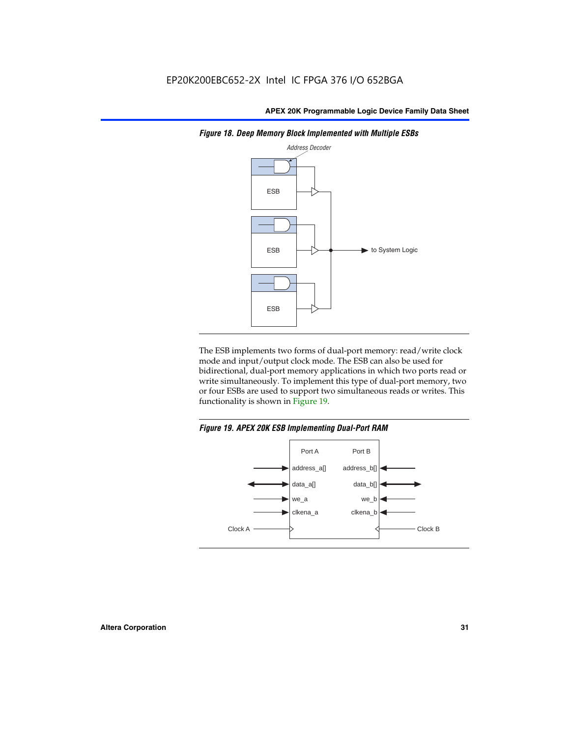*Figure 18. Deep Memory Block Implemented with Multiple ESBs*

The ESB implements two forms of dual-port memory: read/write clock mode and input/output clock mode. The ESB can also be used for bidirectional, dual-port memory applications in which two ports read or write simultaneously. To implement this type of dual-port memory, two or four ESBs are used to support two simultaneous reads or writes. This functionality is shown in Figure 19.

*Figure 19. APEX 20K ESB Implementing Dual-Port RAM*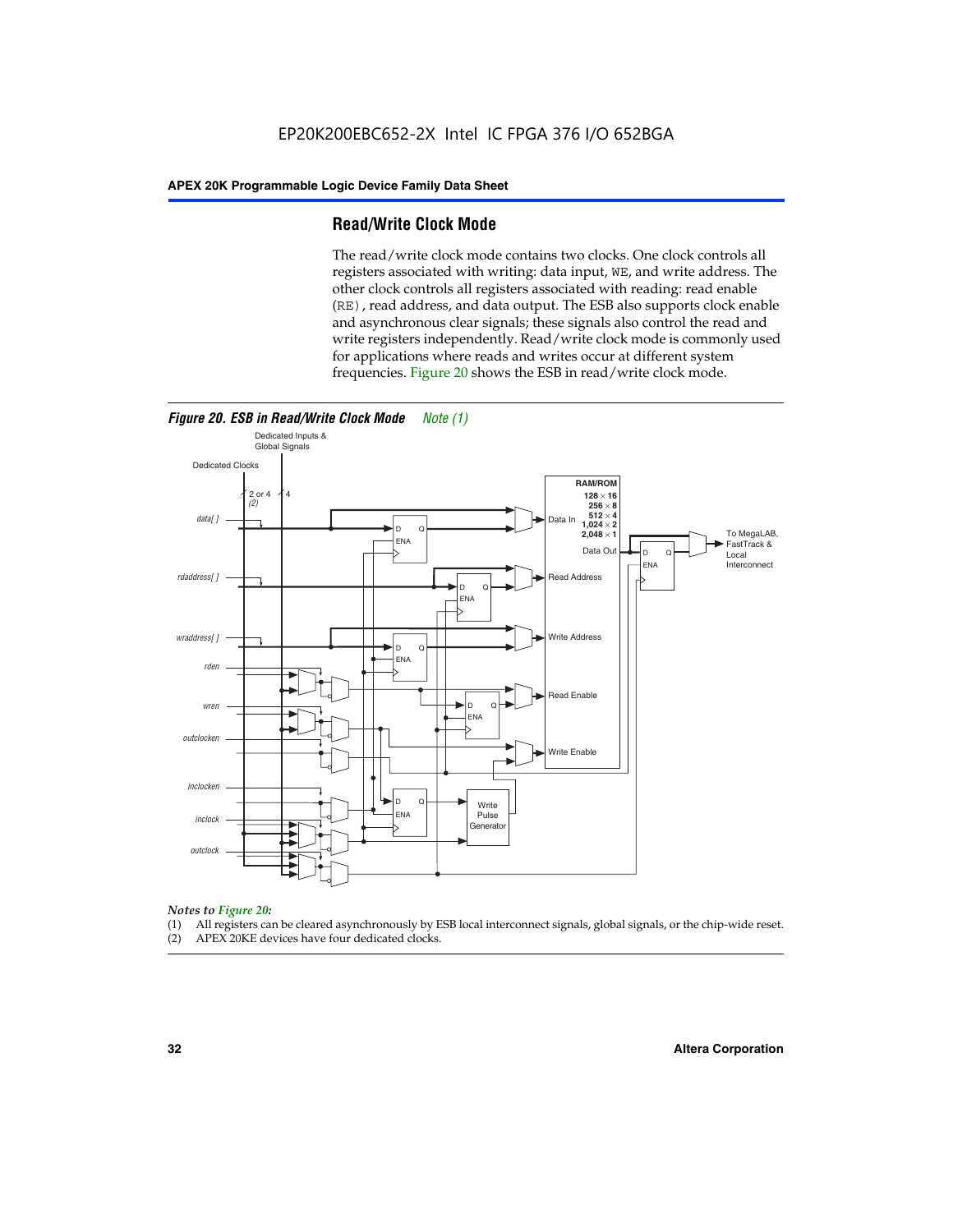## Read/Write Clock Mode

The read/write clock mode contains two clocks. One clock controls all registers associated with writing: data input, WE, and write address. The other clock controls all registers associated with reading: read enable (RE), read address, and data output. The ESB also supports clock enable and asynchronous clear signals; these signals also control the read and write registers independently. Read/write clock mode is commonly used for applications where reads and writes occur at different system frequencies. Figure 20 shows the ESB in read/write clock mode.

*Figure 20. ESB in Read/Write Clock Mode* *Note (1)*

*Notes to Figure 20:*

(1) All registers can be cleared asynchronously by ESB local interconnect signals, global signals, or the chip-wide reset.
(2) APEX 20KE devices have four dedicated clocks.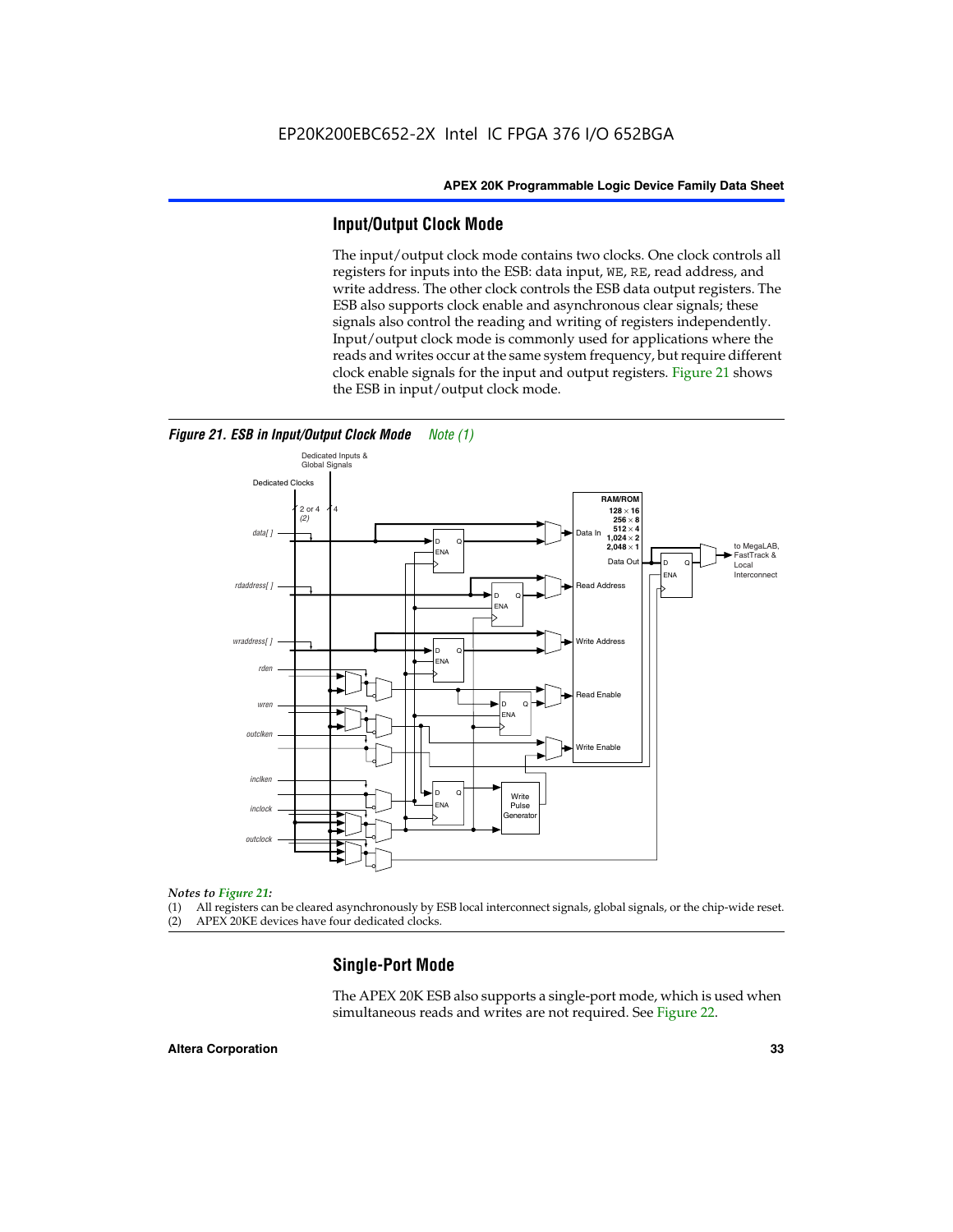## Input/Output Clock Mode

The input/output clock mode contains two clocks. One clock controls all registers for inputs into the ESB: data input, WE, RE, read address, and write address. The other clock controls the ESB data output registers. The ESB also supports clock enable and asynchronous clear signals; these signals also control the reading and writing of registers independently. Input/output clock mode is commonly used for applications where the reads and writes occur at the same system frequency, but require different clock enable signals for the input and output registers. Figure 21 shows the ESB in input/output clock mode.

***Figure 21. ESB in Input/Output Clock Mode*** *Note (1)*

*Notes to Figure 21:*

(1) All registers can be cleared asynchronously by ESB local interconnect signals, global signals, or the chip-wide reset.
(2) APEX 20KE devices have four dedicated clocks.

## Single-Port Mode

The APEX 20K ESB also supports a single-port mode, which is used when simultaneous reads and writes are not required. See Figure 22.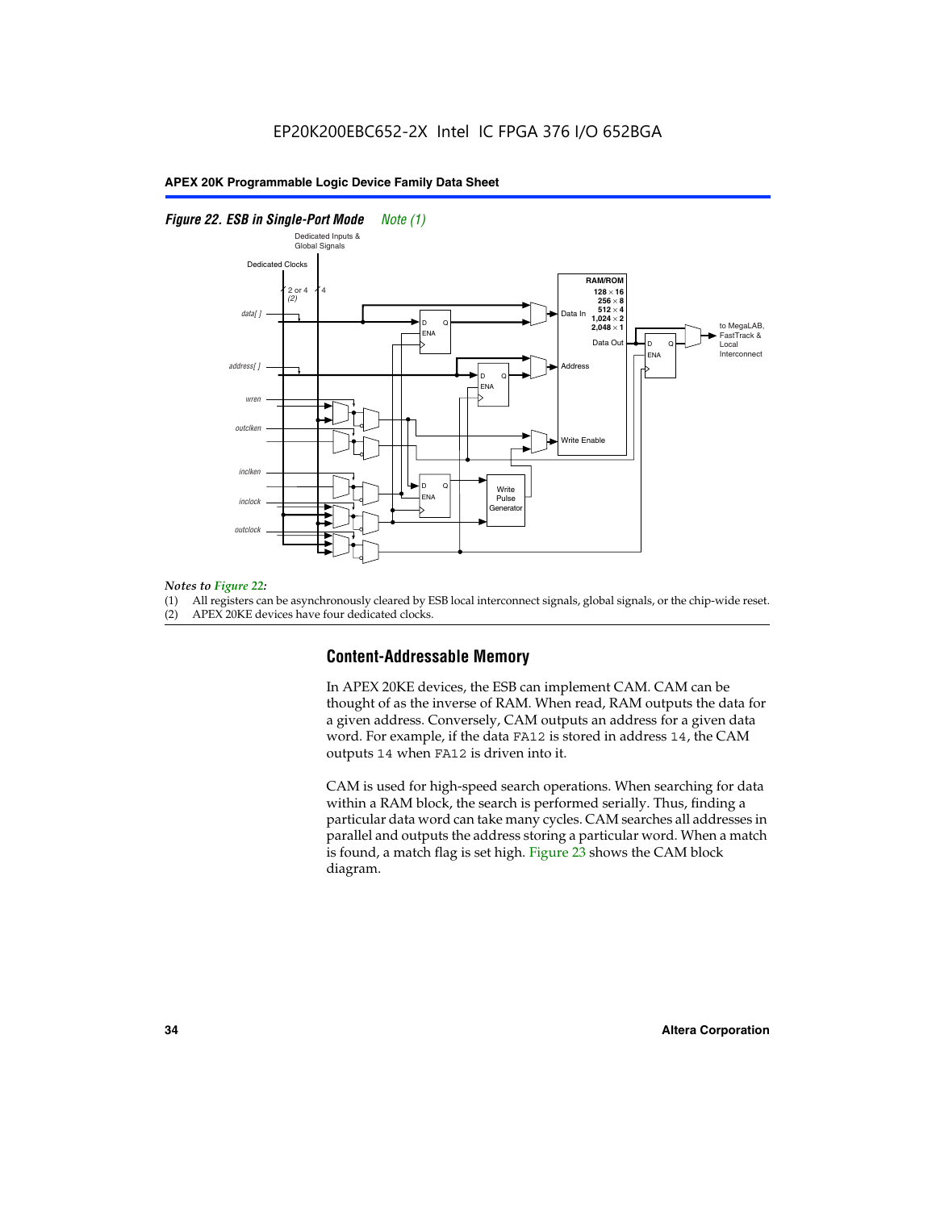*Figure 22. ESB in Single-Port Mode* *Note (1)*

*Notes to Figure 22:*

(1) All registers can be asynchronously cleared by ESB local interconnect signals, global signals, or the chip-wide reset.
(2) APEX 20KE devices have four dedicated clocks.

## Content-Addressable Memory

In APEX 20KE devices, the ESB can implement CAM. CAM can be thought of as the inverse of RAM. When read, RAM outputs the data for a given address. Conversely, CAM outputs an address for a given data word. For example, if the data FA12 is stored in address 14, the CAM outputs 14 when FA12 is driven into it.

CAM is used for high-speed search operations. When searching for data within a RAM block, the search is performed serially. Thus, finding a particular data word can take many cycles. CAM searches all addresses in parallel and outputs the address storing a particular word. When a match is found, a match flag is set high. Figure 23 shows the CAM block diagram.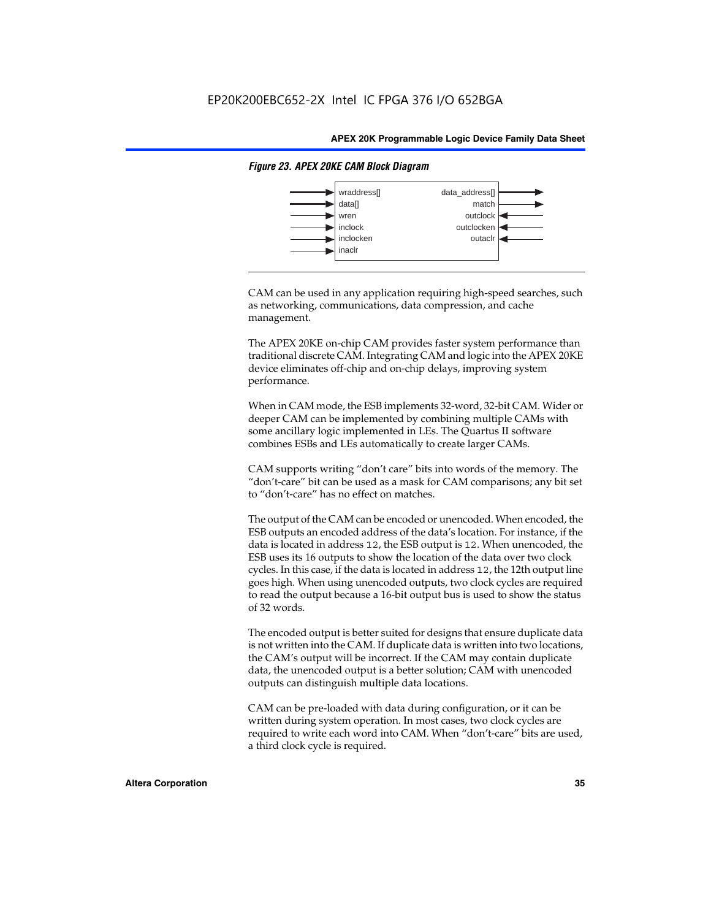*Figure 23. APEX 20KE CAM Block Diagram*

| Inputs | Outputs |
|---|---|
| wraddress[] | data_address[] |
| data[] | match |
| wren | outclock |
| inclock | outclocken |
| inclocken | outaclr |
| inaclr | |

CAM can be used in any application requiring high-speed searches, such as networking, communications, data compression, and cache management.

The APEX 20KE on-chip CAM provides faster system performance than traditional discrete CAM. Integrating CAM and logic into the APEX 20KE device eliminates off-chip and on-chip delays, improving system performance.

When in CAM mode, the ESB implements 32-word, 32-bit CAM. Wider or deeper CAM can be implemented by combining multiple CAMs with some ancillary logic implemented in LEs. The Quartus II software combines ESBs and LEs automatically to create larger CAMs.

CAM supports writing "don't care" bits into words of the memory. The "don't-care" bit can be used as a mask for CAM comparisons; any bit set to "don't-care" has no effect on matches.

The output of the CAM can be encoded or unencoded. When encoded, the ESB outputs an encoded address of the data's location. For instance, if the data is located in address `12`, the ESB output is `12`. When unencoded, the ESB uses its 16 outputs to show the location of the data over two clock cycles. In this case, if the data is located in address `12`, the 12th output line goes high. When using unencoded outputs, two clock cycles are required to read the output because a 16-bit output bus is used to show the status of 32 words.

The encoded output is better suited for designs that ensure duplicate data is not written into the CAM. If duplicate data is written into two locations, the CAM's output will be incorrect. If the CAM may contain duplicate data, the unencoded output is a better solution; CAM with unencoded outputs can distinguish multiple data locations.

CAM can be pre-loaded with data during configuration, or it can be written during system operation. In most cases, two clock cycles are required to write each word into CAM. When "don't-care" bits are used, a third clock cycle is required.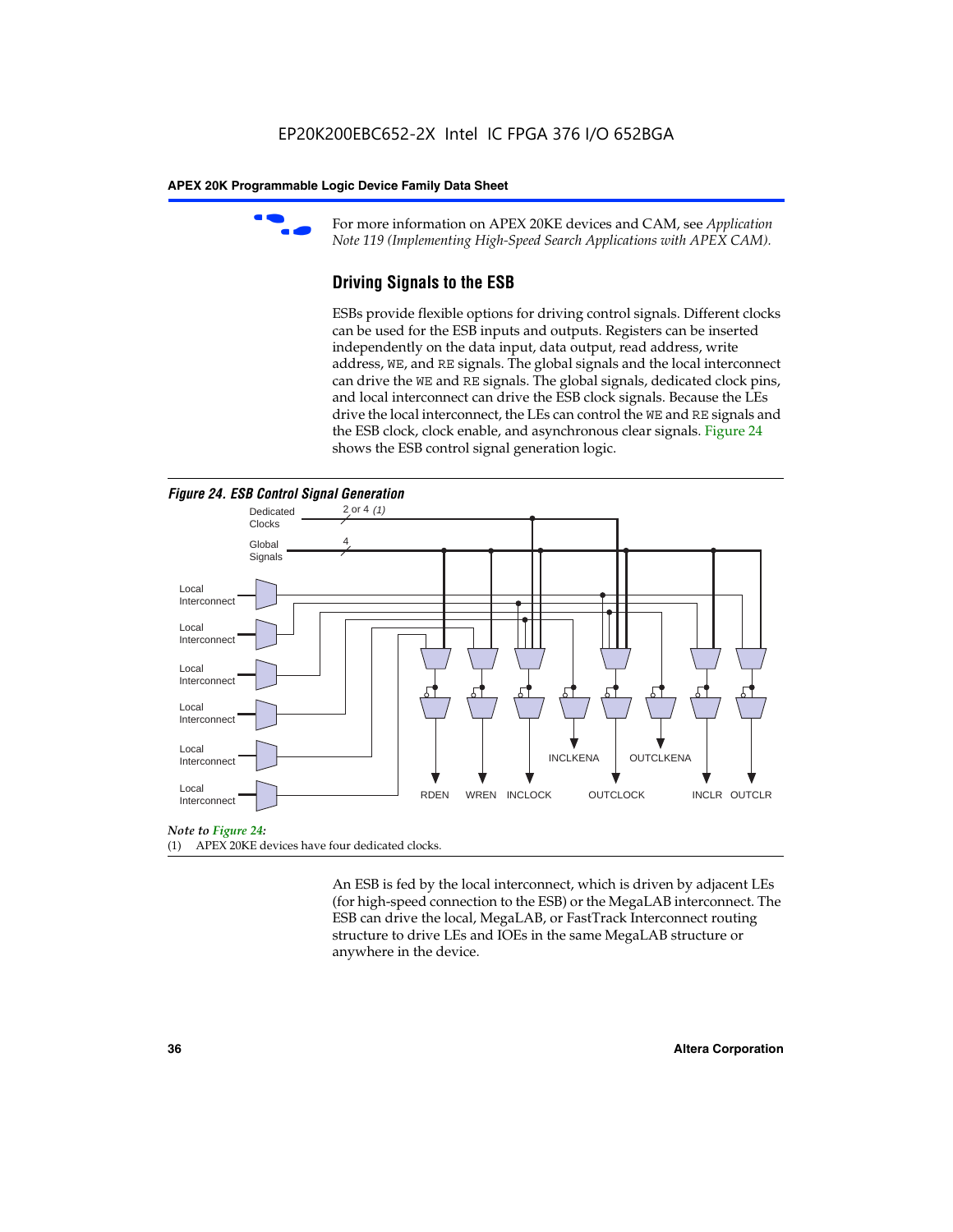For more information on APEX 20KE devices and CAM, see *Application Note 119 (Implementing High-Speed Search Applications with APEX CAM).*

### Driving Signals to the ESB

ESBs provide flexible options for driving control signals. Different clocks can be used for the ESB inputs and outputs. Registers can be inserted independently on the data input, data output, read address, write address, WE, and RE signals. The global signals and the local interconnect can drive the WE and RE signals. The global signals, dedicated clock pins, and local interconnect can drive the ESB clock signals. Because the LEs drive the local interconnect, the LEs can control the WE and RE signals and the ESB clock, clock enable, and asynchronous clear signals. Figure 24 shows the ESB control signal generation logic.

*Figure 24. ESB Control Signal Generation*

Dedicated Clocks, 2 or 4 *(1)*; Global Signals, 4; Local Interconnect (×6); RDEN, WREN, INCLOCK, INCLKENA, OUTCLOCK, OUTCLKENA, INCLR, OUTCLR

*Note to Figure 24:*

(1) APEX 20KE devices have four dedicated clocks.

An ESB is fed by the local interconnect, which is driven by adjacent LEs (for high-speed connection to the ESB) or the MegaLAB interconnect. The ESB can drive the local, MegaLAB, or FastTrack Interconnect routing structure to drive LEs and IOEs in the same MegaLAB structure or anywhere in the device.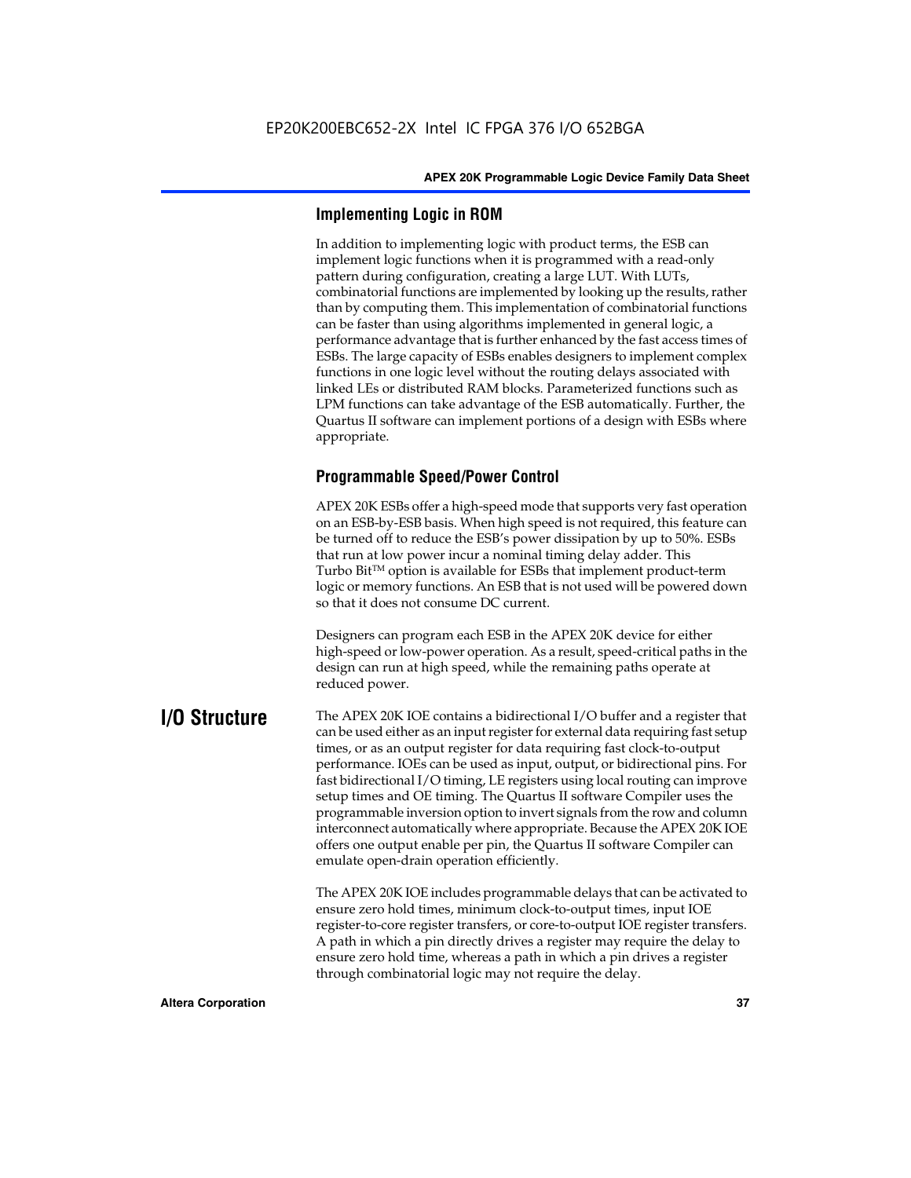### Implementing Logic in ROM

In addition to implementing logic with product terms, the ESB can implement logic functions when it is programmed with a read-only pattern during configuration, creating a large LUT. With LUTs, combinatorial functions are implemented by looking up the results, rather than by computing them. This implementation of combinatorial functions can be faster than using algorithms implemented in general logic, a performance advantage that is further enhanced by the fast access times of ESBs. The large capacity of ESBs enables designers to implement complex functions in one logic level without the routing delays associated with linked LEs or distributed RAM blocks. Parameterized functions such as LPM functions can take advantage of the ESB automatically. Further, the Quartus II software can implement portions of a design with ESBs where appropriate.

### Programmable Speed/Power Control

APEX 20K ESBs offer a high-speed mode that supports very fast operation on an ESB-by-ESB basis. When high speed is not required, this feature can be turned off to reduce the ESB's power dissipation by up to 50%. ESBs that run at low power incur a nominal timing delay adder. This Turbo Bit™ option is available for ESBs that implement product-term logic or memory functions. An ESB that is not used will be powered down so that it does not consume DC current.

Designers can program each ESB in the APEX 20K device for either high-speed or low-power operation. As a result, speed-critical paths in the design can run at high speed, while the remaining paths operate at reduced power.

## I/O Structure

The APEX 20K IOE contains a bidirectional I/O buffer and a register that can be used either as an input register for external data requiring fast setup times, or as an output register for data requiring fast clock-to-output performance. IOEs can be used as input, output, or bidirectional pins. For fast bidirectional I/O timing, LE registers using local routing can improve setup times and OE timing. The Quartus II software Compiler uses the programmable inversion option to invert signals from the row and column interconnect automatically where appropriate. Because the APEX 20K IOE offers one output enable per pin, the Quartus II software Compiler can emulate open-drain operation efficiently.

The APEX 20K IOE includes programmable delays that can be activated to ensure zero hold times, minimum clock-to-output times, input IOE register-to-core register transfers, or core-to-output IOE register transfers. A path in which a pin directly drives a register may require the delay to ensure zero hold time, whereas a path in which a pin drives a register through combinatorial logic may not require the delay.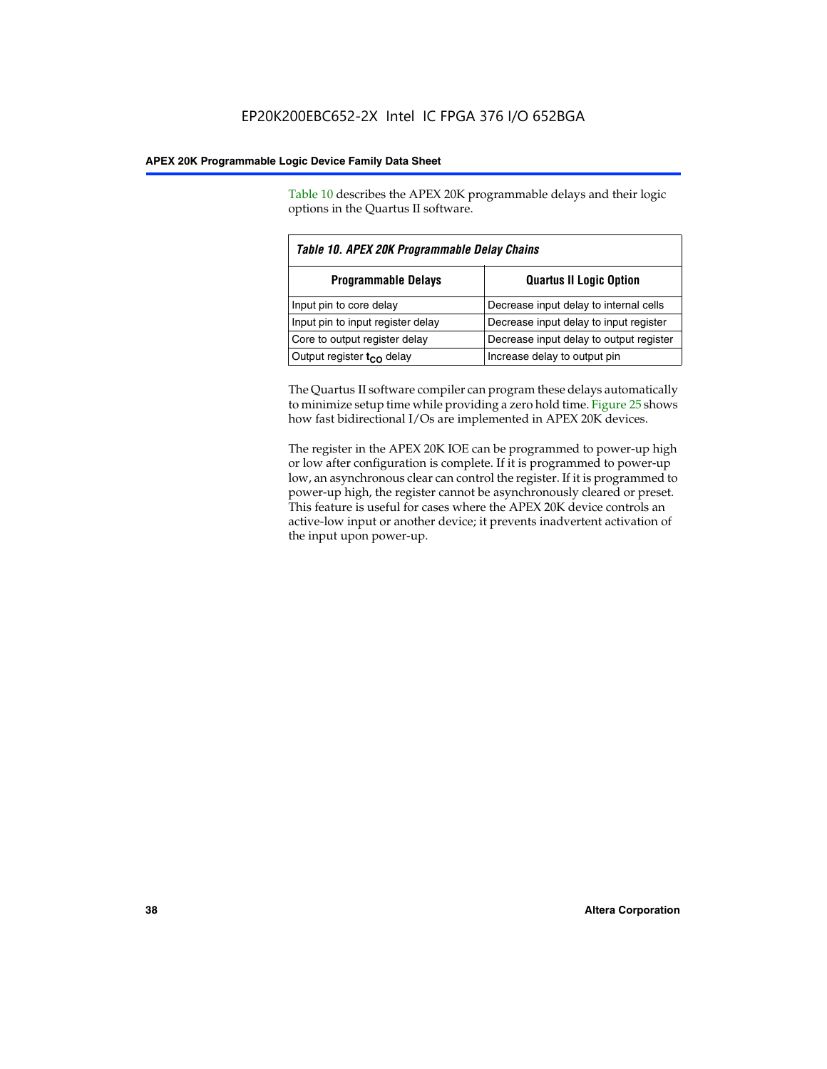Table 10 describes the APEX 20K programmable delays and their logic options in the Quartus II software.

*Table 10. APEX 20K Programmable Delay Chains*

| Programmable Delays | Quartus II Logic Option |
|---|---|
| Input pin to core delay | Decrease input delay to internal cells |
| Input pin to input register delay | Decrease input delay to input register |
| Core to output register delay | Decrease input delay to output register |
| Output register $t_{CO}$ delay | Increase delay to output pin |

The Quartus II software compiler can program these delays automatically to minimize setup time while providing a zero hold time. Figure 25 shows how fast bidirectional I/Os are implemented in APEX 20K devices.

The register in the APEX 20K IOE can be programmed to power-up high or low after configuration is complete. If it is programmed to power-up low, an asynchronous clear can control the register. If it is programmed to power-up high, the register cannot be asynchronously cleared or preset. This feature is useful for cases where the APEX 20K device controls an active-low input or another device; it prevents inadvertent activation of the input upon power-up.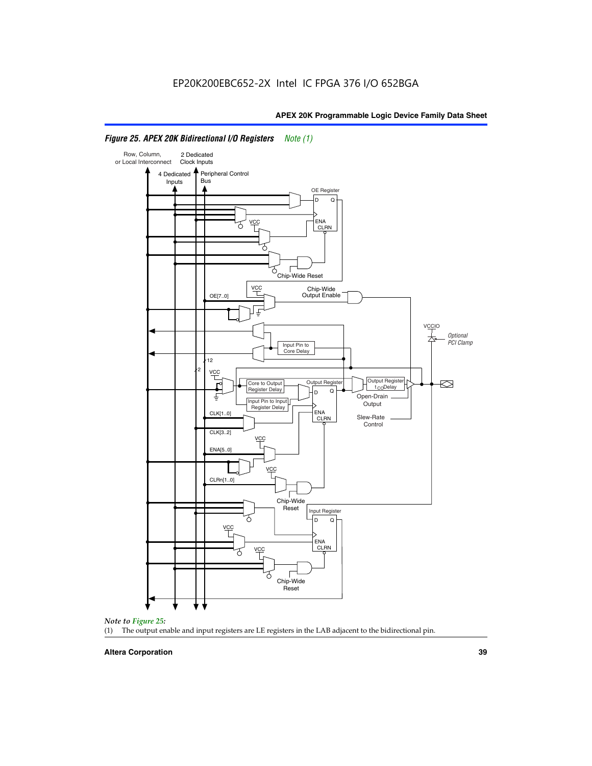*Figure 25. APEX 20K Bidirectional I/O Registers Note (1)*

*Note to Figure 25:*

(1) The output enable and input registers are LE registers in the LAB adjacent to the bidirectional pin.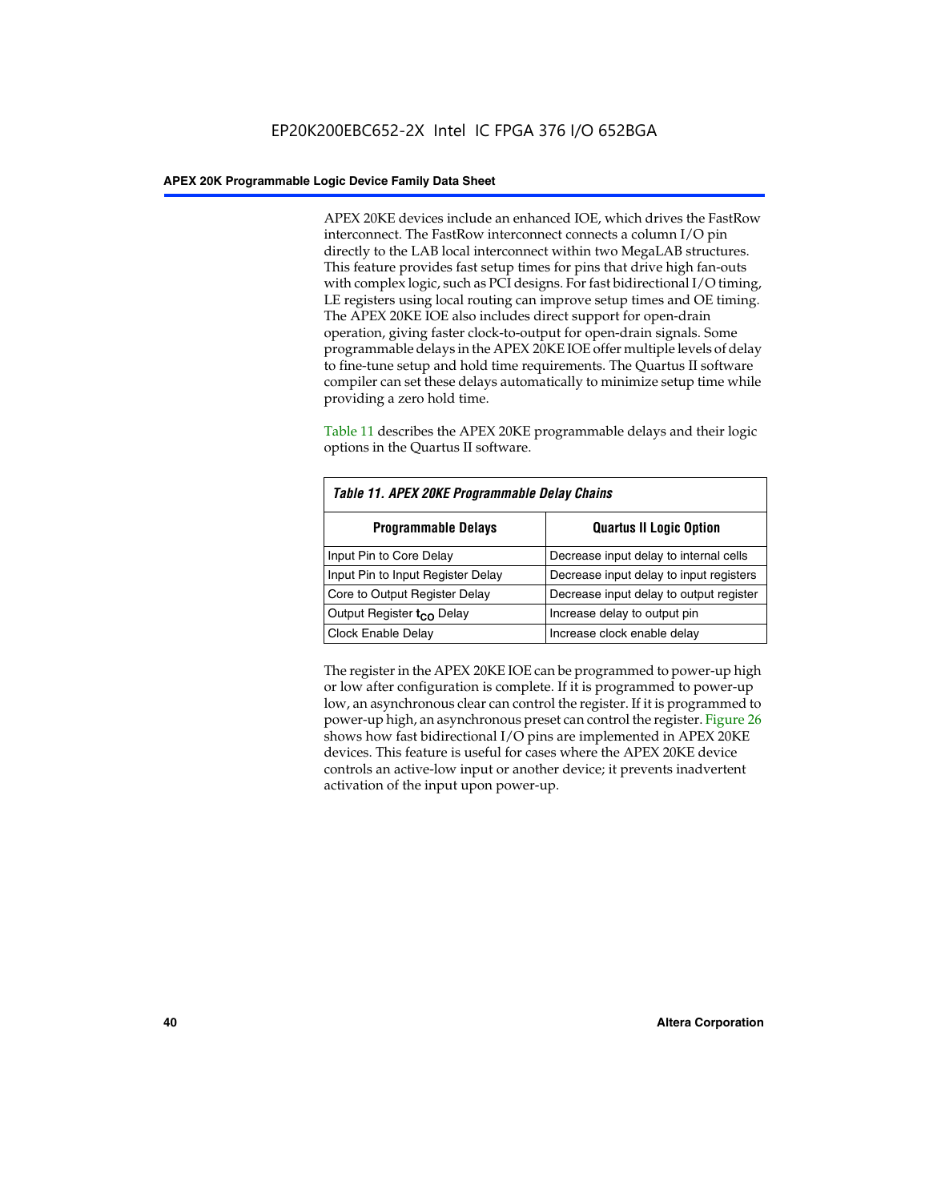APEX 20KE devices include an enhanced IOE, which drives the FastRow interconnect. The FastRow interconnect connects a column I/O pin directly to the LAB local interconnect within two MegaLAB structures. This feature provides fast setup times for pins that drive high fan-outs with complex logic, such as PCI designs. For fast bidirectional I/O timing, LE registers using local routing can improve setup times and OE timing. The APEX 20KE IOE also includes direct support for open-drain operation, giving faster clock-to-output for open-drain signals. Some programmable delays in the APEX 20KE IOE offer multiple levels of delay to fine-tune setup and hold time requirements. The Quartus II software compiler can set these delays automatically to minimize setup time while providing a zero hold time.

Table 11 describes the APEX 20KE programmable delays and their logic options in the Quartus II software.

*Table 11. APEX 20KE Programmable Delay Chains*

| Programmable Delays | Quartus II Logic Option |
|---|---|
| Input Pin to Core Delay | Decrease input delay to internal cells |
| Input Pin to Input Register Delay | Decrease input delay to input registers |
| Core to Output Register Delay | Decrease input delay to output register |
| Output Register $t_{CO}$ Delay | Increase delay to output pin |
| Clock Enable Delay | Increase clock enable delay |

The register in the APEX 20KE IOE can be programmed to power-up high or low after configuration is complete. If it is programmed to power-up low, an asynchronous clear can control the register. If it is programmed to power-up high, an asynchronous preset can control the register. Figure 26 shows how fast bidirectional I/O pins are implemented in APEX 20KE devices. This feature is useful for cases where the APEX 20KE device controls an active-low input or another device; it prevents inadvertent activation of the input upon power-up.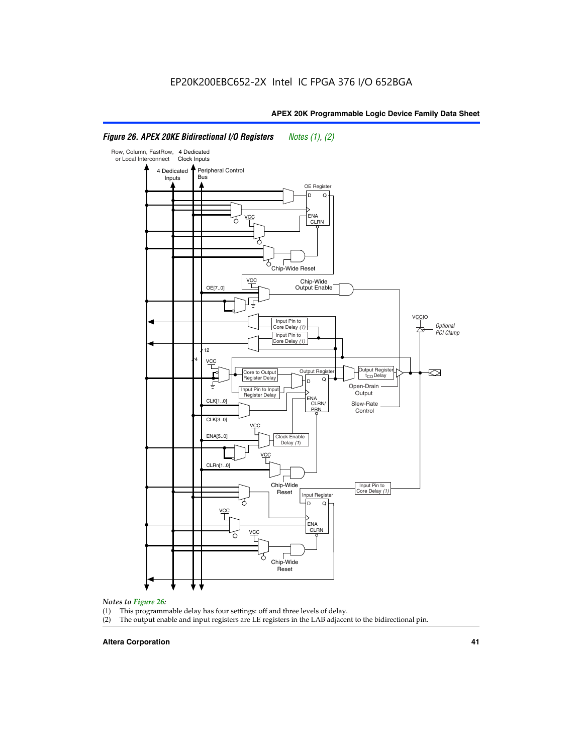*Figure 26. APEX 20KE Bidirectional I/O Registers* *Notes (1), (2)*

*Notes to Figure 26:*

(1) This programmable delay has four settings: off and three levels of delay.

(2) The output enable and input registers are LE registers in the LAB adjacent to the bidirectional pin.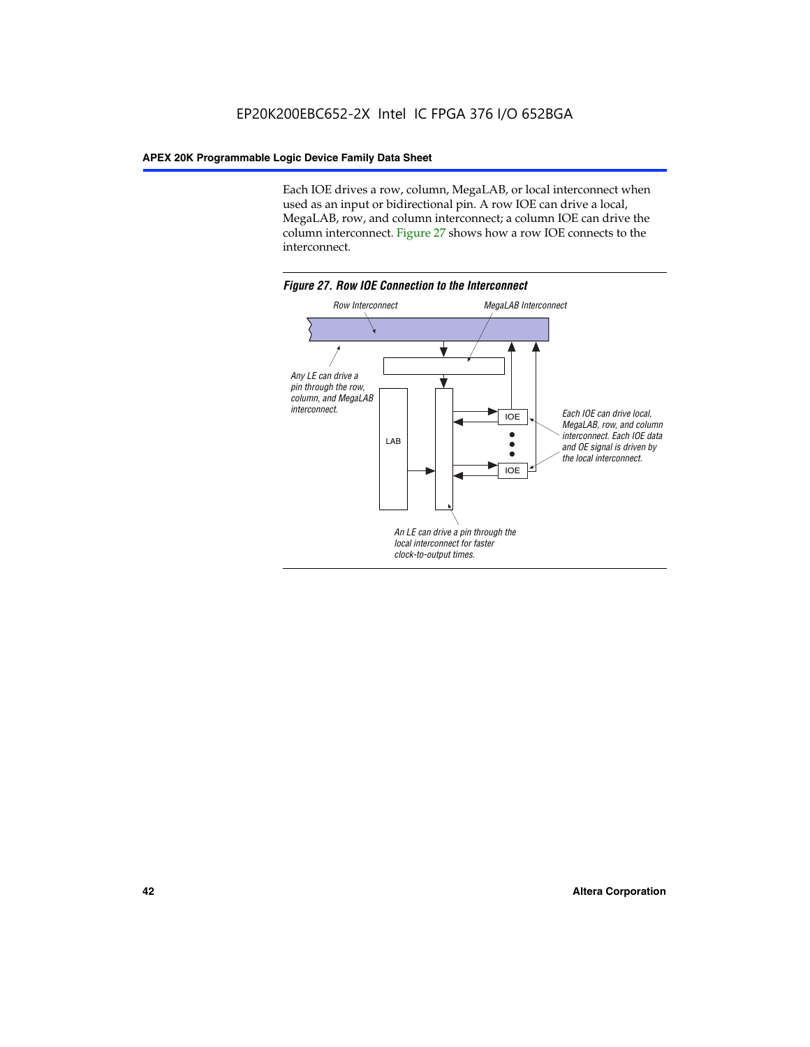Each IOE drives a row, column, MegaLAB, or local interconnect when used as an input or bidirectional pin. A row IOE can drive a local, MegaLAB, row, and column interconnect; a column IOE can drive the column interconnect. Figure 27 shows how a row IOE connects to the interconnect.

*Figure 27. Row IOE Connection to the Interconnect*

Row Interconnect

MegaLAB Interconnect

Any LE can drive a pin through the row, column, and MegaLAB interconnect.

LAB

IOE

IOE

Each IOE can drive local, MegaLAB, row, and column interconnect. Each IOE data and OE signal is driven by the local interconnect.

An LE can drive a pin through the local interconnect for faster clock-to-output times.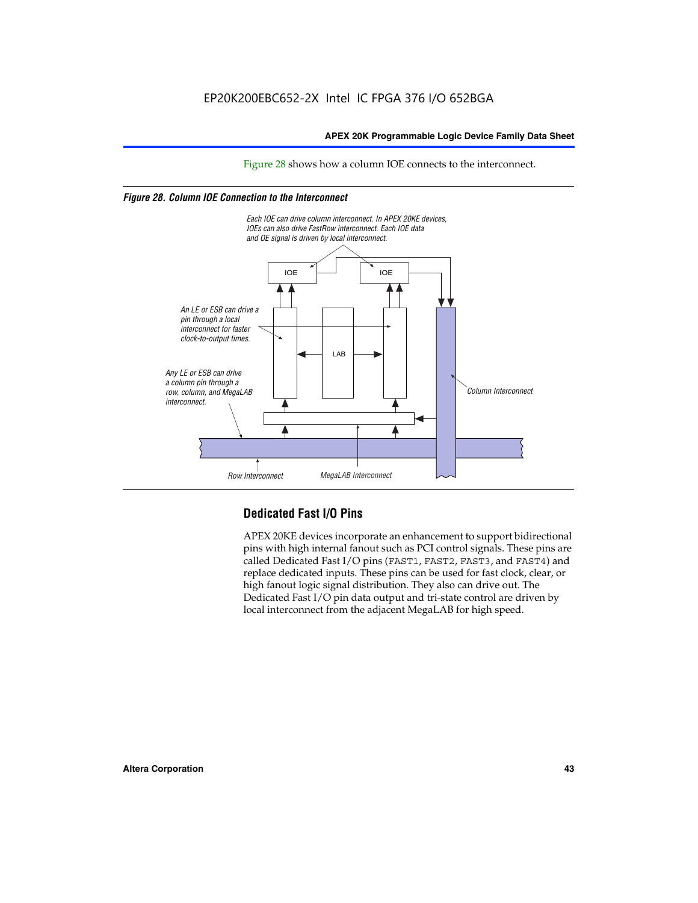Figure 28 shows how a column IOE connects to the interconnect.

*Figure 28. Column IOE Connection to the Interconnect*

*Each IOE can drive column interconnect. In APEX 20KE devices, IOEs can also drive FastRow interconnect. Each IOE data and OE signal is driven by local interconnect.*

*An LE or ESB can drive a pin through a local interconnect for faster clock-to-output times.*

*Any LE or ESB can drive a column pin through a row, column, and MegaLAB interconnect.*

*Column Interconnect*

*Row Interconnect*

*MegaLAB Interconnect*

IOE

IOE

LAB

## Dedicated Fast I/O Pins

APEX 20KE devices incorporate an enhancement to support bidirectional pins with high internal fanout such as PCI control signals. These pins are called Dedicated Fast I/O pins (FAST1, FAST2, FAST3, and FAST4) and replace dedicated inputs. These pins can be used for fast clock, clear, or high fanout logic signal distribution. They also can drive out. The Dedicated Fast I/O pin data output and tri-state control are driven by local interconnect from the adjacent MegaLAB for high speed.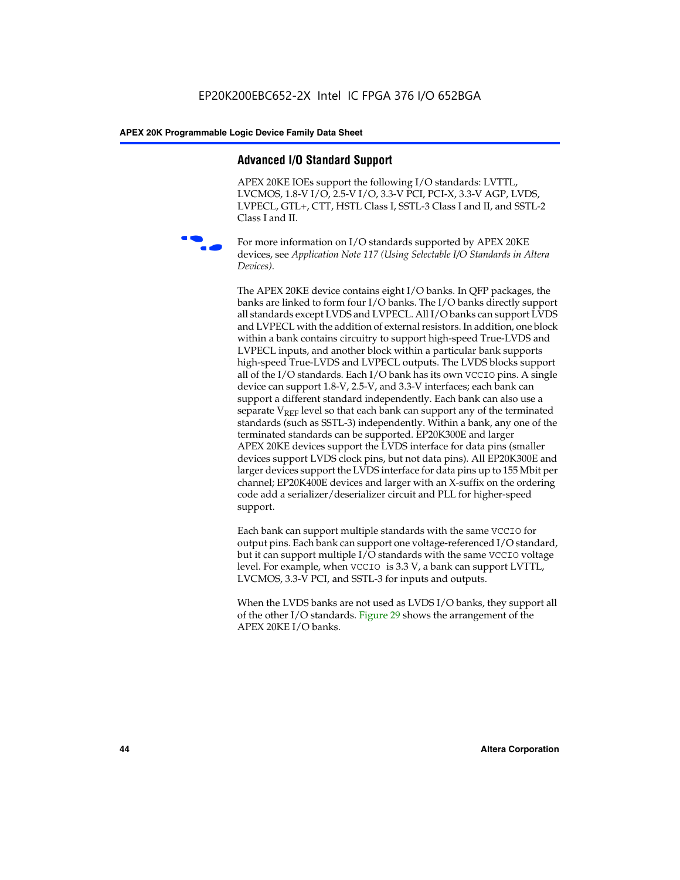## Advanced I/O Standard Support

APEX 20KE IOEs support the following I/O standards: LVTTL, LVCMOS, 1.8-V I/O, 2.5-V I/O, 3.3-V PCI, PCI-X, 3.3-V AGP, LVDS, LVPECL, GTL+, CTT, HSTL Class I, SSTL-3 Class I and II, and SSTL-2 Class I and II.

For more information on I/O standards supported by APEX 20KE devices, see *Application Note 117 (Using Selectable I/O Standards in Altera Devices)*.

The APEX 20KE device contains eight I/O banks. In QFP packages, the banks are linked to form four I/O banks. The I/O banks directly support all standards except LVDS and LVPECL. All I/O banks can support LVDS and LVPECL with the addition of external resistors. In addition, one block within a bank contains circuitry to support high-speed True-LVDS and LVPECL inputs, and another block within a particular bank supports high-speed True-LVDS and LVPECL outputs. The LVDS blocks support all of the I/O standards. Each I/O bank has its own VCCIO pins. A single device can support 1.8-V, 2.5-V, and 3.3-V interfaces; each bank can support a different standard independently. Each bank can also use a separate $V_{REF}$ level so that each bank can support any of the terminated standards (such as SSTL-3) independently. Within a bank, any one of the terminated standards can be supported. EP20K300E and larger APEX 20KE devices support the LVDS interface for data pins (smaller devices support LVDS clock pins, but not data pins). All EP20K300E and larger devices support the LVDS interface for data pins up to 155 Mbit per channel; EP20K400E devices and larger with an X-suffix on the ordering code add a serializer/deserializer circuit and PLL for higher-speed support.

Each bank can support multiple standards with the same VCCIO for output pins. Each bank can support one voltage-referenced I/O standard, but it can support multiple I/O standards with the same VCCIO voltage level. For example, when VCCIO is 3.3 V, a bank can support LVTTL, LVCMOS, 3.3-V PCI, and SSTL-3 for inputs and outputs.

When the LVDS banks are not used as LVDS I/O banks, they support all of the other I/O standards. Figure 29 shows the arrangement of the APEX 20KE I/O banks.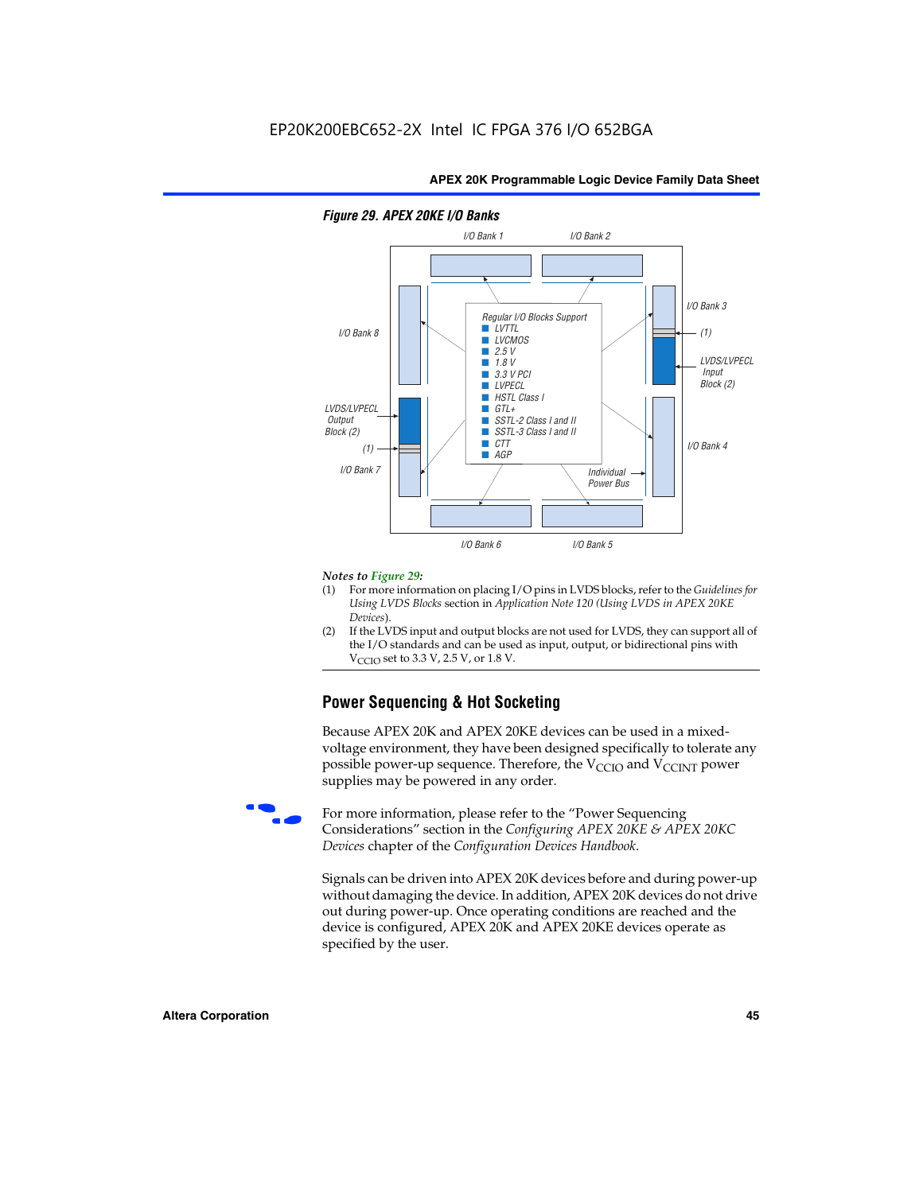*Figure 29. APEX 20KE I/O Banks*

I/O Bank 1 I/O Bank 2

I/O Bank 8

Regular I/O Blocks Support
- LVTTL
- LVCMOS
- 2.5 V
- 1.8 V
- 3.3 V PCI
- LVPECL
- HSTL Class I
- GTL+
- SSTL-2 Class I and II
- SSTL-3 Class I and II
- CTT
- AGP

I/O Bank 3

(1)

LVDS/LVPECL Input Block (2)

LVDS/LVPECL Output Block (2)

(1)

I/O Bank 7

I/O Bank 4

Individual Power Bus

I/O Bank 6 I/O Bank 5

*Notes to Figure 29:*

(1) For more information on placing I/O pins in LVDS blocks, refer to the *Guidelines for Using LVDS Blocks* section in *Application Note 120 (Using LVDS in APEX 20KE Devices)*.

(2) If the LVDS input and output blocks are not used for LVDS, they can support all of the I/O standards and can be used as input, output, or bidirectional pins with $V_{CCIO}$ set to 3.3 V, 2.5 V, or 1.8 V.

## Power Sequencing & Hot Socketing

Because APEX 20K and APEX 20KE devices can be used in a mixed-voltage environment, they have been designed specifically to tolerate any possible power-up sequence. Therefore, the $V_{CCIO}$ and $V_{CCINT}$ power supplies may be powered in any order.

For more information, please refer to the "Power Sequencing Considerations" section in the *Configuring APEX 20KE & APEX 20KC Devices* chapter of the *Configuration Devices Handbook*.

Signals can be driven into APEX 20K devices before and during power-up without damaging the device. In addition, APEX 20K devices do not drive out during power-up. Once operating conditions are reached and the device is configured, APEX 20K and APEX 20KE devices operate as specified by the user.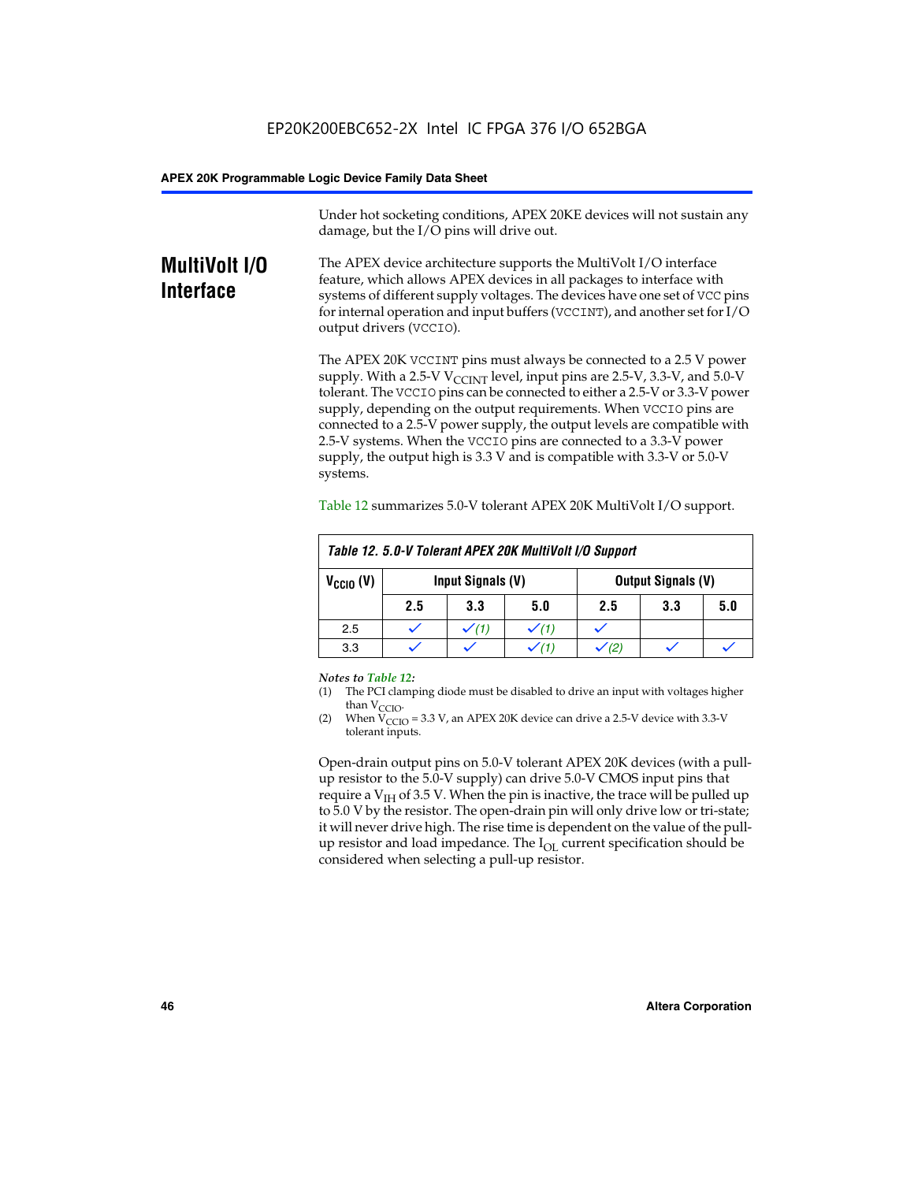Under hot socketing conditions, APEX 20KE devices will not sustain any damage, but the I/O pins will drive out.

## MultiVolt I/O Interface

The APEX device architecture supports the MultiVolt I/O interface feature, which allows APEX devices in all packages to interface with systems of different supply voltages. The devices have one set of VCC pins for internal operation and input buffers (VCCINT), and another set for I/O output drivers (VCCIO).

The APEX 20K VCCINT pins must always be connected to a 2.5 V power supply. With a 2.5-V $V_{CCINT}$ level, input pins are 2.5-V, 3.3-V, and 5.0-V tolerant. The VCCIO pins can be connected to either a 2.5-V or 3.3-V power supply, depending on the output requirements. When VCCIO pins are connected to a 2.5-V power supply, the output levels are compatible with 2.5-V systems. When the VCCIO pins are connected to a 3.3-V power supply, the output high is 3.3 V and is compatible with 3.3-V or 5.0-V systems.

Table 12 summarizes 5.0-V tolerant APEX 20K MultiVolt I/O support.

**Table 12. 5.0-V Tolerant APEX 20K MultiVolt I/O Support**

| $V_{CCIO}$ (V) | Input Signals (V) | | | Output Signals (V) | | |
|---|---|---|---|---|---|---|
| | 2.5 | 3.3 | 5.0 | 2.5 | 3.3 | 5.0 |
| 2.5 | ✓ | ✓ (1) | ✓ (1) | ✓ | | |
| 3.3 | ✓ | ✓ | ✓ (1) | ✓ (2) | ✓ | ✓ |

*Notes to Table 12:*

(1) The PCI clamping diode must be disabled to drive an input with voltages higher than $V_{CCIO}$.

(2) When $V_{CCIO}$ = 3.3 V, an APEX 20K device can drive a 2.5-V device with 3.3-V tolerant inputs.

Open-drain output pins on 5.0-V tolerant APEX 20K devices (with a pull-up resistor to the 5.0-V supply) can drive 5.0-V CMOS input pins that require a $V_{IH}$ of 3.5 V. When the pin is inactive, the trace will be pulled up to 5.0 V by the resistor. The open-drain pin will only drive low or tri-state; it will never drive high. The rise time is dependent on the value of the pull-up resistor and load impedance. The $I_{OL}$ current specification should be considered when selecting a pull-up resistor.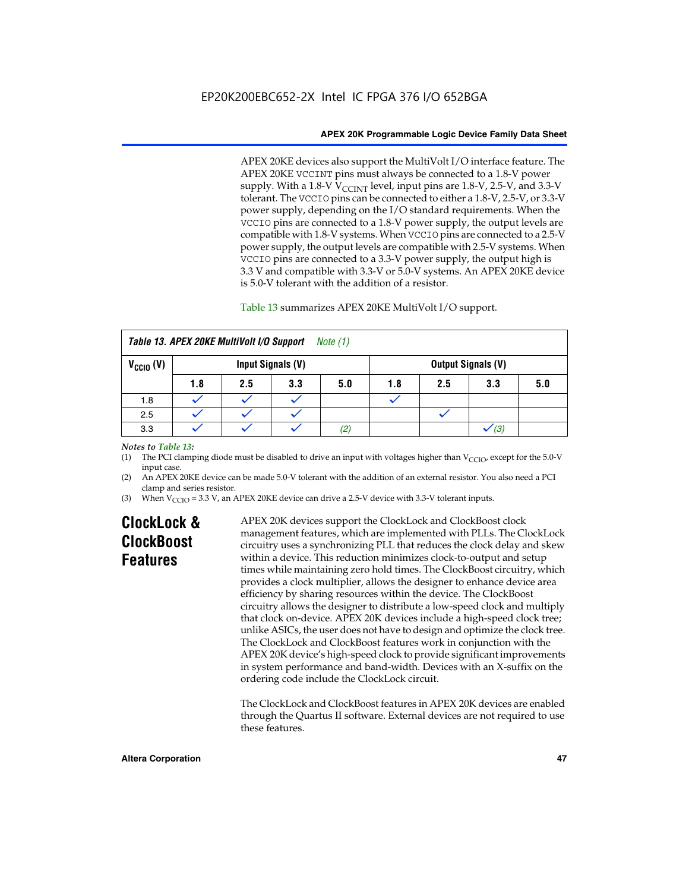APEX 20KE devices also support the MultiVolt I/O interface feature. The APEX 20KE VCCINT pins must always be connected to a 1.8-V power supply. With a 1.8-V $V_{CCINT}$ level, input pins are 1.8-V, 2.5-V, and 3.3-V tolerant. The VCCIO pins can be connected to either a 1.8-V, 2.5-V, or 3.3-V power supply, depending on the I/O standard requirements. When the VCCIO pins are connected to a 1.8-V power supply, the output levels are compatible with 1.8-V systems. When VCCIO pins are connected to a 2.5-V power supply, the output levels are compatible with 2.5-V systems. When VCCIO pins are connected to a 3.3-V power supply, the output high is 3.3 V and compatible with 3.3-V or 5.0-V systems. An APEX 20KE device is 5.0-V tolerant with the addition of a resistor.

Table 13 summarizes APEX 20KE MultiVolt I/O support.

**Table 13. APEX 20KE MultiVolt I/O Support** *Note (1)*

| $V_{CCIO}$ (V) | Input Signals (V) | | | | Output Signals (V) | | | |
|---|---|---|---|---|---|---|---|---|
| | 1.8 | 2.5 | 3.3 | 5.0 | 1.8 | 2.5 | 3.3 | 5.0 |
| 1.8 | ✓ | ✓ | ✓ | | ✓ | | | |
| 2.5 | ✓ | ✓ | ✓ | | | ✓ | | |
| 3.3 | ✓ | ✓ | ✓ | *(2)* | | | ✓ *(3)* | |

*Notes to Table 13:*

(1) The PCI clamping diode must be disabled to drive an input with voltages higher than $V_{CCIO}$, except for the 5.0-V input case.

(2) An APEX 20KE device can be made 5.0-V tolerant with the addition of an external resistor. You also need a PCI clamp and series resistor.

(3) When $V_{CCIO}$ = 3.3 V, an APEX 20KE device can drive a 2.5-V device with 3.3-V tolerant inputs.

## ClockLock & ClockBoost Features

APEX 20K devices support the ClockLock and ClockBoost clock management features, which are implemented with PLLs. The ClockLock circuitry uses a synchronizing PLL that reduces the clock delay and skew within a device. This reduction minimizes clock-to-output and setup times while maintaining zero hold times. The ClockBoost circuitry, which provides a clock multiplier, allows the designer to enhance device area efficiency by sharing resources within the device. The ClockBoost circuitry allows the designer to distribute a low-speed clock and multiply that clock on-device. APEX 20K devices include a high-speed clock tree; unlike ASICs, the user does not have to design and optimize the clock tree. The ClockLock and ClockBoost features work in conjunction with the APEX 20K device's high-speed clock to provide significant improvements in system performance and band-width. Devices with an X-suffix on the ordering code include the ClockLock circuit.

The ClockLock and ClockBoost features in APEX 20K devices are enabled through the Quartus II software. External devices are not required to use these features.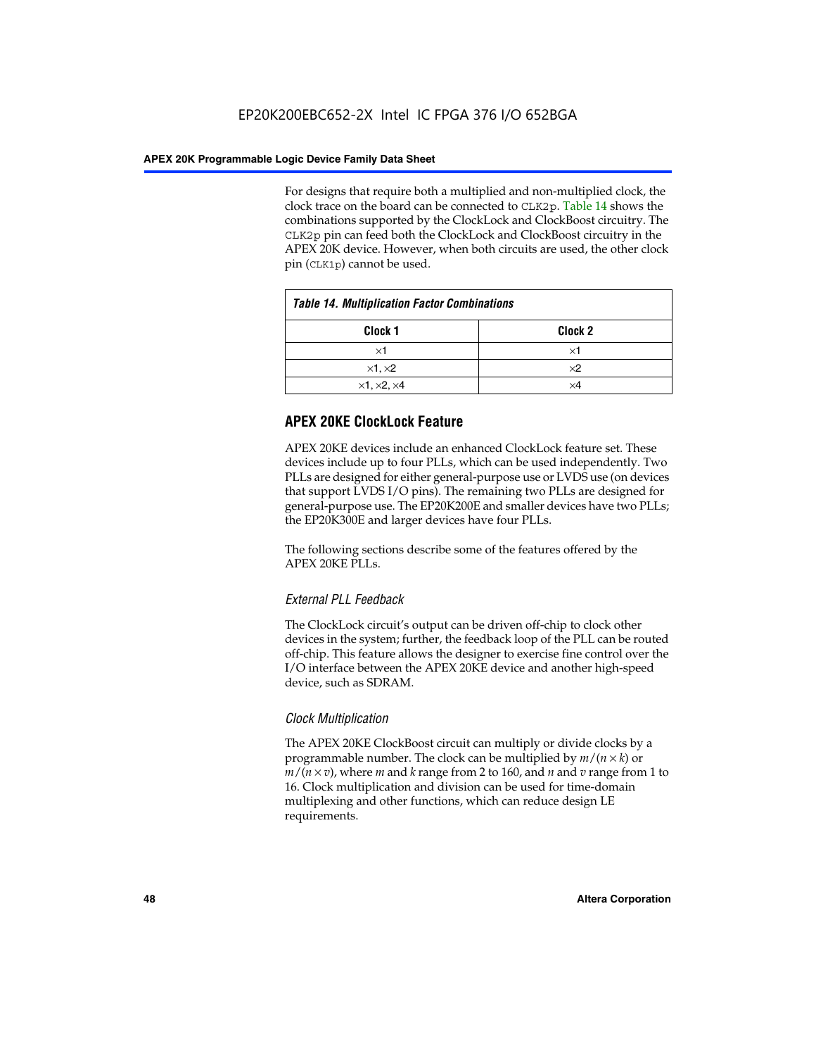For designs that require both a multiplied and non-multiplied clock, the clock trace on the board can be connected to CLK2p. Table 14 shows the combinations supported by the ClockLock and ClockBoost circuitry. The CLK2p pin can feed both the ClockLock and ClockBoost circuitry in the APEX 20K device. However, when both circuits are used, the other clock pin (CLK1p) cannot be used.

**Table 14. Multiplication Factor Combinations**

| Clock 1 | Clock 2 |
|---|---|
| ×1 | ×1 |
| ×1, ×2 | ×2 |
| ×1, ×2, ×4 | ×4 |

## APEX 20KE ClockLock Feature

APEX 20KE devices include an enhanced ClockLock feature set. These devices include up to four PLLs, which can be used independently. Two PLLs are designed for either general-purpose use or LVDS use (on devices that support LVDS I/O pins). The remaining two PLLs are designed for general-purpose use. The EP20K200E and smaller devices have two PLLs; the EP20K300E and larger devices have four PLLs.

The following sections describe some of the features offered by the APEX 20KE PLLs.

### *External PLL Feedback*

The ClockLock circuit's output can be driven off-chip to clock other devices in the system; further, the feedback loop of the PLL can be routed off-chip. This feature allows the designer to exercise fine control over the I/O interface between the APEX 20KE device and another high-speed device, such as SDRAM.

### *Clock Multiplication*

The APEX 20KE ClockBoost circuit can multiply or divide clocks by a programmable number. The clock can be multiplied by $m/(n \times k)$ or $m/(n \times v)$, where $m$ and $k$ range from 2 to 160, and $n$ and $v$ range from 1 to 16. Clock multiplication and division can be used for time-domain multiplexing and other functions, which can reduce design LE requirements.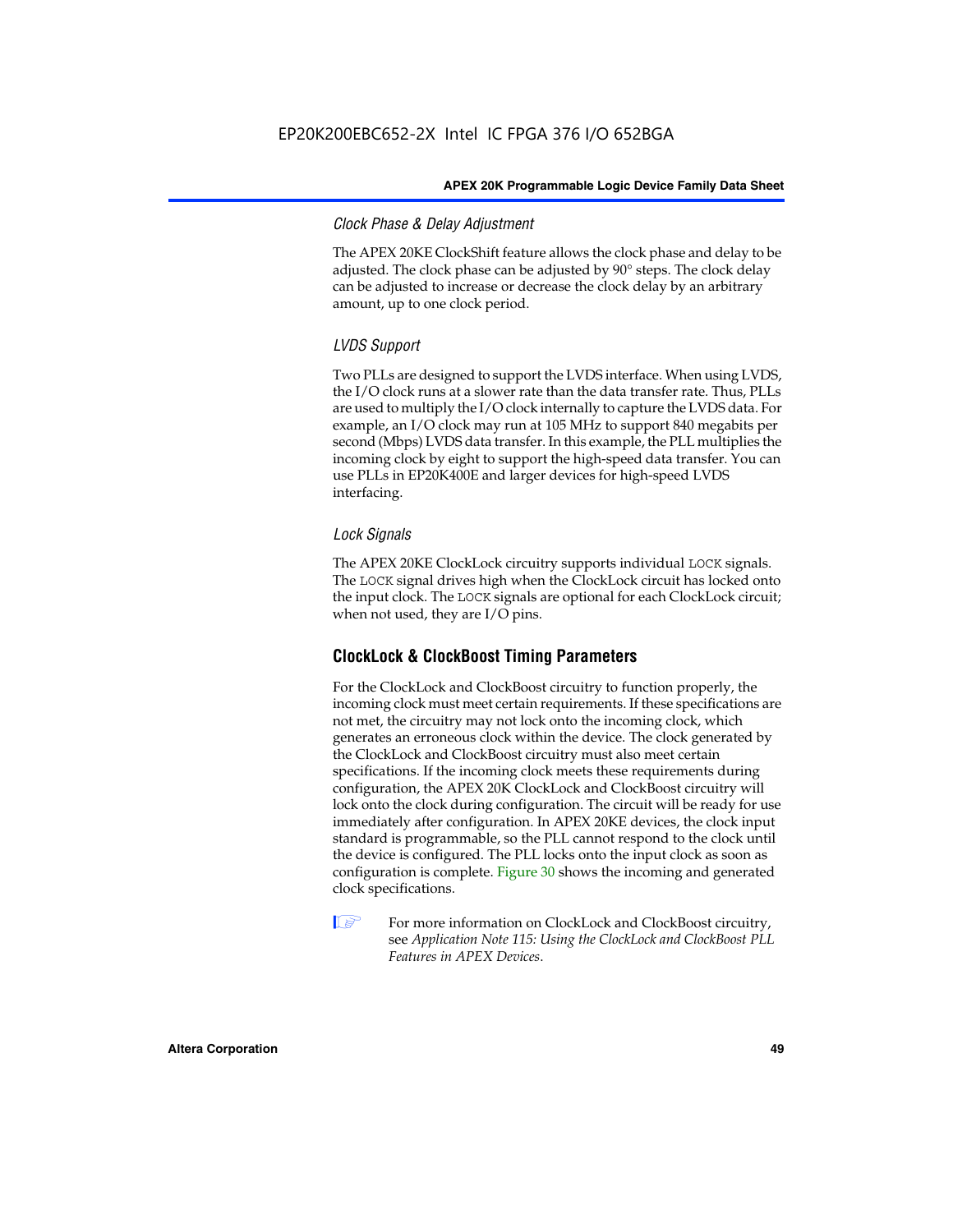#### *Clock Phase & Delay Adjustment*

The APEX 20KE ClockShift feature allows the clock phase and delay to be adjusted. The clock phase can be adjusted by 90° steps. The clock delay can be adjusted to increase or decrease the clock delay by an arbitrary amount, up to one clock period.

#### *LVDS Support*

Two PLLs are designed to support the LVDS interface. When using LVDS, the I/O clock runs at a slower rate than the data transfer rate. Thus, PLLs are used to multiply the I/O clock internally to capture the LVDS data. For example, an I/O clock may run at 105 MHz to support 840 megabits per second (Mbps) LVDS data transfer. In this example, the PLL multiplies the incoming clock by eight to support the high-speed data transfer. You can use PLLs in EP20K400E and larger devices for high-speed LVDS interfacing.

#### *Lock Signals*

The APEX 20KE ClockLock circuitry supports individual `LOCK` signals. The `LOCK` signal drives high when the ClockLock circuit has locked onto the input clock. The `LOCK` signals are optional for each ClockLock circuit; when not used, they are I/O pins.

### ClockLock & ClockBoost Timing Parameters

For the ClockLock and ClockBoost circuitry to function properly, the incoming clock must meet certain requirements. If these specifications are not met, the circuitry may not lock onto the incoming clock, which generates an erroneous clock within the device. The clock generated by the ClockLock and ClockBoost circuitry must also meet certain specifications. If the incoming clock meets these requirements during configuration, the APEX 20K ClockLock and ClockBoost circuitry will lock onto the clock during configuration. The circuit will be ready for use immediately after configuration. In APEX 20KE devices, the clock input standard is programmable, so the PLL cannot respond to the clock until the device is configured. The PLL locks onto the input clock as soon as configuration is complete. Figure 30 shows the incoming and generated clock specifications.

For more information on ClockLock and ClockBoost circuitry, see *Application Note 115: Using the ClockLock and ClockBoost PLL Features in APEX Devices*.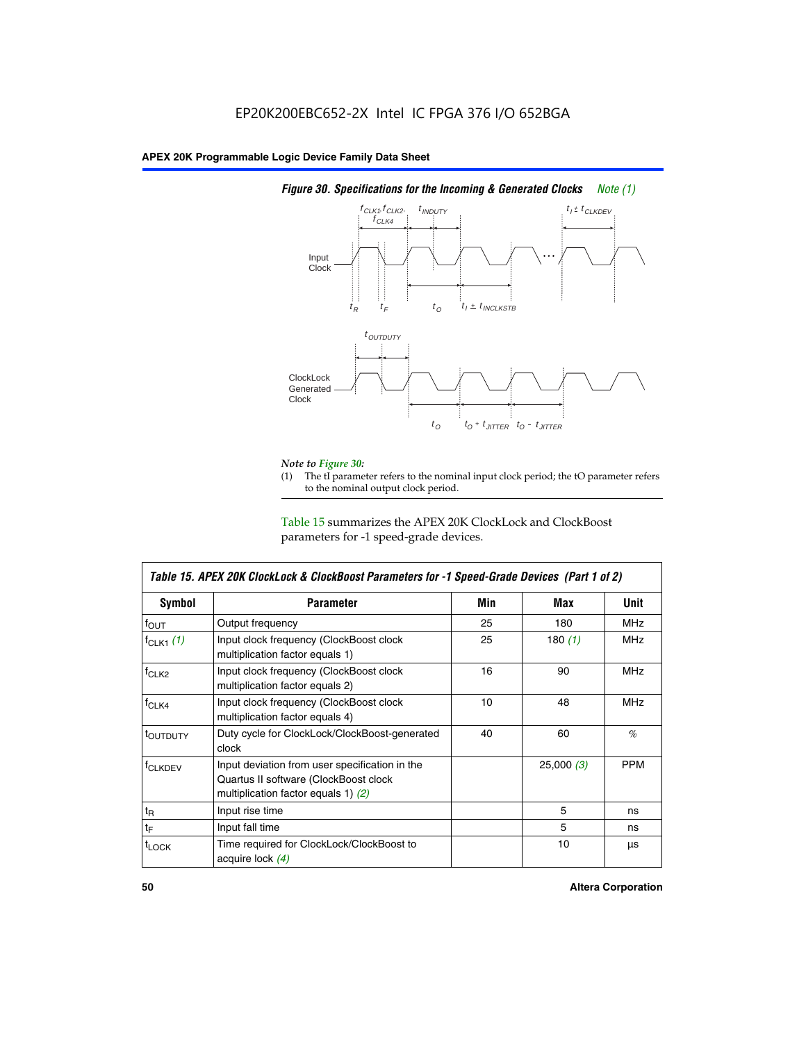EP20K200EBC652-2X Intel IC FPGA 376 I/O 652BGA

*Figure 30. Specifications for the Incoming & Generated Clocks Note (1)*

*Note to Figure 30:*

(1) The tI parameter refers to the nominal input clock period; the tO parameter refers to the nominal output clock period.

Table 15 summarizes the APEX 20K ClockLock and ClockBoost parameters for -1 speed-grade devices.

| *Table 15. APEX 20K ClockLock & ClockBoost Parameters for -1 Speed-Grade Devices (Part 1 of 2)* | | | | |
|---|---|---|---|---|
| **Symbol** | **Parameter** | **Min** | **Max** | **Unit** |
| $f_{OUT}$ | Output frequency | 25 | 180 | MHz |
| $f_{CLK1}$ *(1)* | Input clock frequency (ClockBoost clock multiplication factor equals 1) | 25 | 180 *(1)* | MHz |
| $f_{CLK2}$ | Input clock frequency (ClockBoost clock multiplication factor equals 2) | 16 | 90 | MHz |
| $f_{CLK4}$ | Input clock frequency (ClockBoost clock multiplication factor equals 4) | 10 | 48 | MHz |
| $t_{OUTDUTY}$ | Duty cycle for ClockLock/ClockBoost-generated clock | 40 | 60 | % |
| $f_{CLKDEV}$ | Input deviation from user specification in the Quartus II software (ClockBoost clock multiplication factor equals 1) *(2)* | | 25,000 *(3)* | PPM |
| $t_R$ | Input rise time | | 5 | ns |
| $t_F$ | Input fall time | | 5 | ns |
| $t_{LOCK}$ | Time required for ClockLock/ClockBoost to acquire lock *(4)* | | 10 | µs |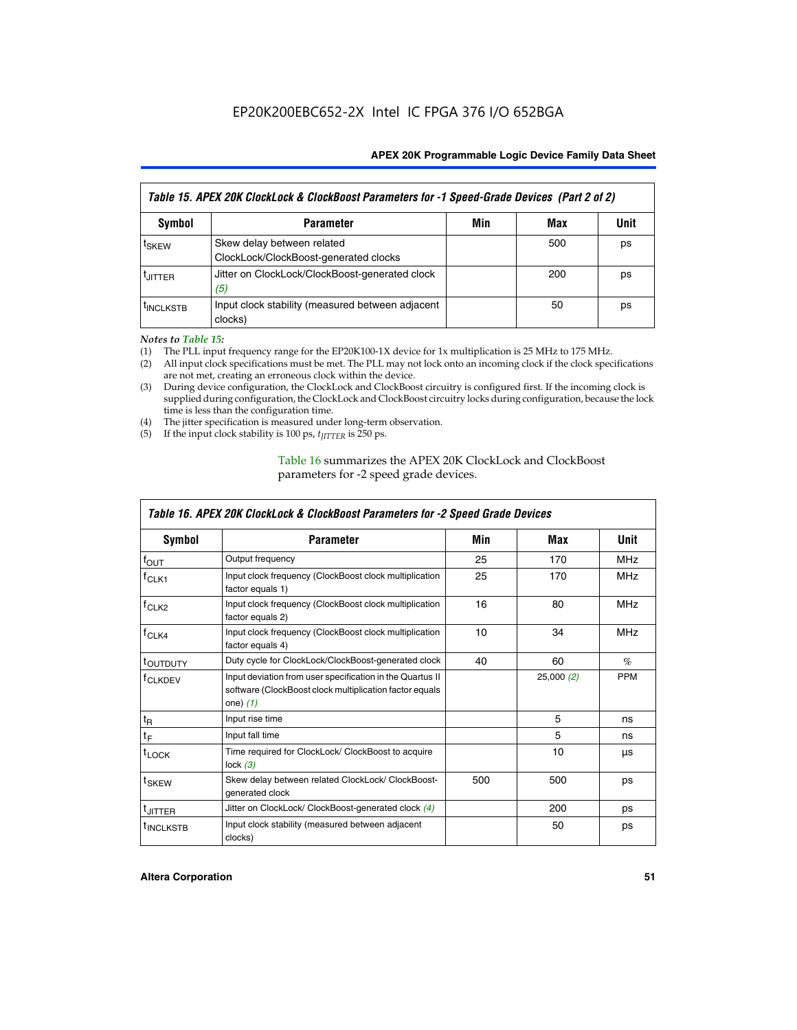| Table 15. APEX 20K ClockLock & ClockBoost Parameters for -1 Speed-Grade Devices (Part 2 of 2) | | | | |
|---|---|---|---|---|
| **Symbol** | **Parameter** | **Min** | **Max** | **Unit** |
| $t_{SKEW}$ | Skew delay between related ClockLock/ClockBoost-generated clocks | | 500 | ps |
| $t_{JITTER}$ | Jitter on ClockLock/ClockBoost-generated clock *(5)* | | 200 | ps |
| $t_{INCLKSTB}$ | Input clock stability (measured between adjacent clocks) | | 50 | ps |

*Notes to Table 15:*

(1) The PLL input frequency range for the EP20K100-1X device for 1x multiplication is 25 MHz to 175 MHz.
(2) All input clock specifications must be met. The PLL may not lock onto an incoming clock if the clock specifications are not met, creating an erroneous clock within the device.
(3) During device configuration, the ClockLock and ClockBoost circuitry is configured first. If the incoming clock is supplied during configuration, the ClockLock and ClockBoost circuitry locks during configuration, because the lock time is less than the configuration time.
(4) The jitter specification is measured under long-term observation.
(5) If the input clock stability is 100 ps, $t_{JITTER}$ is 250 ps.

Table 16 summarizes the APEX 20K ClockLock and ClockBoost parameters for -2 speed grade devices.

| Table 16. APEX 20K ClockLock & ClockBoost Parameters for -2 Speed Grade Devices | | | | |
|---|---|---|---|---|
| **Symbol** | **Parameter** | **Min** | **Max** | **Unit** |
| $f_{OUT}$ | Output frequency | 25 | 170 | MHz |
| $f_{CLK1}$ | Input clock frequency (ClockBoost clock multiplication factor equals 1) | 25 | 170 | MHz |
| $f_{CLK2}$ | Input clock frequency (ClockBoost clock multiplication factor equals 2) | 16 | 80 | MHz |
| $f_{CLK4}$ | Input clock frequency (ClockBoost clock multiplication factor equals 4) | 10 | 34 | MHz |
| $t_{OUTDUTY}$ | Duty cycle for ClockLock/ClockBoost-generated clock | 40 | 60 | % |
| $f_{CLKDEV}$ | Input deviation from user specification in the Quartus II software (ClockBoost clock multiplication factor equals one) *(1)* | | 25,000 *(2)* | PPM |
| $t_R$ | Input rise time | | 5 | ns |
| $t_F$ | Input fall time | | 5 | ns |
| $t_{LOCK}$ | Time required for ClockLock/ ClockBoost to acquire lock *(3)* | | 10 | µs |
| $t_{SKEW}$ | Skew delay between related ClockLock/ ClockBoost-generated clock | 500 | 500 | ps |
| $t_{JITTER}$ | Jitter on ClockLock/ ClockBoost-generated clock *(4)* | | 200 | ps |
| $t_{INCLKSTB}$ | Input clock stability (measured between adjacent clocks) | | 50 | ps |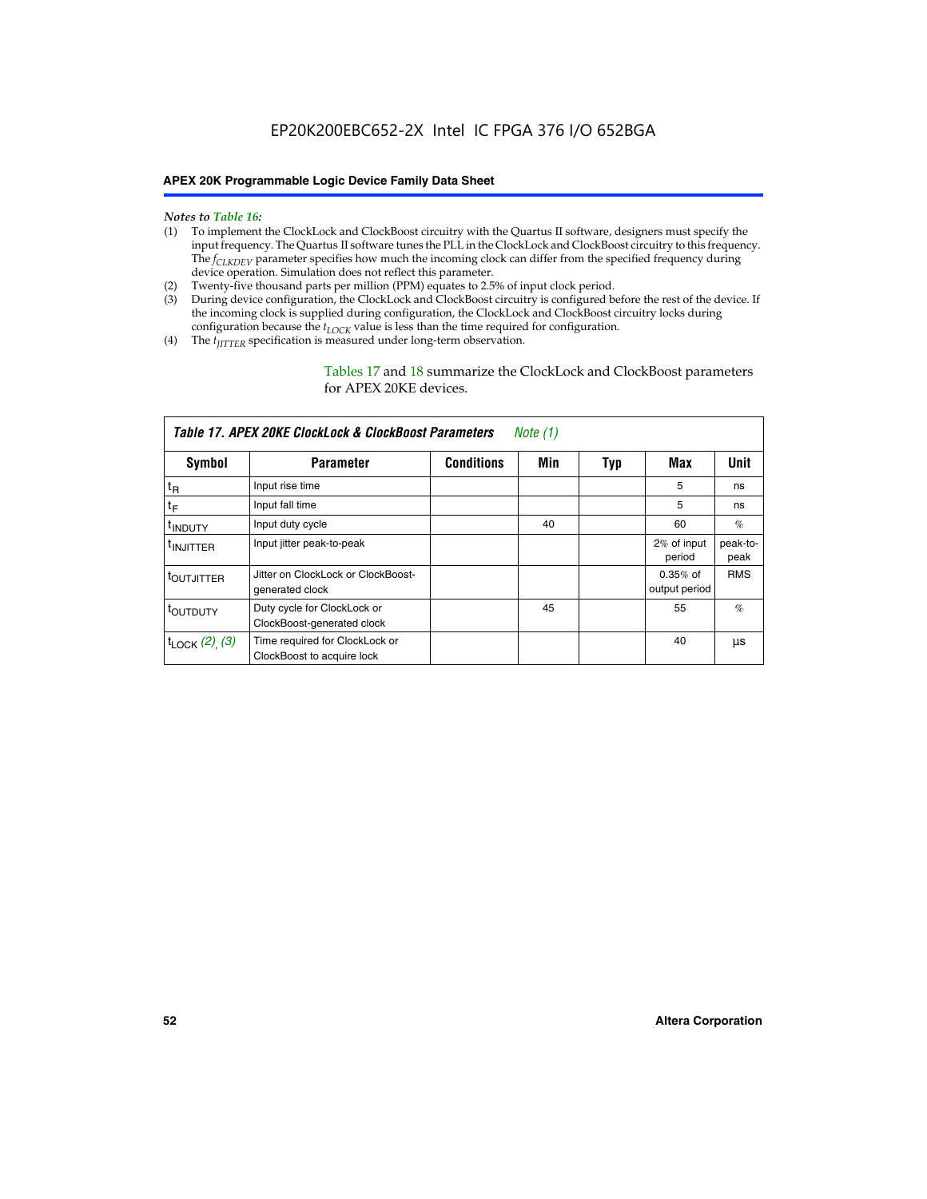*Notes to Table 16:*

(1) To implement the ClockLock and ClockBoost circuitry with the Quartus II software, designers must specify the input frequency. The Quartus II software tunes the PLL in the ClockLock and ClockBoost circuitry to this frequency. The $f_{CLKDEV}$ parameter specifies how much the incoming clock can differ from the specified frequency during device operation. Simulation does not reflect this parameter.

(2) Twenty-five thousand parts per million (PPM) equates to 2.5% of input clock period.

(3) During device configuration, the ClockLock and ClockBoost circuitry is configured before the rest of the device. If the incoming clock is supplied during configuration, the ClockLock and ClockBoost circuitry locks during configuration because the $t_{LOCK}$ value is less than the time required for configuration.

(4) The $t_{JITTER}$ specification is measured under long-term observation.

Tables 17 and 18 summarize the ClockLock and ClockBoost parameters for APEX 20KE devices.

*Table 17. APEX 20KE ClockLock & ClockBoost Parameters Note (1)*

| Symbol | Parameter | Conditions | Min | Typ | Max | Unit |
|---|---|---|---|---|---|---|
| $t_R$ | Input rise time | | | | 5 | ns |
| $t_F$ | Input fall time | | | | 5 | ns |
| $t_{INDUTY}$ | Input duty cycle | | 40 | | 60 | % |
| $t_{INJITTER}$ | Input jitter peak-to-peak | | | | 2% of input period | peak-to-peak |
| $t_{OUTJITTER}$ | Jitter on ClockLock or ClockBoost-generated clock | | | | 0.35% of output period | RMS |
| $t_{OUTDUTY}$ | Duty cycle for ClockLock or ClockBoost-generated clock | | 45 | | 55 | % |
| $t_{LOCK}$ (2), (3) | Time required for ClockLock or ClockBoost to acquire lock | | | | 40 | µs |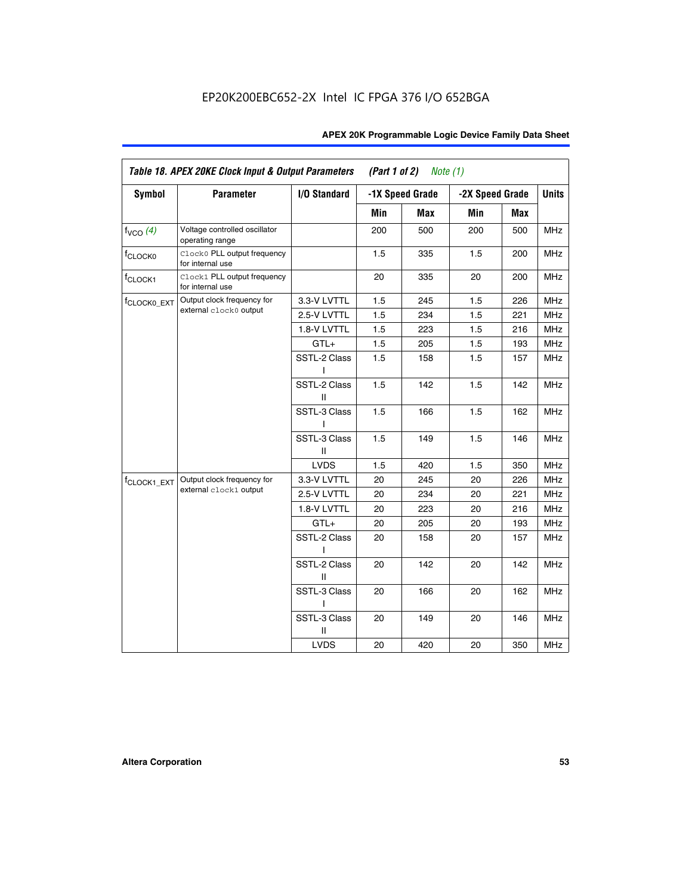EP20K200EBC652-2X Intel IC FPGA 376 I/O 652BGA

**Table 18. APEX 20KE Clock Input & Output Parameters (Part 1 of 2) *Note (1)***

| Symbol | Parameter | I/O Standard | -1X Speed Grade | | -2X Speed Grade | | Units |
|---|---|---|---|---|---|---|---|
| | | | Min | Max | Min | Max | |
| $f_{VCO}$ *(4)* | Voltage controlled oscillator operating range | | 200 | 500 | 200 | 500 | MHz |
| $f_{CLOCK0}$ | `Clock0` PLL output frequency for internal use | | 1.5 | 335 | 1.5 | 200 | MHz |
| $f_{CLOCK1}$ | `Clock1` PLL output frequency for internal use | | 20 | 335 | 20 | 200 | MHz |
| $f_{CLOCK0\_EXT}$ | Output clock frequency for external `clock0` output | 3.3-V LVTTL | 1.5 | 245 | 1.5 | 226 | MHz |
| | | 2.5-V LVTTL | 1.5 | 234 | 1.5 | 221 | MHz |
| | | 1.8-V LVTTL | 1.5 | 223 | 1.5 | 216 | MHz |
| | | GTL+ | 1.5 | 205 | 1.5 | 193 | MHz |
| | | SSTL-2 Class I | 1.5 | 158 | 1.5 | 157 | MHz |
| | | SSTL-2 Class II | 1.5 | 142 | 1.5 | 142 | MHz |
| | | SSTL-3 Class I | 1.5 | 166 | 1.5 | 162 | MHz |
| | | SSTL-3 Class II | 1.5 | 149 | 1.5 | 146 | MHz |
| | | LVDS | 1.5 | 420 | 1.5 | 350 | MHz |
| $f_{CLOCK1\_EXT}$ | Output clock frequency for external `clock1` output | 3.3-V LVTTL | 20 | 245 | 20 | 226 | MHz |
| | | 2.5-V LVTTL | 20 | 234 | 20 | 221 | MHz |
| | | 1.8-V LVTTL | 20 | 223 | 20 | 216 | MHz |
| | | GTL+ | 20 | 205 | 20 | 193 | MHz |
| | | SSTL-2 Class I | 20 | 158 | 20 | 157 | MHz |
| | | SSTL-2 Class II | 20 | 142 | 20 | 142 | MHz |
| | | SSTL-3 Class I | 20 | 166 | 20 | 162 | MHz |
| | | SSTL-3 Class II | 20 | 149 | 20 | 146 | MHz |
| | | LVDS | 20 | 420 | 20 | 350 | MHz |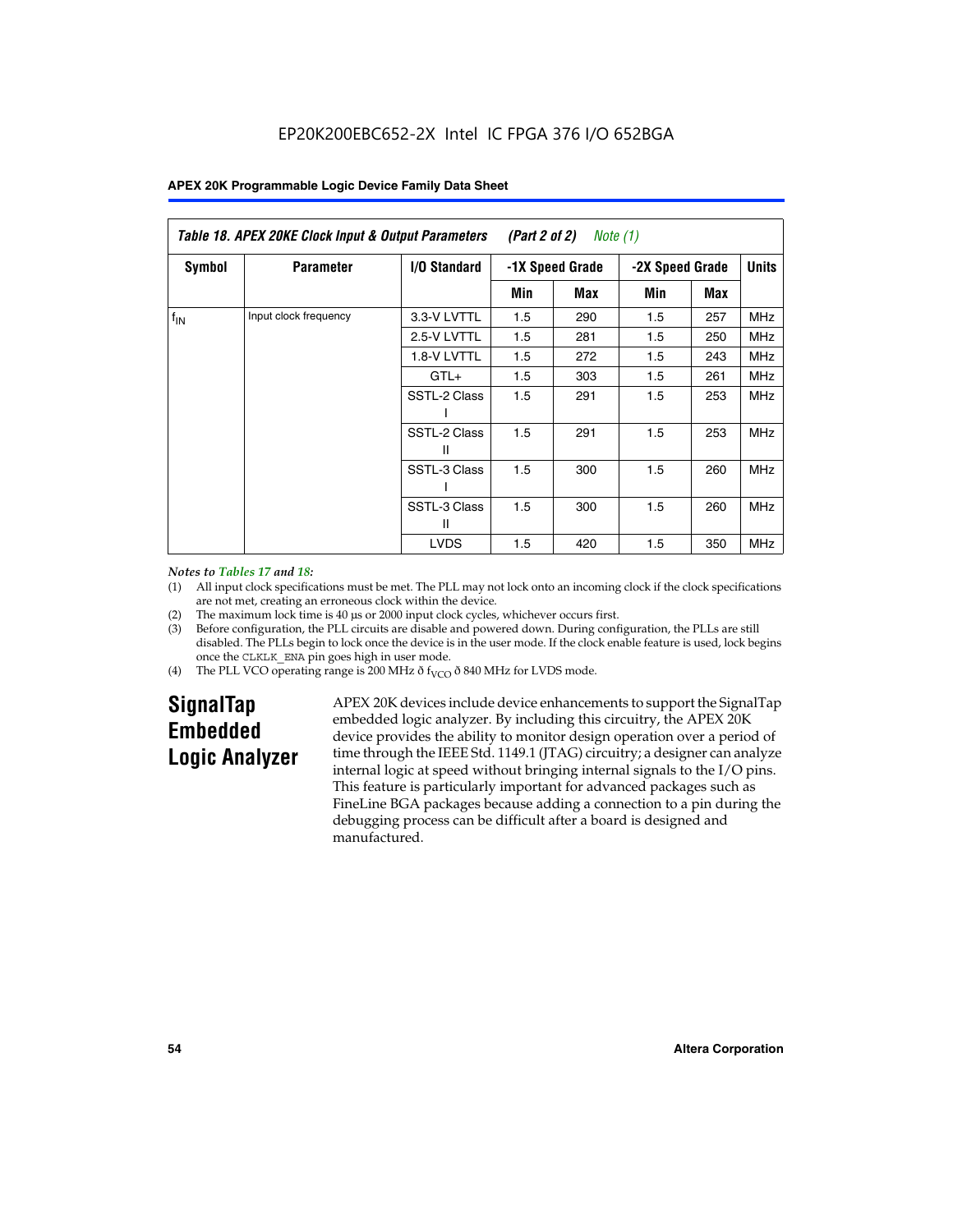EP20K200EBC652-2X Intel IC FPGA 376 I/O 652BGA

**Table 18. APEX 20KE Clock Input & Output Parameters (Part 2 of 2) *Note (1)***

| Symbol | Parameter | I/O Standard | -1X Speed Grade | | -2X Speed Grade | | Units |
|---|---|---|---|---|---|---|---|
| | | | Min | Max | Min | Max | |
| $f_{IN}$ | Input clock frequency | 3.3-V LVTTL | 1.5 | 290 | 1.5 | 257 | MHz |
| | | 2.5-V LVTTL | 1.5 | 281 | 1.5 | 250 | MHz |
| | | 1.8-V LVTTL | 1.5 | 272 | 1.5 | 243 | MHz |
| | | GTL+ | 1.5 | 303 | 1.5 | 261 | MHz |
| | | SSTL-2 Class I | 1.5 | 291 | 1.5 | 253 | MHz |
| | | SSTL-2 Class II | 1.5 | 291 | 1.5 | 253 | MHz |
| | | SSTL-3 Class I | 1.5 | 300 | 1.5 | 260 | MHz |
| | | SSTL-3 Class II | 1.5 | 300 | 1.5 | 260 | MHz |
| | | LVDS | 1.5 | 420 | 1.5 | 350 | MHz |

*Notes to Tables 17 and 18:*

(1) All input clock specifications must be met. The PLL may not lock onto an incoming clock if the clock specifications are not met, creating an erroneous clock within the device.

(2) The maximum lock time is 40 µs or 2000 input clock cycles, whichever occurs first.

(3) Before configuration, the PLL circuits are disable and powered down. During configuration, the PLLs are still disabled. The PLLs begin to lock once the device is in the user mode. If the clock enable feature is used, lock begins once the CLKLK_ENA pin goes high in user mode.

(4) The PLL VCO operating range is 200 MHz ð $f_{VCO}$ ð 840 MHz for LVDS mode.

## SignalTap Embedded Logic Analyzer

APEX 20K devices include device enhancements to support the SignalTap embedded logic analyzer. By including this circuitry, the APEX 20K device provides the ability to monitor design operation over a period of time through the IEEE Std. 1149.1 (JTAG) circuitry; a designer can analyze internal logic at speed without bringing internal signals to the I/O pins. This feature is particularly important for advanced packages such as FineLine BGA packages because adding a connection to a pin during the debugging process can be difficult after a board is designed and manufactured.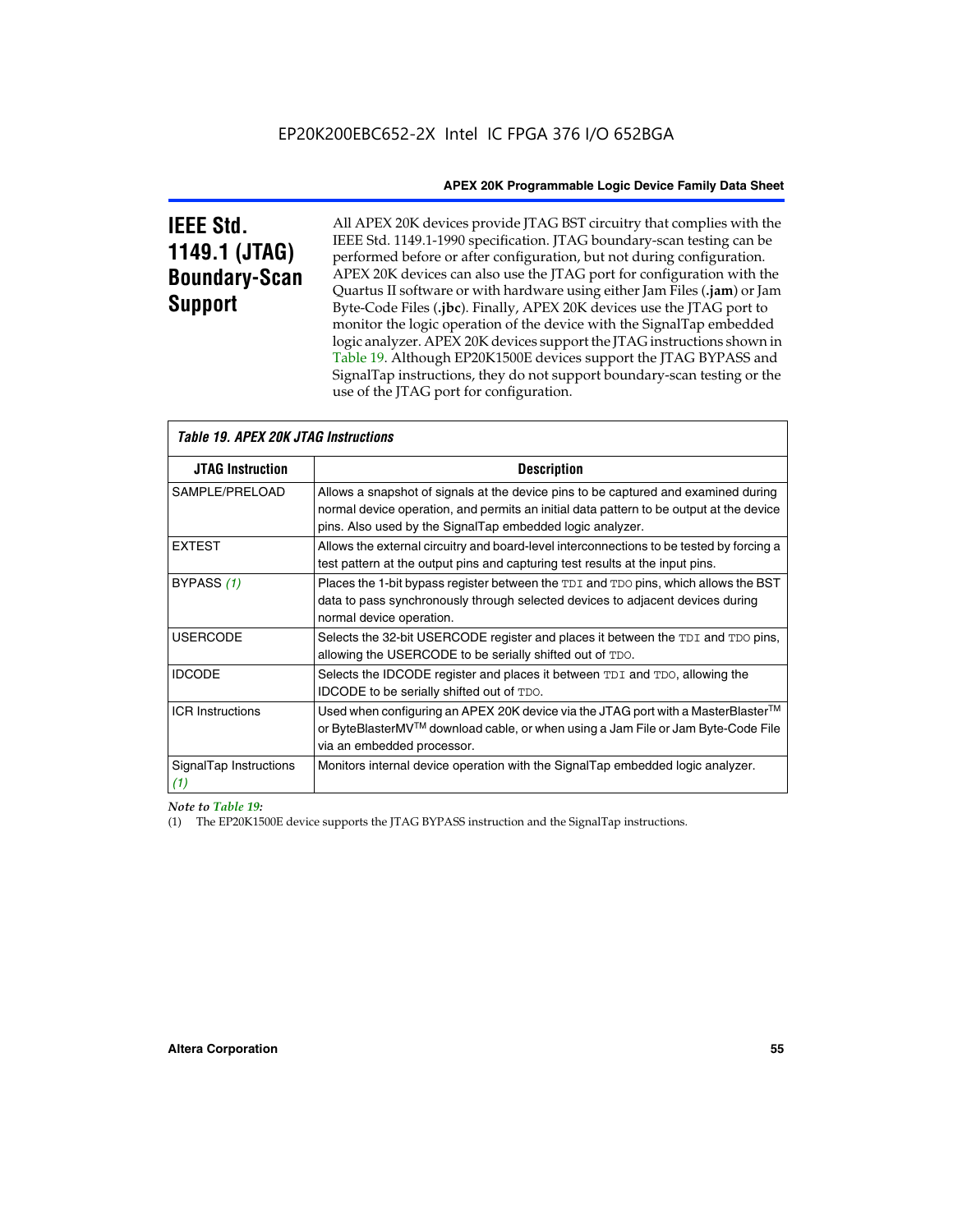## IEEE Std. 1149.1 (JTAG) Boundary-Scan Support

All APEX 20K devices provide JTAG BST circuitry that complies with the IEEE Std. 1149.1-1990 specification. JTAG boundary-scan testing can be performed before or after configuration, but not during configuration. APEX 20K devices can also use the JTAG port for configuration with the Quartus II software or with hardware using either Jam Files (**.jam**) or Jam Byte-Code Files (**.jbc**). Finally, APEX 20K devices use the JTAG port to monitor the logic operation of the device with the SignalTap embedded logic analyzer. APEX 20K devices support the JTAG instructions shown in Table 19. Although EP20K1500E devices support the JTAG BYPASS and SignalTap instructions, they do not support boundary-scan testing or the use of the JTAG port for configuration.

*Table 19. APEX 20K JTAG Instructions*

| JTAG Instruction | Description |
|---|---|
| SAMPLE/PRELOAD | Allows a snapshot of signals at the device pins to be captured and examined during normal device operation, and permits an initial data pattern to be output at the device pins. Also used by the SignalTap embedded logic analyzer. |
| EXTEST | Allows the external circuitry and board-level interconnections to be tested by forcing a test pattern at the output pins and capturing test results at the input pins. |
| BYPASS *(1)* | Places the 1-bit bypass register between the `TDI` and `TDO` pins, which allows the BST data to pass synchronously through selected devices to adjacent devices during normal device operation. |
| USERCODE | Selects the 32-bit USERCODE register and places it between the `TDI` and `TDO` pins, allowing the USERCODE to be serially shifted out of `TDO`. |
| IDCODE | Selects the IDCODE register and places it between `TDI` and `TDO`, allowing the IDCODE to be serially shifted out of `TDO`. |
| ICR Instructions | Used when configuring an APEX 20K device via the JTAG port with a MasterBlaster™ or ByteBlasterMV™ download cable, or when using a Jam File or Jam Byte-Code File via an embedded processor. |
| SignalTap Instructions *(1)* | Monitors internal device operation with the SignalTap embedded logic analyzer. |

*Note to Table 19:*

(1) The EP20K1500E device supports the JTAG BYPASS instruction and the SignalTap instructions.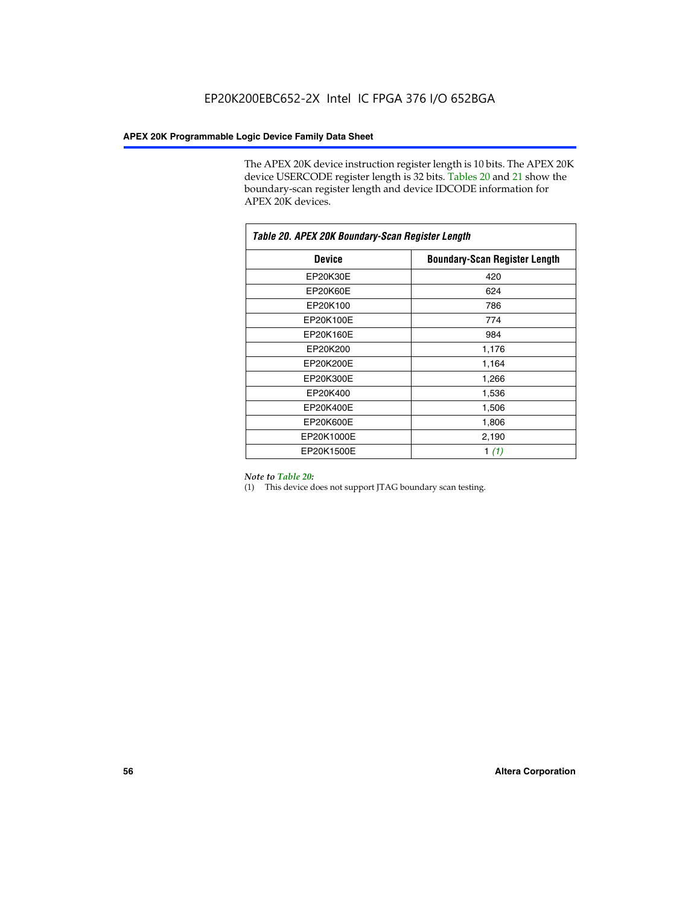The APEX 20K device instruction register length is 10 bits. The APEX 20K device USERCODE register length is 32 bits. Tables 20 and 21 show the boundary-scan register length and device IDCODE information for APEX 20K devices.

| *Table 20. APEX 20K Boundary-Scan Register Length* | |
|---|---|
| **Device** | **Boundary-Scan Register Length** |
| EP20K30E | 420 |
| EP20K60E | 624 |
| EP20K100 | 786 |
| EP20K100E | 774 |
| EP20K160E | 984 |
| EP20K200 | 1,176 |
| EP20K200E | 1,164 |
| EP20K300E | 1,266 |
| EP20K400 | 1,536 |
| EP20K400E | 1,506 |
| EP20K600E | 1,806 |
| EP20K1000E | 2,190 |
| EP20K1500E | 1 *(1)* |

*Note to Table 20:*

(1) This device does not support JTAG boundary scan testing.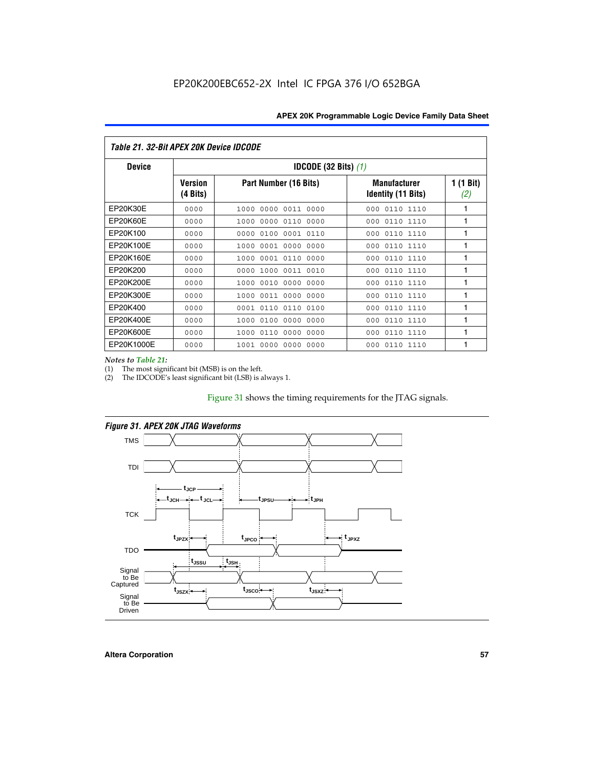## Table 21. 32-Bit APEX 20K Device IDCODE

| Device | IDCODE (32 Bits) *(1)* | | | |
|---|---|---|---|---|
| | Version (4 Bits) | Part Number (16 Bits) | Manufacturer Identity (11 Bits) | 1 (1 Bit) *(2)* |
| EP20K30E | 0000 | 1000 0000 0011 0000 | 000 0110 1110 | 1 |
| EP20K60E | 0000 | 1000 0000 0110 0000 | 000 0110 1110 | 1 |
| EP20K100 | 0000 | 0000 0100 0001 0110 | 000 0110 1110 | 1 |
| EP20K100E | 0000 | 1000 0001 0000 0000 | 000 0110 1110 | 1 |
| EP20K160E | 0000 | 1000 0001 0110 0000 | 000 0110 1110 | 1 |
| EP20K200 | 0000 | 0000 1000 0011 0010 | 000 0110 1110 | 1 |
| EP20K200E | 0000 | 1000 0010 0000 0000 | 000 0110 1110 | 1 |
| EP20K300E | 0000 | 1000 0011 0000 0000 | 000 0110 1110 | 1 |
| EP20K400 | 0000 | 0001 0110 0110 0100 | 000 0110 1110 | 1 |
| EP20K400E | 0000 | 1000 0100 0000 0000 | 000 0110 1110 | 1 |
| EP20K600E | 0000 | 1000 0110 0000 0000 | 000 0110 1110 | 1 |
| EP20K1000E | 0000 | 1001 0000 0000 0000 | 000 0110 1110 | 1 |

*Notes to Table 21:*

(1) The most significant bit (MSB) is on the left.

(2) The IDCODE's least significant bit (LSB) is always 1.

Figure 31 shows the timing requirements for the JTAG signals.

**Figure 31. APEX 20K JTAG Waveforms**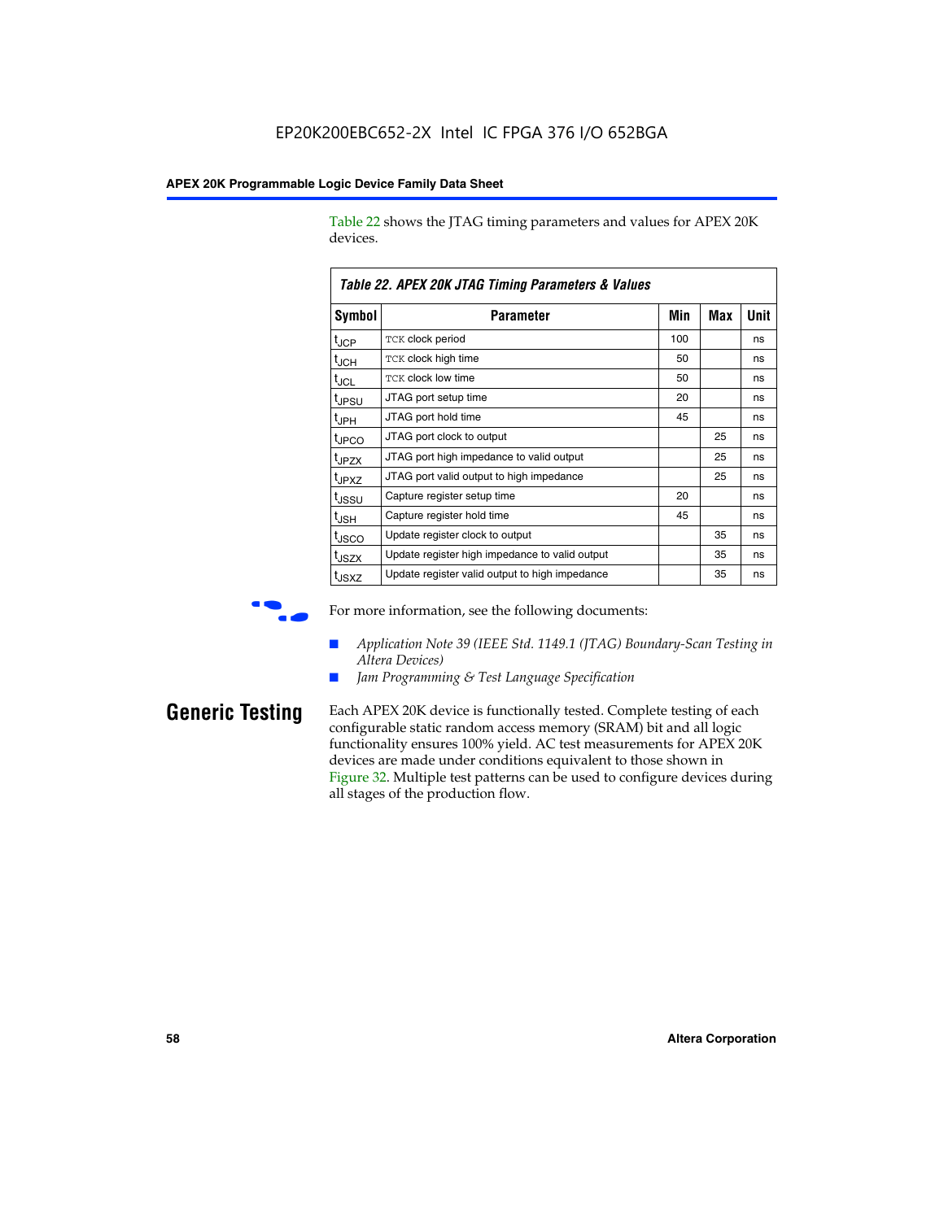Table 22 shows the JTAG timing parameters and values for APEX 20K devices.

**Table 22. APEX 20K JTAG Timing Parameters & Values**

| Symbol | Parameter | Min | Max | Unit |
|---|---|---|---|---|
| $t_{JCP}$ | TCK clock period | 100 | | ns |
| $t_{JCH}$ | TCK clock high time | 50 | | ns |
| $t_{JCL}$ | TCK clock low time | 50 | | ns |
| $t_{JPSU}$ | JTAG port setup time | 20 | | ns |
| $t_{JPH}$ | JTAG port hold time | 45 | | ns |
| $t_{JPCO}$ | JTAG port clock to output | | 25 | ns |
| $t_{JPZX}$ | JTAG port high impedance to valid output | | 25 | ns |
| $t_{JPXZ}$ | JTAG port valid output to high impedance | | 25 | ns |
| $t_{JSSU}$ | Capture register setup time | 20 | | ns |
| $t_{JSH}$ | Capture register hold time | 45 | | ns |
| $t_{JSCO}$ | Update register clock to output | | 35 | ns |
| $t_{JSZX}$ | Update register high impedance to valid output | | 35 | ns |
| $t_{JSXZ}$ | Update register valid output to high impedance | | 35 | ns |

For more information, see the following documents:

- *Application Note 39 (IEEE Std. 1149.1 (JTAG) Boundary-Scan Testing in Altera Devices)*
- *Jam Programming & Test Language Specification*

## Generic Testing

Each APEX 20K device is functionally tested. Complete testing of each configurable static random access memory (SRAM) bit and all logic functionality ensures 100% yield. AC test measurements for APEX 20K devices are made under conditions equivalent to those shown in Figure 32. Multiple test patterns can be used to configure devices during all stages of the production flow.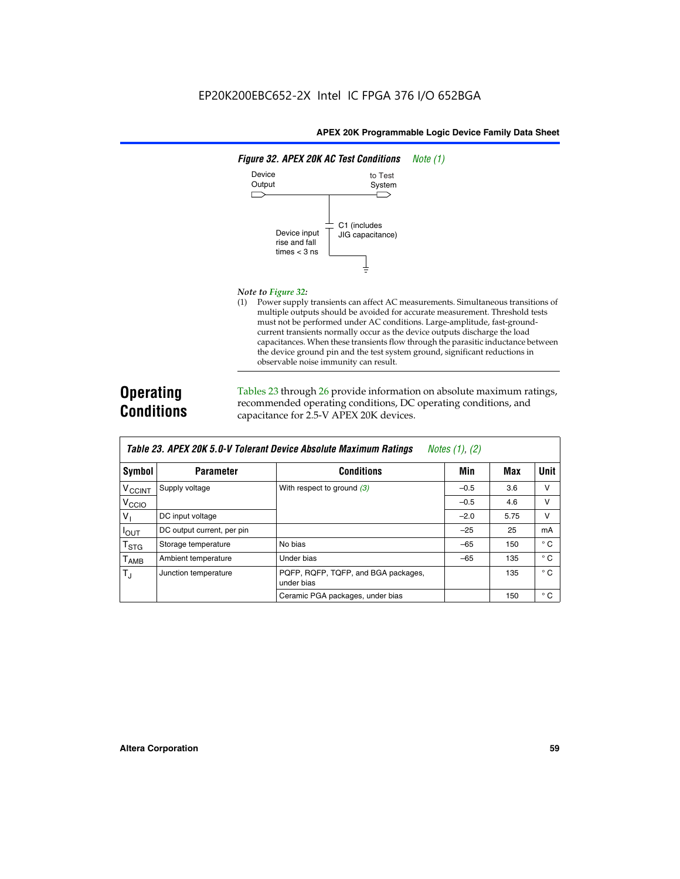EP20K200EBC652-2X Intel IC FPGA 376 I/O 652BGA

**Figure 32. APEX 20K AC Test Conditions** *Note (1)*

Device Output

to Test System

C1 (includes JIG capacitance)

Device input rise and fall times < 3 ns

*Note to Figure 32:*

(1) Power supply transients can affect AC measurements. Simultaneous transitions of multiple outputs should be avoided for accurate measurement. Threshold tests must not be performed under AC conditions. Large-amplitude, fast-ground-current transients normally occur as the device outputs discharge the load capacitances. When these transients flow through the parasitic inductance between the device ground pin and the test system ground, significant reductions in observable noise immunity can result.

## Operating Conditions

Tables 23 through 26 provide information on absolute maximum ratings, recommended operating conditions, DC operating conditions, and capacitance for 2.5-V APEX 20K devices.

**Table 23. APEX 20K 5.0-V Tolerant Device Absolute Maximum Ratings** *Notes (1), (2)*

| Symbol | Parameter | Conditions | Min | Max | Unit |
|---|---|---|---|---|---|
| $V_{CCINT}$ | Supply voltage | With respect to ground (3) | –0.5 | 3.6 | V |
| $V_{CCIO}$ | | | –0.5 | 4.6 | V |
| $V_I$ | DC input voltage | | –2.0 | 5.75 | V |
| $I_{OUT}$ | DC output current, per pin | | –25 | 25 | mA |
| $T_{STG}$ | Storage temperature | No bias | –65 | 150 | ° C |
| $T_{AMB}$ | Ambient temperature | Under bias | –65 | 135 | ° C |
| $T_J$ | Junction temperature | PQFP, RQFP, TQFP, and BGA packages, under bias | | 135 | ° C |
| | | Ceramic PGA packages, under bias | | 150 | ° C |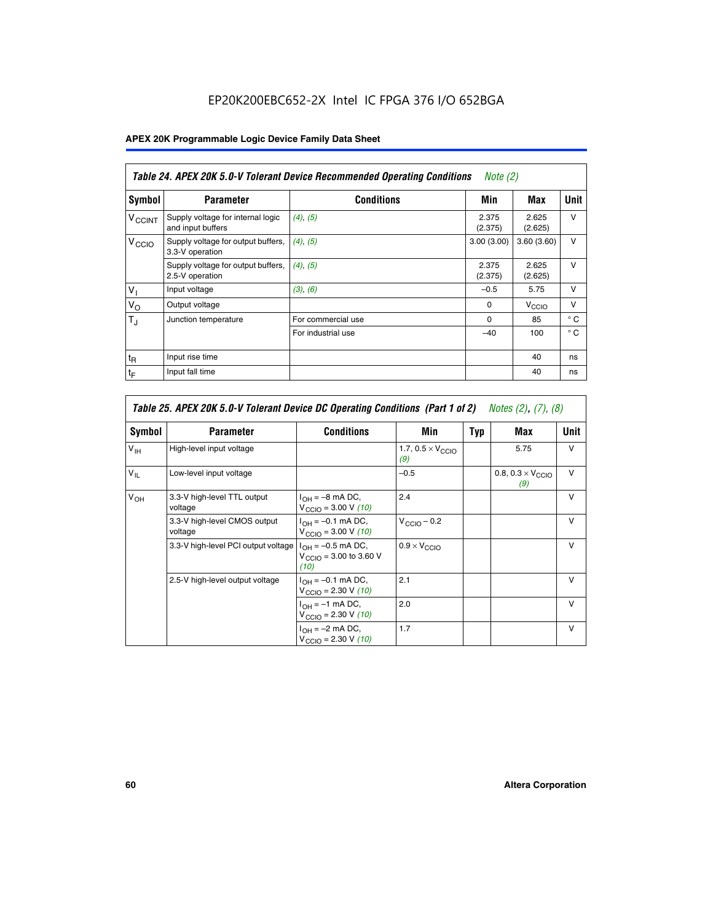# EP20K200EBC652-2X Intel IC FPGA 376 I/O 652BGA

| Table 24. APEX 20K 5.0-V Tolerant Device Recommended Operating Conditions *Note (2)* | | | | | |
|---|---|---|---|---|---|
| **Symbol** | **Parameter** | **Conditions** | **Min** | **Max** | **Unit** |
| $V_{CCINT}$ | Supply voltage for internal logic and input buffers | *(4)*, *(5)* | 2.375 (2.375) | 2.625 (2.625) | V |
| $V_{CCIO}$ | Supply voltage for output buffers, 3.3-V operation | *(4)*, *(5)* | 3.00 (3.00) | 3.60 (3.60) | V |
| | Supply voltage for output buffers, 2.5-V operation | *(4)*, *(5)* | 2.375 (2.375) | 2.625 (2.625) | V |
| $V_I$ | Input voltage | *(3)*, *(6)* | –0.5 | 5.75 | V |
| $V_O$ | Output voltage | | 0 | $V_{CCIO}$ | V |
| $T_J$ | Junction temperature | For commercial use | 0 | 85 | ° C |
| | | For industrial use | –40 | 100 | ° C |
| $t_R$ | Input rise time | | | 40 | ns |
| $t_F$ | Input fall time | | | 40 | ns |

| Table 25. APEX 20K 5.0-V Tolerant Device DC Operating Conditions (Part 1 of 2) *Notes (2), (7), (8)* | | | | | | |
|---|---|---|---|---|---|---|
| **Symbol** | **Parameter** | **Conditions** | **Min** | **Typ** | **Max** | **Unit** |
| $V_{IH}$ | High-level input voltage | | 1.7, $0.5 \times V_{CCIO}$ *(9)* | | 5.75 | V |
| $V_{IL}$ | Low-level input voltage | | –0.5 | | 0.8, $0.3 \times V_{CCIO}$ *(9)* | V |
| $V_{OH}$ | 3.3-V high-level TTL output voltage | $I_{OH}$ = –8 mA DC, $V_{CCIO}$ = 3.00 V *(10)* | 2.4 | | | V |
| | 3.3-V high-level CMOS output voltage | $I_{OH}$ = –0.1 mA DC, $V_{CCIO}$ = 3.00 V *(10)* | $V_{CCIO}$ – 0.2 | | | V |
| | 3.3-V high-level PCI output voltage | $I_{OH}$ = –0.5 mA DC, $V_{CCIO}$ = 3.00 to 3.60 V *(10)* | $0.9 \times V_{CCIO}$ | | | V |
| | 2.5-V high-level output voltage | $I_{OH}$ = –0.1 mA DC, $V_{CCIO}$ = 2.30 V *(10)* | 2.1 | | | V |
| | | $I_{OH}$ = –1 mA DC, $V_{CCIO}$ = 2.30 V *(10)* | 2.0 | | | V |
| | | $I_{OH}$ = –2 mA DC, $V_{CCIO}$ = 2.30 V *(10)* | 1.7 | | | V |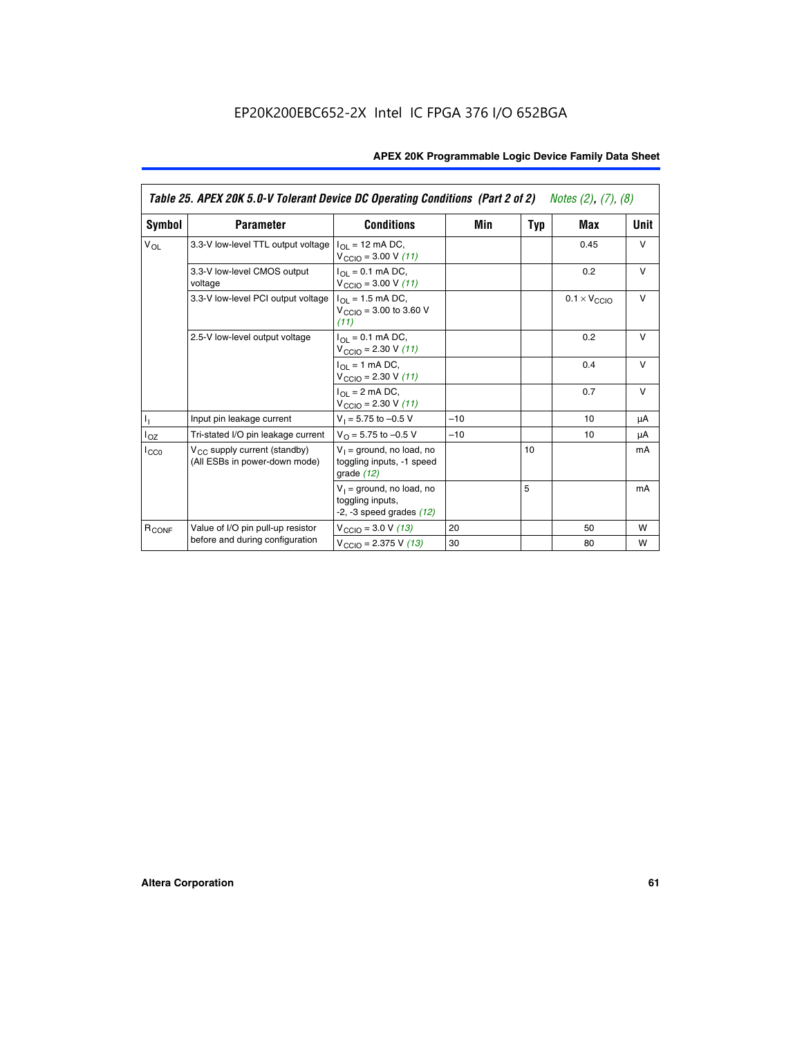EP20K200EBC652-2X Intel IC FPGA 376 I/O 652BGA

| Table 25. APEX 20K 5.0-V Tolerant Device DC Operating Conditions (Part 2 of 2) *Notes (2), (7), (8)* | | | | | | |
|---|---|---|---|---|---|---|
| **Symbol** | **Parameter** | **Conditions** | **Min** | **Typ** | **Max** | **Unit** |
| $V_{OL}$ | 3.3-V low-level TTL output voltage | $I_{OL}$ = 12 mA DC, $V_{CCIO}$ = 3.00 V *(11)* | | | 0.45 | V |
| | 3.3-V low-level CMOS output voltage | $I_{OL}$ = 0.1 mA DC, $V_{CCIO}$ = 3.00 V *(11)* | | | 0.2 | V |
| | 3.3-V low-level PCI output voltage | $I_{OL}$ = 1.5 mA DC, $V_{CCIO}$ = 3.00 to 3.60 V *(11)* | | | $0.1 \times V_{CCIO}$ | V |
| | 2.5-V low-level output voltage | $I_{OL}$ = 0.1 mA DC, $V_{CCIO}$ = 2.30 V *(11)* | | | 0.2 | V |
| | | $I_{OL}$ = 1 mA DC, $V_{CCIO}$ = 2.30 V *(11)* | | | 0.4 | V |
| | | $I_{OL}$ = 2 mA DC, $V_{CCIO}$ = 2.30 V *(11)* | | | 0.7 | V |
| $I_I$ | Input pin leakage current | $V_I$ = 5.75 to –0.5 V | –10 | | 10 | μA |
| $I_{OZ}$ | Tri-stated I/O pin leakage current | $V_O$ = 5.75 to –0.5 V | –10 | | 10 | μA |
| $I_{CC0}$ | $V_{CC}$ supply current (standby) (All ESBs in power-down mode) | $V_I$ = ground, no load, no toggling inputs, -1 speed grade *(12)* | | 10 | | mA |
| | | $V_I$ = ground, no load, no toggling inputs, -2, -3 speed grades *(12)* | | 5 | | mA |
| $R_{CONF}$ | Value of I/O pin pull-up resistor before and during configuration | $V_{CCIO}$ = 3.0 V *(13)* | 20 | | 50 | W |
| | | $V_{CCIO}$ = 2.375 V *(13)* | 30 | | 80 | W |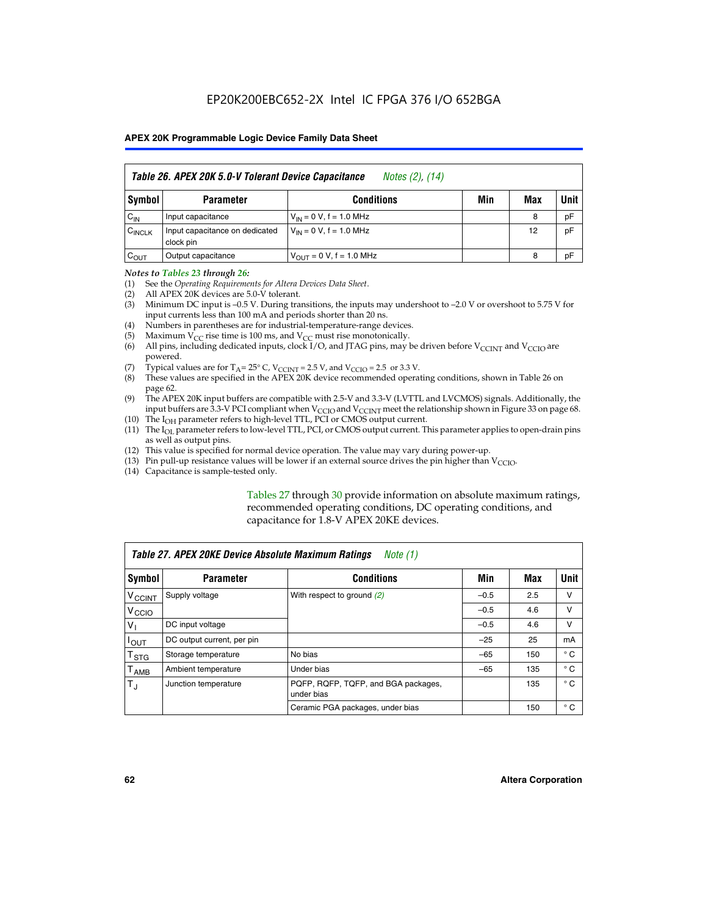EP20K200EBC652-2X Intel IC FPGA 376 I/O 652BGA

**Table 26. APEX 20K 5.0-V Tolerant Device Capacitance** *Notes (2), (14)*

| Symbol | Parameter | Conditions | Min | Max | Unit |
|---|---|---|---|---|---|
| $C_{IN}$ | Input capacitance | $V_{IN}$ = 0 V, f = 1.0 MHz | | 8 | pF |
| $C_{INCLK}$ | Input capacitance on dedicated clock pin | $V_{IN}$ = 0 V, f = 1.0 MHz | | 12 | pF |
| $C_{OUT}$ | Output capacitance | $V_{OUT}$ = 0 V, f = 1.0 MHz | | 8 | pF |

*Notes to Tables 23 through 26:*

(1) See the *Operating Requirements for Altera Devices Data Sheet*.
(2) All APEX 20K devices are 5.0-V tolerant.
(3) Minimum DC input is –0.5 V. During transitions, the inputs may undershoot to –2.0 V or overshoot to 5.75 V for input currents less than 100 mA and periods shorter than 20 ns.
(4) Numbers in parentheses are for industrial-temperature-range devices.
(5) Maximum $V_{CC}$ rise time is 100 ms, and $V_{CC}$ must rise monotonically.
(6) All pins, including dedicated inputs, clock I/O, and JTAG pins, may be driven before $V_{CCINT}$ and $V_{CCIO}$ are powered.
(7) Typical values are for $T_A$ = 25° C, $V_{CCINT}$ = 2.5 V, and $V_{CCIO}$ = 2.5 or 3.3 V.
(8) These values are specified in the APEX 20K device recommended operating conditions, shown in Table 26 on page 62.
(9) The APEX 20K input buffers are compatible with 2.5-V and 3.3-V (LVTTL and LVCMOS) signals. Additionally, the input buffers are 3.3-V PCI compliant when $V_{CCIO}$ and $V_{CCINT}$ meet the relationship shown in Figure 33 on page 68.
(10) The $I_{OH}$ parameter refers to high-level TTL, PCI or CMOS output current.
(11) The $I_{OL}$ parameter refers to low-level TTL, PCI, or CMOS output current. This parameter applies to open-drain pins as well as output pins.
(12) This value is specified for normal device operation. The value may vary during power-up.
(13) Pin pull-up resistance values will be lower if an external source drives the pin higher than $V_{CCIO}$.
(14) Capacitance is sample-tested only.

Tables 27 through 30 provide information on absolute maximum ratings, recommended operating conditions, DC operating conditions, and capacitance for 1.8-V APEX 20KE devices.

**Table 27. APEX 20KE Device Absolute Maximum Ratings** *Note (1)*

| Symbol | Parameter | Conditions | Min | Max | Unit |
|---|---|---|---|---|---|
| $V_{CCINT}$ | Supply voltage | With respect to ground *(2)* | –0.5 | 2.5 | V |
| $V_{CCIO}$ | | | –0.5 | 4.6 | V |
| $V_I$ | DC input voltage | | –0.5 | 4.6 | V |
| $I_{OUT}$ | DC output current, per pin | | –25 | 25 | mA |
| $T_{STG}$ | Storage temperature | No bias | –65 | 150 | ° C |
| $T_{AMB}$ | Ambient temperature | Under bias | –65 | 135 | ° C |
| $T_J$ | Junction temperature | PQFP, RQFP, TQFP, and BGA packages, under bias | | 135 | ° C |
| | | Ceramic PGA packages, under bias | | 150 | ° C |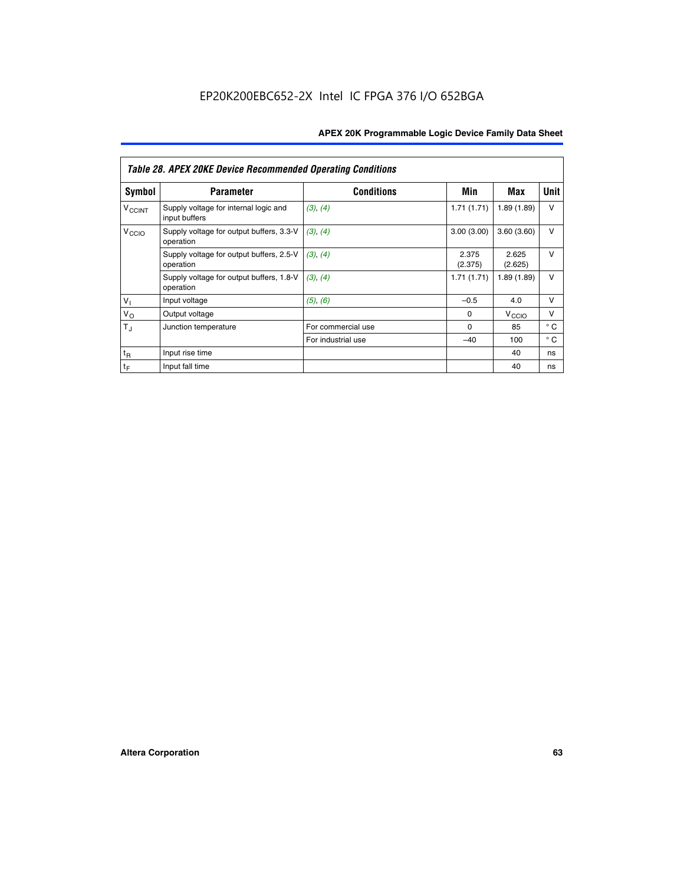EP20K200EBC652-2X Intel IC FPGA 376 I/O 652BGA

| *Table 28. APEX 20KE Device Recommended Operating Conditions* | | | | | |
|---|---|---|---|---|---|
| **Symbol** | **Parameter** | **Conditions** | **Min** | **Max** | **Unit** |
| $V_{CCINT}$ | Supply voltage for internal logic and input buffers | *(3)*, *(4)* | 1.71 (1.71) | 1.89 (1.89) | V |
| $V_{CCIO}$ | Supply voltage for output buffers, 3.3-V operation | *(3)*, *(4)* | 3.00 (3.00) | 3.60 (3.60) | V |
| | Supply voltage for output buffers, 2.5-V operation | *(3)*, *(4)* | 2.375 (2.375) | 2.625 (2.625) | V |
| | Supply voltage for output buffers, 1.8-V operation | *(3)*, *(4)* | 1.71 (1.71) | 1.89 (1.89) | V |
| $V_I$ | Input voltage | *(5)*, *(6)* | –0.5 | 4.0 | V |
| $V_O$ | Output voltage | | 0 | $V_{CCIO}$ | V |
| $T_J$ | Junction temperature | For commercial use | 0 | 85 | ° C |
| | | For industrial use | –40 | 100 | ° C |
| $t_R$ | Input rise time | | | 40 | ns |
| $t_F$ | Input fall time | | | 40 | ns |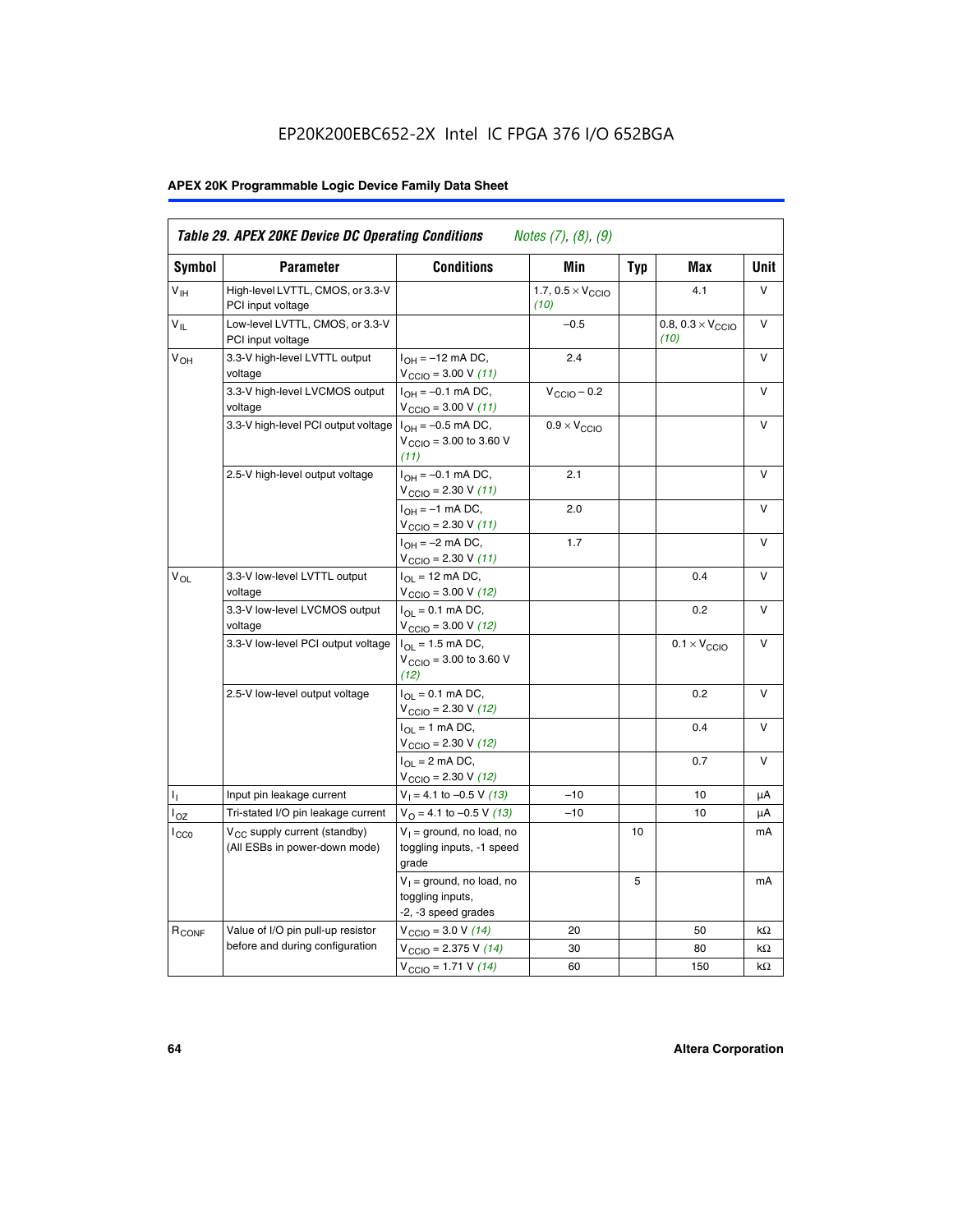EP20K200EBC652-2X Intel IC FPGA 376 I/O 652BGA

**Table 29. APEX 20KE Device DC Operating Conditions** *Notes (7), (8), (9)*

| Symbol | Parameter | Conditions | Min | Typ | Max | Unit |
|---|---|---|---|---|---|---|
| $V_{IH}$ | High-level LVTTL, CMOS, or 3.3-V PCI input voltage | | 1.7, $0.5 \times V_{CCIO}$ *(10)* | | 4.1 | V |
| $V_{IL}$ | Low-level LVTTL, CMOS, or 3.3-V PCI input voltage | | –0.5 | | 0.8, $0.3 \times V_{CCIO}$ *(10)* | V |
| $V_{OH}$ | 3.3-V high-level LVTTL output voltage | $I_{OH}$ = –12 mA DC, $V_{CCIO}$ = 3.00 V *(11)* | 2.4 | | | V |
| | 3.3-V high-level LVCMOS output voltage | $I_{OH}$ = –0.1 mA DC, $V_{CCIO}$ = 3.00 V *(11)* | $V_{CCIO}$ – 0.2 | | | V |
| | 3.3-V high-level PCI output voltage | $I_{OH}$ = –0.5 mA DC, $V_{CCIO}$ = 3.00 to 3.60 V *(11)* | $0.9 \times V_{CCIO}$ | | | V |
| | 2.5-V high-level output voltage | $I_{OH}$ = –0.1 mA DC, $V_{CCIO}$ = 2.30 V *(11)* | 2.1 | | | V |
| | | $I_{OH}$ = –1 mA DC, $V_{CCIO}$ = 2.30 V *(11)* | 2.0 | | | V |
| | | $I_{OH}$ = –2 mA DC, $V_{CCIO}$ = 2.30 V *(11)* | 1.7 | | | V |
| $V_{OL}$ | 3.3-V low-level LVTTL output voltage | $I_{OL}$ = 12 mA DC, $V_{CCIO}$ = 3.00 V *(12)* | | | 0.4 | V |
| | 3.3-V low-level LVCMOS output voltage | $I_{OL}$ = 0.1 mA DC, $V_{CCIO}$ = 3.00 V *(12)* | | | 0.2 | V |
| | 3.3-V low-level PCI output voltage | $I_{OL}$ = 1.5 mA DC, $V_{CCIO}$ = 3.00 to 3.60 V *(12)* | | | $0.1 \times V_{CCIO}$ | V |
| | 2.5-V low-level output voltage | $I_{OL}$ = 0.1 mA DC, $V_{CCIO}$ = 2.30 V *(12)* | | | 0.2 | V |
| | | $I_{OL}$ = 1 mA DC, $V_{CCIO}$ = 2.30 V *(12)* | | | 0.4 | V |
| | | $I_{OL}$ = 2 mA DC, $V_{CCIO}$ = 2.30 V *(12)* | | | 0.7 | V |
| $I_I$ | Input pin leakage current | $V_I$ = 4.1 to –0.5 V *(13)* | –10 | | 10 | µA |
| $I_{OZ}$ | Tri-stated I/O pin leakage current | $V_O$ = 4.1 to –0.5 V *(13)* | –10 | | 10 | µA |
| $I_{CC0}$ | $V_{CC}$ supply current (standby) (All ESBs in power-down mode) | $V_I$ = ground, no load, no toggling inputs, -1 speed grade | | 10 | | mA |
| | | $V_I$ = ground, no load, no toggling inputs, -2, -3 speed grades | | 5 | | mA |
| $R_{CONF}$ | Value of I/O pin pull-up resistor before and during configuration | $V_{CCIO}$ = 3.0 V *(14)* | 20 | | 50 | kΩ |
| | | $V_{CCIO}$ = 2.375 V *(14)* | 30 | | 80 | kΩ |
| | | $V_{CCIO}$ = 1.71 V *(14)* | 60 | | 150 | kΩ |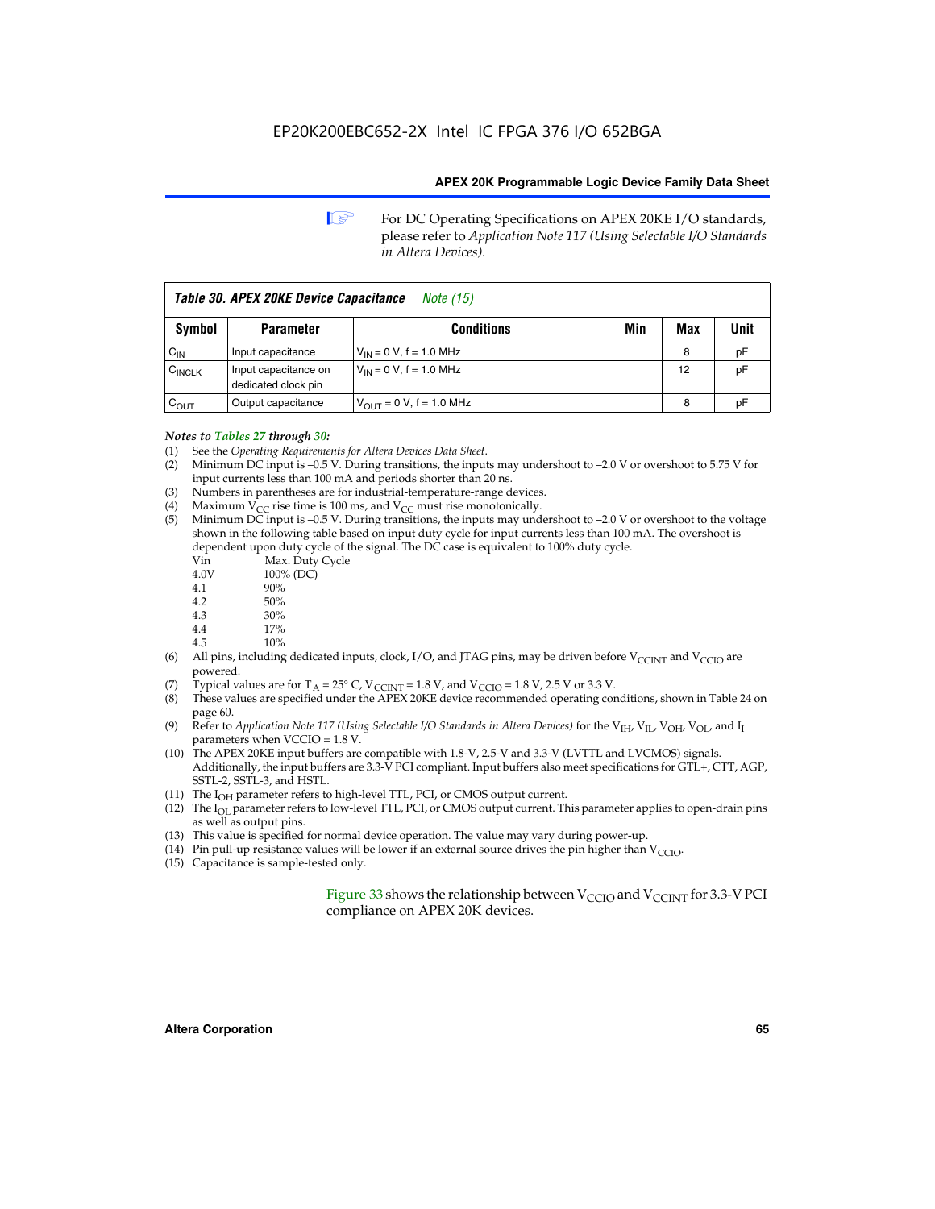For DC Operating Specifications on APEX 20KE I/O standards, please refer to *Application Note 117 (Using Selectable I/O Standards in Altera Devices).*

| *Table 30. APEX 20KE Device Capacitance* *Note (15)* | | | | | |
|---|---|---|---|---|---|
| **Symbol** | **Parameter** | **Conditions** | **Min** | **Max** | **Unit** |
| $C_{IN}$ | Input capacitance | $V_{IN}$ = 0 V, f = 1.0 MHz | | 8 | pF |
| $C_{INCLK}$ | Input capacitance on dedicated clock pin | $V_{IN}$ = 0 V, f = 1.0 MHz | | 12 | pF |
| $C_{OUT}$ | Output capacitance | $V_{OUT}$ = 0 V, f = 1.0 MHz | | 8 | pF |

*Notes to Tables 27 through 30:*

(1) See the *Operating Requirements for Altera Devices Data Sheet*.

(2) Minimum DC input is –0.5 V. During transitions, the inputs may undershoot to –2.0 V or overshoot to 5.75 V for input currents less than 100 mA and periods shorter than 20 ns.

(3) Numbers in parentheses are for industrial-temperature-range devices.

(4) Maximum $V_{CC}$ rise time is 100 ms, and $V_{CC}$ must rise monotonically.

(5) Minimum DC input is –0.5 V. During transitions, the inputs may undershoot to –2.0 V or overshoot to the voltage shown in the following table based on input duty cycle for input currents less than 100 mA. The overshoot is dependent upon duty cycle of the signal. The DC case is equivalent to 100% duty cycle.

| Vin | Max. Duty Cycle |
|---|---|
| 4.0V | 100% (DC) |
| 4.1 | 90% |
| 4.2 | 50% |
| 4.3 | 30% |
| 4.4 | 17% |
| 4.5 | 10% |

(6) All pins, including dedicated inputs, clock, I/O, and JTAG pins, may be driven before $V_{CCINT}$ and $V_{CCIO}$ are powered.

(7) Typical values are for $T_A$ = 25° C, $V_{CCINT}$ = 1.8 V, and $V_{CCIO}$ = 1.8 V, 2.5 V or 3.3 V.

(8) These values are specified under the APEX 20KE device recommended operating conditions, shown in Table 24 on page 60.

(9) Refer to *Application Note 117 (Using Selectable I/O Standards in Altera Devices)* for the $V_{IH}$, $V_{IL}$, $V_{OH}$, $V_{OL}$, and $I_I$ parameters when VCCIO = 1.8 V.

(10) The APEX 20KE input buffers are compatible with 1.8-V, 2.5-V and 3.3-V (LVTTL and LVCMOS) signals. Additionally, the input buffers are 3.3-V PCI compliant. Input buffers also meet specifications for GTL+, CTT, AGP, SSTL-2, SSTL-3, and HSTL.

(11) The $I_{OH}$ parameter refers to high-level TTL, PCI, or CMOS output current.

(12) The $I_{OL}$ parameter refers to low-level TTL, PCI, or CMOS output current. This parameter applies to open-drain pins as well as output pins.

(13) This value is specified for normal device operation. The value may vary during power-up.

(14) Pin pull-up resistance values will be lower if an external source drives the pin higher than $V_{CCIO}$.

(15) Capacitance is sample-tested only.

Figure 33 shows the relationship between $V_{CCIO}$ and $V_{CCINT}$ for 3.3-V PCI compliance on APEX 20K devices.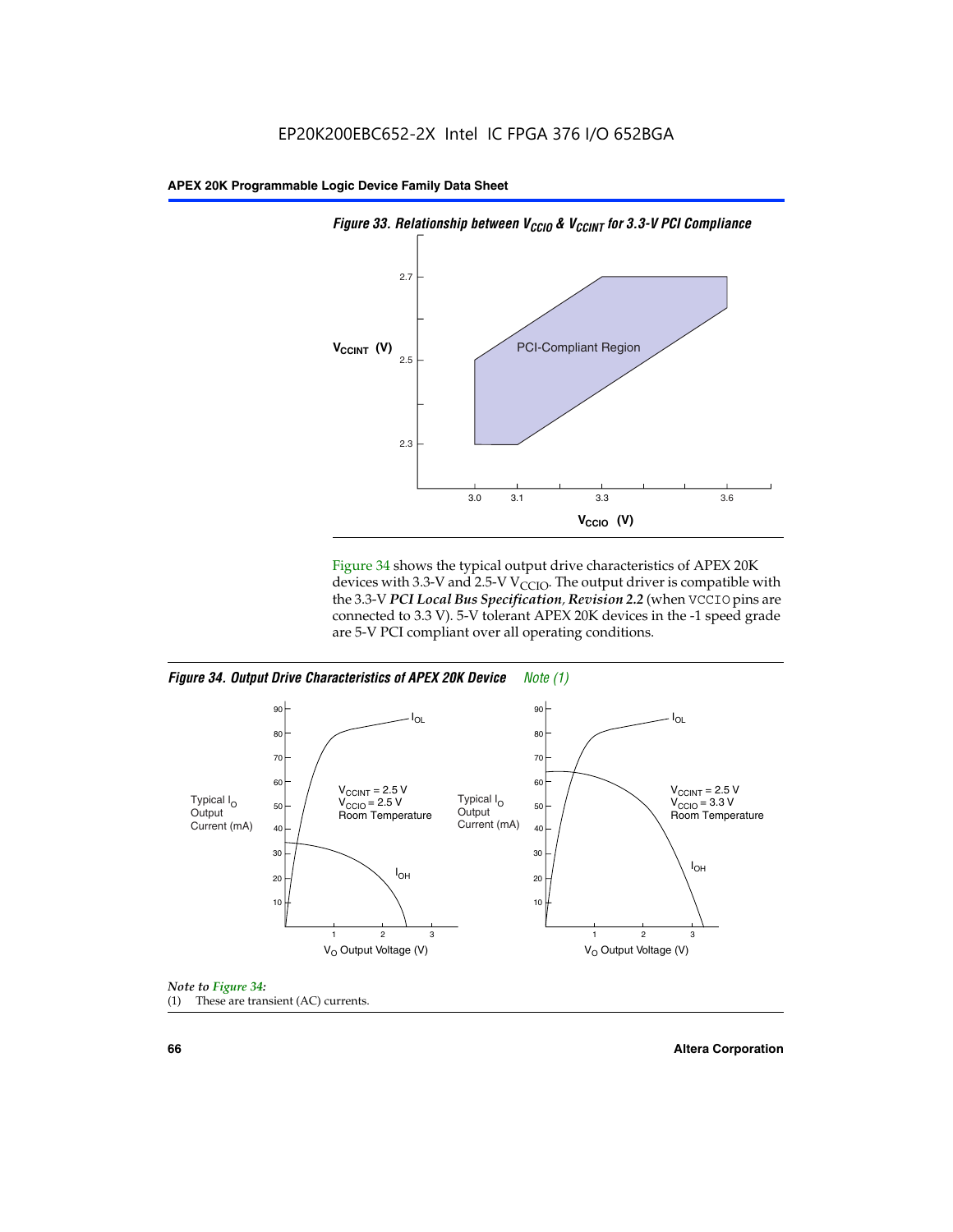*Figure 33. Relationship between $V_{CCIO}$ & $V_{CCINT}$ for 3.3-V PCI Compliance*

Figure 34 shows the typical output drive characteristics of APEX 20K devices with 3.3-V and 2.5-V $V_{CCIO}$. The output driver is compatible with the 3.3-V ***PCI Local Bus Specification, Revision 2.2*** (when VCCIO pins are connected to 3.3 V). 5-V tolerant APEX 20K devices in the -1 speed grade are 5-V PCI compliant over all operating conditions.

*Figure 34. Output Drive Characteristics of APEX 20K Device* *Note (1)*

*Note to Figure 34:*

(1) These are transient (AC) currents.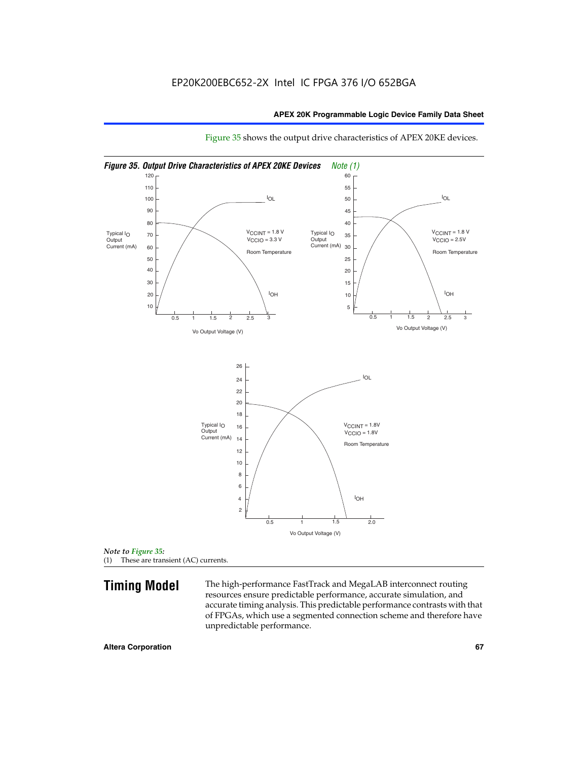Figure 35 shows the output drive characteristics of APEX 20KE devices.

*Figure 35. Output Drive Characteristics of APEX 20KE Devices* *Note (1)*

*Note to Figure 35:*
(1) These are transient (AC) currents.

## Timing Model

The high-performance FastTrack and MegaLAB interconnect routing resources ensure predictable performance, accurate simulation, and accurate timing analysis. This predictable performance contrasts with that of FPGAs, which use a segmented connection scheme and therefore have unpredictable performance.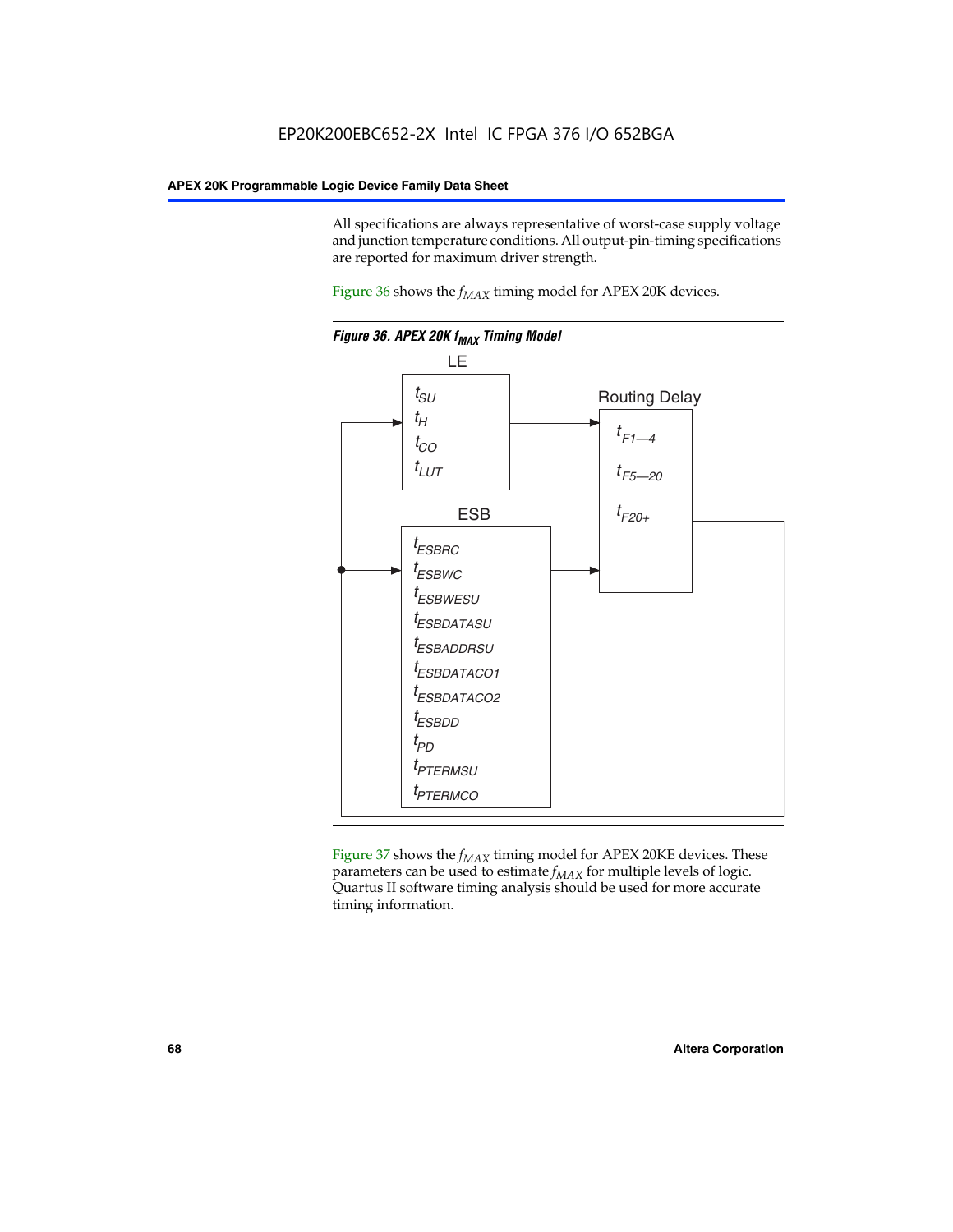All specifications are always representative of worst-case supply voltage and junction temperature conditions. All output-pin-timing specifications are reported for maximum driver strength.

Figure 36 shows the $f_{MAX}$ timing model for APEX 20K devices.

*Figure 36. APEX 20K $f_{MAX}$ Timing Model*

LE

$t_{SU}$

$t_{H}$

$t_{CO}$

$t_{LUT}$

Routing Delay

$t_{F1—4}$

$t_{F5—20}$

$t_{F20+}$

ESB

$t_{ESBRC}$

$t_{ESBWC}$

$t_{ESBWESU}$

$t_{ESBDATASU}$

$t_{ESBADDRSU}$

$t_{ESBDATACO1}$

$t_{ESBDATACO2}$

$t_{ESBDD}$

$t_{PD}$

$t_{PTERMSU}$

$t_{PTERMCO}$

Figure 37 shows the $f_{MAX}$ timing model for APEX 20KE devices. These parameters can be used to estimate $f_{MAX}$ for multiple levels of logic. Quartus II software timing analysis should be used for more accurate timing information.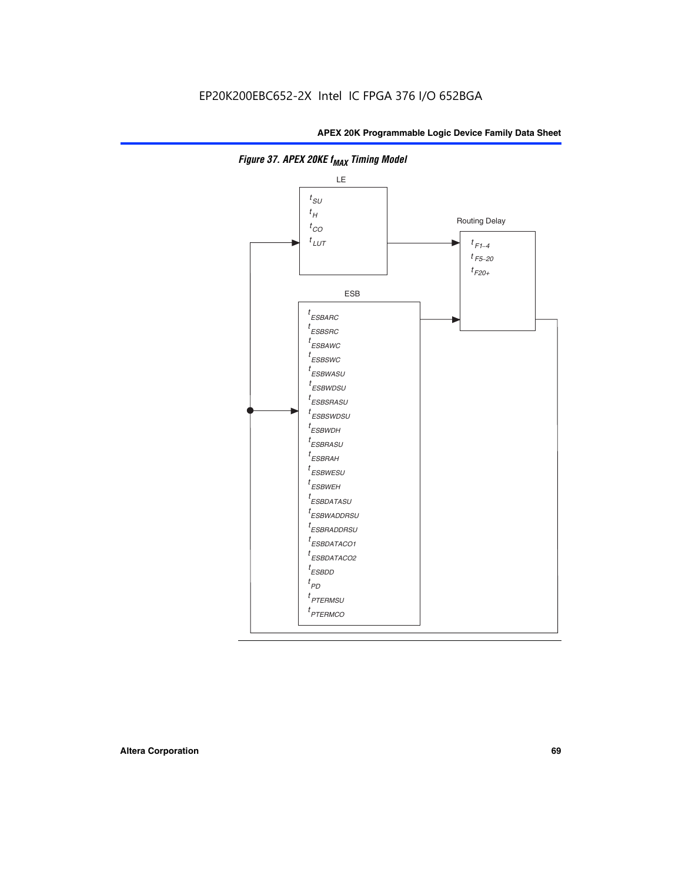EP20K200EBC652-2X Intel IC FPGA 376 I/O 652BGA

Figure 37. APEX 20KE $f_{MAX}$ Timing Model

LE

$t_{SU}$
$t_H$
$t_{CO}$
$t_{LUT}$

Routing Delay

$t_{F1-4}$
$t_{F5-20}$
$t_{F20+}$

ESB

$t_{ESBARC}$
$t_{ESBSRC}$
$t_{ESBAWC}$
$t_{ESBSWC}$
$t_{ESBWASU}$
$t_{ESBWDSU}$
$t_{ESBSRASU}$
$t_{ESBSWDSU}$
$t_{ESBWDH}$
$t_{ESBRASU}$
$t_{ESBRAH}$
$t_{ESBWESU}$
$t_{ESBWEH}$
$t_{ESBDATASU}$
$t_{ESBWADDRSU}$
$t_{ESBRADDRSU}$
$t_{ESBDATACO1}$
$t_{ESBDATACO2}$
$t_{ESBDD}$
$t_{PD}$
$t_{PTERMSU}$
$t_{PTERMCO}$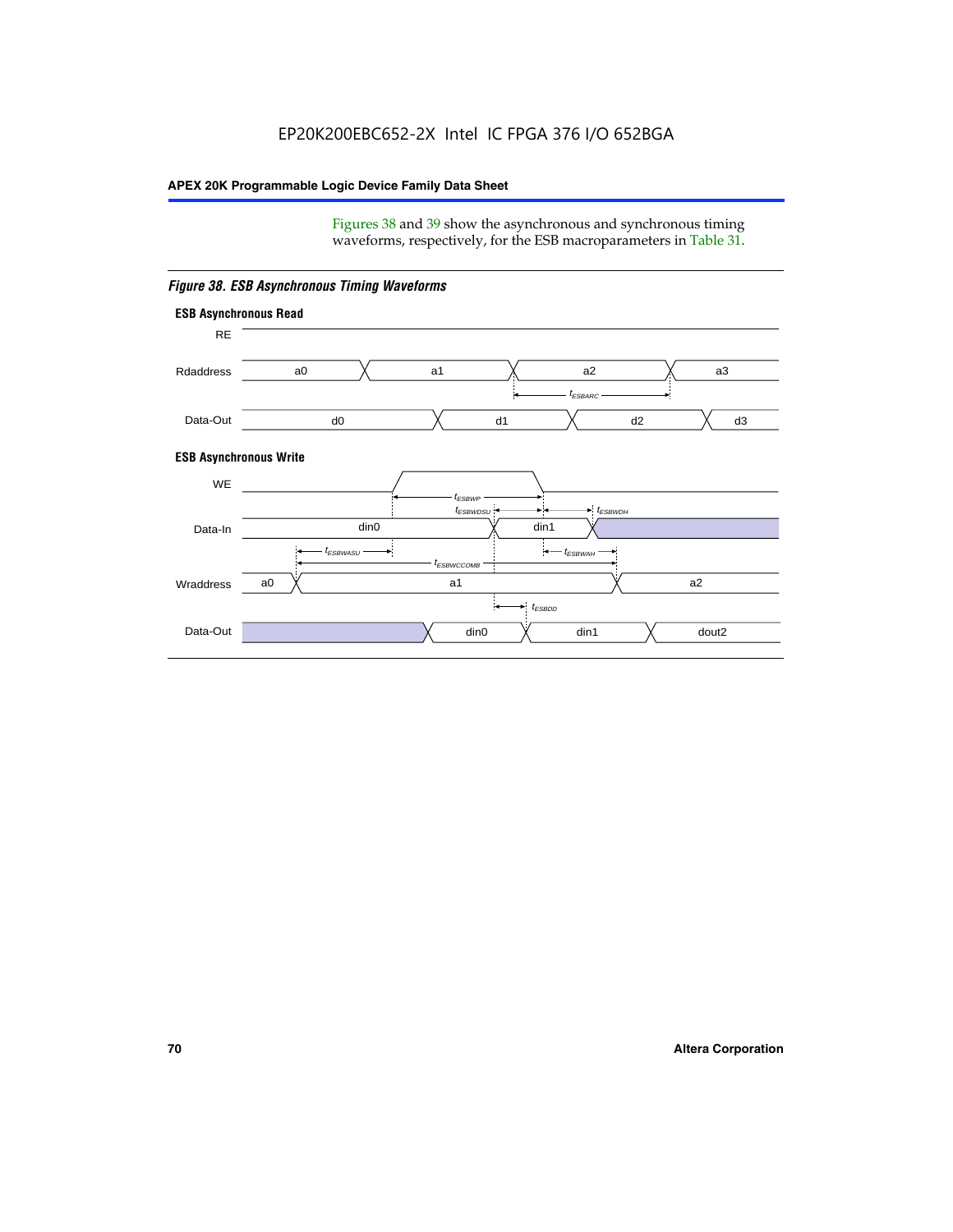Figures 38 and 39 show the asynchronous and synchronous timing waveforms, respectively, for the ESB macroparameters in Table 31.

*Figure 38. ESB Asynchronous Timing Waveforms*

**ESB Asynchronous Read**

RE

Rdaddress: a0, a1, a2, a3

$t_{ESBARC}$

Data-Out: d0, d1, d2, d3

**ESB Asynchronous Write**

WE

$t_{ESBWP}$

$t_{ESBWDSU}$ $t_{ESBWDH}$

Data-In: din0, din1

$t_{ESBWASU}$ $t_{ESBWAH}$

$t_{ESBWCCOMB}$

Wraddress: a0, a1, a2

$t_{ESBDD}$

Data-Out: din0, din1, dout2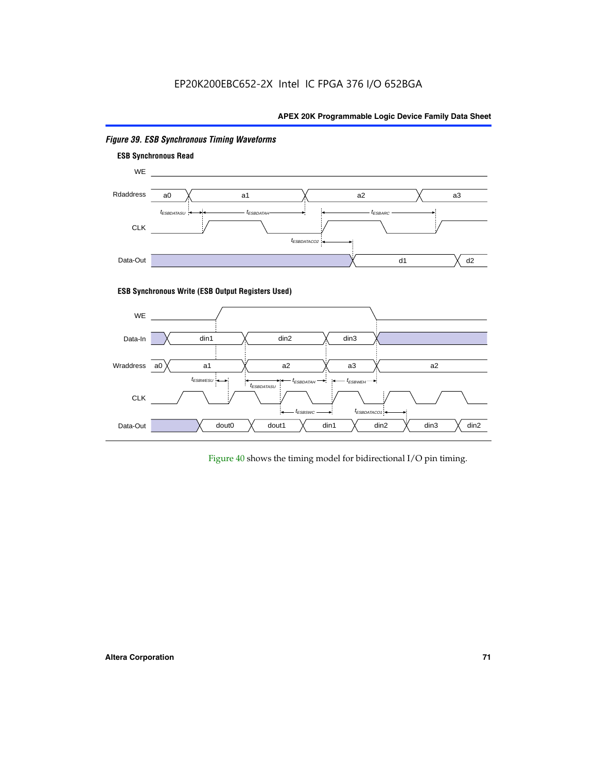*Figure 39. ESB Synchronous Timing Waveforms*

**ESB Synchronous Read**

WE

Rdaddress a0 a1 a2 a3

$t_{ESBDATASU}$ $t_{ESBDATAH}$ $t_{ESBARC}$

CLK

$t_{ESBDATACO2}$

Data-Out d1 d2

**ESB Synchronous Write (ESB Output Registers Used)**

WE

Data-In din1 din2 din3

Wraddress a0 a1 a2 a3 a2

$t_{ESBWESU}$ $t_{ESBDATASU}$ $t_{ESBDATAH}$ $t_{ESBWEH}$

CLK

$t_{ESBSWC}$ $t_{ESBDATACO1}$

Data-Out dout0 dout1 din1 din2 din3 din2

Figure 40 shows the timing model for bidirectional I/O pin timing.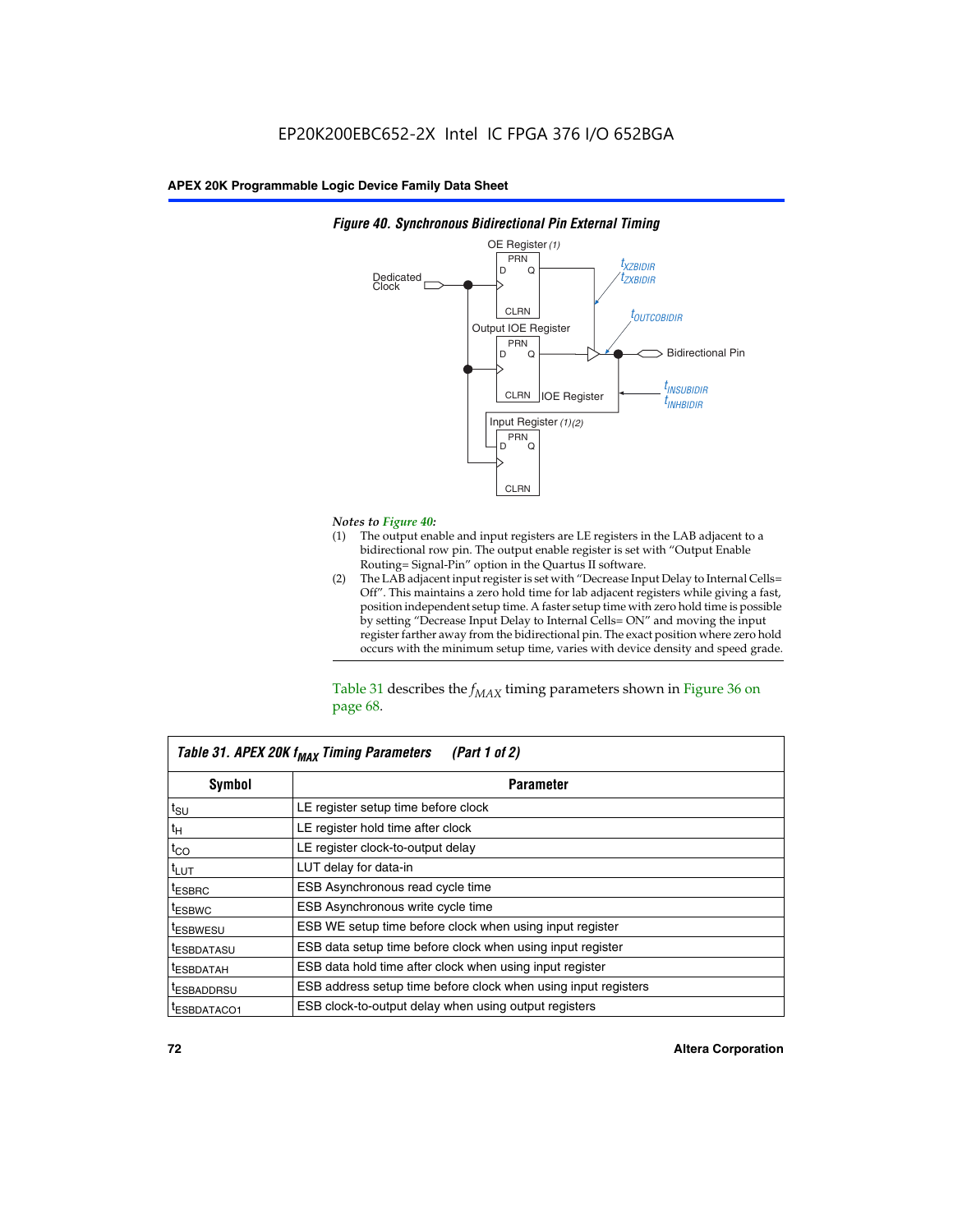*Figure 40. Synchronous Bidirectional Pin External Timing*

*Notes to Figure 40:*

(1) The output enable and input registers are LE registers in the LAB adjacent to a bidirectional row pin. The output enable register is set with "Output Enable Routing= Signal-Pin" option in the Quartus II software.

(2) The LAB adjacent input register is set with "Decrease Input Delay to Internal Cells= Off". This maintains a zero hold time for lab adjacent registers while giving a fast, position independent setup time. A faster setup time with zero hold time is possible by setting "Decrease Input Delay to Internal Cells= ON" and moving the input register farther away from the bidirectional pin. The exact position where zero hold occurs with the minimum setup time, varies with device density and speed grade.

Table 31 describes the $f_{MAX}$ timing parameters shown in Figure 36 on page 68.

*Table 31. APEX 20K $f_{MAX}$ Timing Parameters (Part 1 of 2)*

| Symbol | Parameter |
|---|---|
| $t_{SU}$ | LE register setup time before clock |
| $t_{H}$ | LE register hold time after clock |
| $t_{CO}$ | LE register clock-to-output delay |
| $t_{LUT}$ | LUT delay for data-in |
| $t_{ESBRC}$ | ESB Asynchronous read cycle time |
| $t_{ESBWC}$ | ESB Asynchronous write cycle time |
| $t_{ESBWESU}$ | ESB WE setup time before clock when using input register |
| $t_{ESBDATASU}$ | ESB data setup time before clock when using input register |
| $t_{ESBDATAH}$ | ESB data hold time after clock when using input register |
| $t_{ESBADDRSU}$ | ESB address setup time before clock when using input registers |
| $t_{ESBDATACO1}$ | ESB clock-to-output delay when using output registers |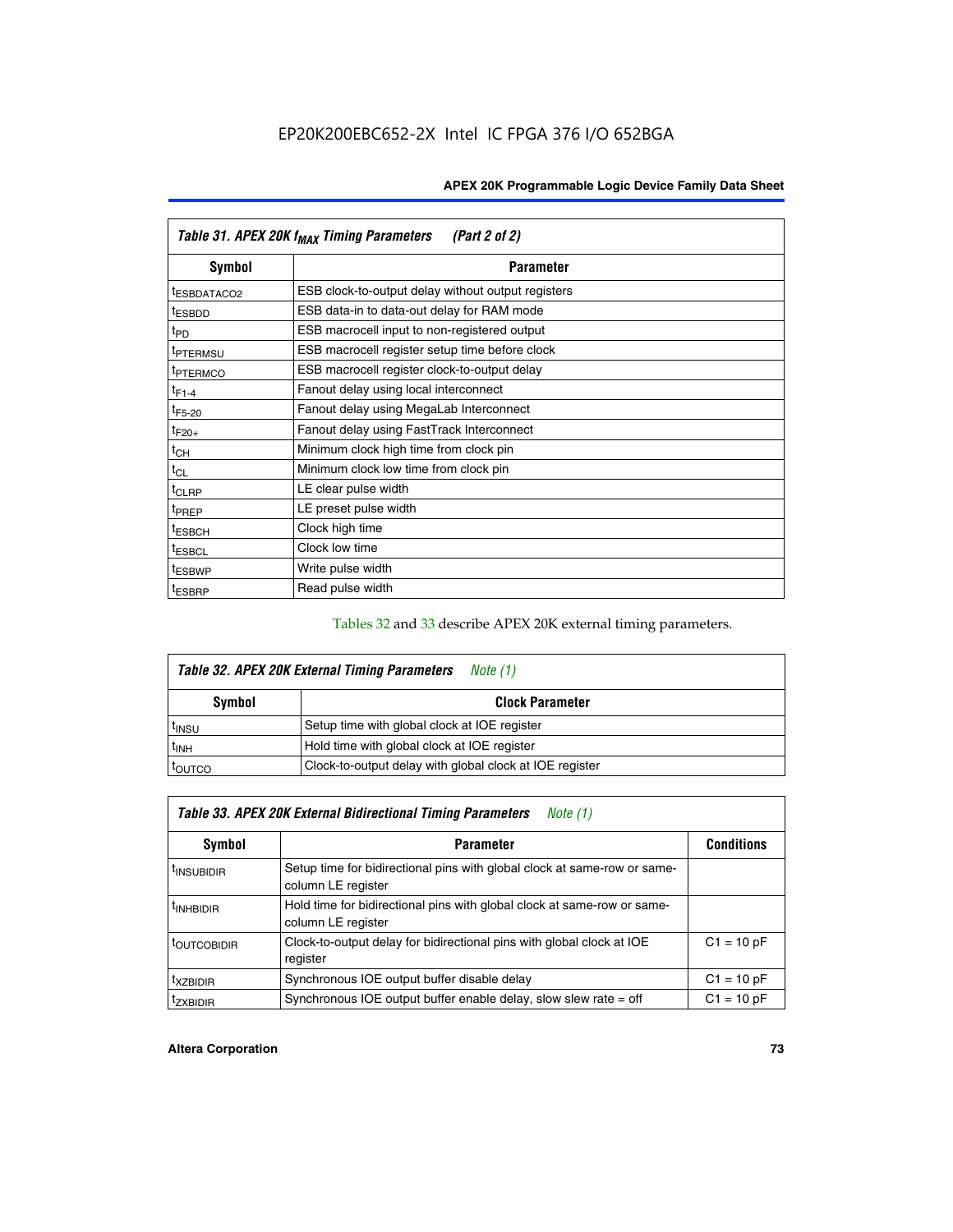| Table 31. APEX 20K $f_{MAX}$ Timing Parameters (Part 2 of 2) | |
|---|---|
| **Symbol** | **Parameter** |
| $t_{ESBDATACO2}$ | ESB clock-to-output delay without output registers |
| $t_{ESBDD}$ | ESB data-in to data-out delay for RAM mode |
| $t_{PD}$ | ESB macrocell input to non-registered output |
| $t_{PTERMSU}$ | ESB macrocell register setup time before clock |
| $t_{PTERMCO}$ | ESB macrocell register clock-to-output delay |
| $t_{F1-4}$ | Fanout delay using local interconnect |
| $t_{F5-20}$ | Fanout delay using MegaLab Interconnect |
| $t_{F20+}$ | Fanout delay using FastTrack Interconnect |
| $t_{CH}$ | Minimum clock high time from clock pin |
| $t_{CL}$ | Minimum clock low time from clock pin |
| $t_{CLRP}$ | LE clear pulse width |
| $t_{PREP}$ | LE preset pulse width |
| $t_{ESBCH}$ | Clock high time |
| $t_{ESBCL}$ | Clock low time |
| $t_{ESBWP}$ | Write pulse width |
| $t_{ESBRP}$ | Read pulse width |

Tables 32 and 33 describe APEX 20K external timing parameters.

| Table 32. APEX 20K External Timing Parameters *Note (1)* | |
|---|---|
| **Symbol** | **Clock Parameter** |
| $t_{INSU}$ | Setup time with global clock at IOE register |
| $t_{INH}$ | Hold time with global clock at IOE register |
| $t_{OUTCO}$ | Clock-to-output delay with global clock at IOE register |

| Table 33. APEX 20K External Bidirectional Timing Parameters *Note (1)* | | |
|---|---|---|
| **Symbol** | **Parameter** | **Conditions** |
| $t_{INSUBIDIR}$ | Setup time for bidirectional pins with global clock at same-row or same-column LE register | |
| $t_{INHBIDIR}$ | Hold time for bidirectional pins with global clock at same-row or same-column LE register | |
| $t_{OUTCOBIDIR}$ | Clock-to-output delay for bidirectional pins with global clock at IOE register | C1 = 10 pF |
| $t_{XZBIDIR}$ | Synchronous IOE output buffer disable delay | C1 = 10 pF |
| $t_{ZXBIDIR}$ | Synchronous IOE output buffer enable delay, slow slew rate = off | C1 = 10 pF |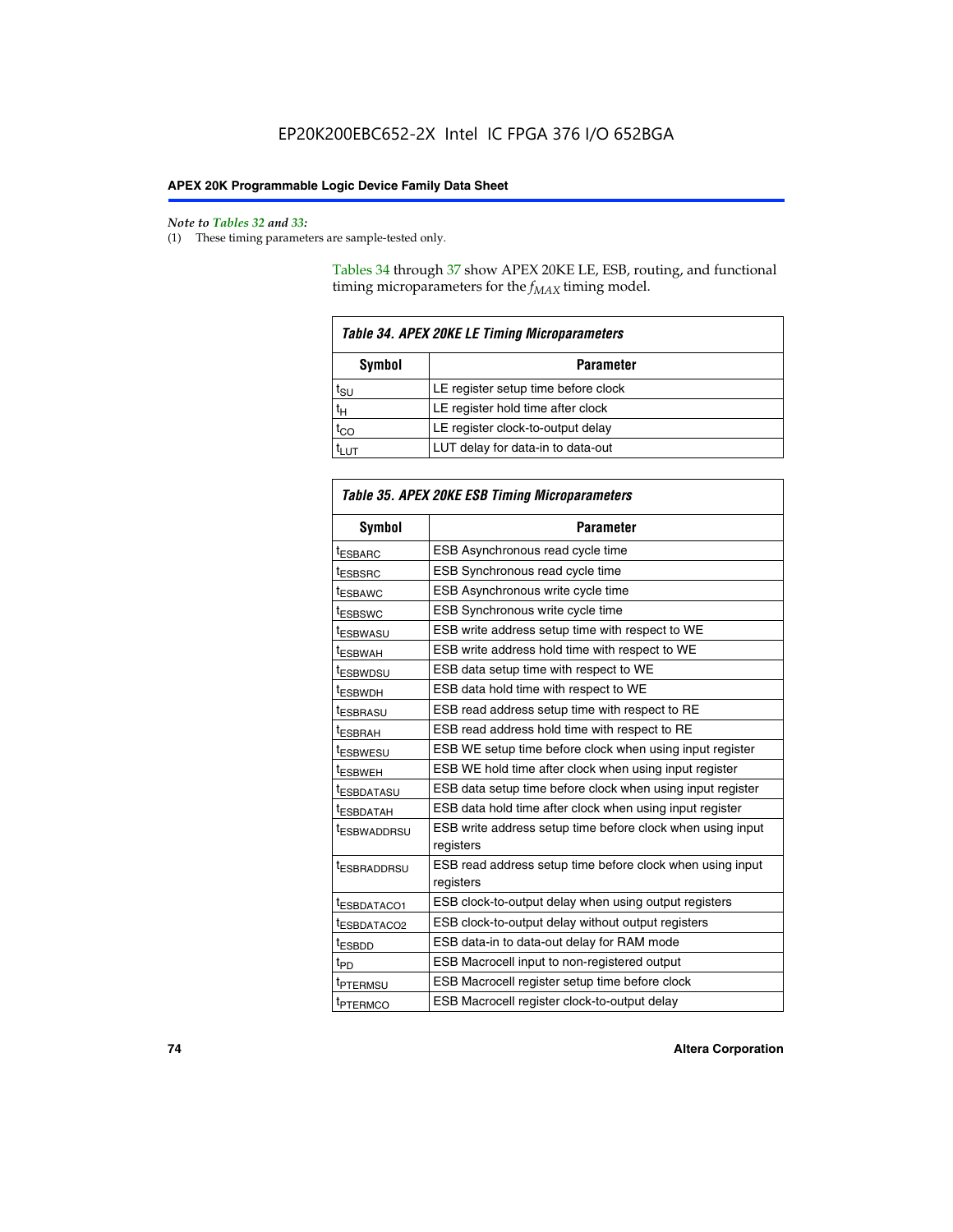*Note to Tables 32 and 33:*

(1) These timing parameters are sample-tested only.

Tables 34 through 37 show APEX 20KE LE, ESB, routing, and functional timing microparameters for the $f_{MAX}$ timing model.

| *Table 34. APEX 20KE LE Timing Microparameters* | |
|---|---|
| **Symbol** | **Parameter** |
| $t_{SU}$ | LE register setup time before clock |
| $t_{H}$ | LE register hold time after clock |
| $t_{CO}$ | LE register clock-to-output delay |
| $t_{LUT}$ | LUT delay for data-in to data-out |

| *Table 35. APEX 20KE ESB Timing Microparameters* | |
|---|---|
| **Symbol** | **Parameter** |
| $t_{ESBARC}$ | ESB Asynchronous read cycle time |
| $t_{ESBSRC}$ | ESB Synchronous read cycle time |
| $t_{ESBAWC}$ | ESB Asynchronous write cycle time |
| $t_{ESBSWC}$ | ESB Synchronous write cycle time |
| $t_{ESBWASU}$ | ESB write address setup time with respect to WE |
| $t_{ESBWAH}$ | ESB write address hold time with respect to WE |
| $t_{ESBWDSU}$ | ESB data setup time with respect to WE |
| $t_{ESBWDH}$ | ESB data hold time with respect to WE |
| $t_{ESBRASU}$ | ESB read address setup time with respect to RE |
| $t_{ESBRAH}$ | ESB read address hold time with respect to RE |
| $t_{ESBWESU}$ | ESB WE setup time before clock when using input register |
| $t_{ESBWEH}$ | ESB WE hold time after clock when using input register |
| $t_{ESBDATASU}$ | ESB data setup time before clock when using input register |
| $t_{ESBDATAH}$ | ESB data hold time after clock when using input register |
| $t_{ESBWADDRSU}$ | ESB write address setup time before clock when using input registers |
| $t_{ESBRADDRSU}$ | ESB read address setup time before clock when using input registers |
| $t_{ESBDATACO1}$ | ESB clock-to-output delay when using output registers |
| $t_{ESBDATACO2}$ | ESB clock-to-output delay without output registers |
| $t_{ESBDD}$ | ESB data-in to data-out delay for RAM mode |
| $t_{PD}$ | ESB Macrocell input to non-registered output |
| $t_{PTERMSU}$ | ESB Macrocell register setup time before clock |
| $t_{PTERMCO}$ | ESB Macrocell register clock-to-output delay |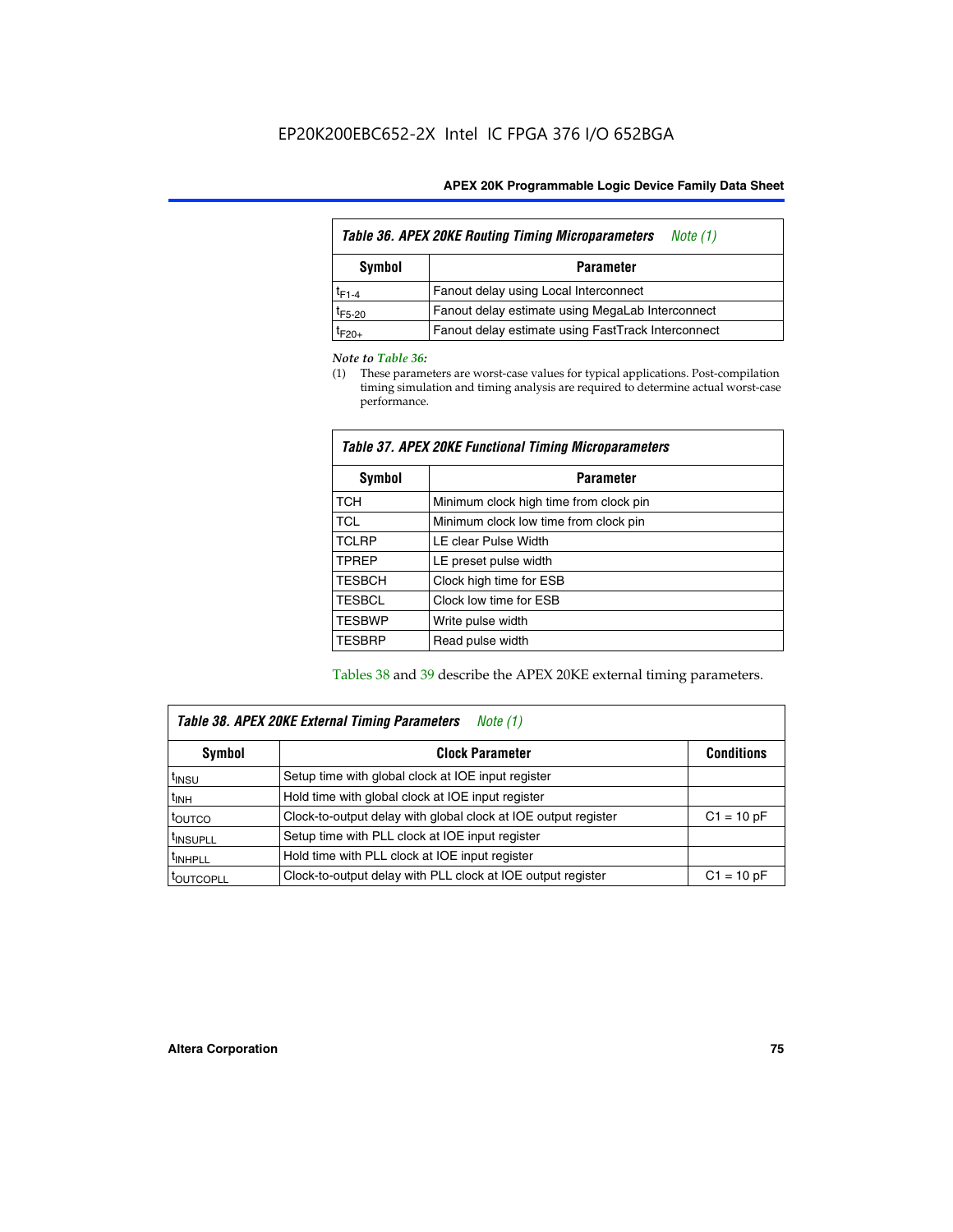*Table 36. APEX 20KE Routing Timing Microparameters Note (1)*

| Symbol | Parameter |
|---|---|
| $t_{F1-4}$ | Fanout delay using Local Interconnect |
| $t_{F5-20}$ | Fanout delay estimate using MegaLab Interconnect |
| $t_{F20+}$ | Fanout delay estimate using FastTrack Interconnect |

*Note to Table 36:*

(1) These parameters are worst-case values for typical applications. Post-compilation timing simulation and timing analysis are required to determine actual worst-case performance.

*Table 37. APEX 20KE Functional Timing Microparameters*

| Symbol | Parameter |
|---|---|
| TCH | Minimum clock high time from clock pin |
| TCL | Minimum clock low time from clock pin |
| TCLRP | LE clear Pulse Width |
| TPREP | LE preset pulse width |
| TESBCH | Clock high time for ESB |
| TESBCL | Clock low time for ESB |
| TESBWP | Write pulse width |
| TESBRP | Read pulse width |

Tables 38 and 39 describe the APEX 20KE external timing parameters.

*Table 38. APEX 20KE External Timing Parameters Note (1)*

| Symbol | Clock Parameter | Conditions |
|---|---|---|
| $t_{INSU}$ | Setup time with global clock at IOE input register | |
| $t_{INH}$ | Hold time with global clock at IOE input register | |
| $t_{OUTCO}$ | Clock-to-output delay with global clock at IOE output register | C1 = 10 pF |
| $t_{INSUPLL}$ | Setup time with PLL clock at IOE input register | |
| $t_{INHPLL}$ | Hold time with PLL clock at IOE input register | |
| $t_{OUTCOPLL}$ | Clock-to-output delay with PLL clock at IOE output register | C1 = 10 pF |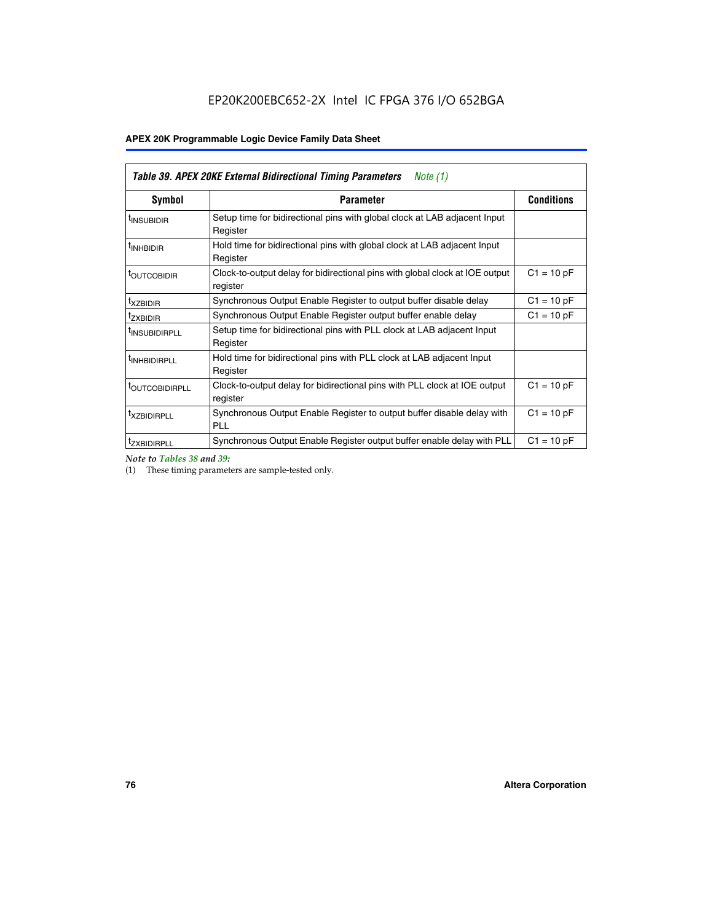EP20K200EBC652-2X Intel IC FPGA 376 I/O 652BGA

| *Table 39. APEX 20KE External Bidirectional Timing Parameters* *Note (1)* | | |
|---|---|---|
| **Symbol** | **Parameter** | **Conditions** |
| $t_{INSUBIDIR}$ | Setup time for bidirectional pins with global clock at LAB adjacent Input Register | |
| $t_{INHBIDIR}$ | Hold time for bidirectional pins with global clock at LAB adjacent Input Register | |
| $t_{OUTCOBIDIR}$ | Clock-to-output delay for bidirectional pins with global clock at IOE output register | C1 = 10 pF |
| $t_{XZBIDIR}$ | Synchronous Output Enable Register to output buffer disable delay | C1 = 10 pF |
| $t_{ZXBIDIR}$ | Synchronous Output Enable Register output buffer enable delay | C1 = 10 pF |
| $t_{INSUBIDIRPLL}$ | Setup time for bidirectional pins with PLL clock at LAB adjacent Input Register | |
| $t_{INHBIDIRPLL}$ | Hold time for bidirectional pins with PLL clock at LAB adjacent Input Register | |
| $t_{OUTCOBIDIRPLL}$ | Clock-to-output delay for bidirectional pins with PLL clock at IOE output register | C1 = 10 pF |
| $t_{XZBIDIRPLL}$ | Synchronous Output Enable Register to output buffer disable delay with PLL | C1 = 10 pF |
| $t_{ZXBIDIRPLL}$ | Synchronous Output Enable Register output buffer enable delay with PLL | C1 = 10 pF |

*Note to Tables 38 and 39:*

(1) These timing parameters are sample-tested only.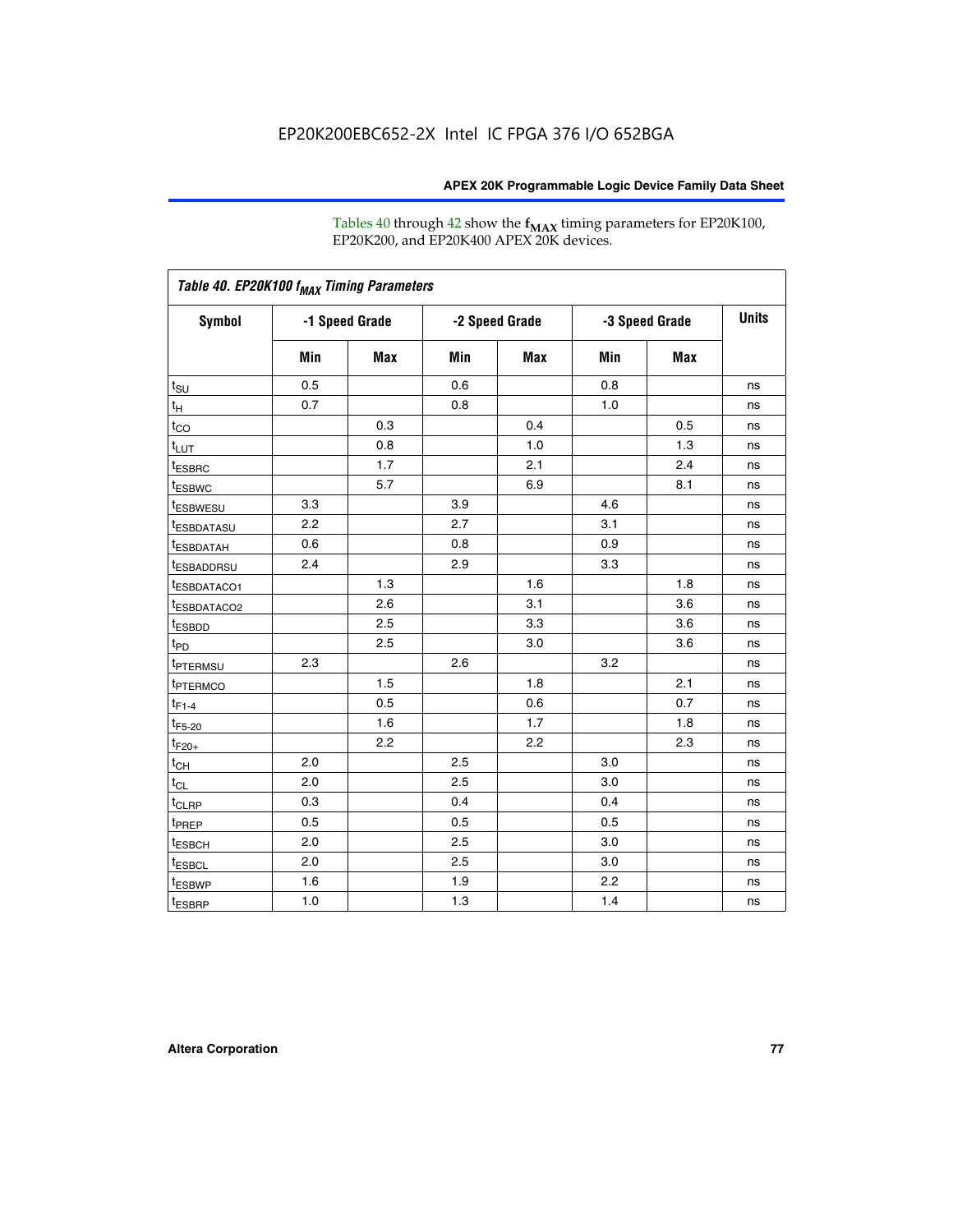Tables 40 through 42 show the $f_{MAX}$ timing parameters for EP20K100, EP20K200, and EP20K400 APEX 20K devices.

**Table 40. EP20K100 $f_{MAX}$ Timing Parameters**

| Symbol | -1 Speed Grade | | -2 Speed Grade | | -3 Speed Grade | | Units |
|---|---|---|---|---|---|---|---|
| | Min | Max | Min | Max | Min | Max | |
| $t_{SU}$ | 0.5 | | 0.6 | | 0.8 | | ns |
| $t_H$ | 0.7 | | 0.8 | | 1.0 | | ns |
| $t_{CO}$ | | 0.3 | | 0.4 | | 0.5 | ns |
| $t_{LUT}$ | | 0.8 | | 1.0 | | 1.3 | ns |
| $t_{ESBRC}$ | | 1.7 | | 2.1 | | 2.4 | ns |
| $t_{ESBWC}$ | | 5.7 | | 6.9 | | 8.1 | ns |
| $t_{ESBWESU}$ | 3.3 | | 3.9 | | 4.6 | | ns |
| $t_{ESBDATASU}$ | 2.2 | | 2.7 | | 3.1 | | ns |
| $t_{ESBDATAH}$ | 0.6 | | 0.8 | | 0.9 | | ns |
| $t_{ESBADDRSU}$ | 2.4 | | 2.9 | | 3.3 | | ns |
| $t_{ESBDATACO1}$ | | 1.3 | | 1.6 | | 1.8 | ns |
| $t_{ESBDATACO2}$ | | 2.6 | | 3.1 | | 3.6 | ns |
| $t_{ESBDD}$ | | 2.5 | | 3.3 | | 3.6 | ns |
| $t_{PD}$ | | 2.5 | | 3.0 | | 3.6 | ns |
| $t_{PTERMSU}$ | 2.3 | | 2.6 | | 3.2 | | ns |
| $t_{PTERMCO}$ | | 1.5 | | 1.8 | | 2.1 | ns |
| $t_{F1-4}$ | | 0.5 | | 0.6 | | 0.7 | ns |
| $t_{F5-20}$ | | 1.6 | | 1.7 | | 1.8 | ns |
| $t_{F20+}$ | | 2.2 | | 2.2 | | 2.3 | ns |
| $t_{CH}$ | 2.0 | | 2.5 | | 3.0 | | ns |
| $t_{CL}$ | 2.0 | | 2.5 | | 3.0 | | ns |
| $t_{CLRP}$ | 0.3 | | 0.4 | | 0.4 | | ns |
| $t_{PREP}$ | 0.5 | | 0.5 | | 0.5 | | ns |
| $t_{ESBCH}$ | 2.0 | | 2.5 | | 3.0 | | ns |
| $t_{ESBCL}$ | 2.0 | | 2.5 | | 3.0 | | ns |
| $t_{ESBWP}$ | 1.6 | | 1.9 | | 2.2 | | ns |
| $t_{ESBRP}$ | 1.0 | | 1.3 | | 1.4 | | ns |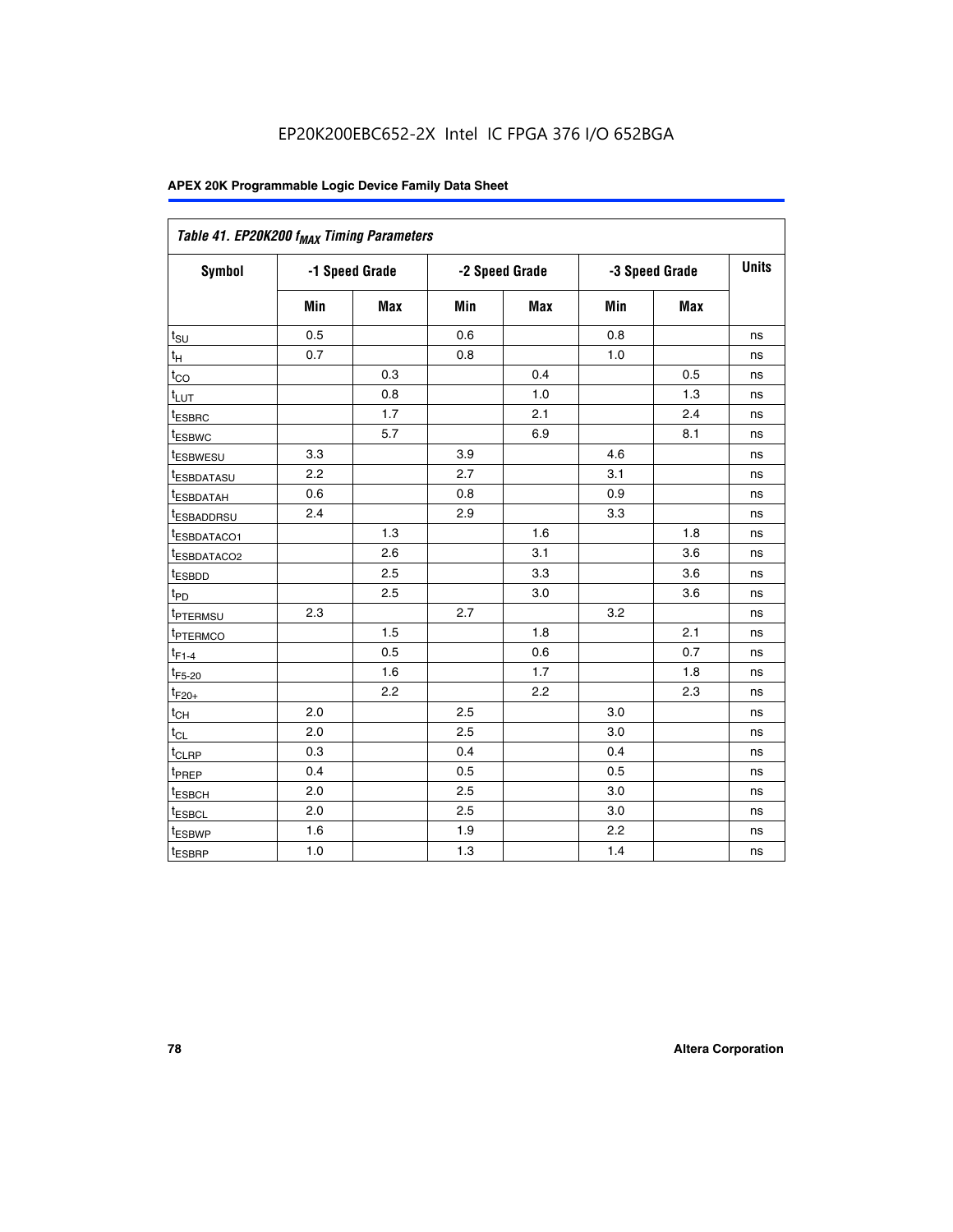EP20K200EBC652-2X Intel IC FPGA 376 I/O 652BGA

| Table 41. EP20K200 $f_{MAX}$ Timing Parameters | | | | | | | |
|---|---|---|---|---|---|---|---|
| Symbol | -1 Speed Grade | | -2 Speed Grade | | -3 Speed Grade | | Units |
| | Min | Max | Min | Max | Min | Max | |
| $t_{SU}$ | 0.5 | | 0.6 | | 0.8 | | ns |
| $t_H$ | 0.7 | | 0.8 | | 1.0 | | ns |
| $t_{CO}$ | | 0.3 | | 0.4 | | 0.5 | ns |
| $t_{LUT}$ | | 0.8 | | 1.0 | | 1.3 | ns |
| $t_{ESBRC}$ | | 1.7 | | 2.1 | | 2.4 | ns |
| $t_{ESBWC}$ | | 5.7 | | 6.9 | | 8.1 | ns |
| $t_{ESBWESU}$ | 3.3 | | 3.9 | | 4.6 | | ns |
| $t_{ESBDATASU}$ | 2.2 | | 2.7 | | 3.1 | | ns |
| $t_{ESBDATAH}$ | 0.6 | | 0.8 | | 0.9 | | ns |
| $t_{ESBADDRSU}$ | 2.4 | | 2.9 | | 3.3 | | ns |
| $t_{ESBDATACO1}$ | | 1.3 | | 1.6 | | 1.8 | ns |
| $t_{ESBDATACO2}$ | | 2.6 | | 3.1 | | 3.6 | ns |
| $t_{ESBDD}$ | | 2.5 | | 3.3 | | 3.6 | ns |
| $t_{PD}$ | | 2.5 | | 3.0 | | 3.6 | ns |
| $t_{PTERMSU}$ | 2.3 | | 2.7 | | 3.2 | | ns |
| $t_{PTERMCO}$ | | 1.5 | | 1.8 | | 2.1 | ns |
| $t_{F1-4}$ | | 0.5 | | 0.6 | | 0.7 | ns |
| $t_{F5-20}$ | | 1.6 | | 1.7 | | 1.8 | ns |
| $t_{F20+}$ | | 2.2 | | 2.2 | | 2.3 | ns |
| $t_{CH}$ | 2.0 | | 2.5 | | 3.0 | | ns |
| $t_{CL}$ | 2.0 | | 2.5 | | 3.0 | | ns |
| $t_{CLRP}$ | 0.3 | | 0.4 | | 0.4 | | ns |
| $t_{PREP}$ | 0.4 | | 0.5 | | 0.5 | | ns |
| $t_{ESBCH}$ | 2.0 | | 2.5 | | 3.0 | | ns |
| $t_{ESBCL}$ | 2.0 | | 2.5 | | 3.0 | | ns |
| $t_{ESBWP}$ | 1.6 | | 1.9 | | 2.2 | | ns |
| $t_{ESBRP}$ | 1.0 | | 1.3 | | 1.4 | | ns |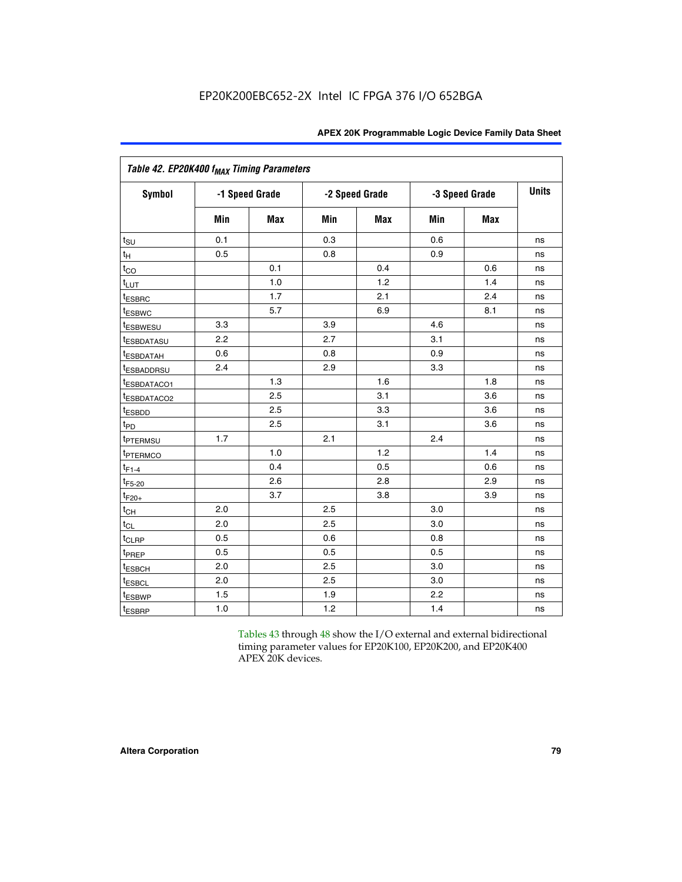EP20K200EBC652-2X Intel IC FPGA 376 I/O 652BGA

| Table 42. EP20K400 $f_{MAX}$ Timing Parameters | | | | | | | |
|---|---|---|---|---|---|---|---|
| Symbol | -1 Speed Grade | | -2 Speed Grade | | -3 Speed Grade | | Units |
| | Min | Max | Min | Max | Min | Max | |
| $t_{SU}$ | 0.1 | | 0.3 | | 0.6 | | ns |
| $t_{H}$ | 0.5 | | 0.8 | | 0.9 | | ns |
| $t_{CO}$ | | 0.1 | | 0.4 | | 0.6 | ns |
| $t_{LUT}$ | | 1.0 | | 1.2 | | 1.4 | ns |
| $t_{ESBRC}$ | | 1.7 | | 2.1 | | 2.4 | ns |
| $t_{ESBWC}$ | | 5.7 | | 6.9 | | 8.1 | ns |
| $t_{ESBWESU}$ | 3.3 | | 3.9 | | 4.6 | | ns |
| $t_{ESBDATASU}$ | 2.2 | | 2.7 | | 3.1 | | ns |
| $t_{ESBDATAH}$ | 0.6 | | 0.8 | | 0.9 | | ns |
| $t_{ESBADDRSU}$ | 2.4 | | 2.9 | | 3.3 | | ns |
| $t_{ESBDATACO1}$ | | 1.3 | | 1.6 | | 1.8 | ns |
| $t_{ESBDATACO2}$ | | 2.5 | | 3.1 | | 3.6 | ns |
| $t_{ESBDD}$ | | 2.5 | | 3.3 | | 3.6 | ns |
| $t_{PD}$ | | 2.5 | | 3.1 | | 3.6 | ns |
| $t_{PTERMSU}$ | 1.7 | | 2.1 | | 2.4 | | ns |
| $t_{PTERMCO}$ | | 1.0 | | 1.2 | | 1.4 | ns |
| $t_{F1-4}$ | | 0.4 | | 0.5 | | 0.6 | ns |
| $t_{F5-20}$ | | 2.6 | | 2.8 | | 2.9 | ns |
| $t_{F20+}$ | | 3.7 | | 3.8 | | 3.9 | ns |
| $t_{CH}$ | 2.0 | | 2.5 | | 3.0 | | ns |
| $t_{CL}$ | 2.0 | | 2.5 | | 3.0 | | ns |
| $t_{CLRP}$ | 0.5 | | 0.6 | | 0.8 | | ns |
| $t_{PREP}$ | 0.5 | | 0.5 | | 0.5 | | ns |
| $t_{ESBCH}$ | 2.0 | | 2.5 | | 3.0 | | ns |
| $t_{ESBCL}$ | 2.0 | | 2.5 | | 3.0 | | ns |
| $t_{ESBWP}$ | 1.5 | | 1.9 | | 2.2 | | ns |
| $t_{ESBRP}$ | 1.0 | | 1.2 | | 1.4 | | ns |

Tables 43 through 48 show the I/O external and external bidirectional timing parameter values for EP20K100, EP20K200, and EP20K400 APEX 20K devices.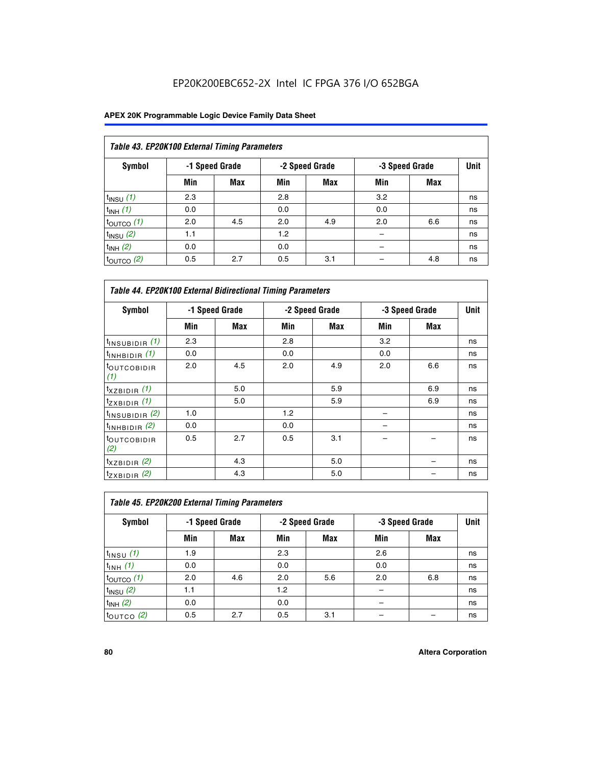EP20K200EBC652-2X Intel IC FPGA 376 I/O 652BGA

| Table 43. EP20K100 External Timing Parameters | | | | | | | |
|---|---|---|---|---|---|---|---|
| Symbol | -1 Speed Grade | | -2 Speed Grade | | -3 Speed Grade | | Unit |
| | Min | Max | Min | Max | Min | Max | |
| $t_{INSU}$ *(1)* | 2.3 | | 2.8 | | 3.2 | | ns |
| $t_{INH}$ *(1)* | 0.0 | | 0.0 | | 0.0 | | ns |
| $t_{OUTCO}$ *(1)* | 2.0 | 4.5 | 2.0 | 4.9 | 2.0 | 6.6 | ns |
| $t_{INSU}$ *(2)* | 1.1 | | 1.2 | | – | | ns |
| $t_{INH}$ *(2)* | 0.0 | | 0.0 | | – | | ns |
| $t_{OUTCO}$ *(2)* | 0.5 | 2.7 | 0.5 | 3.1 | – | 4.8 | ns |

| Table 44. EP20K100 External Bidirectional Timing Parameters | | | | | | | |
|---|---|---|---|---|---|---|---|
| Symbol | -1 Speed Grade | | -2 Speed Grade | | -3 Speed Grade | | Unit |
| | Min | Max | Min | Max | Min | Max | |
| $t_{INSUBIDIR}$ *(1)* | 2.3 | | 2.8 | | 3.2 | | ns |
| $t_{INHBIDIR}$ *(1)* | 0.0 | | 0.0 | | 0.0 | | ns |
| $t_{OUTCOBIDIR}$ *(1)* | 2.0 | 4.5 | 2.0 | 4.9 | 2.0 | 6.6 | ns |
| $t_{XZBIDIR}$ *(1)* | | 5.0 | | 5.9 | | 6.9 | ns |
| $t_{ZXBIDIR}$ *(1)* | | 5.0 | | 5.9 | | 6.9 | ns |
| $t_{INSUBIDIR}$ *(2)* | 1.0 | | 1.2 | | – | | ns |
| $t_{INHBIDIR}$ *(2)* | 0.0 | | 0.0 | | – | | ns |
| $t_{OUTCOBIDIR}$ *(2)* | 0.5 | 2.7 | 0.5 | 3.1 | – | – | ns |
| $t_{XZBIDIR}$ *(2)* | | 4.3 | | 5.0 | | – | ns |
| $t_{ZXBIDIR}$ *(2)* | | 4.3 | | 5.0 | | – | ns |

| Table 45. EP20K200 External Timing Parameters | | | | | | | |
|---|---|---|---|---|---|---|---|
| Symbol | -1 Speed Grade | | -2 Speed Grade | | -3 Speed Grade | | Unit |
| | Min | Max | Min | Max | Min | Max | |
| $t_{INSU}$ *(1)* | 1.9 | | 2.3 | | 2.6 | | ns |
| $t_{INH}$ *(1)* | 0.0 | | 0.0 | | 0.0 | | ns |
| $t_{OUTCO}$ *(1)* | 2.0 | 4.6 | 2.0 | 5.6 | 2.0 | 6.8 | ns |
| $t_{INSU}$ *(2)* | 1.1 | | 1.2 | | – | | ns |
| $t_{INH}$ *(2)* | 0.0 | | 0.0 | | – | | ns |
| $t_{OUTCO}$ *(2)* | 0.5 | 2.7 | 0.5 | 3.1 | – | – | ns |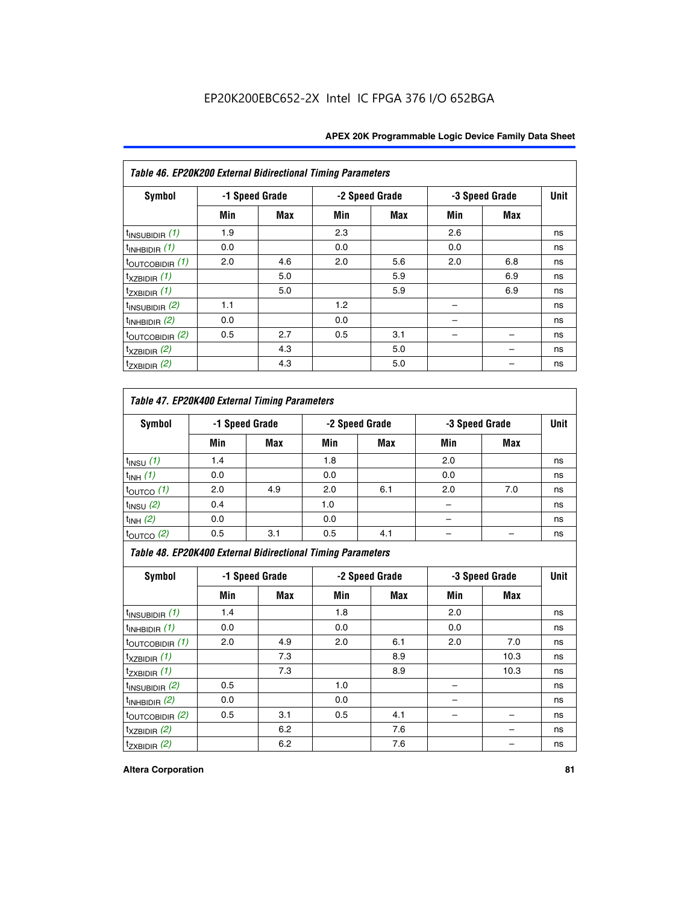EP20K200EBC652-2X Intel IC FPGA 376 I/O 652BGA

**Table 46. EP20K200 External Bidirectional Timing Parameters**

| Symbol | -1 Speed Grade | | -2 Speed Grade | | -3 Speed Grade | | Unit |
|---|---|---|---|---|---|---|---|
| | Min | Max | Min | Max | Min | Max | |
| $t_{INSUBIDIR}$ *(1)* | 1.9 | | 2.3 | | 2.6 | | ns |
| $t_{INHBIDIR}$ *(1)* | 0.0 | | 0.0 | | 0.0 | | ns |
| $t_{OUTCOBIDIR}$ *(1)* | 2.0 | 4.6 | 2.0 | 5.6 | 2.0 | 6.8 | ns |
| $t_{XZBIDIR}$ *(1)* | | 5.0 | | 5.9 | | 6.9 | ns |
| $t_{ZXBIDIR}$ *(1)* | | 5.0 | | 5.9 | | 6.9 | ns |
| $t_{INSUBIDIR}$ *(2)* | 1.1 | | 1.2 | | – | | ns |
| $t_{INHBIDIR}$ *(2)* | 0.0 | | 0.0 | | – | | ns |
| $t_{OUTCOBIDIR}$ *(2)* | 0.5 | 2.7 | 0.5 | 3.1 | – | – | ns |
| $t_{XZBIDIR}$ *(2)* | | 4.3 | | 5.0 | | – | ns |
| $t_{ZXBIDIR}$ *(2)* | | 4.3 | | 5.0 | | – | ns |

**Table 47. EP20K400 External Timing Parameters**

| Symbol | -1 Speed Grade | | -2 Speed Grade | | -3 Speed Grade | | Unit |
|---|---|---|---|---|---|---|---|
| | Min | Max | Min | Max | Min | Max | |
| $t_{INSU}$ *(1)* | 1.4 | | 1.8 | | 2.0 | | ns |
| $t_{INH}$ *(1)* | 0.0 | | 0.0 | | 0.0 | | ns |
| $t_{OUTCO}$ *(1)* | 2.0 | 4.9 | 2.0 | 6.1 | 2.0 | 7.0 | ns |
| $t_{INSU}$ *(2)* | 0.4 | | 1.0 | | – | | ns |
| $t_{INH}$ *(2)* | 0.0 | | 0.0 | | – | | ns |
| $t_{OUTCO}$ *(2)* | 0.5 | 3.1 | 0.5 | 4.1 | – | – | ns |

**Table 48. EP20K400 External Bidirectional Timing Parameters**

| Symbol | -1 Speed Grade | | -2 Speed Grade | | -3 Speed Grade | | Unit |
|---|---|---|---|---|---|---|---|
| | Min | Max | Min | Max | Min | Max | |
| $t_{INSUBIDIR}$ *(1)* | 1.4 | | 1.8 | | 2.0 | | ns |
| $t_{INHBIDIR}$ *(1)* | 0.0 | | 0.0 | | 0.0 | | ns |
| $t_{OUTCOBIDIR}$ *(1)* | 2.0 | 4.9 | 2.0 | 6.1 | 2.0 | 7.0 | ns |
| $t_{XZBIDIR}$ *(1)* | | 7.3 | | 8.9 | | 10.3 | ns |
| $t_{ZXBIDIR}$ *(1)* | | 7.3 | | 8.9 | | 10.3 | ns |
| $t_{INSUBIDIR}$ *(2)* | 0.5 | | 1.0 | | – | | ns |
| $t_{INHBIDIR}$ *(2)* | 0.0 | | 0.0 | | – | | ns |
| $t_{OUTCOBIDIR}$ *(2)* | 0.5 | 3.1 | 0.5 | 4.1 | – | – | ns |
| $t_{XZBIDIR}$ *(2)* | | 6.2 | | 7.6 | | – | ns |
| $t_{ZXBIDIR}$ *(2)* | | 6.2 | | 7.6 | | – | ns |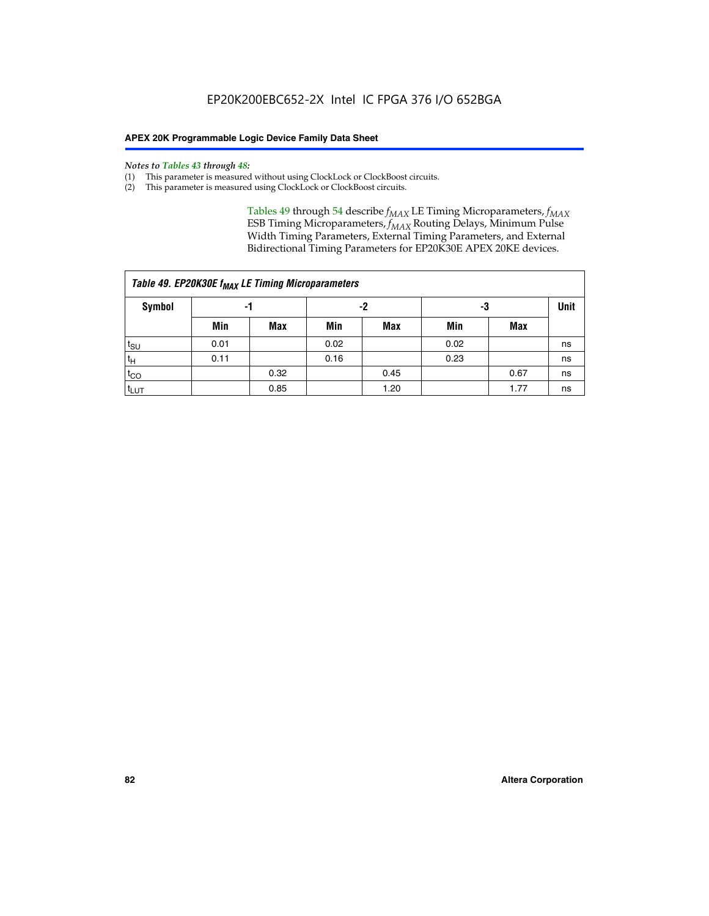*Notes to Tables 43 through 48:*

(1) This parameter is measured without using ClockLock or ClockBoost circuits.
(2) This parameter is measured using ClockLock or ClockBoost circuits.

Tables 49 through 54 describe $f_{MAX}$ LE Timing Microparameters, $f_{MAX}$ ESB Timing Microparameters, $f_{MAX}$ Routing Delays, Minimum Pulse Width Timing Parameters, External Timing Parameters, and External Bidirectional Timing Parameters for EP20K30E APEX 20KE devices.

| *Table 49. EP20K30E $f_{MAX}$ LE Timing Microparameters* | | | | | | | |
|---|---|---|---|---|---|---|---|
| **Symbol** | **-1** | | **-2** | | **-3** | | **Unit** |
| | **Min** | **Max** | **Min** | **Max** | **Min** | **Max** | |
| $t_{SU}$ | 0.01 | | 0.02 | | 0.02 | | ns |
| $t_H$ | 0.11 | | 0.16 | | 0.23 | | ns |
| $t_{CO}$ | | 0.32 | | 0.45 | | 0.67 | ns |
| $t_{LUT}$ | | 0.85 | | 1.20 | | 1.77 | ns |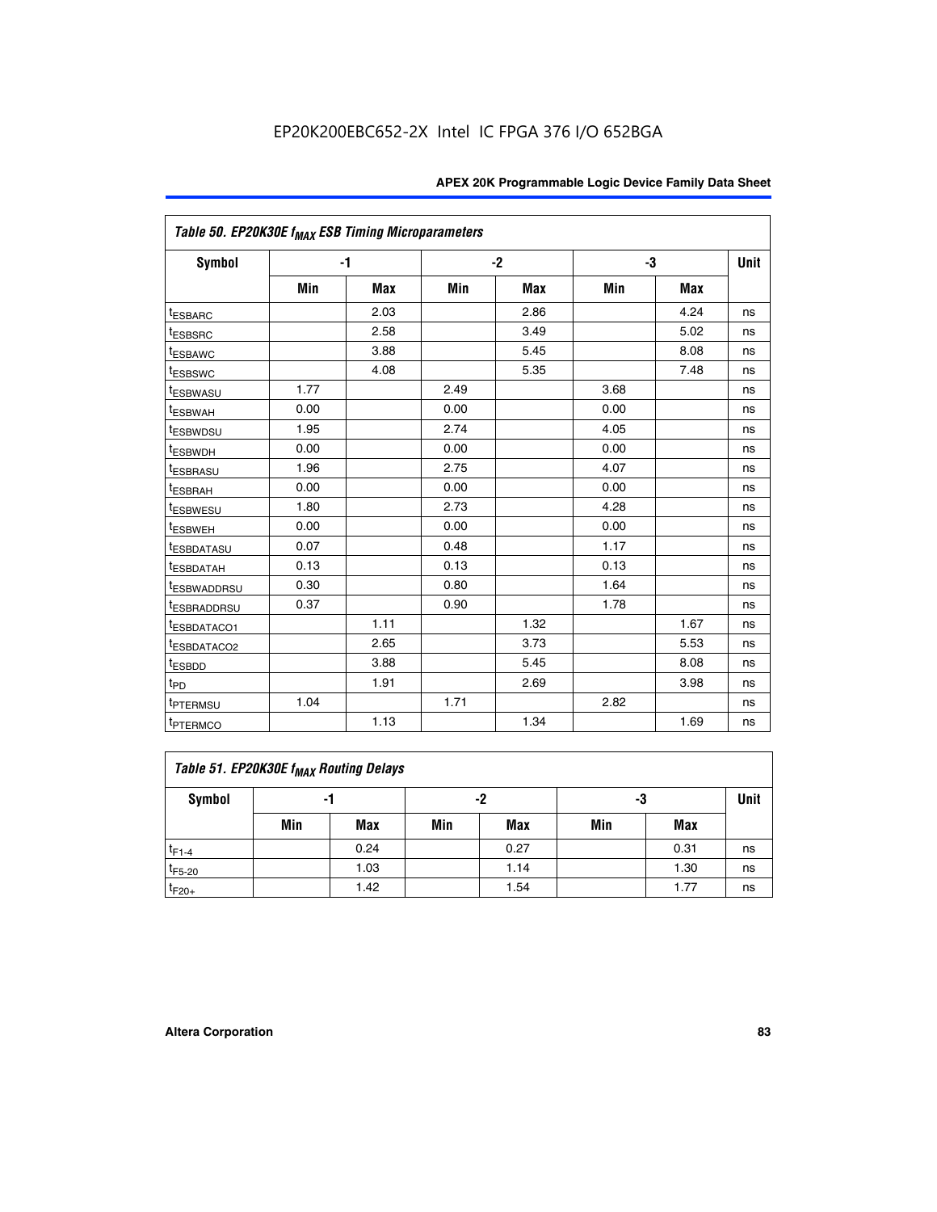## Table 50. EP20K30E $f_{MAX}$ ESB Timing Microparameters

| Symbol | -1 | | -2 | | -3 | | Unit |
|---|---|---|---|---|---|---|---|
| | Min | Max | Min | Max | Min | Max | |
| $t_{ESBARC}$ | | 2.03 | | 2.86 | | 4.24 | ns |
| $t_{ESBSRC}$ | | 2.58 | | 3.49 | | 5.02 | ns |
| $t_{ESBAWC}$ | | 3.88 | | 5.45 | | 8.08 | ns |
| $t_{ESBSWC}$ | | 4.08 | | 5.35 | | 7.48 | ns |
| $t_{ESBWASU}$ | 1.77 | | 2.49 | | 3.68 | | ns |
| $t_{ESBWAH}$ | 0.00 | | 0.00 | | 0.00 | | ns |
| $t_{ESBWDSU}$ | 1.95 | | 2.74 | | 4.05 | | ns |
| $t_{ESBWDH}$ | 0.00 | | 0.00 | | 0.00 | | ns |
| $t_{ESBRASU}$ | 1.96 | | 2.75 | | 4.07 | | ns |
| $t_{ESBRAH}$ | 0.00 | | 0.00 | | 0.00 | | ns |
| $t_{ESBWESU}$ | 1.80 | | 2.73 | | 4.28 | | ns |
| $t_{ESBWEH}$ | 0.00 | | 0.00 | | 0.00 | | ns |
| $t_{ESBDATASU}$ | 0.07 | | 0.48 | | 1.17 | | ns |
| $t_{ESBDATAH}$ | 0.13 | | 0.13 | | 0.13 | | ns |
| $t_{ESBWADDRSU}$ | 0.30 | | 0.80 | | 1.64 | | ns |
| $t_{ESBRADDRSU}$ | 0.37 | | 0.90 | | 1.78 | | ns |
| $t_{ESBDATACO1}$ | | 1.11 | | 1.32 | | 1.67 | ns |
| $t_{ESBDATACO2}$ | | 2.65 | | 3.73 | | 5.53 | ns |
| $t_{ESBDD}$ | | 3.88 | | 5.45 | | 8.08 | ns |
| $t_{PD}$ | | 1.91 | | 2.69 | | 3.98 | ns |
| $t_{PTERMSU}$ | 1.04 | | 1.71 | | 2.82 | | ns |
| $t_{PTERMCO}$ | | 1.13 | | 1.34 | | 1.69 | ns |

## Table 51. EP20K30E $f_{MAX}$ Routing Delays

| Symbol | -1 | | -2 | | -3 | | Unit |
|---|---|---|---|---|---|---|---|
| | Min | Max | Min | Max | Min | Max | |
| $t_{F1-4}$ | | 0.24 | | 0.27 | | 0.31 | ns |
| $t_{F5-20}$ | | 1.03 | | 1.14 | | 1.30 | ns |
| $t_{F20+}$ | | 1.42 | | 1.54 | | 1.77 | ns |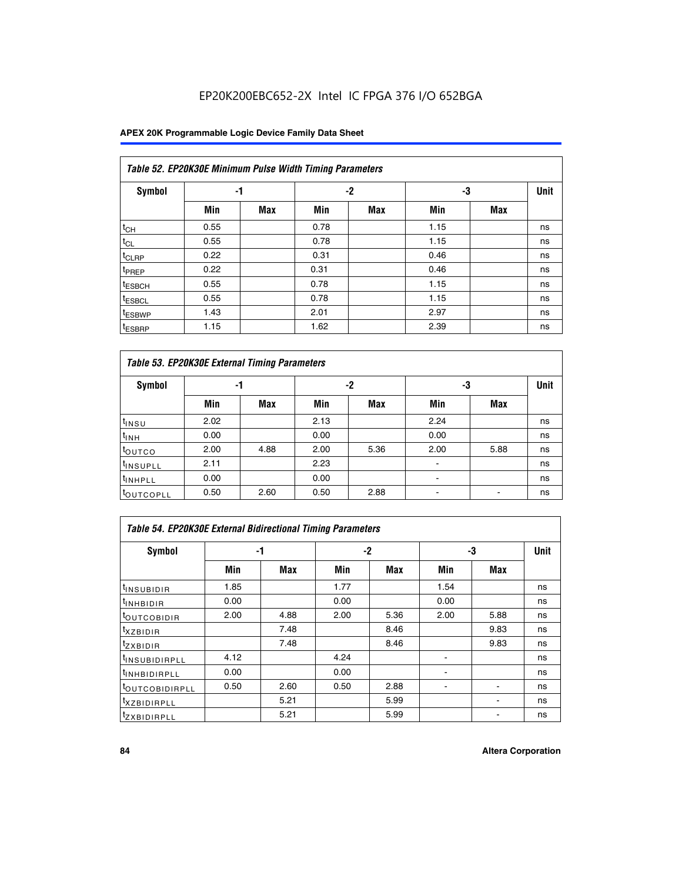EP20K200EBC652-2X Intel IC FPGA 376 I/O 652BGA

| Table 52. EP20K30E Minimum Pulse Width Timing Parameters | | | | | | | |
|---|---|---|---|---|---|---|---|
| Symbol | -1 | | -2 | | -3 | | Unit |
| | Min | Max | Min | Max | Min | Max | |
| $t_{CH}$ | 0.55 | | 0.78 | | 1.15 | | ns |
| $t_{CL}$ | 0.55 | | 0.78 | | 1.15 | | ns |
| $t_{CLRP}$ | 0.22 | | 0.31 | | 0.46 | | ns |
| $t_{PREP}$ | 0.22 | | 0.31 | | 0.46 | | ns |
| $t_{ESBCH}$ | 0.55 | | 0.78 | | 1.15 | | ns |
| $t_{ESBCL}$ | 0.55 | | 0.78 | | 1.15 | | ns |
| $t_{ESBWP}$ | 1.43 | | 2.01 | | 2.97 | | ns |
| $t_{ESBRP}$ | 1.15 | | 1.62 | | 2.39 | | ns |

| Table 53. EP20K30E External Timing Parameters | | | | | | | |
|---|---|---|---|---|---|---|---|
| Symbol | -1 | | -2 | | -3 | | Unit |
| | Min | Max | Min | Max | Min | Max | |
| $t_{INSU}$ | 2.02 | | 2.13 | | 2.24 | | ns |
| $t_{INH}$ | 0.00 | | 0.00 | | 0.00 | | ns |
| $t_{OUTCO}$ | 2.00 | 4.88 | 2.00 | 5.36 | 2.00 | 5.88 | ns |
| $t_{INSUPLL}$ | 2.11 | | 2.23 | | - | | ns |
| $t_{INHPLL}$ | 0.00 | | 0.00 | | - | | ns |
| $t_{OUTCOPLL}$ | 0.50 | 2.60 | 0.50 | 2.88 | - | - | ns |

| Table 54. EP20K30E External Bidirectional Timing Parameters | | | | | | | |
|---|---|---|---|---|---|---|---|
| Symbol | -1 | | -2 | | -3 | | Unit |
| | Min | Max | Min | Max | Min | Max | |
| $t_{INSUBIDIR}$ | 1.85 | | 1.77 | | 1.54 | | ns |
| $t_{INHBIDIR}$ | 0.00 | | 0.00 | | 0.00 | | ns |
| $t_{OUTCOBIDIR}$ | 2.00 | 4.88 | 2.00 | 5.36 | 2.00 | 5.88 | ns |
| $t_{XZBIDIR}$ | | 7.48 | | 8.46 | | 9.83 | ns |
| $t_{ZXBIDIR}$ | | 7.48 | | 8.46 | | 9.83 | ns |
| $t_{INSUBIDIRPLL}$ | 4.12 | | 4.24 | | - | | ns |
| $t_{INHBIDIRPLL}$ | 0.00 | | 0.00 | | - | | ns |
| $t_{OUTCOBIDIRPLL}$ | 0.50 | 2.60 | 0.50 | 2.88 | - | - | ns |
| $t_{XZBIDIRPLL}$ | | 5.21 | | 5.99 | | - | ns |
| $t_{ZXBIDIRPLL}$ | | 5.21 | | 5.99 | | - | ns |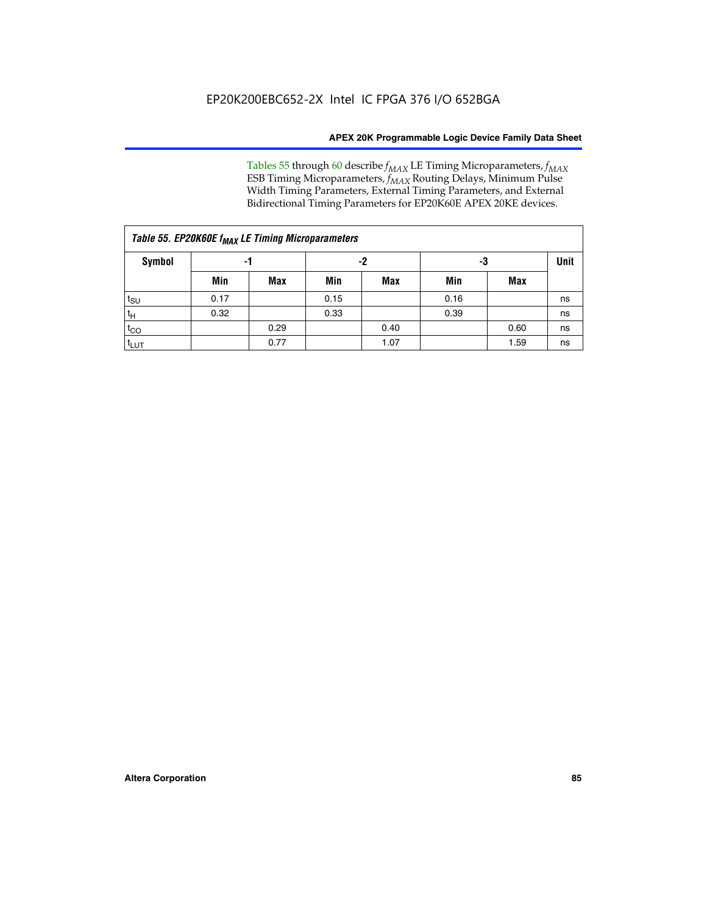Tables 55 through 60 describe $f_{MAX}$ LE Timing Microparameters, $f_{MAX}$ ESB Timing Microparameters, $f_{MAX}$ Routing Delays, Minimum Pulse Width Timing Parameters, External Timing Parameters, and External Bidirectional Timing Parameters for EP20K60E APEX 20KE devices.

| *Table 55. EP20K60E $f_{MAX}$ LE Timing Microparameters* | | | | | | | |
|---|---|---|---|---|---|---|---|
| **Symbol** | **-1** | | **-2** | | **-3** | | **Unit** |
| | **Min** | **Max** | **Min** | **Max** | **Min** | **Max** | |
| $t_{SU}$ | 0.17 | | 0.15 | | 0.16 | | ns |
| $t_{H}$ | 0.32 | | 0.33 | | 0.39 | | ns |
| $t_{CO}$ | | 0.29 | | 0.40 | | 0.60 | ns |
| $t_{LUT}$ | | 0.77 | | 1.07 | | 1.59 | ns |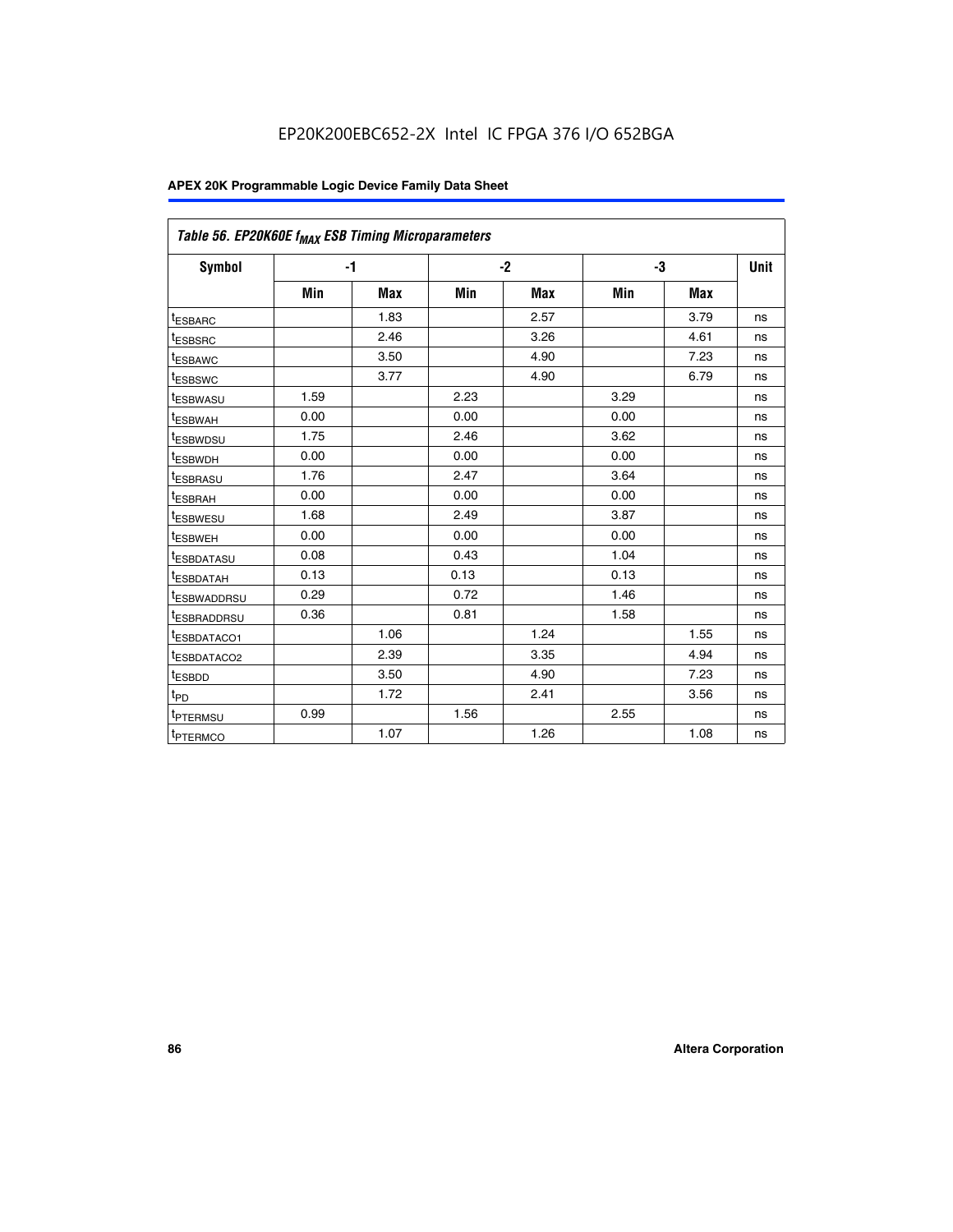### Table 56. EP20K60E $f_{MAX}$ ESB Timing Microparameters

| Symbol | -1 | | -2 | | -3 | | Unit |
|---|---|---|---|---|---|---|---|
| | Min | Max | Min | Max | Min | Max | |
| $t_{ESBARC}$ | | 1.83 | | 2.57 | | 3.79 | ns |
| $t_{ESBSRC}$ | | 2.46 | | 3.26 | | 4.61 | ns |
| $t_{ESBAWC}$ | | 3.50 | | 4.90 | | 7.23 | ns |
| $t_{ESBSWC}$ | | 3.77 | | 4.90 | | 6.79 | ns |
| $t_{ESBWASU}$ | 1.59 | | 2.23 | | 3.29 | | ns |
| $t_{ESBWAH}$ | 0.00 | | 0.00 | | 0.00 | | ns |
| $t_{ESBWDSU}$ | 1.75 | | 2.46 | | 3.62 | | ns |
| $t_{ESBWDH}$ | 0.00 | | 0.00 | | 0.00 | | ns |
| $t_{ESBRASU}$ | 1.76 | | 2.47 | | 3.64 | | ns |
| $t_{ESBRAH}$ | 0.00 | | 0.00 | | 0.00 | | ns |
| $t_{ESBWESU}$ | 1.68 | | 2.49 | | 3.87 | | ns |
| $t_{ESBWEH}$ | 0.00 | | 0.00 | | 0.00 | | ns |
| $t_{ESBDATASU}$ | 0.08 | | 0.43 | | 1.04 | | ns |
| $t_{ESBDATAH}$ | 0.13 | | 0.13 | | 0.13 | | ns |
| $t_{ESBWADDRSU}$ | 0.29 | | 0.72 | | 1.46 | | ns |
| $t_{ESBRADDRSU}$ | 0.36 | | 0.81 | | 1.58 | | ns |
| $t_{ESBDATACO1}$ | | 1.06 | | 1.24 | | 1.55 | ns |
| $t_{ESBDATACO2}$ | | 2.39 | | 3.35 | | 4.94 | ns |
| $t_{ESBDD}$ | | 3.50 | | 4.90 | | 7.23 | ns |
| $t_{PD}$ | | 1.72 | | 2.41 | | 3.56 | ns |
| $t_{PTERMSU}$ | 0.99 | | 1.56 | | 2.55 | | ns |
| $t_{PTERMCO}$ | | 1.07 | | 1.26 | | 1.08 | ns |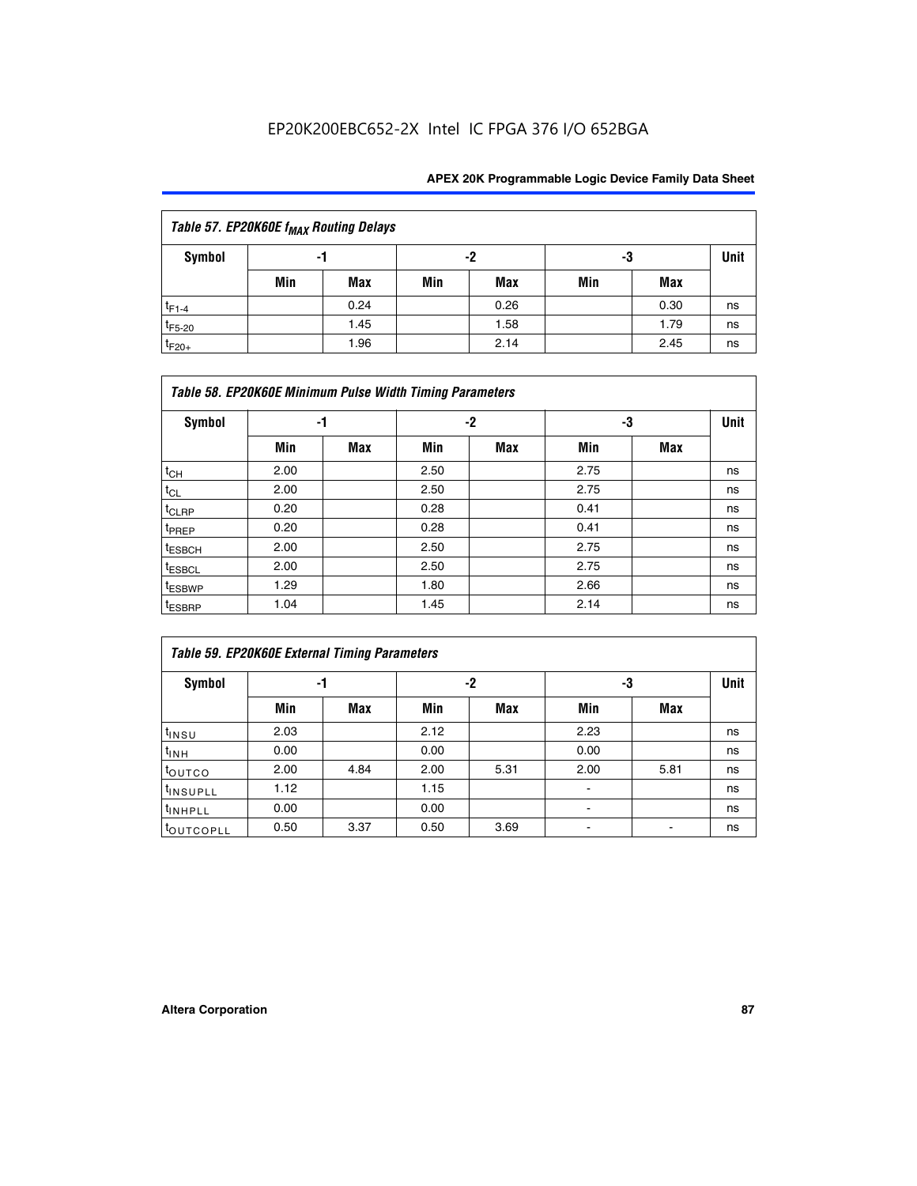EP20K200EBC652-2X Intel IC FPGA 376 I/O 652BGA

| Table 57. EP20K60E $f_{MAX}$ Routing Delays | | | | | | | |
|---|---|---|---|---|---|---|---|
| Symbol | -1 | | -2 | | -3 | | Unit |
| | Min | Max | Min | Max | Min | Max | |
| $t_{F1-4}$ | | 0.24 | | 0.26 | | 0.30 | ns |
| $t_{F5-20}$ | | 1.45 | | 1.58 | | 1.79 | ns |
| $t_{F20+}$ | | 1.96 | | 2.14 | | 2.45 | ns |

| Table 58. EP20K60E Minimum Pulse Width Timing Parameters | | | | | | | |
|---|---|---|---|---|---|---|---|
| Symbol | -1 | | -2 | | -3 | | Unit |
| | Min | Max | Min | Max | Min | Max | |
| $t_{CH}$ | 2.00 | | 2.50 | | 2.75 | | ns |
| $t_{CL}$ | 2.00 | | 2.50 | | 2.75 | | ns |
| $t_{CLRP}$ | 0.20 | | 0.28 | | 0.41 | | ns |
| $t_{PREP}$ | 0.20 | | 0.28 | | 0.41 | | ns |
| $t_{ESBCH}$ | 2.00 | | 2.50 | | 2.75 | | ns |
| $t_{ESBCL}$ | 2.00 | | 2.50 | | 2.75 | | ns |
| $t_{ESBWP}$ | 1.29 | | 1.80 | | 2.66 | | ns |
| $t_{ESBRP}$ | 1.04 | | 1.45 | | 2.14 | | ns |

| Table 59. EP20K60E External Timing Parameters | | | | | | | |
|---|---|---|---|---|---|---|---|
| Symbol | -1 | | -2 | | -3 | | Unit |
| | Min | Max | Min | Max | Min | Max | |
| $t_{INSU}$ | 2.03 | | 2.12 | | 2.23 | | ns |
| $t_{INH}$ | 0.00 | | 0.00 | | 0.00 | | ns |
| $t_{OUTCO}$ | 2.00 | 4.84 | 2.00 | 5.31 | 2.00 | 5.81 | ns |
| $t_{INSUPLL}$ | 1.12 | | 1.15 | | - | | ns |
| $t_{INHPLL}$ | 0.00 | | 0.00 | | - | | ns |
| $t_{OUTCOPLL}$ | 0.50 | 3.37 | 0.50 | 3.69 | - | - | ns |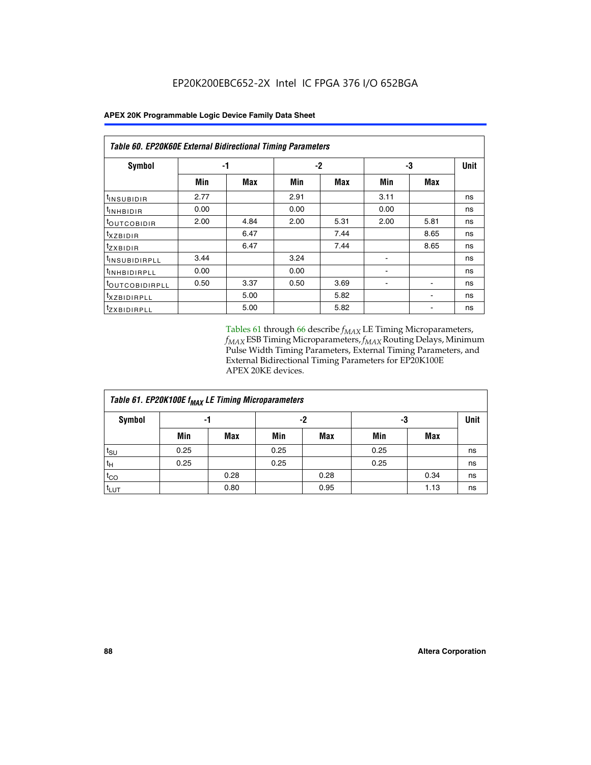**Table 60. EP20K60E External Bidirectional Timing Parameters**

| Symbol | -1 | | -2 | | -3 | | Unit |
|---|---|---|---|---|---|---|---|
| | Min | Max | Min | Max | Min | Max | |
| $t_{INSUBIDIR}$ | 2.77 | | 2.91 | | 3.11 | | ns |
| $t_{INHBIDIR}$ | 0.00 | | 0.00 | | 0.00 | | ns |
| $t_{OUTCOBIDIR}$ | 2.00 | 4.84 | 2.00 | 5.31 | 2.00 | 5.81 | ns |
| $t_{XZBIDIR}$ | | 6.47 | | 7.44 | | 8.65 | ns |
| $t_{ZXBIDIR}$ | | 6.47 | | 7.44 | | 8.65 | ns |
| $t_{INSUBIDIRPLL}$ | 3.44 | | 3.24 | | - | | ns |
| $t_{INHBIDIRPLL}$ | 0.00 | | 0.00 | | - | | ns |
| $t_{OUTCOBIDIRPLL}$ | 0.50 | 3.37 | 0.50 | 3.69 | - | - | ns |
| $t_{XZBIDIRPLL}$ | | 5.00 | | 5.82 | | - | ns |
| $t_{ZXBIDIRPLL}$ | | 5.00 | | 5.82 | | - | ns |

Tables 61 through 66 describe $f_{MAX}$ LE Timing Microparameters, $f_{MAX}$ ESB Timing Microparameters, $f_{MAX}$ Routing Delays, Minimum Pulse Width Timing Parameters, External Timing Parameters, and External Bidirectional Timing Parameters for EP20K100E APEX 20KE devices.

**Table 61. EP20K100E $f_{MAX}$ LE Timing Microparameters**

| Symbol | -1 | | -2 | | -3 | | Unit |
|---|---|---|---|---|---|---|---|
| | Min | Max | Min | Max | Min | Max | |
| $t_{SU}$ | 0.25 | | 0.25 | | 0.25 | | ns |
| $t_{H}$ | 0.25 | | 0.25 | | 0.25 | | ns |
| $t_{CO}$ | | 0.28 | | 0.28 | | 0.34 | ns |
| $t_{LUT}$ | | 0.80 | | 0.95 | | 1.13 | ns |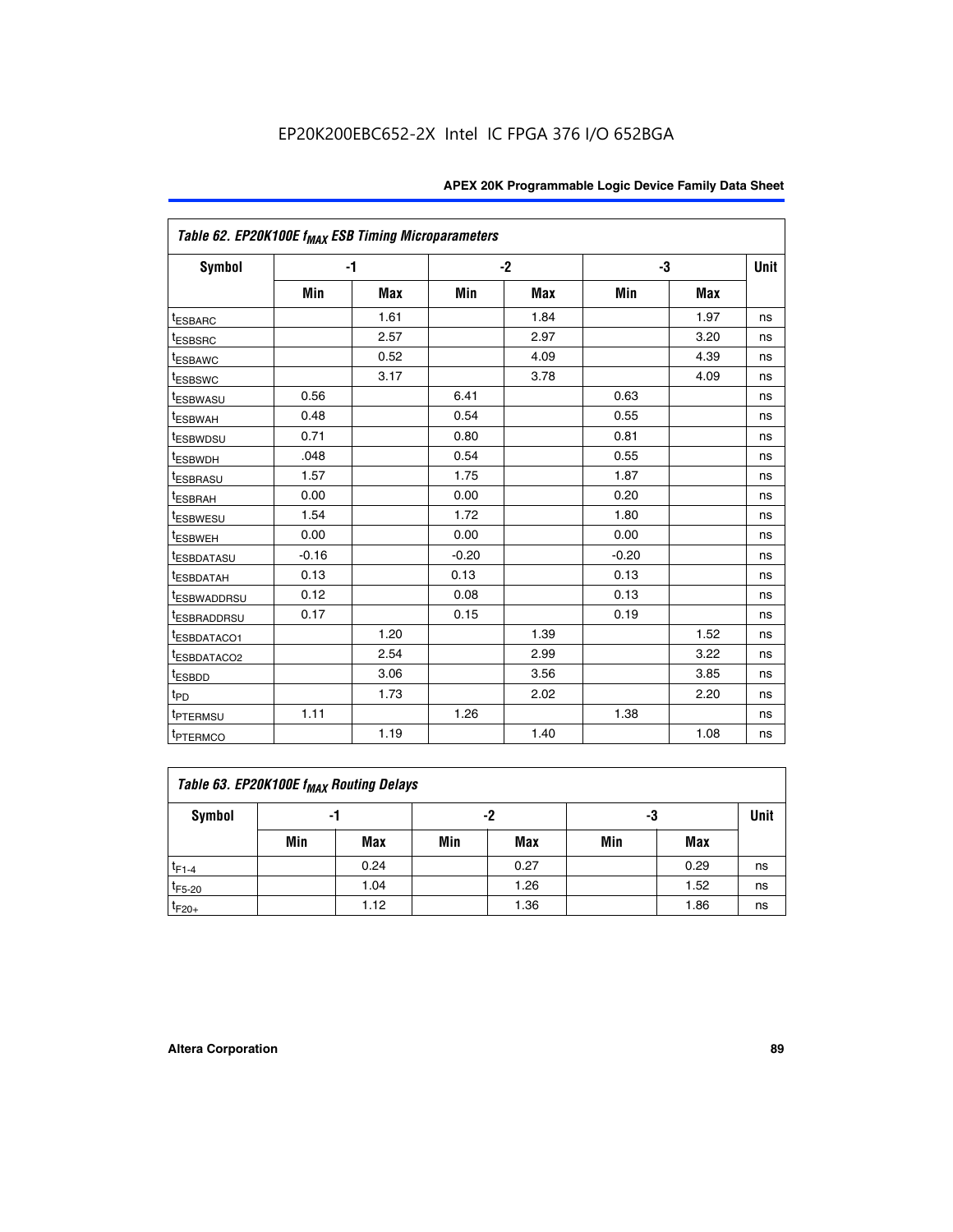Table 62. EP20K100E $f_{MAX}$ ESB Timing Microparameters

| Symbol | -1 | | -2 | | -3 | | Unit |
|---|---|---|---|---|---|---|---|
| | Min | Max | Min | Max | Min | Max | |
| $t_{ESBARC}$ | | 1.61 | | 1.84 | | 1.97 | ns |
| $t_{ESBSRC}$ | | 2.57 | | 2.97 | | 3.20 | ns |
| $t_{ESBAWC}$ | | 0.52 | | 4.09 | | 4.39 | ns |
| $t_{ESBSWC}$ | | 3.17 | | 3.78 | | 4.09 | ns |
| $t_{ESBWASU}$ | 0.56 | | 6.41 | | 0.63 | | ns |
| $t_{ESBWAH}$ | 0.48 | | 0.54 | | 0.55 | | ns |
| $t_{ESBWDSU}$ | 0.71 | | 0.80 | | 0.81 | | ns |
| $t_{ESBWDH}$ | .048 | | 0.54 | | 0.55 | | ns |
| $t_{ESBRASU}$ | 1.57 | | 1.75 | | 1.87 | | ns |
| $t_{ESBRAH}$ | 0.00 | | 0.00 | | 0.20 | | ns |
| $t_{ESBWESU}$ | 1.54 | | 1.72 | | 1.80 | | ns |
| $t_{ESBWEH}$ | 0.00 | | 0.00 | | 0.00 | | ns |
| $t_{ESBDATASU}$ | -0.16 | | -0.20 | | -0.20 | | ns |
| $t_{ESBDATAH}$ | 0.13 | | 0.13 | | 0.13 | | ns |
| $t_{ESBWADDRSU}$ | 0.12 | | 0.08 | | 0.13 | | ns |
| $t_{ESBRADDRSU}$ | 0.17 | | 0.15 | | 0.19 | | ns |
| $t_{ESBDATACO1}$ | | 1.20 | | 1.39 | | 1.52 | ns |
| $t_{ESBDATACO2}$ | | 2.54 | | 2.99 | | 3.22 | ns |
| $t_{ESBDD}$ | | 3.06 | | 3.56 | | 3.85 | ns |
| $t_{PD}$ | | 1.73 | | 2.02 | | 2.20 | ns |
| $t_{PTERMSU}$ | 1.11 | | 1.26 | | 1.38 | | ns |
| $t_{PTERMCO}$ | | 1.19 | | 1.40 | | 1.08 | ns |

Table 63. EP20K100E $f_{MAX}$ Routing Delays

| Symbol | -1 | | -2 | | -3 | | Unit |
|---|---|---|---|---|---|---|---|
| | Min | Max | Min | Max | Min | Max | |
| $t_{F1-4}$ | | 0.24 | | 0.27 | | 0.29 | ns |
| $t_{F5-20}$ | | 1.04 | | 1.26 | | 1.52 | ns |
| $t_{F20+}$ | | 1.12 | | 1.36 | | 1.86 | ns |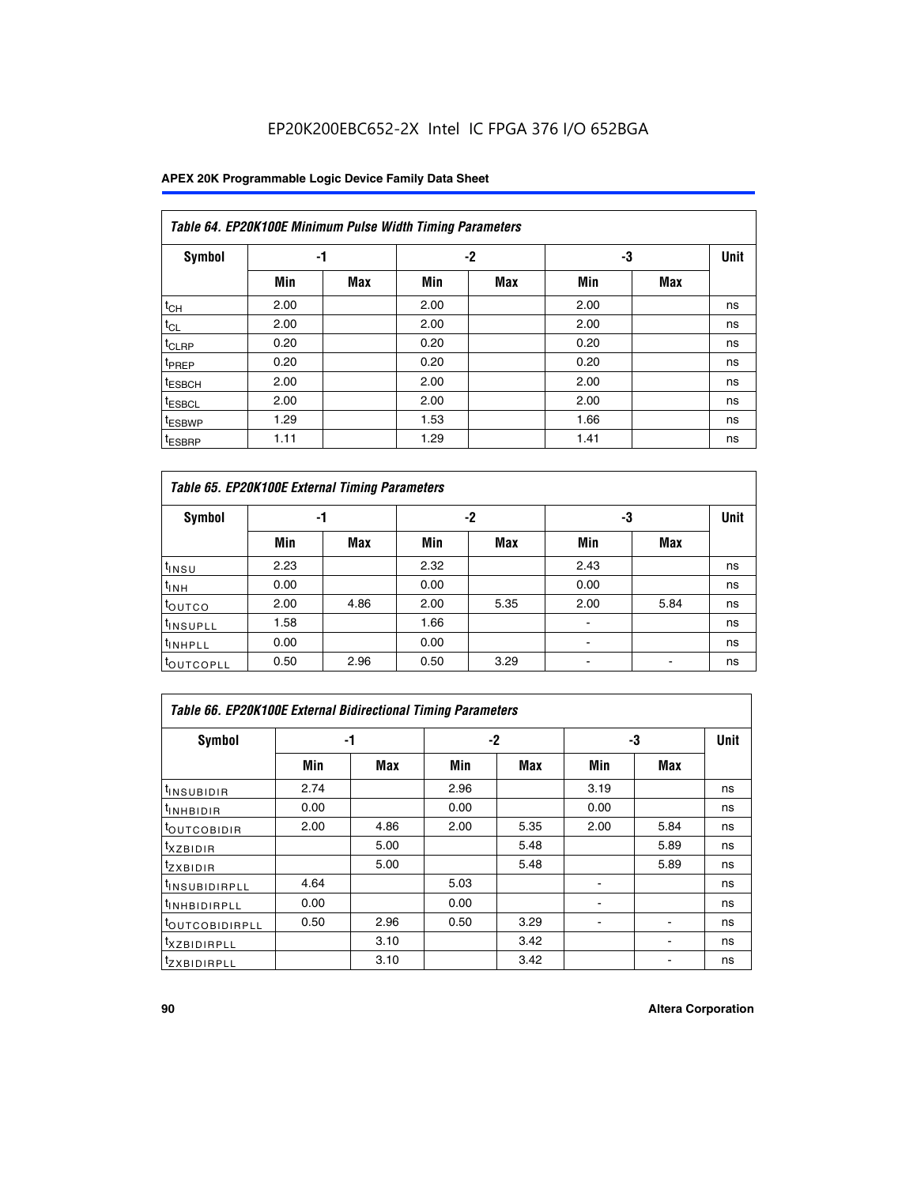Table 64. EP20K100E Minimum Pulse Width Timing Parameters

| Symbol | -1 | | -2 | | -3 | | Unit |
|---|---|---|---|---|---|---|---|
| | Min | Max | Min | Max | Min | Max | |
| $t_{CH}$ | 2.00 | | 2.00 | | 2.00 | | ns |
| $t_{CL}$ | 2.00 | | 2.00 | | 2.00 | | ns |
| $t_{CLRP}$ | 0.20 | | 0.20 | | 0.20 | | ns |
| $t_{PREP}$ | 0.20 | | 0.20 | | 0.20 | | ns |
| $t_{ESBCH}$ | 2.00 | | 2.00 | | 2.00 | | ns |
| $t_{ESBCL}$ | 2.00 | | 2.00 | | 2.00 | | ns |
| $t_{ESBWP}$ | 1.29 | | 1.53 | | 1.66 | | ns |
| $t_{ESBRP}$ | 1.11 | | 1.29 | | 1.41 | | ns |

Table 65. EP20K100E External Timing Parameters

| Symbol | -1 | | -2 | | -3 | | Unit |
|---|---|---|---|---|---|---|---|
| | Min | Max | Min | Max | Min | Max | |
| $t_{INSU}$ | 2.23 | | 2.32 | | 2.43 | | ns |
| $t_{INH}$ | 0.00 | | 0.00 | | 0.00 | | ns |
| $t_{OUTCO}$ | 2.00 | 4.86 | 2.00 | 5.35 | 2.00 | 5.84 | ns |
| $t_{INSUPLL}$ | 1.58 | | 1.66 | | - | | ns |
| $t_{INHPLL}$ | 0.00 | | 0.00 | | - | | ns |
| $t_{OUTCOPLL}$ | 0.50 | 2.96 | 0.50 | 3.29 | - | - | ns |

Table 66. EP20K100E External Bidirectional Timing Parameters

| Symbol | -1 | | -2 | | -3 | | Unit |
|---|---|---|---|---|---|---|---|
| | Min | Max | Min | Max | Min | Max | |
| $t_{INSUBIDIR}$ | 2.74 | | 2.96 | | 3.19 | | ns |
| $t_{INHBIDIR}$ | 0.00 | | 0.00 | | 0.00 | | ns |
| $t_{OUTCOBIDIR}$ | 2.00 | 4.86 | 2.00 | 5.35 | 2.00 | 5.84 | ns |
| $t_{XZBIDIR}$ | | 5.00 | | 5.48 | | 5.89 | ns |
| $t_{ZXBIDIR}$ | | 5.00 | | 5.48 | | 5.89 | ns |
| $t_{INSUBIDIRPLL}$ | 4.64 | | 5.03 | | - | | ns |
| $t_{INHBIDIRPLL}$ | 0.00 | | 0.00 | | - | | ns |
| $t_{OUTCOBIDIRPLL}$ | 0.50 | 2.96 | 0.50 | 3.29 | - | - | ns |
| $t_{XZBIDIRPLL}$ | | 3.10 | | 3.42 | | - | ns |
| $t_{ZXBIDIRPLL}$ | | 3.10 | | 3.42 | | - | ns |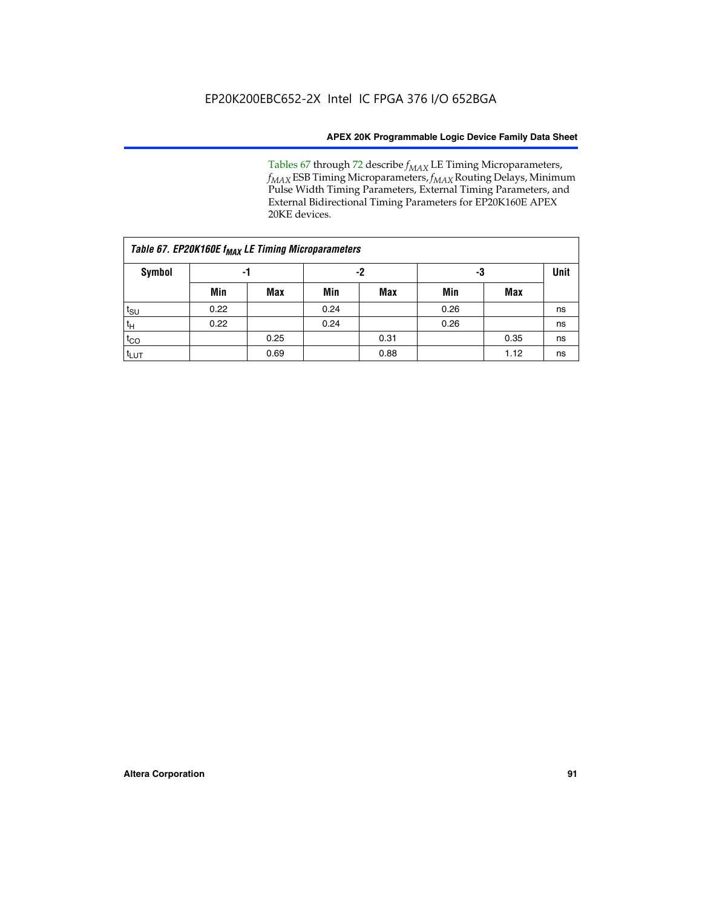Tables 67 through 72 describe $f_{MAX}$ LE Timing Microparameters, $f_{MAX}$ ESB Timing Microparameters, $f_{MAX}$ Routing Delays, Minimum Pulse Width Timing Parameters, External Timing Parameters, and External Bidirectional Timing Parameters for EP20K160E APEX 20KE devices.

| Table 67. EP20K160E $f_{MAX}$ LE Timing Microparameters | | | | | | | |
|---|---|---|---|---|---|---|---|
| Symbol | -1 | | -2 | | -3 | | Unit |
| | Min | Max | Min | Max | Min | Max | |
| $t_{SU}$ | 0.22 | | 0.24 | | 0.26 | | ns |
| $t_{H}$ | 0.22 | | 0.24 | | 0.26 | | ns |
| $t_{CO}$ | | 0.25 | | 0.31 | | 0.35 | ns |
| $t_{LUT}$ | | 0.69 | | 0.88 | | 1.12 | ns |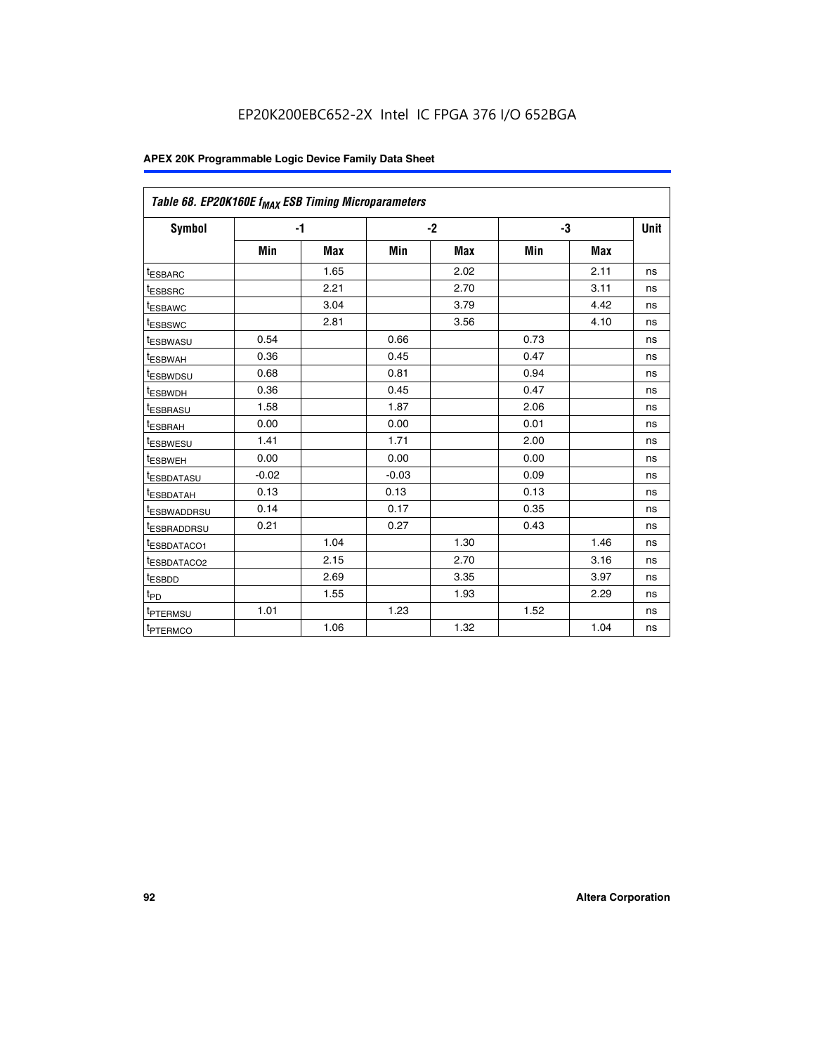EP20K200EBC652-2X Intel IC FPGA 376 I/O 652BGA

**APEX 20K Programmable Logic Device Family Data Sheet**

| *Table 68. EP20K160E $f_{MAX}$ ESB Timing Microparameters* | | | | | | | |
|---|---|---|---|---|---|---|---|
| **Symbol** | **-1** | | **-2** | | **-3** | | **Unit** |
| | **Min** | **Max** | **Min** | **Max** | **Min** | **Max** | |
| $t_{ESBARC}$ | | 1.65 | | 2.02 | | 2.11 | ns |
| $t_{ESBSRC}$ | | 2.21 | | 2.70 | | 3.11 | ns |
| $t_{ESBAWC}$ | | 3.04 | | 3.79 | | 4.42 | ns |
| $t_{ESBSWC}$ | | 2.81 | | 3.56 | | 4.10 | ns |
| $t_{ESBWASU}$ | 0.54 | | 0.66 | | 0.73 | | ns |
| $t_{ESBWAH}$ | 0.36 | | 0.45 | | 0.47 | | ns |
| $t_{ESBWDSU}$ | 0.68 | | 0.81 | | 0.94 | | ns |
| $t_{ESBWDH}$ | 0.36 | | 0.45 | | 0.47 | | ns |
| $t_{ESBRASU}$ | 1.58 | | 1.87 | | 2.06 | | ns |
| $t_{ESBRAH}$ | 0.00 | | 0.00 | | 0.01 | | ns |
| $t_{ESBWESU}$ | 1.41 | | 1.71 | | 2.00 | | ns |
| $t_{ESBWEH}$ | 0.00 | | 0.00 | | 0.00 | | ns |
| $t_{ESBDATASU}$ | -0.02 | | -0.03 | | 0.09 | | ns |
| $t_{ESBDATAH}$ | 0.13 | | 0.13 | | 0.13 | | ns |
| $t_{ESBWADDRSU}$ | 0.14 | | 0.17 | | 0.35 | | ns |
| $t_{ESBRADDRSU}$ | 0.21 | | 0.27 | | 0.43 | | ns |
| $t_{ESBDATACO1}$ | | 1.04 | | 1.30 | | 1.46 | ns |
| $t_{ESBDATACO2}$ | | 2.15 | | 2.70 | | 3.16 | ns |
| $t_{ESBDD}$ | | 2.69 | | 3.35 | | 3.97 | ns |
| $t_{PD}$ | | 1.55 | | 1.93 | | 2.29 | ns |
| $t_{PTERMSU}$ | 1.01 | | 1.23 | | 1.52 | | ns |
| $t_{PTERMCO}$ | | 1.06 | | 1.32 | | 1.04 | ns |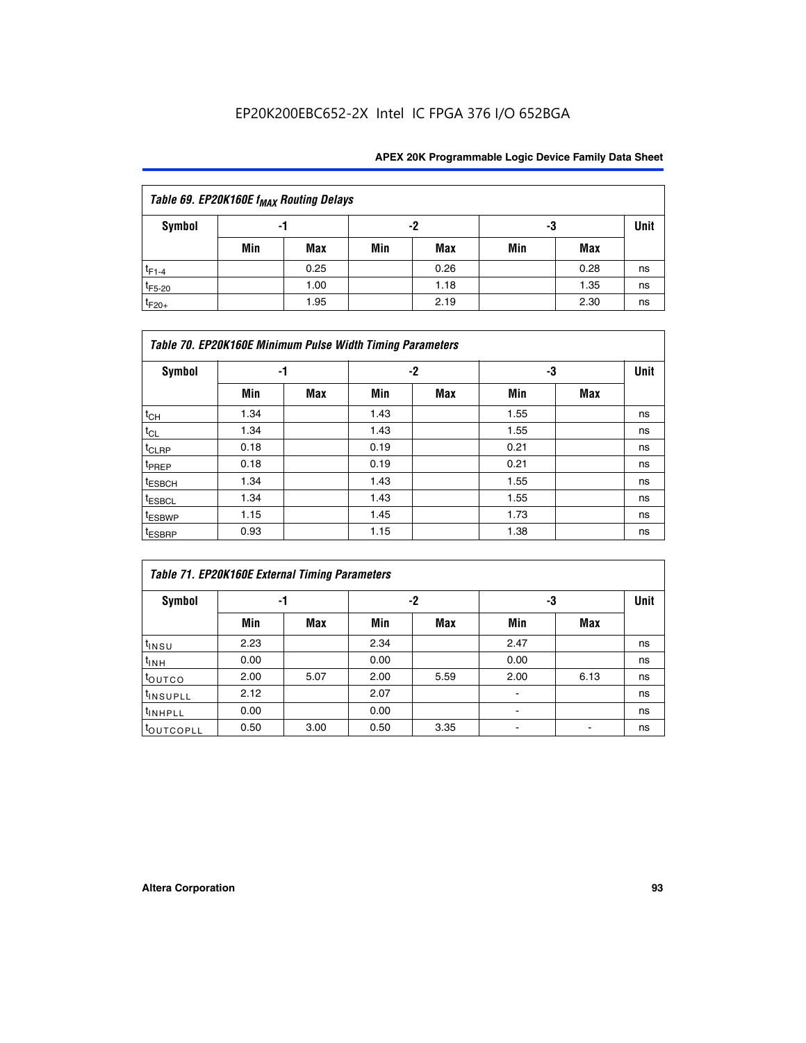| Table 69. EP20K160E $f_{MAX}$ Routing Delays | | | | | | | |
|---|---|---|---|---|---|---|---|
| Symbol | -1 | | -2 | | -3 | | Unit |
| | Min | Max | Min | Max | Min | Max | |
| $t_{F1-4}$ | | 0.25 | | 0.26 | | 0.28 | ns |
| $t_{F5-20}$ | | 1.00 | | 1.18 | | 1.35 | ns |
| $t_{F20+}$ | | 1.95 | | 2.19 | | 2.30 | ns |

| Table 70. EP20K160E Minimum Pulse Width Timing Parameters | | | | | | | |
|---|---|---|---|---|---|---|---|
| Symbol | -1 | | -2 | | -3 | | Unit |
| | Min | Max | Min | Max | Min | Max | |
| $t_{CH}$ | 1.34 | | 1.43 | | 1.55 | | ns |
| $t_{CL}$ | 1.34 | | 1.43 | | 1.55 | | ns |
| $t_{CLRP}$ | 0.18 | | 0.19 | | 0.21 | | ns |
| $t_{PREP}$ | 0.18 | | 0.19 | | 0.21 | | ns |
| $t_{ESBCH}$ | 1.34 | | 1.43 | | 1.55 | | ns |
| $t_{ESBCL}$ | 1.34 | | 1.43 | | 1.55 | | ns |
| $t_{ESBWP}$ | 1.15 | | 1.45 | | 1.73 | | ns |
| $t_{ESBRP}$ | 0.93 | | 1.15 | | 1.38 | | ns |

| Table 71. EP20K160E External Timing Parameters | | | | | | | |
|---|---|---|---|---|---|---|---|
| Symbol | -1 | | -2 | | -3 | | Unit |
| | Min | Max | Min | Max | Min | Max | |
| $t_{INSU}$ | 2.23 | | 2.34 | | 2.47 | | ns |
| $t_{INH}$ | 0.00 | | 0.00 | | 0.00 | | ns |
| $t_{OUTCO}$ | 2.00 | 5.07 | 2.00 | 5.59 | 2.00 | 6.13 | ns |
| $t_{INSUPLL}$ | 2.12 | | 2.07 | | - | | ns |
| $t_{INHPLL}$ | 0.00 | | 0.00 | | - | | ns |
| $t_{OUTCOPLL}$ | 0.50 | 3.00 | 0.50 | 3.35 | - | - | ns |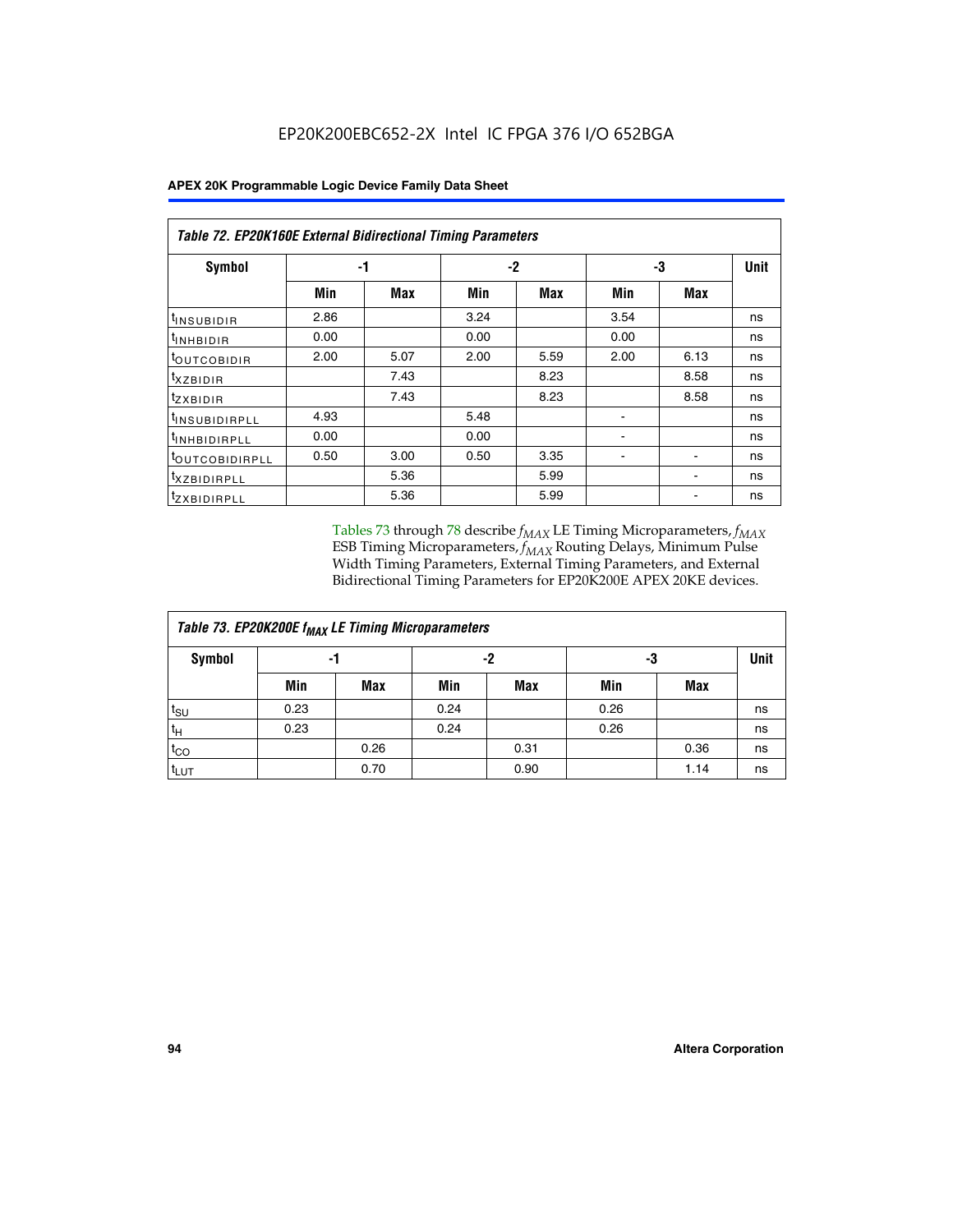# EP20K200EBC652-2X Intel IC FPGA 376 I/O 652BGA

| Table 72. EP20K160E External Bidirectional Timing Parameters | | | | | | | |
|---|---|---|---|---|---|---|---|
| Symbol | -1 | | -2 | | -3 | | Unit |
| | Min | Max | Min | Max | Min | Max | |
| $t_{INSUBIDIR}$ | 2.86 | | 3.24 | | 3.54 | | ns |
| $t_{INHBIDIR}$ | 0.00 | | 0.00 | | 0.00 | | ns |
| $t_{OUTCOBIDIR}$ | 2.00 | 5.07 | 2.00 | 5.59 | 2.00 | 6.13 | ns |
| $t_{XZBIDIR}$ | | 7.43 | | 8.23 | | 8.58 | ns |
| $t_{ZXBIDIR}$ | | 7.43 | | 8.23 | | 8.58 | ns |
| $t_{INSUBIDIRPLL}$ | 4.93 | | 5.48 | | - | | ns |
| $t_{INHBIDIRPLL}$ | 0.00 | | 0.00 | | - | | ns |
| $t_{OUTCOBIDIRPLL}$ | 0.50 | 3.00 | 0.50 | 3.35 | - | - | ns |
| $t_{XZBIDIRPLL}$ | | 5.36 | | 5.99 | | - | ns |
| $t_{ZXBIDIRPLL}$ | | 5.36 | | 5.99 | | - | ns |

Tables 73 through 78 describe $f_{MAX}$ LE Timing Microparameters, $f_{MAX}$ ESB Timing Microparameters, $f_{MAX}$ Routing Delays, Minimum Pulse Width Timing Parameters, External Timing Parameters, and External Bidirectional Timing Parameters for EP20K200E APEX 20KE devices.

| Table 73. EP20K200E $f_{MAX}$ LE Timing Microparameters | | | | | | | |
|---|---|---|---|---|---|---|---|
| Symbol | -1 | | -2 | | -3 | | Unit |
| | Min | Max | Min | Max | Min | Max | |
| $t_{SU}$ | 0.23 | | 0.24 | | 0.26 | | ns |
| $t_H$ | 0.23 | | 0.24 | | 0.26 | | ns |
| $t_{CO}$ | | 0.26 | | 0.31 | | 0.36 | ns |
| $t_{LUT}$ | | 0.70 | | 0.90 | | 1.14 | ns |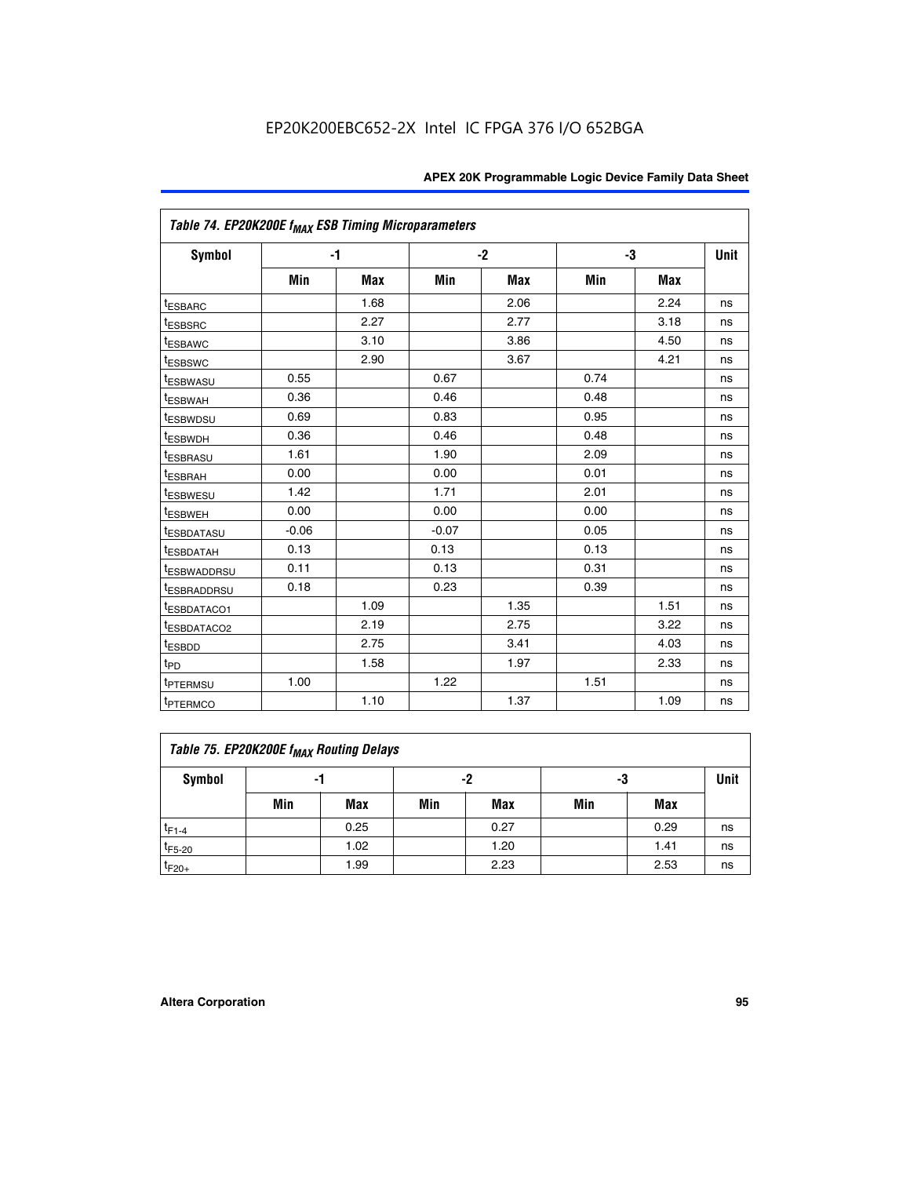EP20K200EBC652-2X Intel IC FPGA 376 I/O 652BGA

| Table 74. EP20K200E $f_{MAX}$ ESB Timing Microparameters | | | | | | | |
|---|---|---|---|---|---|---|---|
| Symbol | -1 | | -2 | | -3 | | Unit |
| | Min | Max | Min | Max | Min | Max | |
| $t_{ESBARC}$ | | 1.68 | | 2.06 | | 2.24 | ns |
| $t_{ESBSRC}$ | | 2.27 | | 2.77 | | 3.18 | ns |
| $t_{ESBAWC}$ | | 3.10 | | 3.86 | | 4.50 | ns |
| $t_{ESBSWC}$ | | 2.90 | | 3.67 | | 4.21 | ns |
| $t_{ESBWASU}$ | 0.55 | | 0.67 | | 0.74 | | ns |
| $t_{ESBWAH}$ | 0.36 | | 0.46 | | 0.48 | | ns |
| $t_{ESBWDSU}$ | 0.69 | | 0.83 | | 0.95 | | ns |
| $t_{ESBWDH}$ | 0.36 | | 0.46 | | 0.48 | | ns |
| $t_{ESBRASU}$ | 1.61 | | 1.90 | | 2.09 | | ns |
| $t_{ESBRAH}$ | 0.00 | | 0.00 | | 0.01 | | ns |
| $t_{ESBWESU}$ | 1.42 | | 1.71 | | 2.01 | | ns |
| $t_{ESBWEH}$ | 0.00 | | 0.00 | | 0.00 | | ns |
| $t_{ESBDATASU}$ | -0.06 | | -0.07 | | 0.05 | | ns |
| $t_{ESBDATAH}$ | 0.13 | | 0.13 | | 0.13 | | ns |
| $t_{ESBWADDRSU}$ | 0.11 | | 0.13 | | 0.31 | | ns |
| $t_{ESBRADDRSU}$ | 0.18 | | 0.23 | | 0.39 | | ns |
| $t_{ESBDATACO1}$ | | 1.09 | | 1.35 | | 1.51 | ns |
| $t_{ESBDATACO2}$ | | 2.19 | | 2.75 | | 3.22 | ns |
| $t_{ESBDD}$ | | 2.75 | | 3.41 | | 4.03 | ns |
| $t_{PD}$ | | 1.58 | | 1.97 | | 2.33 | ns |
| $t_{PTERMSU}$ | 1.00 | | 1.22 | | 1.51 | | ns |
| $t_{PTERMCO}$ | | 1.10 | | 1.37 | | 1.09 | ns |

| Table 75. EP20K200E $f_{MAX}$ Routing Delays | | | | | | | |
|---|---|---|---|---|---|---|---|
| Symbol | -1 | | -2 | | -3 | | Unit |
| | Min | Max | Min | Max | Min | Max | |
| $t_{F1-4}$ | | 0.25 | | 0.27 | | 0.29 | ns |
| $t_{F5-20}$ | | 1.02 | | 1.20 | | 1.41 | ns |
| $t_{F20+}$ | | 1.99 | | 2.23 | | 2.53 | ns |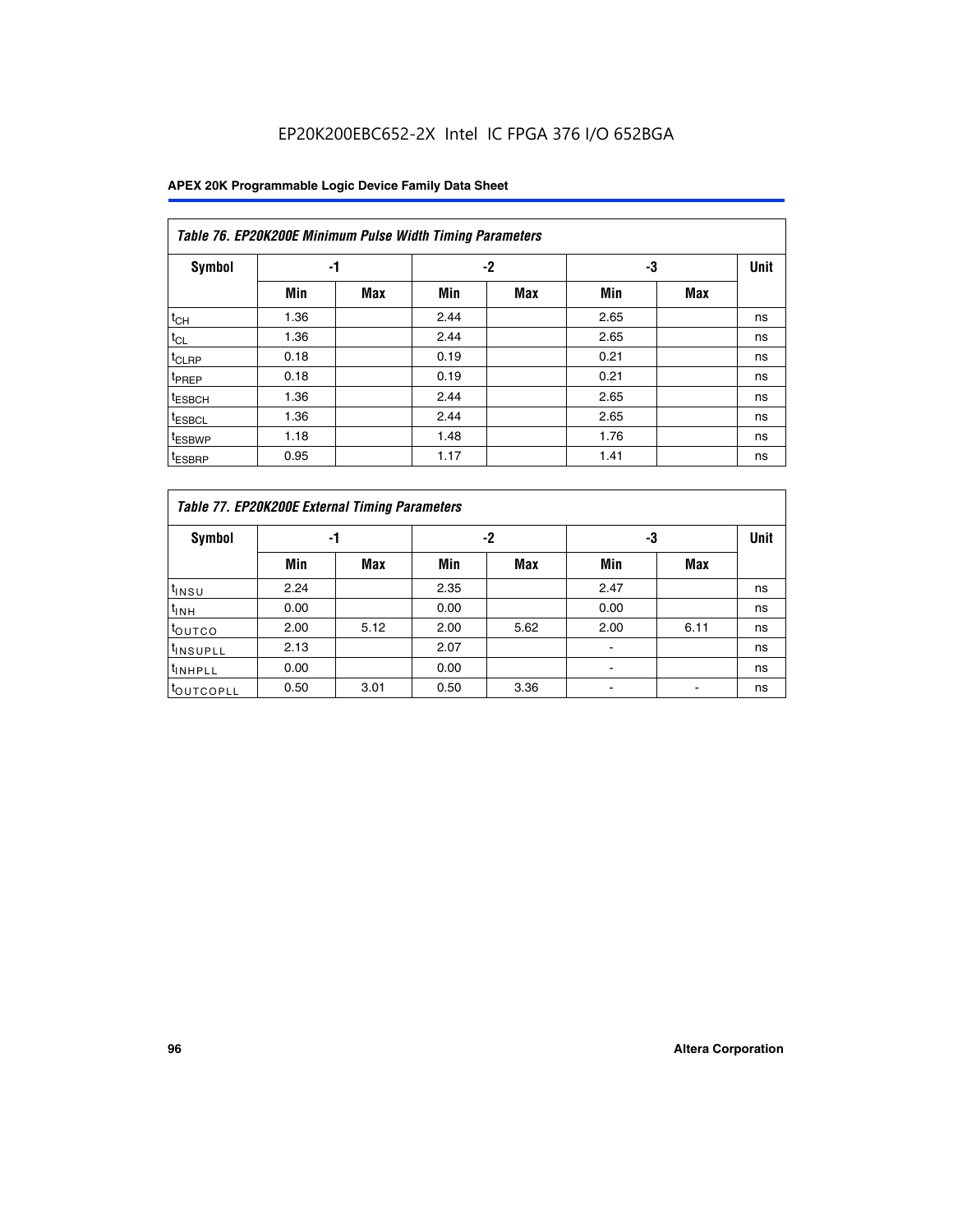EP20K200EBC652-2X Intel IC FPGA 376 I/O 652BGA

| *Table 76. EP20K200E Minimum Pulse Width Timing Parameters* | | | | | | | |
|---|---|---|---|---|---|---|---|
| **Symbol** | **-1** | | **-2** | | **-3** | | **Unit** |
| | **Min** | **Max** | **Min** | **Max** | **Min** | **Max** | |
| $t_{CH}$ | 1.36 | | 2.44 | | 2.65 | | ns |
| $t_{CL}$ | 1.36 | | 2.44 | | 2.65 | | ns |
| $t_{CLRP}$ | 0.18 | | 0.19 | | 0.21 | | ns |
| $t_{PREP}$ | 0.18 | | 0.19 | | 0.21 | | ns |
| $t_{ESBCH}$ | 1.36 | | 2.44 | | 2.65 | | ns |
| $t_{ESBCL}$ | 1.36 | | 2.44 | | 2.65 | | ns |
| $t_{ESBWP}$ | 1.18 | | 1.48 | | 1.76 | | ns |
| $t_{ESBRP}$ | 0.95 | | 1.17 | | 1.41 | | ns |

| *Table 77. EP20K200E External Timing Parameters* | | | | | | | |
|---|---|---|---|---|---|---|---|
| **Symbol** | **-1** | | **-2** | | **-3** | | **Unit** |
| | **Min** | **Max** | **Min** | **Max** | **Min** | **Max** | |
| $t_{INSU}$ | 2.24 | | 2.35 | | 2.47 | | ns |
| $t_{INH}$ | 0.00 | | 0.00 | | 0.00 | | ns |
| $t_{OUTCO}$ | 2.00 | 5.12 | 2.00 | 5.62 | 2.00 | 6.11 | ns |
| $t_{INSUPLL}$ | 2.13 | | 2.07 | | - | | ns |
| $t_{INHPLL}$ | 0.00 | | 0.00 | | - | | ns |
| $t_{OUTCOPLL}$ | 0.50 | 3.01 | 0.50 | 3.36 | - | - | ns |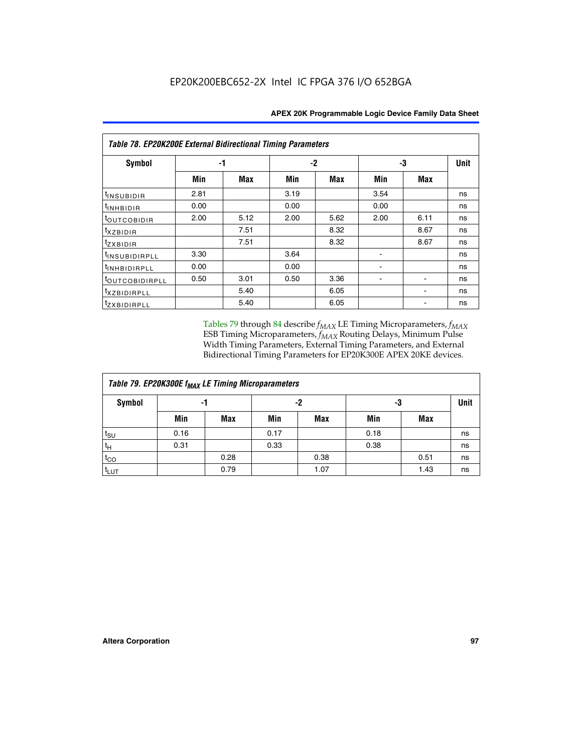| Table 78. EP20K200E External Bidirectional Timing Parameters | | | | | | | |
|---|---|---|---|---|---|---|---|
| Symbol | -1 | | -2 | | -3 | | Unit |
| | Min | Max | Min | Max | Min | Max | |
| $t_{INSUBIDIR}$ | 2.81 | | 3.19 | | 3.54 | | ns |
| $t_{INHBIDIR}$ | 0.00 | | 0.00 | | 0.00 | | ns |
| $t_{OUTCOBIDIR}$ | 2.00 | 5.12 | 2.00 | 5.62 | 2.00 | 6.11 | ns |
| $t_{XZBIDIR}$ | | 7.51 | | 8.32 | | 8.67 | ns |
| $t_{ZXBIDIR}$ | | 7.51 | | 8.32 | | 8.67 | ns |
| $t_{INSUBIDIRPLL}$ | 3.30 | | 3.64 | | - | | ns |
| $t_{INHBIDIRPLL}$ | 0.00 | | 0.00 | | - | | ns |
| $t_{OUTCOBIDIRPLL}$ | 0.50 | 3.01 | 0.50 | 3.36 | - | - | ns |
| $t_{XZBIDIRPLL}$ | | 5.40 | | 6.05 | | - | ns |
| $t_{ZXBIDIRPLL}$ | | 5.40 | | 6.05 | | - | ns |

Tables 79 through 84 describe $f_{MAX}$ LE Timing Microparameters, $f_{MAX}$ ESB Timing Microparameters, $f_{MAX}$ Routing Delays, Minimum Pulse Width Timing Parameters, External Timing Parameters, and External Bidirectional Timing Parameters for EP20K300E APEX 20KE devices.

| Table 79. EP20K300E $f_{MAX}$ LE Timing Microparameters | | | | | | | |
|---|---|---|---|---|---|---|---|
| Symbol | -1 | | -2 | | -3 | | Unit |
| | Min | Max | Min | Max | Min | Max | |
| $t_{SU}$ | 0.16 | | 0.17 | | 0.18 | | ns |
| $t_{H}$ | 0.31 | | 0.33 | | 0.38 | | ns |
| $t_{CO}$ | | 0.28 | | 0.38 | | 0.51 | ns |
| $t_{LUT}$ | | 0.79 | | 1.07 | | 1.43 | ns |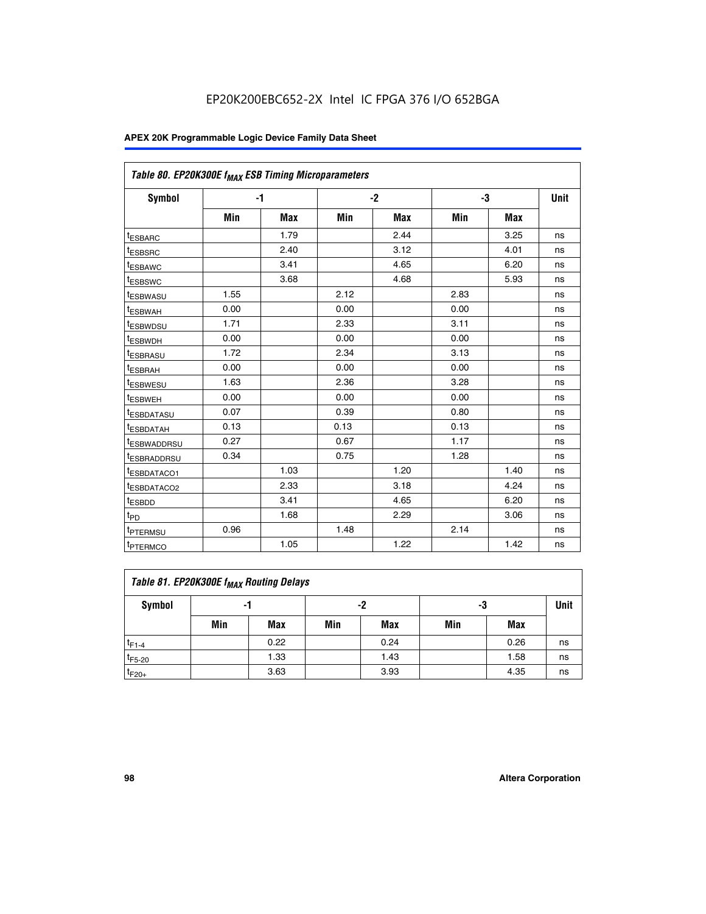EP20K200EBC652-2X Intel IC FPGA 376 I/O 652BGA

| Table 80. EP20K300E $f_{MAX}$ ESB Timing Microparameters | | | | | | | |
|---|---|---|---|---|---|---|---|
| Symbol | -1 | | -2 | | -3 | | Unit |
| | Min | Max | Min | Max | Min | Max | |
| $t_{ESBARC}$ | | 1.79 | | 2.44 | | 3.25 | ns |
| $t_{ESBSRC}$ | | 2.40 | | 3.12 | | 4.01 | ns |
| $t_{ESBAWC}$ | | 3.41 | | 4.65 | | 6.20 | ns |
| $t_{ESBSWC}$ | | 3.68 | | 4.68 | | 5.93 | ns |
| $t_{ESBWASU}$ | 1.55 | | 2.12 | | 2.83 | | ns |
| $t_{ESBWAH}$ | 0.00 | | 0.00 | | 0.00 | | ns |
| $t_{ESBWDSU}$ | 1.71 | | 2.33 | | 3.11 | | ns |
| $t_{ESBWDH}$ | 0.00 | | 0.00 | | 0.00 | | ns |
| $t_{ESBRASU}$ | 1.72 | | 2.34 | | 3.13 | | ns |
| $t_{ESBRAH}$ | 0.00 | | 0.00 | | 0.00 | | ns |
| $t_{ESBWESU}$ | 1.63 | | 2.36 | | 3.28 | | ns |
| $t_{ESBWEH}$ | 0.00 | | 0.00 | | 0.00 | | ns |
| $t_{ESBDATASU}$ | 0.07 | | 0.39 | | 0.80 | | ns |
| $t_{ESBDATAH}$ | 0.13 | | 0.13 | | 0.13 | | ns |
| $t_{ESBWADDRSU}$ | 0.27 | | 0.67 | | 1.17 | | ns |
| $t_{ESBRADDRSU}$ | 0.34 | | 0.75 | | 1.28 | | ns |
| $t_{ESBDATACO1}$ | | 1.03 | | 1.20 | | 1.40 | ns |
| $t_{ESBDATACO2}$ | | 2.33 | | 3.18 | | 4.24 | ns |
| $t_{ESBDD}$ | | 3.41 | | 4.65 | | 6.20 | ns |
| $t_{PD}$ | | 1.68 | | 2.29 | | 3.06 | ns |
| $t_{PTERMSU}$ | 0.96 | | 1.48 | | 2.14 | | ns |
| $t_{PTERMCO}$ | | 1.05 | | 1.22 | | 1.42 | ns |

| Table 81. EP20K300E $f_{MAX}$ Routing Delays | | | | | | | |
|---|---|---|---|---|---|---|---|
| Symbol | -1 | | -2 | | -3 | | Unit |
| | Min | Max | Min | Max | Min | Max | |
| $t_{F1-4}$ | | 0.22 | | 0.24 | | 0.26 | ns |
| $t_{F5-20}$ | | 1.33 | | 1.43 | | 1.58 | ns |
| $t_{F20+}$ | | 3.63 | | 3.93 | | 4.35 | ns |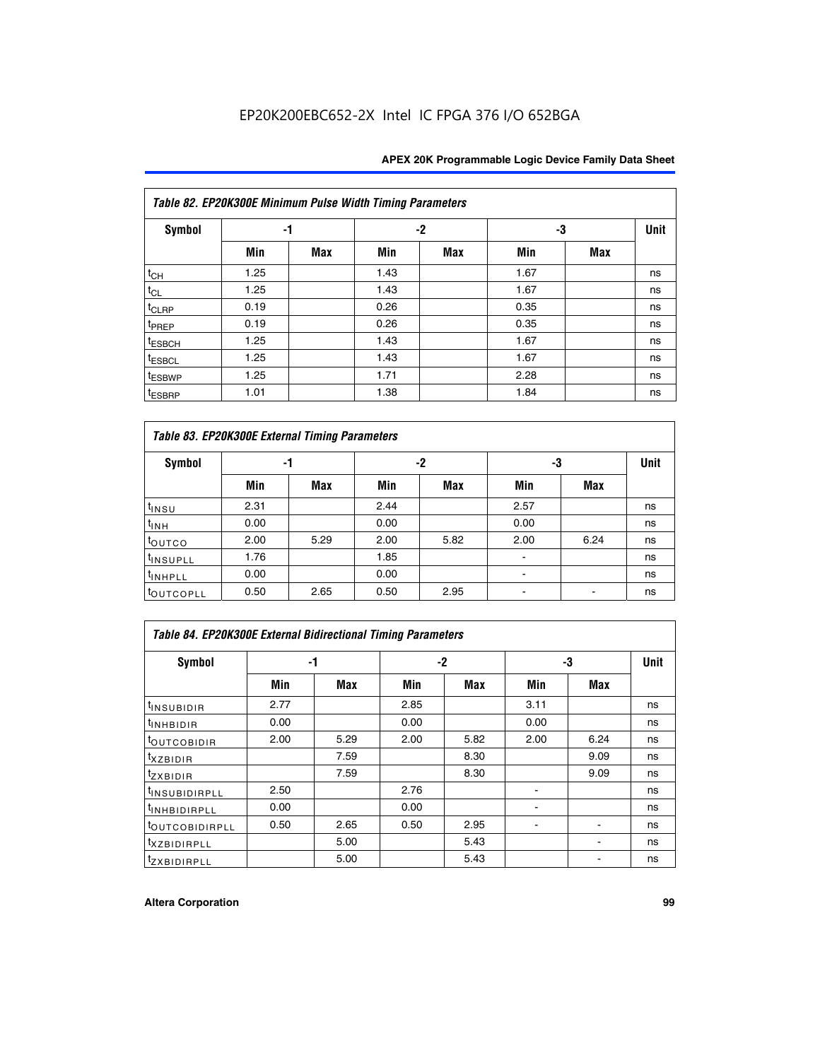EP20K200EBC652-2X Intel IC FPGA 376 I/O 652BGA

| Table 82. EP20K300E Minimum Pulse Width Timing Parameters | | | | | | | |
|---|---|---|---|---|---|---|---|
| Symbol | -1 | | -2 | | -3 | | Unit |
| | Min | Max | Min | Max | Min | Max | |
| $t_{CH}$ | 1.25 | | 1.43 | | 1.67 | | ns |
| $t_{CL}$ | 1.25 | | 1.43 | | 1.67 | | ns |
| $t_{CLRP}$ | 0.19 | | 0.26 | | 0.35 | | ns |
| $t_{PREP}$ | 0.19 | | 0.26 | | 0.35 | | ns |
| $t_{ESBCH}$ | 1.25 | | 1.43 | | 1.67 | | ns |
| $t_{ESBCL}$ | 1.25 | | 1.43 | | 1.67 | | ns |
| $t_{ESBWP}$ | 1.25 | | 1.71 | | 2.28 | | ns |
| $t_{ESBRP}$ | 1.01 | | 1.38 | | 1.84 | | ns |

| Table 83. EP20K300E External Timing Parameters | | | | | | | |
|---|---|---|---|---|---|---|---|
| Symbol | -1 | | -2 | | -3 | | Unit |
| | Min | Max | Min | Max | Min | Max | |
| $t_{INSU}$ | 2.31 | | 2.44 | | 2.57 | | ns |
| $t_{INH}$ | 0.00 | | 0.00 | | 0.00 | | ns |
| $t_{OUTCO}$ | 2.00 | 5.29 | 2.00 | 5.82 | 2.00 | 6.24 | ns |
| $t_{INSUPLL}$ | 1.76 | | 1.85 | | - | | ns |
| $t_{INHPLL}$ | 0.00 | | 0.00 | | - | | ns |
| $t_{OUTCOPLL}$ | 0.50 | 2.65 | 0.50 | 2.95 | - | - | ns |

| Table 84. EP20K300E External Bidirectional Timing Parameters | | | | | | | |
|---|---|---|---|---|---|---|---|
| Symbol | -1 | | -2 | | -3 | | Unit |
| | Min | Max | Min | Max | Min | Max | |
| $t_{INSUBIDIR}$ | 2.77 | | 2.85 | | 3.11 | | ns |
| $t_{INHBIDIR}$ | 0.00 | | 0.00 | | 0.00 | | ns |
| $t_{OUTCOBIDIR}$ | 2.00 | 5.29 | 2.00 | 5.82 | 2.00 | 6.24 | ns |
| $t_{XZBIDIR}$ | | 7.59 | | 8.30 | | 9.09 | ns |
| $t_{ZXBIDIR}$ | | 7.59 | | 8.30 | | 9.09 | ns |
| $t_{INSUBIDIRPLL}$ | 2.50 | | 2.76 | | - | | ns |
| $t_{INHBIDIRPLL}$ | 0.00 | | 0.00 | | - | | ns |
| $t_{OUTCOBIDIRPLL}$ | 0.50 | 2.65 | 0.50 | 2.95 | - | - | ns |
| $t_{XZBIDIRPLL}$ | | 5.00 | | 5.43 | | - | ns |
| $t_{ZXBIDIRPLL}$ | | 5.00 | | 5.43 | | - | ns |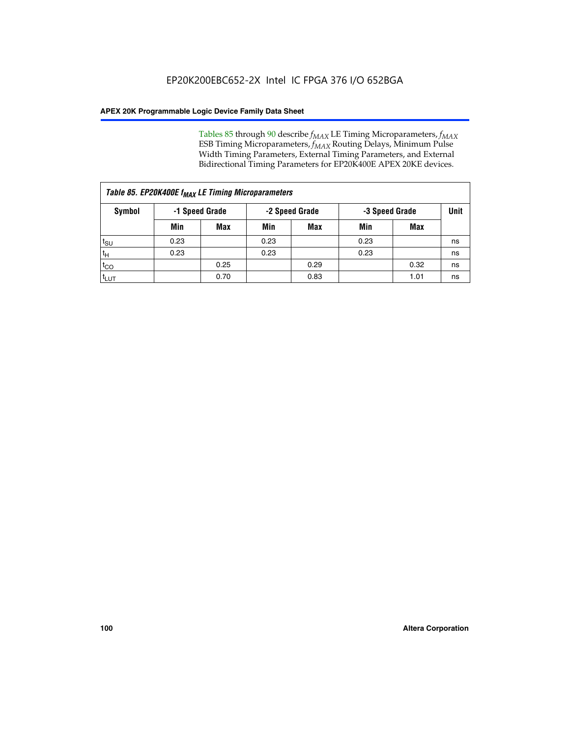Tables 85 through 90 describe $f_{MAX}$ LE Timing Microparameters, $f_{MAX}$ ESB Timing Microparameters, $f_{MAX}$ Routing Delays, Minimum Pulse Width Timing Parameters, External Timing Parameters, and External Bidirectional Timing Parameters for EP20K400E APEX 20KE devices.

| *Table 85. EP20K400E $f_{MAX}$ LE Timing Microparameters* | | | | | | | |
|---|---|---|---|---|---|---|---|
| **Symbol** | **-1 Speed Grade** | | **-2 Speed Grade** | | **-3 Speed Grade** | | **Unit** |
| | **Min** | **Max** | **Min** | **Max** | **Min** | **Max** | |
| $t_{SU}$ | 0.23 | | 0.23 | | 0.23 | | ns |
| $t_H$ | 0.23 | | 0.23 | | 0.23 | | ns |
| $t_{CO}$ | | 0.25 | | 0.29 | | 0.32 | ns |
| $t_{LUT}$ | | 0.70 | | 0.83 | | 1.01 | ns |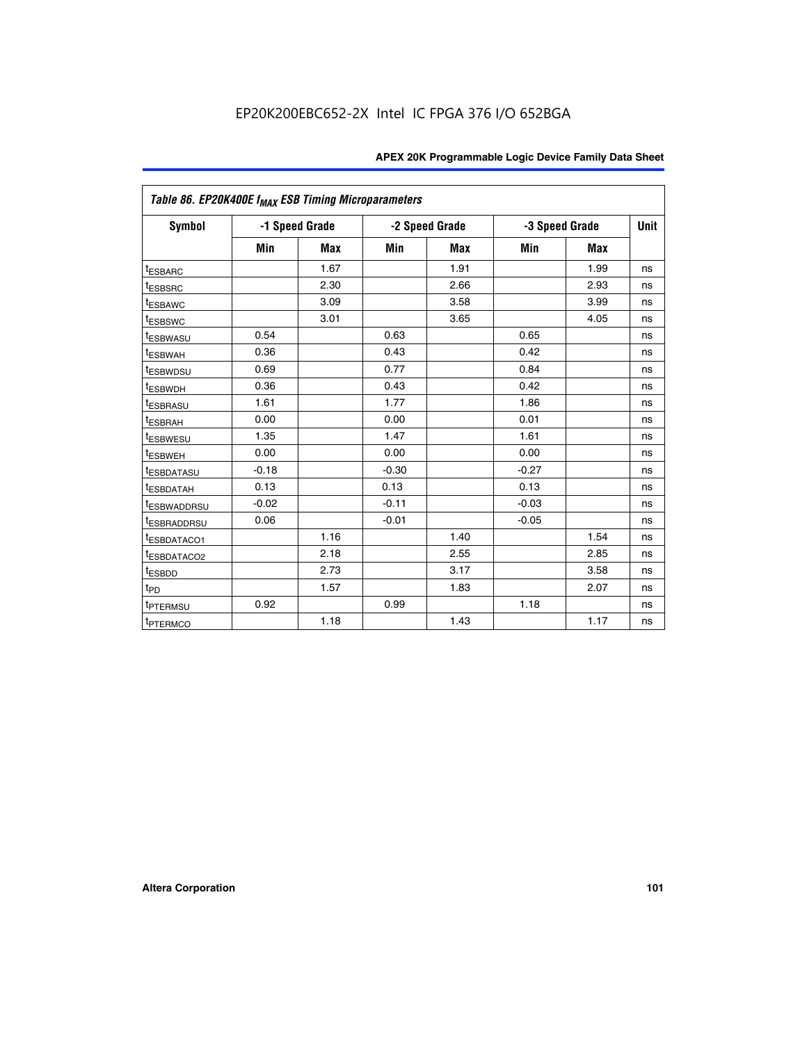EP20K200EBC652-2X Intel IC FPGA 376 I/O 652BGA

| *Table 86. EP20K400E $f_{MAX}$ ESB Timing Microparameters* | | | | | | | |
|---|---|---|---|---|---|---|---|
| **Symbol** | **-1 Speed Grade** | | **-2 Speed Grade** | | **-3 Speed Grade** | | **Unit** |
| | **Min** | **Max** | **Min** | **Max** | **Min** | **Max** | |
| $t_{ESBARC}$ | | 1.67 | | 1.91 | | 1.99 | ns |
| $t_{ESBSRC}$ | | 2.30 | | 2.66 | | 2.93 | ns |
| $t_{ESBAWC}$ | | 3.09 | | 3.58 | | 3.99 | ns |
| $t_{ESBSWC}$ | | 3.01 | | 3.65 | | 4.05 | ns |
| $t_{ESBWASU}$ | 0.54 | | 0.63 | | 0.65 | | ns |
| $t_{ESBWAH}$ | 0.36 | | 0.43 | | 0.42 | | ns |
| $t_{ESBWDSU}$ | 0.69 | | 0.77 | | 0.84 | | ns |
| $t_{ESBWDH}$ | 0.36 | | 0.43 | | 0.42 | | ns |
| $t_{ESBRASU}$ | 1.61 | | 1.77 | | 1.86 | | ns |
| $t_{ESBRAH}$ | 0.00 | | 0.00 | | 0.01 | | ns |
| $t_{ESBWESU}$ | 1.35 | | 1.47 | | 1.61 | | ns |
| $t_{ESBWEH}$ | 0.00 | | 0.00 | | 0.00 | | ns |
| $t_{ESBDATASU}$ | -0.18 | | -0.30 | | -0.27 | | ns |
| $t_{ESBDATAH}$ | 0.13 | | 0.13 | | 0.13 | | ns |
| $t_{ESBWADDRSU}$ | -0.02 | | -0.11 | | -0.03 | | ns |
| $t_{ESBRADDRSU}$ | 0.06 | | -0.01 | | -0.05 | | ns |
| $t_{ESBDATACO1}$ | | 1.16 | | 1.40 | | 1.54 | ns |
| $t_{ESBDATACO2}$ | | 2.18 | | 2.55 | | 2.85 | ns |
| $t_{ESBDD}$ | | 2.73 | | 3.17 | | 3.58 | ns |
| $t_{PD}$ | | 1.57 | | 1.83 | | 2.07 | ns |
| $t_{PTERMSU}$ | 0.92 | | 0.99 | | 1.18 | | ns |
| $t_{PTERMCO}$ | | 1.18 | | 1.43 | | 1.17 | ns |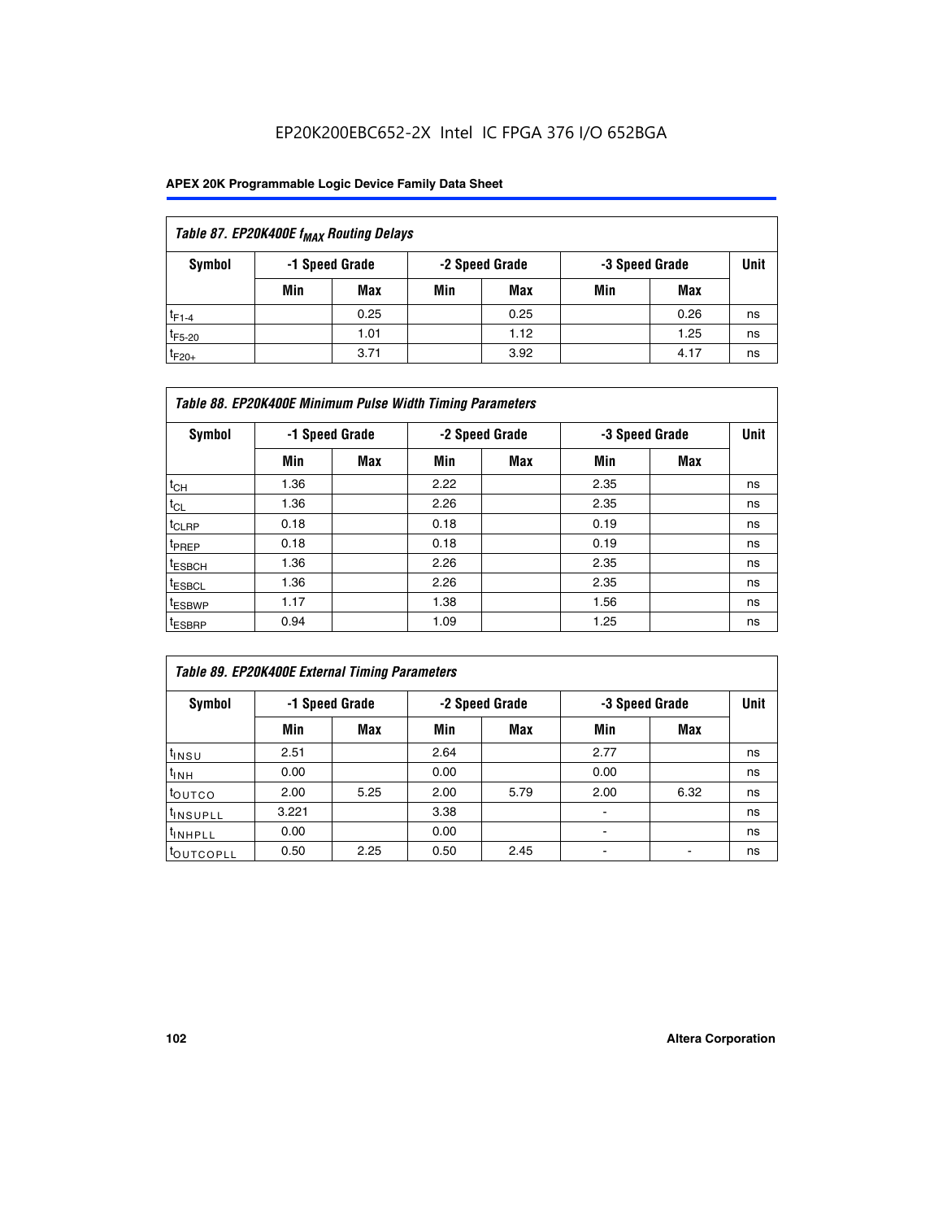EP20K200EBC652-2X Intel IC FPGA 376 I/O 652BGA

| Table 87. EP20K400E $f_{MAX}$ Routing Delays | | | | | | | |
|---|---|---|---|---|---|---|---|
| Symbol | -1 Speed Grade | | -2 Speed Grade | | -3 Speed Grade | | Unit |
| | Min | Max | Min | Max | Min | Max | |
| $t_{F1-4}$ | | 0.25 | | 0.25 | | 0.26 | ns |
| $t_{F5-20}$ | | 1.01 | | 1.12 | | 1.25 | ns |
| $t_{F20+}$ | | 3.71 | | 3.92 | | 4.17 | ns |

| Table 88. EP20K400E Minimum Pulse Width Timing Parameters | | | | | | | |
|---|---|---|---|---|---|---|---|
| Symbol | -1 Speed Grade | | -2 Speed Grade | | -3 Speed Grade | | Unit |
| | Min | Max | Min | Max | Min | Max | |
| $t_{CH}$ | 1.36 | | 2.22 | | 2.35 | | ns |
| $t_{CL}$ | 1.36 | | 2.26 | | 2.35 | | ns |
| $t_{CLRP}$ | 0.18 | | 0.18 | | 0.19 | | ns |
| $t_{PREP}$ | 0.18 | | 0.18 | | 0.19 | | ns |
| $t_{ESBCH}$ | 1.36 | | 2.26 | | 2.35 | | ns |
| $t_{ESBCL}$ | 1.36 | | 2.26 | | 2.35 | | ns |
| $t_{ESBWP}$ | 1.17 | | 1.38 | | 1.56 | | ns |
| $t_{ESBRP}$ | 0.94 | | 1.09 | | 1.25 | | ns |

| Table 89. EP20K400E External Timing Parameters | | | | | | | |
|---|---|---|---|---|---|---|---|
| Symbol | -1 Speed Grade | | -2 Speed Grade | | -3 Speed Grade | | Unit |
| | Min | Max | Min | Max | Min | Max | |
| $t_{INSU}$ | 2.51 | | 2.64 | | 2.77 | | ns |
| $t_{INH}$ | 0.00 | | 0.00 | | 0.00 | | ns |
| $t_{OUTCO}$ | 2.00 | 5.25 | 2.00 | 5.79 | 2.00 | 6.32 | ns |
| $t_{INSUPLL}$ | 3.221 | | 3.38 | | - | | ns |
| $t_{INHPLL}$ | 0.00 | | 0.00 | | - | | ns |
| $t_{OUTCOPLL}$ | 0.50 | 2.25 | 0.50 | 2.45 | - | - | ns |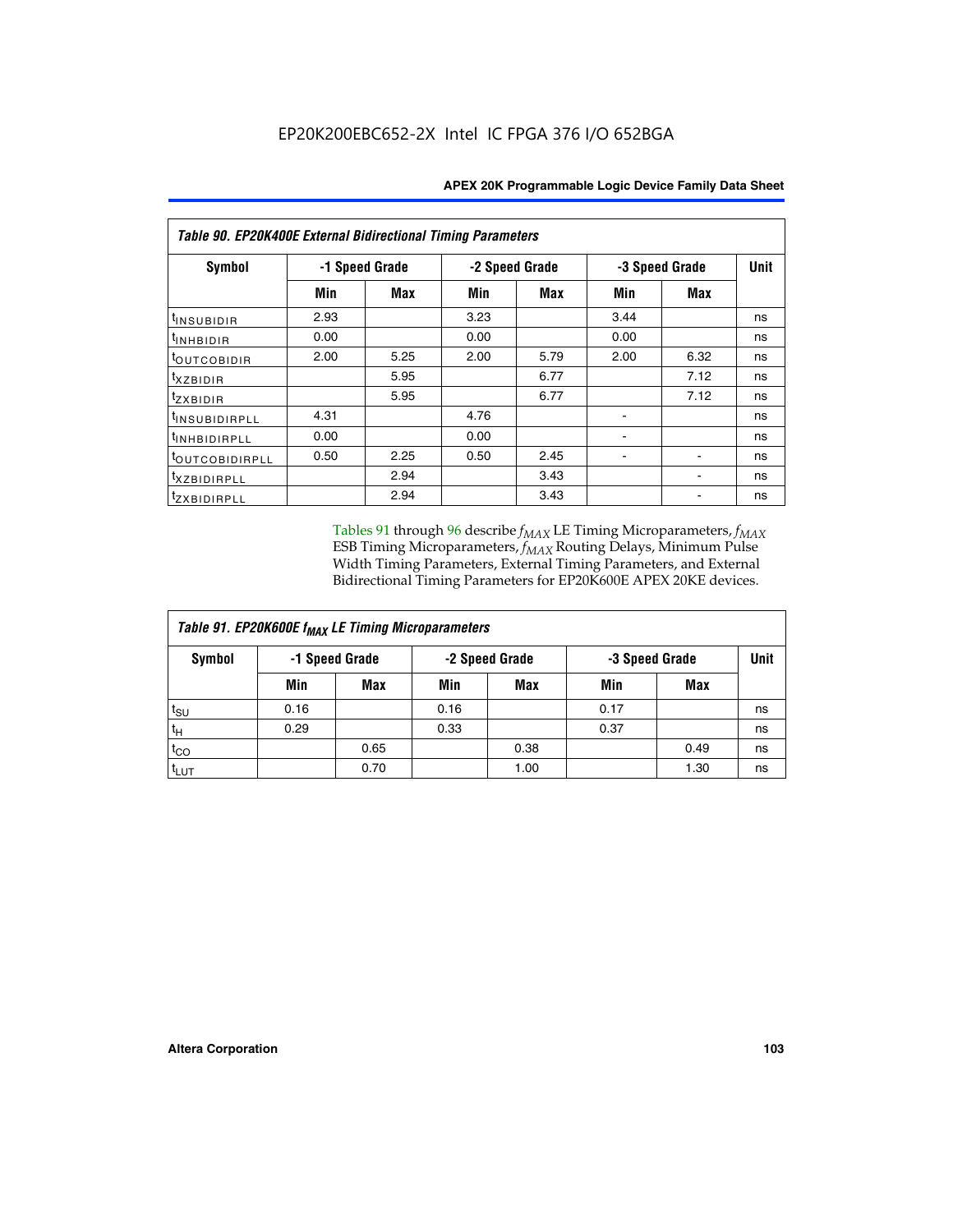| *Table 90. EP20K400E External Bidirectional Timing Parameters* | | | | | | | |
|---|---|---|---|---|---|---|---|
| **Symbol** | **-1 Speed Grade** | | **-2 Speed Grade** | | **-3 Speed Grade** | | **Unit** |
| | **Min** | **Max** | **Min** | **Max** | **Min** | **Max** | |
| $t_{INSUBIDIR}$ | 2.93 | | 3.23 | | 3.44 | | ns |
| $t_{INHBIDIR}$ | 0.00 | | 0.00 | | 0.00 | | ns |
| $t_{OUTCOBIDIR}$ | 2.00 | 5.25 | 2.00 | 5.79 | 2.00 | 6.32 | ns |
| $t_{XZBIDIR}$ | | 5.95 | | 6.77 | | 7.12 | ns |
| $t_{ZXBIDIR}$ | | 5.95 | | 6.77 | | 7.12 | ns |
| $t_{INSUBIDIRPLL}$ | 4.31 | | 4.76 | | - | | ns |
| $t_{INHBIDIRPLL}$ | 0.00 | | 0.00 | | - | | ns |
| $t_{OUTCOBIDIRPLL}$ | 0.50 | 2.25 | 0.50 | 2.45 | - | - | ns |
| $t_{XZBIDIRPLL}$ | | 2.94 | | 3.43 | | - | ns |
| $t_{ZXBIDIRPLL}$ | | 2.94 | | 3.43 | | - | ns |

Tables 91 through 96 describe $f_{MAX}$ LE Timing Microparameters, $f_{MAX}$ ESB Timing Microparameters, $f_{MAX}$ Routing Delays, Minimum Pulse Width Timing Parameters, External Timing Parameters, and External Bidirectional Timing Parameters for EP20K600E APEX 20KE devices.

| *Table 91. EP20K600E $f_{MAX}$ LE Timing Microparameters* | | | | | | | |
|---|---|---|---|---|---|---|---|
| **Symbol** | **-1 Speed Grade** | | **-2 Speed Grade** | | **-3 Speed Grade** | | **Unit** |
| | **Min** | **Max** | **Min** | **Max** | **Min** | **Max** | |
| $t_{SU}$ | 0.16 | | 0.16 | | 0.17 | | ns |
| $t_{H}$ | 0.29 | | 0.33 | | 0.37 | | ns |
| $t_{CO}$ | | 0.65 | | 0.38 | | 0.49 | ns |
| $t_{LUT}$ | | 0.70 | | 1.00 | | 1.30 | ns |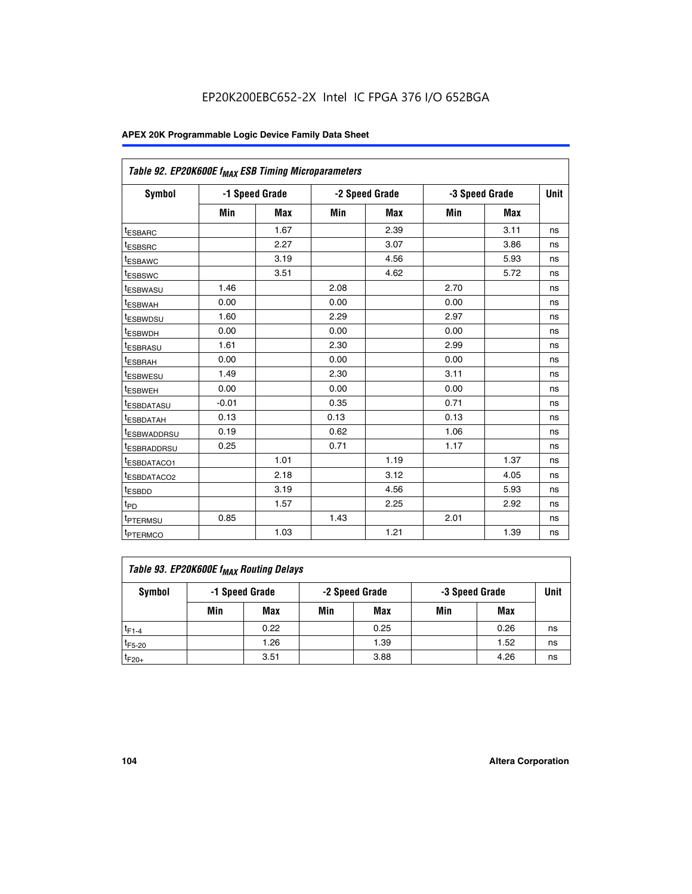EP20K200EBC652-2X Intel IC FPGA 376 I/O 652BGA

| Table 92. EP20K600E $f_{MAX}$ ESB Timing Microparameters | | | | | | | |
|---|---|---|---|---|---|---|---|
| Symbol | -1 Speed Grade | | -2 Speed Grade | | -3 Speed Grade | | Unit |
| | Min | Max | Min | Max | Min | Max | |
| $t_{ESBARC}$ | | 1.67 | | 2.39 | | 3.11 | ns |
| $t_{ESBSRC}$ | | 2.27 | | 3.07 | | 3.86 | ns |
| $t_{ESBAWC}$ | | 3.19 | | 4.56 | | 5.93 | ns |
| $t_{ESBSWC}$ | | 3.51 | | 4.62 | | 5.72 | ns |
| $t_{ESBWASU}$ | 1.46 | | 2.08 | | 2.70 | | ns |
| $t_{ESBWAH}$ | 0.00 | | 0.00 | | 0.00 | | ns |
| $t_{ESBWDSU}$ | 1.60 | | 2.29 | | 2.97 | | ns |
| $t_{ESBWDH}$ | 0.00 | | 0.00 | | 0.00 | | ns |
| $t_{ESBRASU}$ | 1.61 | | 2.30 | | 2.99 | | ns |
| $t_{ESBRAH}$ | 0.00 | | 0.00 | | 0.00 | | ns |
| $t_{ESBWESU}$ | 1.49 | | 2.30 | | 3.11 | | ns |
| $t_{ESBWEH}$ | 0.00 | | 0.00 | | 0.00 | | ns |
| $t_{ESBDATASU}$ | -0.01 | | 0.35 | | 0.71 | | ns |
| $t_{ESBDATAH}$ | 0.13 | | 0.13 | | 0.13 | | ns |
| $t_{ESBWADDRSU}$ | 0.19 | | 0.62 | | 1.06 | | ns |
| $t_{ESBRADDRSU}$ | 0.25 | | 0.71 | | 1.17 | | ns |
| $t_{ESBDATACO1}$ | | 1.01 | | 1.19 | | 1.37 | ns |
| $t_{ESBDATACO2}$ | | 2.18 | | 3.12 | | 4.05 | ns |
| $t_{ESBDD}$ | | 3.19 | | 4.56 | | 5.93 | ns |
| $t_{PD}$ | | 1.57 | | 2.25 | | 2.92 | ns |
| $t_{PTERMSU}$ | 0.85 | | 1.43 | | 2.01 | | ns |
| $t_{PTERMCO}$ | | 1.03 | | 1.21 | | 1.39 | ns |

| Table 93. EP20K600E $f_{MAX}$ Routing Delays | | | | | | | |
|---|---|---|---|---|---|---|---|
| Symbol | -1 Speed Grade | | -2 Speed Grade | | -3 Speed Grade | | Unit |
| | Min | Max | Min | Max | Min | Max | |
| $t_{F1-4}$ | | 0.22 | | 0.25 | | 0.26 | ns |
| $t_{F5-20}$ | | 1.26 | | 1.39 | | 1.52 | ns |
| $t_{F20+}$ | | 3.51 | | 3.88 | | 4.26 | ns |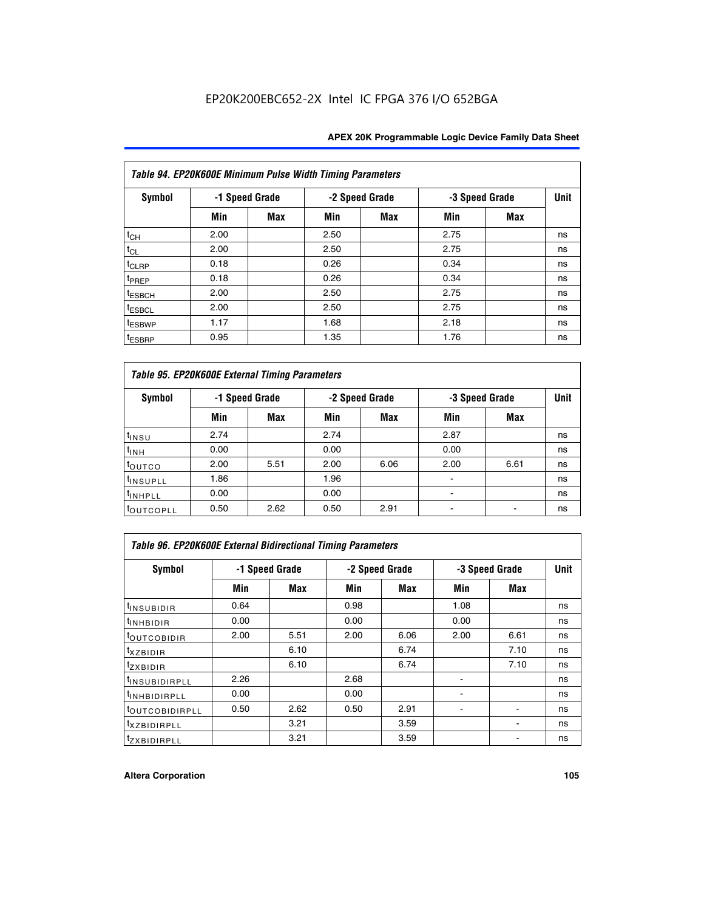**Table 94. EP20K600E Minimum Pulse Width Timing Parameters**

| Symbol | -1 Speed Grade | | -2 Speed Grade | | -3 Speed Grade | | Unit |
|---|---|---|---|---|---|---|---|
| | Min | Max | Min | Max | Min | Max | |
| $t_{CH}$ | 2.00 | | 2.50 | | 2.75 | | ns |
| $t_{CL}$ | 2.00 | | 2.50 | | 2.75 | | ns |
| $t_{CLRP}$ | 0.18 | | 0.26 | | 0.34 | | ns |
| $t_{PREP}$ | 0.18 | | 0.26 | | 0.34 | | ns |
| $t_{ESBCH}$ | 2.00 | | 2.50 | | 2.75 | | ns |
| $t_{ESBCL}$ | 2.00 | | 2.50 | | 2.75 | | ns |
| $t_{ESBWP}$ | 1.17 | | 1.68 | | 2.18 | | ns |
| $t_{ESBRP}$ | 0.95 | | 1.35 | | 1.76 | | ns |

**Table 95. EP20K600E External Timing Parameters**

| Symbol | -1 Speed Grade | | -2 Speed Grade | | -3 Speed Grade | | Unit |
|---|---|---|---|---|---|---|---|
| | Min | Max | Min | Max | Min | Max | |
| $t_{INSU}$ | 2.74 | | 2.74 | | 2.87 | | ns |
| $t_{INH}$ | 0.00 | | 0.00 | | 0.00 | | ns |
| $t_{OUTCO}$ | 2.00 | 5.51 | 2.00 | 6.06 | 2.00 | 6.61 | ns |
| $t_{INSUPLL}$ | 1.86 | | 1.96 | | - | | ns |
| $t_{INHPLL}$ | 0.00 | | 0.00 | | - | | ns |
| $t_{OUTCOPLL}$ | 0.50 | 2.62 | 0.50 | 2.91 | - | - | ns |

**Table 96. EP20K600E External Bidirectional Timing Parameters**

| Symbol | -1 Speed Grade | | -2 Speed Grade | | -3 Speed Grade | | Unit |
|---|---|---|---|---|---|---|---|
| | Min | Max | Min | Max | Min | Max | |
| $t_{INSUBIDIR}$ | 0.64 | | 0.98 | | 1.08 | | ns |
| $t_{INHBIDIR}$ | 0.00 | | 0.00 | | 0.00 | | ns |
| $t_{OUTCOBIDIR}$ | 2.00 | 5.51 | 2.00 | 6.06 | 2.00 | 6.61 | ns |
| $t_{XZBIDIR}$ | | 6.10 | | 6.74 | | 7.10 | ns |
| $t_{ZXBIDIR}$ | | 6.10 | | 6.74 | | 7.10 | ns |
| $t_{INSUBIDIRPLL}$ | 2.26 | | 2.68 | | - | | ns |
| $t_{INHBIDIRPLL}$ | 0.00 | | 0.00 | | - | | ns |
| $t_{OUTCOBIDIRPLL}$ | 0.50 | 2.62 | 0.50 | 2.91 | - | - | ns |
| $t_{XZBIDIRPLL}$ | | 3.21 | | 3.59 | | - | ns |
| $t_{ZXBIDIRPLL}$ | | 3.21 | | 3.59 | | - | ns |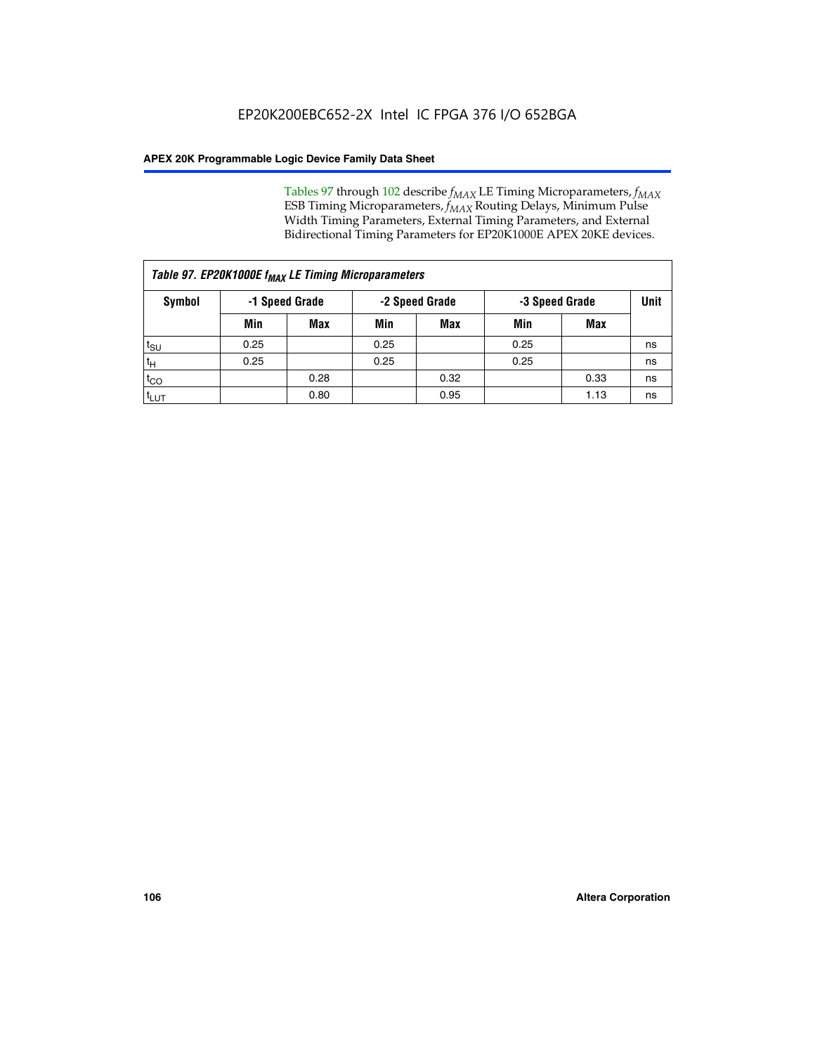Tables 97 through 102 describe $f_{MAX}$ LE Timing Microparameters, $f_{MAX}$ ESB Timing Microparameters, $f_{MAX}$ Routing Delays, Minimum Pulse Width Timing Parameters, External Timing Parameters, and External Bidirectional Timing Parameters for EP20K1000E APEX 20KE devices.

| *Table 97. EP20K1000E $f_{MAX}$ LE Timing Microparameters* | | | | | | | |
|---|---|---|---|---|---|---|---|
| **Symbol** | **-1 Speed Grade** | | **-2 Speed Grade** | | **-3 Speed Grade** | | **Unit** |
| | **Min** | **Max** | **Min** | **Max** | **Min** | **Max** | |
| $t_{SU}$ | 0.25 | | 0.25 | | 0.25 | | ns |
| $t_{H}$ | 0.25 | | 0.25 | | 0.25 | | ns |
| $t_{CO}$ | | 0.28 | | 0.32 | | 0.33 | ns |
| $t_{LUT}$ | | 0.80 | | 0.95 | | 1.13 | ns |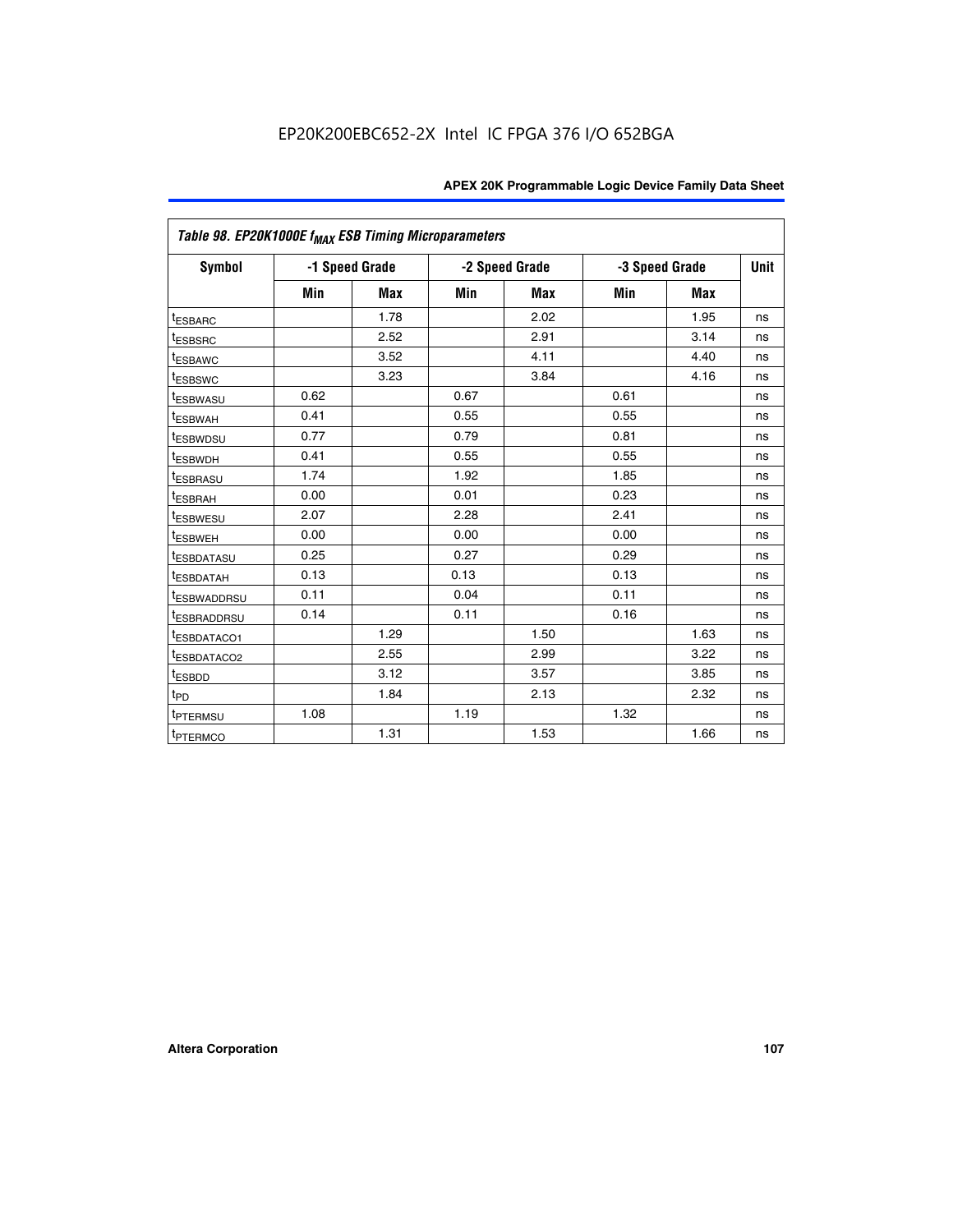EP20K200EBC652-2X Intel IC FPGA 376 I/O 652BGA

| Table 98. EP20K1000E $f_{MAX}$ ESB Timing Microparameters | | | | | | | |
|---|---|---|---|---|---|---|---|
| Symbol | -1 Speed Grade | | -2 Speed Grade | | -3 Speed Grade | | Unit |
| | Min | Max | Min | Max | Min | Max | |
| $t_{ESBARC}$ | | 1.78 | | 2.02 | | 1.95 | ns |
| $t_{ESBSRC}$ | | 2.52 | | 2.91 | | 3.14 | ns |
| $t_{ESBAWC}$ | | 3.52 | | 4.11 | | 4.40 | ns |
| $t_{ESBSWC}$ | | 3.23 | | 3.84 | | 4.16 | ns |
| $t_{ESBWASU}$ | 0.62 | | 0.67 | | 0.61 | | ns |
| $t_{ESBWAH}$ | 0.41 | | 0.55 | | 0.55 | | ns |
| $t_{ESBWDSU}$ | 0.77 | | 0.79 | | 0.81 | | ns |
| $t_{ESBWDH}$ | 0.41 | | 0.55 | | 0.55 | | ns |
| $t_{ESBRASU}$ | 1.74 | | 1.92 | | 1.85 | | ns |
| $t_{ESBRAH}$ | 0.00 | | 0.01 | | 0.23 | | ns |
| $t_{ESBWESU}$ | 2.07 | | 2.28 | | 2.41 | | ns |
| $t_{ESBWEH}$ | 0.00 | | 0.00 | | 0.00 | | ns |
| $t_{ESBDATASU}$ | 0.25 | | 0.27 | | 0.29 | | ns |
| $t_{ESBDATAH}$ | 0.13 | | 0.13 | | 0.13 | | ns |
| $t_{ESBWADDRSU}$ | 0.11 | | 0.04 | | 0.11 | | ns |
| $t_{ESBRADDRSU}$ | 0.14 | | 0.11 | | 0.16 | | ns |
| $t_{ESBDATACO1}$ | | 1.29 | | 1.50 | | 1.63 | ns |
| $t_{ESBDATACO2}$ | | 2.55 | | 2.99 | | 3.22 | ns |
| $t_{ESBDD}$ | | 3.12 | | 3.57 | | 3.85 | ns |
| $t_{PD}$ | | 1.84 | | 2.13 | | 2.32 | ns |
| $t_{PTERMSU}$ | 1.08 | | 1.19 | | 1.32 | | ns |
| $t_{PTERMCO}$ | | 1.31 | | 1.53 | | 1.66 | ns |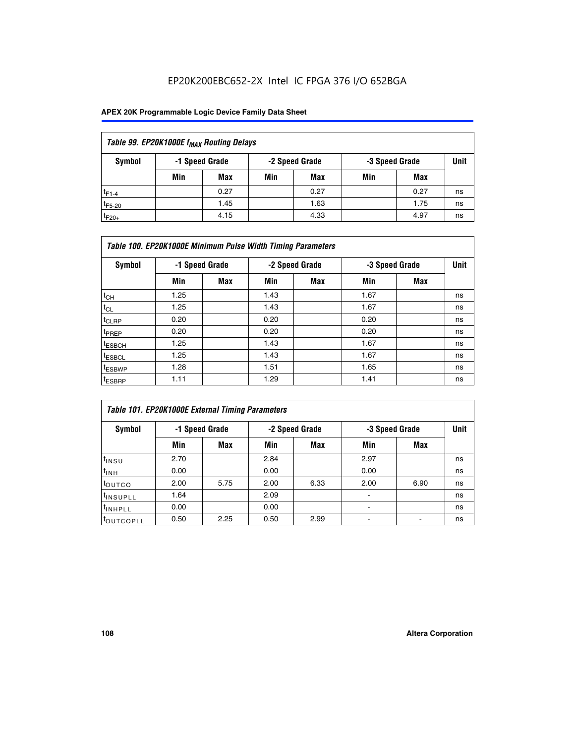| Table 99. EP20K1000E $f_{MAX}$ Routing Delays | | | | | | | |
|---|---|---|---|---|---|---|---|
| Symbol | -1 Speed Grade | | -2 Speed Grade | | -3 Speed Grade | | Unit |
| | Min | Max | Min | Max | Min | Max | |
| $t_{F1-4}$ | | 0.27 | | 0.27 | | 0.27 | ns |
| $t_{F5-20}$ | | 1.45 | | 1.63 | | 1.75 | ns |
| $t_{F20+}$ | | 4.15 | | 4.33 | | 4.97 | ns |

| Table 100. EP20K1000E Minimum Pulse Width Timing Parameters | | | | | | | |
|---|---|---|---|---|---|---|---|
| Symbol | -1 Speed Grade | | -2 Speed Grade | | -3 Speed Grade | | Unit |
| | Min | Max | Min | Max | Min | Max | |
| $t_{CH}$ | 1.25 | | 1.43 | | 1.67 | | ns |
| $t_{CL}$ | 1.25 | | 1.43 | | 1.67 | | ns |
| $t_{CLRP}$ | 0.20 | | 0.20 | | 0.20 | | ns |
| $t_{PREP}$ | 0.20 | | 0.20 | | 0.20 | | ns |
| $t_{ESBCH}$ | 1.25 | | 1.43 | | 1.67 | | ns |
| $t_{ESBCL}$ | 1.25 | | 1.43 | | 1.67 | | ns |
| $t_{ESBWP}$ | 1.28 | | 1.51 | | 1.65 | | ns |
| $t_{ESBRP}$ | 1.11 | | 1.29 | | 1.41 | | ns |

| Table 101. EP20K1000E External Timing Parameters | | | | | | | |
|---|---|---|---|---|---|---|---|
| Symbol | -1 Speed Grade | | -2 Speed Grade | | -3 Speed Grade | | Unit |
| | Min | Max | Min | Max | Min | Max | |
| $t_{INSU}$ | 2.70 | | 2.84 | | 2.97 | | ns |
| $t_{INH}$ | 0.00 | | 0.00 | | 0.00 | | ns |
| $t_{OUTCO}$ | 2.00 | 5.75 | 2.00 | 6.33 | 2.00 | 6.90 | ns |
| $t_{INSUPLL}$ | 1.64 | | 2.09 | | - | | ns |
| $t_{INHPLL}$ | 0.00 | | 0.00 | | - | | ns |
| $t_{OUTCOPLL}$ | 0.50 | 2.25 | 0.50 | 2.99 | - | - | ns |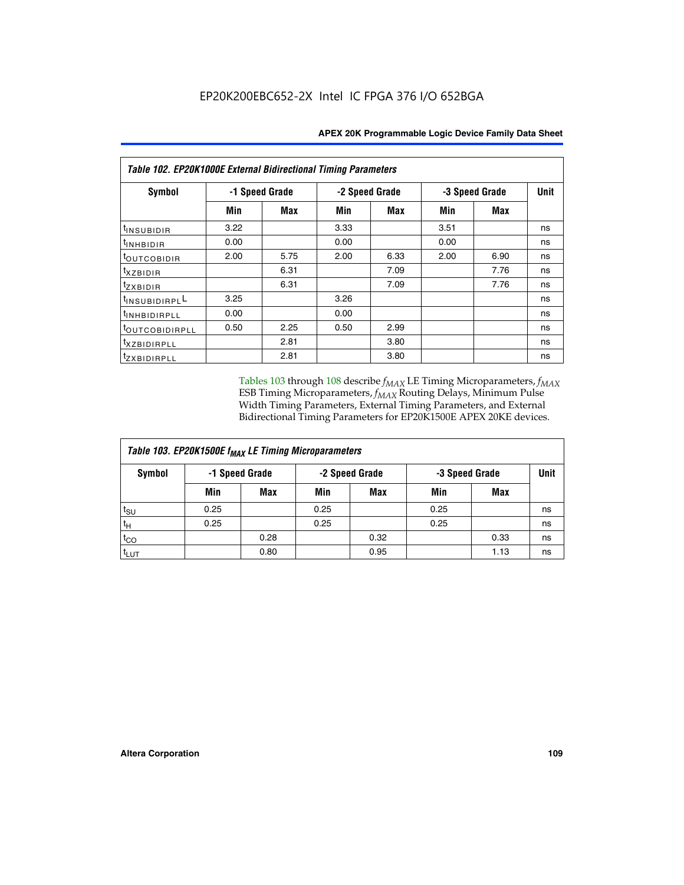**Table 102. EP20K1000E External Bidirectional Timing Parameters**

| Symbol | -1 Speed Grade | | -2 Speed Grade | | -3 Speed Grade | | Unit |
|---|---|---|---|---|---|---|---|
| | Min | Max | Min | Max | Min | Max | |
| $t_{INSUBIDIR}$ | 3.22 | | 3.33 | | 3.51 | | ns |
| $t_{INHBIDIR}$ | 0.00 | | 0.00 | | 0.00 | | ns |
| $t_{OUTCOBIDIR}$ | 2.00 | 5.75 | 2.00 | 6.33 | 2.00 | 6.90 | ns |
| $t_{XZBIDIR}$ | | 6.31 | | 7.09 | | 7.76 | ns |
| $t_{ZXBIDIR}$ | | 6.31 | | 7.09 | | 7.76 | ns |
| $t_{INSUBIDIRPLL}$ | 3.25 | | 3.26 | | | | ns |
| $t_{INHBIDIRPLL}$ | 0.00 | | 0.00 | | | | ns |
| $t_{OUTCOBIDIRPLL}$ | 0.50 | 2.25 | 0.50 | 2.99 | | | ns |
| $t_{XZBIDIRPLL}$ | | 2.81 | | 3.80 | | | ns |
| $t_{ZXBIDIRPLL}$ | | 2.81 | | 3.80 | | | ns |

Tables 103 through 108 describe $f_{MAX}$ LE Timing Microparameters, $f_{MAX}$ ESB Timing Microparameters, $f_{MAX}$ Routing Delays, Minimum Pulse Width Timing Parameters, External Timing Parameters, and External Bidirectional Timing Parameters for EP20K1500E APEX 20KE devices.

**Table 103. EP20K1500E $f_{MAX}$ LE Timing Microparameters**

| Symbol | -1 Speed Grade | | -2 Speed Grade | | -3 Speed Grade | | Unit |
|---|---|---|---|---|---|---|---|
| | Min | Max | Min | Max | Min | Max | |
| $t_{SU}$ | 0.25 | | 0.25 | | 0.25 | | ns |
| $t_{H}$ | 0.25 | | 0.25 | | 0.25 | | ns |
| $t_{CO}$ | | 0.28 | | 0.32 | | 0.33 | ns |
| $t_{LUT}$ | | 0.80 | | 0.95 | | 1.13 | ns |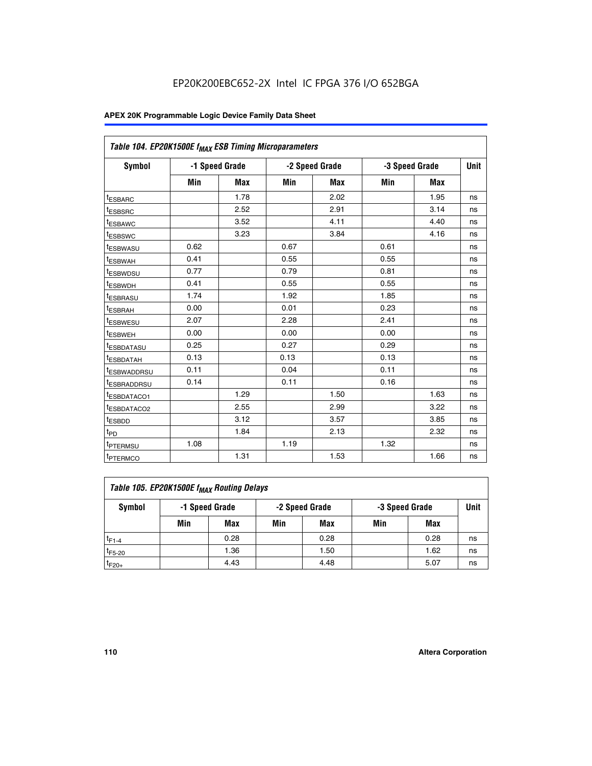EP20K200EBC652-2X Intel IC FPGA 376 I/O 652BGA

| Table 104. EP20K1500E $f_{MAX}$ ESB Timing Microparameters | | | | | | | |
|---|---|---|---|---|---|---|---|
| Symbol | -1 Speed Grade | | -2 Speed Grade | | -3 Speed Grade | | Unit |
| | Min | Max | Min | Max | Min | Max | |
| $t_{ESBARC}$ | | 1.78 | | 2.02 | | 1.95 | ns |
| $t_{ESBSRC}$ | | 2.52 | | 2.91 | | 3.14 | ns |
| $t_{ESBAWC}$ | | 3.52 | | 4.11 | | 4.40 | ns |
| $t_{ESBSWC}$ | | 3.23 | | 3.84 | | 4.16 | ns |
| $t_{ESBWASU}$ | 0.62 | | 0.67 | | 0.61 | | ns |
| $t_{ESBWAH}$ | 0.41 | | 0.55 | | 0.55 | | ns |
| $t_{ESBWDSU}$ | 0.77 | | 0.79 | | 0.81 | | ns |
| $t_{ESBWDH}$ | 0.41 | | 0.55 | | 0.55 | | ns |
| $t_{ESBRASU}$ | 1.74 | | 1.92 | | 1.85 | | ns |
| $t_{ESBRAH}$ | 0.00 | | 0.01 | | 0.23 | | ns |
| $t_{ESBWESU}$ | 2.07 | | 2.28 | | 2.41 | | ns |
| $t_{ESBWEH}$ | 0.00 | | 0.00 | | 0.00 | | ns |
| $t_{ESBDATASU}$ | 0.25 | | 0.27 | | 0.29 | | ns |
| $t_{ESBDATAH}$ | 0.13 | | 0.13 | | 0.13 | | ns |
| $t_{ESBWADDRSU}$ | 0.11 | | 0.04 | | 0.11 | | ns |
| $t_{ESBRADDRSU}$ | 0.14 | | 0.11 | | 0.16 | | ns |
| $t_{ESBDATACO1}$ | | 1.29 | | 1.50 | | 1.63 | ns |
| $t_{ESBDATACO2}$ | | 2.55 | | 2.99 | | 3.22 | ns |
| $t_{ESBDD}$ | | 3.12 | | 3.57 | | 3.85 | ns |
| $t_{PD}$ | | 1.84 | | 2.13 | | 2.32 | ns |
| $t_{PTERMSU}$ | 1.08 | | 1.19 | | 1.32 | | ns |
| $t_{PTERMCO}$ | | 1.31 | | 1.53 | | 1.66 | ns |

| Table 105. EP20K1500E $f_{MAX}$ Routing Delays | | | | | | | |
|---|---|---|---|---|---|---|---|
| Symbol | -1 Speed Grade | | -2 Speed Grade | | -3 Speed Grade | | Unit |
| | Min | Max | Min | Max | Min | Max | |
| $t_{F1-4}$ | | 0.28 | | 0.28 | | 0.28 | ns |
| $t_{F5-20}$ | | 1.36 | | 1.50 | | 1.62 | ns |
| $t_{F20+}$ | | 4.43 | | 4.48 | | 5.07 | ns |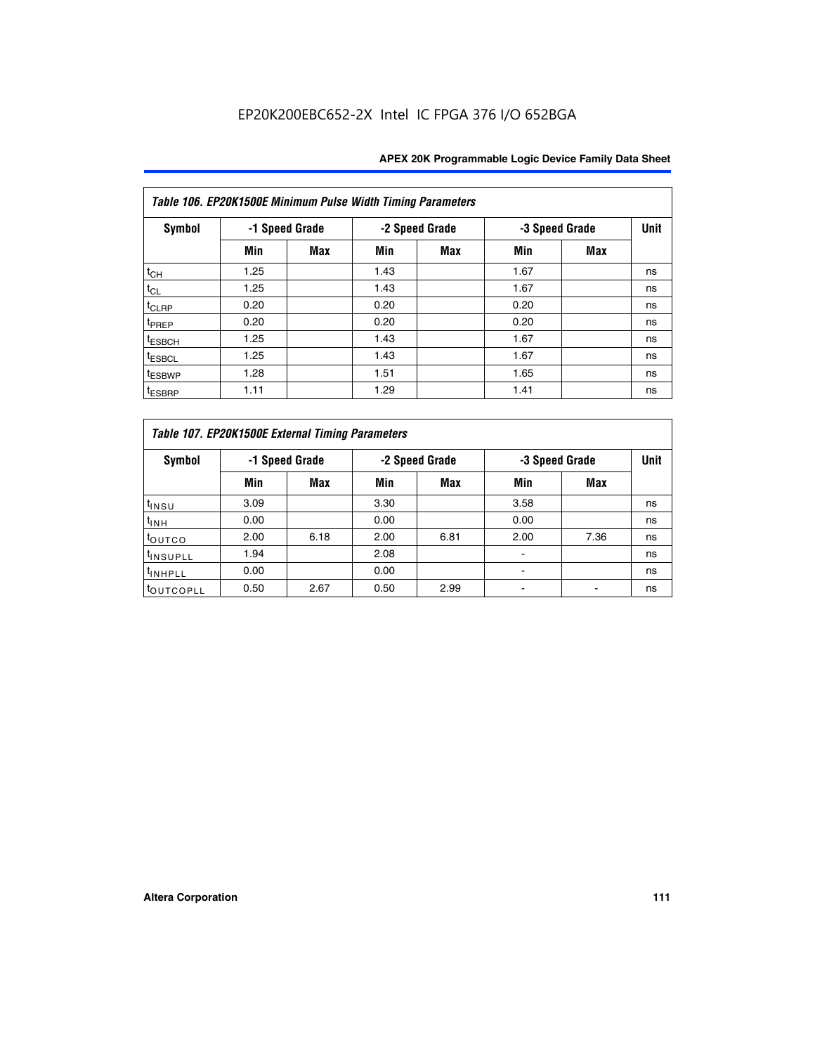**Table 106. EP20K1500E Minimum Pulse Width Timing Parameters**

| Symbol | -1 Speed Grade | | -2 Speed Grade | | -3 Speed Grade | | Unit |
|---|---|---|---|---|---|---|---|
| | Min | Max | Min | Max | Min | Max | |
| $t_{CH}$ | 1.25 | | 1.43 | | 1.67 | | ns |
| $t_{CL}$ | 1.25 | | 1.43 | | 1.67 | | ns |
| $t_{CLRP}$ | 0.20 | | 0.20 | | 0.20 | | ns |
| $t_{PREP}$ | 0.20 | | 0.20 | | 0.20 | | ns |
| $t_{ESBCH}$ | 1.25 | | 1.43 | | 1.67 | | ns |
| $t_{ESBCL}$ | 1.25 | | 1.43 | | 1.67 | | ns |
| $t_{ESBWP}$ | 1.28 | | 1.51 | | 1.65 | | ns |
| $t_{ESBRP}$ | 1.11 | | 1.29 | | 1.41 | | ns |

**Table 107. EP20K1500E External Timing Parameters**

| Symbol | -1 Speed Grade | | -2 Speed Grade | | -3 Speed Grade | | Unit |
|---|---|---|---|---|---|---|---|
| | Min | Max | Min | Max | Min | Max | |
| $t_{INSU}$ | 3.09 | | 3.30 | | 3.58 | | ns |
| $t_{INH}$ | 0.00 | | 0.00 | | 0.00 | | ns |
| $t_{OUTCO}$ | 2.00 | 6.18 | 2.00 | 6.81 | 2.00 | 7.36 | ns |
| $t_{INSUPLL}$ | 1.94 | | 2.08 | | - | | ns |
| $t_{INHPLL}$ | 0.00 | | 0.00 | | - | | ns |
| $t_{OUTCOPLL}$ | 0.50 | 2.67 | 0.50 | 2.99 | - | - | ns |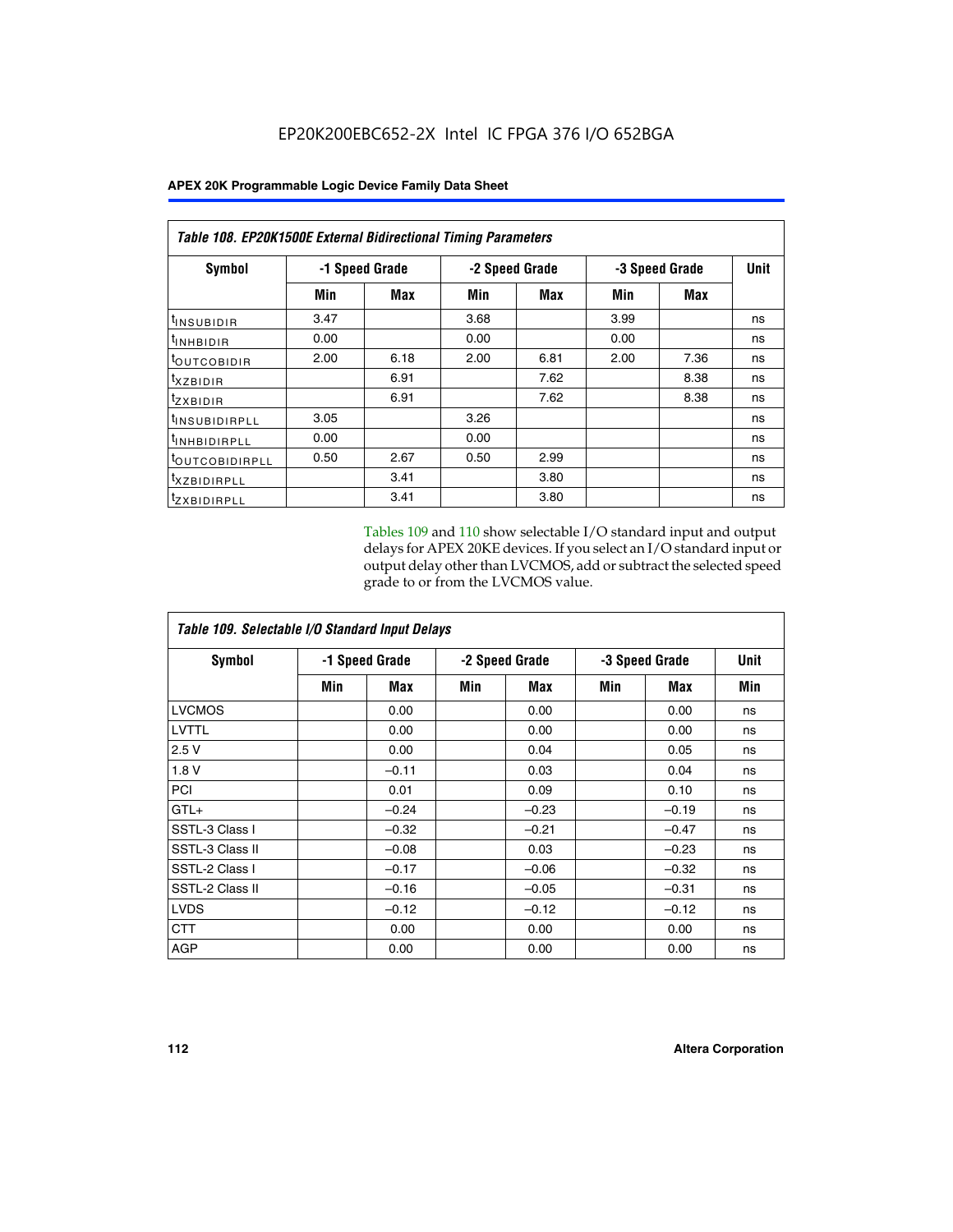**Table 108. EP20K1500E External Bidirectional Timing Parameters**

| Symbol | -1 Speed Grade | | -2 Speed Grade | | -3 Speed Grade | | Unit |
|---|---|---|---|---|---|---|---|
| | Min | Max | Min | Max | Min | Max | |
| $t_{INSUBIDIR}$ | 3.47 | | 3.68 | | 3.99 | | ns |
| $t_{INHBIDIR}$ | 0.00 | | 0.00 | | 0.00 | | ns |
| $t_{OUTCOBIDIR}$ | 2.00 | 6.18 | 2.00 | 6.81 | 2.00 | 7.36 | ns |
| $t_{XZBIDIR}$ | | 6.91 | | 7.62 | | 8.38 | ns |
| $t_{ZXBIDIR}$ | | 6.91 | | 7.62 | | 8.38 | ns |
| $t_{INSUBIDIRPLL}$ | 3.05 | | 3.26 | | | | ns |
| $t_{INHBIDIRPLL}$ | 0.00 | | 0.00 | | | | ns |
| $t_{OUTCOBIDIRPLL}$ | 0.50 | 2.67 | 0.50 | 2.99 | | | ns |
| $t_{XZBIDIRPLL}$ | | 3.41 | | 3.80 | | | ns |
| $t_{ZXBIDIRPLL}$ | | 3.41 | | 3.80 | | | ns |

Tables 109 and 110 show selectable I/O standard input and output delays for APEX 20KE devices. If you select an I/O standard input or output delay other than LVCMOS, add or subtract the selected speed grade to or from the LVCMOS value.

**Table 109. Selectable I/O Standard Input Delays**

| Symbol | -1 Speed Grade | | -2 Speed Grade | | -3 Speed Grade | | Unit |
|---|---|---|---|---|---|---|---|
| | Min | Max | Min | Max | Min | Max | Min |
| LVCMOS | | 0.00 | | 0.00 | | 0.00 | ns |
| LVTTL | | 0.00 | | 0.00 | | 0.00 | ns |
| 2.5 V | | 0.00 | | 0.04 | | 0.05 | ns |
| 1.8 V | | –0.11 | | 0.03 | | 0.04 | ns |
| PCI | | 0.01 | | 0.09 | | 0.10 | ns |
| GTL+ | | –0.24 | | –0.23 | | –0.19 | ns |
| SSTL-3 Class I | | –0.32 | | –0.21 | | –0.47 | ns |
| SSTL-3 Class II | | –0.08 | | 0.03 | | –0.23 | ns |
| SSTL-2 Class I | | –0.17 | | –0.06 | | –0.32 | ns |
| SSTL-2 Class II | | –0.16 | | –0.05 | | –0.31 | ns |
| LVDS | | –0.12 | | –0.12 | | –0.12 | ns |
| CTT | | 0.00 | | 0.00 | | 0.00 | ns |
| AGP | | 0.00 | | 0.00 | | 0.00 | ns |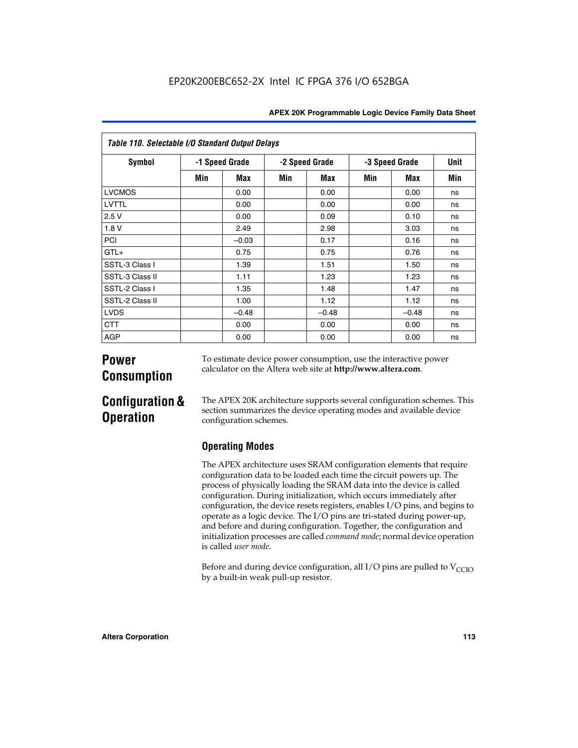| Table 110. Selectable I/O Standard Output Delays | | | | | | | |
|---|---|---|---|---|---|---|---|
| Symbol | -1 Speed Grade | | -2 Speed Grade | | -3 Speed Grade | | Unit |
| | Min | Max | Min | Max | Min | Max | Min |
| LVCMOS | | 0.00 | | 0.00 | | 0.00 | ns |
| LVTTL | | 0.00 | | 0.00 | | 0.00 | ns |
| 2.5 V | | 0.00 | | 0.09 | | 0.10 | ns |
| 1.8 V | | 2.49 | | 2.98 | | 3.03 | ns |
| PCI | | –0.03 | | 0.17 | | 0.16 | ns |
| GTL+ | | 0.75 | | 0.75 | | 0.76 | ns |
| SSTL-3 Class I | | 1.39 | | 1.51 | | 1.50 | ns |
| SSTL-3 Class II | | 1.11 | | 1.23 | | 1.23 | ns |
| SSTL-2 Class I | | 1.35 | | 1.48 | | 1.47 | ns |
| SSTL-2 Class II | | 1.00 | | 1.12 | | 1.12 | ns |
| LVDS | | –0.48 | | –0.48 | | –0.48 | ns |
| CTT | | 0.00 | | 0.00 | | 0.00 | ns |
| AGP | | 0.00 | | 0.00 | | 0.00 | ns |

# Power Consumption

To estimate device power consumption, use the interactive power calculator on the Altera web site at **http://www.altera.com**.

# Configuration & Operation

The APEX 20K architecture supports several configuration schemes. This section summarizes the device operating modes and available device configuration schemes.

## Operating Modes

The APEX architecture uses SRAM configuration elements that require configuration data to be loaded each time the circuit powers up. The process of physically loading the SRAM data into the device is called configuration. During initialization, which occurs immediately after configuration, the device resets registers, enables I/O pins, and begins to operate as a logic device. The I/O pins are tri-stated during power-up, and before and during configuration. Together, the configuration and initialization processes are called *command mode*; normal device operation is called *user mode*.

Before and during device configuration, all I/O pins are pulled to $V_{CCIO}$ by a built-in weak pull-up resistor.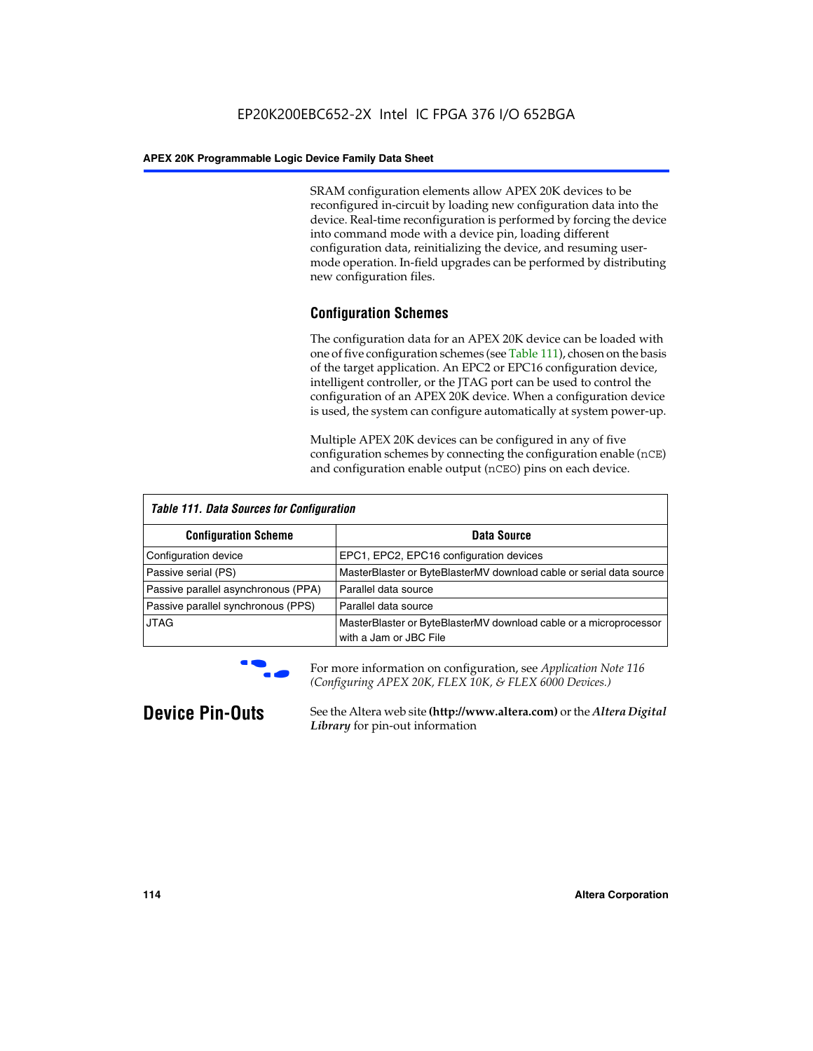SRAM configuration elements allow APEX 20K devices to be reconfigured in-circuit by loading new configuration data into the device. Real-time reconfiguration is performed by forcing the device into command mode with a device pin, loading different configuration data, reinitializing the device, and resuming user-mode operation. In-field upgrades can be performed by distributing new configuration files.

### Configuration Schemes

The configuration data for an APEX 20K device can be loaded with one of five configuration schemes (see Table 111), chosen on the basis of the target application. An EPC2 or EPC16 configuration device, intelligent controller, or the JTAG port can be used to control the configuration of an APEX 20K device. When a configuration device is used, the system can configure automatically at system power-up.

Multiple APEX 20K devices can be configured in any of five configuration schemes by connecting the configuration enable (`nCE`) and configuration enable output (`nCEO`) pins on each device.

*Table 111. Data Sources for Configuration*

| Configuration Scheme | Data Source |
|---|---|
| Configuration device | EPC1, EPC2, EPC16 configuration devices |
| Passive serial (PS) | MasterBlaster or ByteBlasterMV download cable or serial data source |
| Passive parallel asynchronous (PPA) | Parallel data source |
| Passive parallel synchronous (PPS) | Parallel data source |
| JTAG | MasterBlaster or ByteBlasterMV download cable or a microprocessor with a Jam or JBC File |

For more information on configuration, see *Application Note 116 (Configuring APEX 20K, FLEX 10K, & FLEX 6000 Devices.)*

## Device Pin-Outs

See the Altera web site **(http://www.altera.com)** or the ***Altera Digital Library*** for pin-out information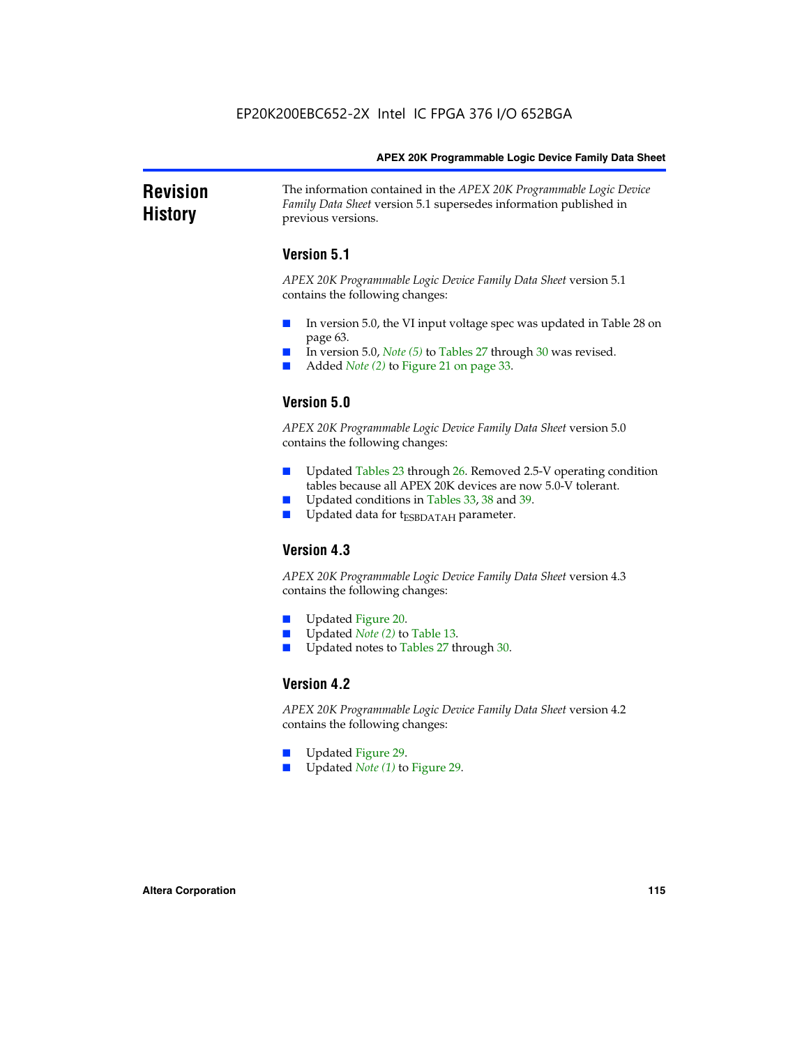# Revision History

The information contained in the *APEX 20K Programmable Logic Device Family Data Sheet* version 5.1 supersedes information published in previous versions.

## Version 5.1

*APEX 20K Programmable Logic Device Family Data Sheet* version 5.1 contains the following changes:

- In version 5.0, the VI input voltage spec was updated in Table 28 on page 63.
- In version 5.0, *Note (5)* to Tables 27 through 30 was revised.
- Added *Note (2)* to Figure 21 on page 33.

## Version 5.0

*APEX 20K Programmable Logic Device Family Data Sheet* version 5.0 contains the following changes:

- Updated Tables 23 through 26. Removed 2.5-V operating condition tables because all APEX 20K devices are now 5.0-V tolerant.
- Updated conditions in Tables 33, 38 and 39.
- Updated data for $t_{ESBDATAH}$ parameter.

## Version 4.3

*APEX 20K Programmable Logic Device Family Data Sheet* version 4.3 contains the following changes:

- Updated Figure 20.
- Updated *Note (2)* to Table 13.
- Updated notes to Tables 27 through 30.

## Version 4.2

*APEX 20K Programmable Logic Device Family Data Sheet* version 4.2 contains the following changes:

- Updated Figure 29.
- Updated *Note (1)* to Figure 29.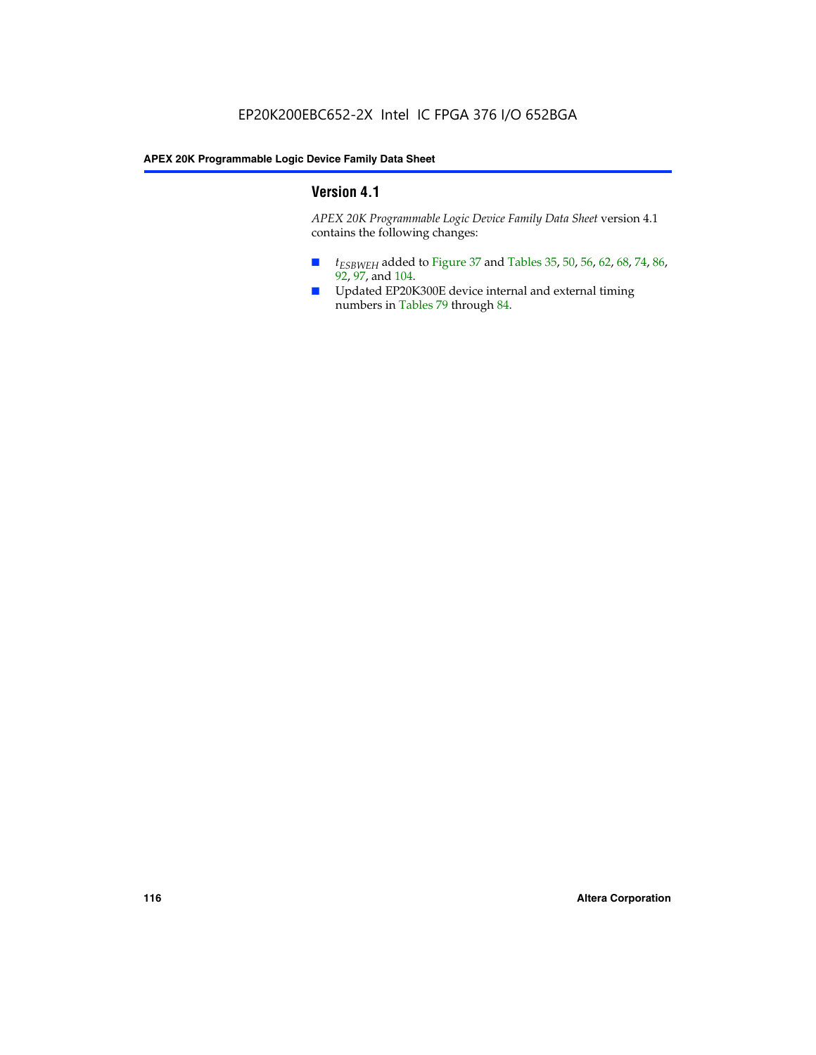## Version 4.1

*APEX 20K Programmable Logic Device Family Data Sheet* version 4.1 contains the following changes:

- $t_{ESBWEH}$ added to Figure 37 and Tables 35, 50, 56, 62, 68, 74, 86, 92, 97, and 104.
- Updated EP20K300E device internal and external timing numbers in Tables 79 through 84.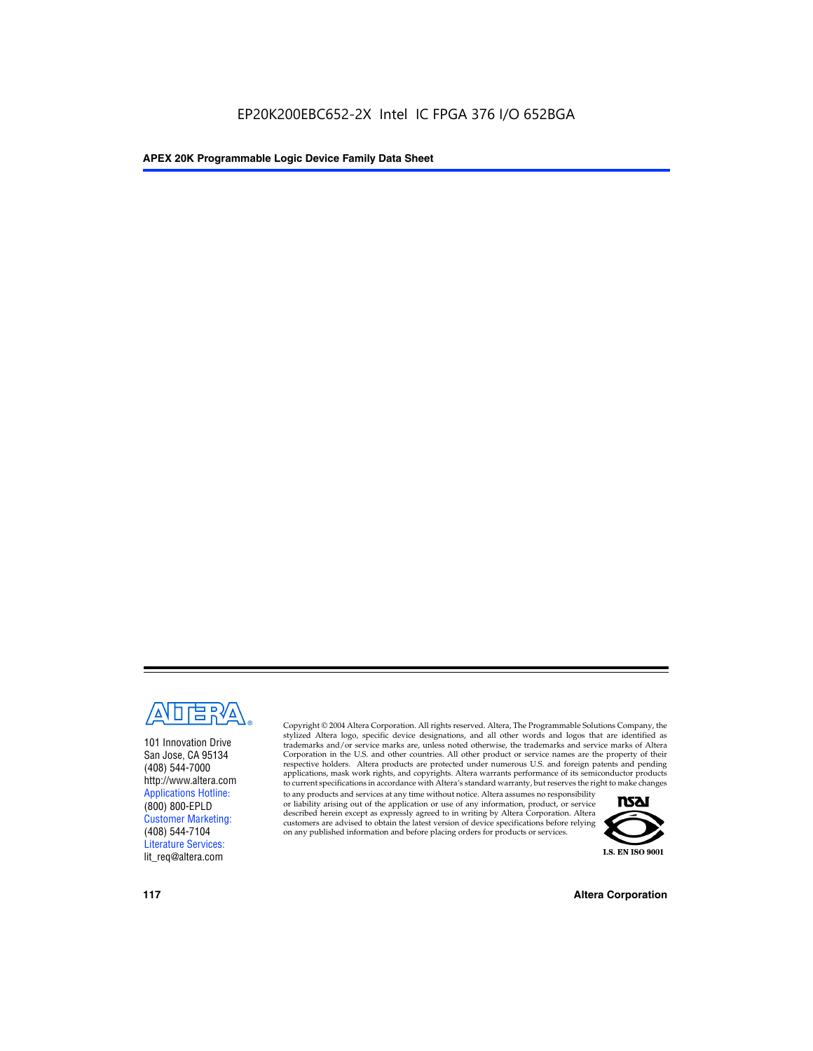101 Innovation Drive
San Jose, CA 95134
(408) 544-7000
http://www.altera.com
Applications Hotline:
(800) 800-EPLD
Customer Marketing:
(408) 544-7104
Literature Services:
lit_req@altera.com

Copyright © 2004 Altera Corporation. All rights reserved. Altera, The Programmable Solutions Company, the stylized Altera logo, specific device designations, and all other words and logos that are identified as trademarks and/or service marks are, unless noted otherwise, the trademarks and service marks of Altera Corporation in the U.S. and other countries. All other product or service names are the property of their respective holders. Altera products are protected under numerous U.S. and foreign patents and pending applications, mask work rights, and copyrights. Altera warrants performance of its semiconductor products to current specifications in accordance with Altera's standard warranty, but reserves the right to make changes to any products and services at any time without notice. Altera assumes no responsibility or liability arising out of the application or use of any information, product, or service described herein except as expressly agreed to in writing by Altera Corporation. Altera customers are advised to obtain the latest version of device specifications before relying on any published information and before placing orders for products or services.

I.S. EN ISO 9001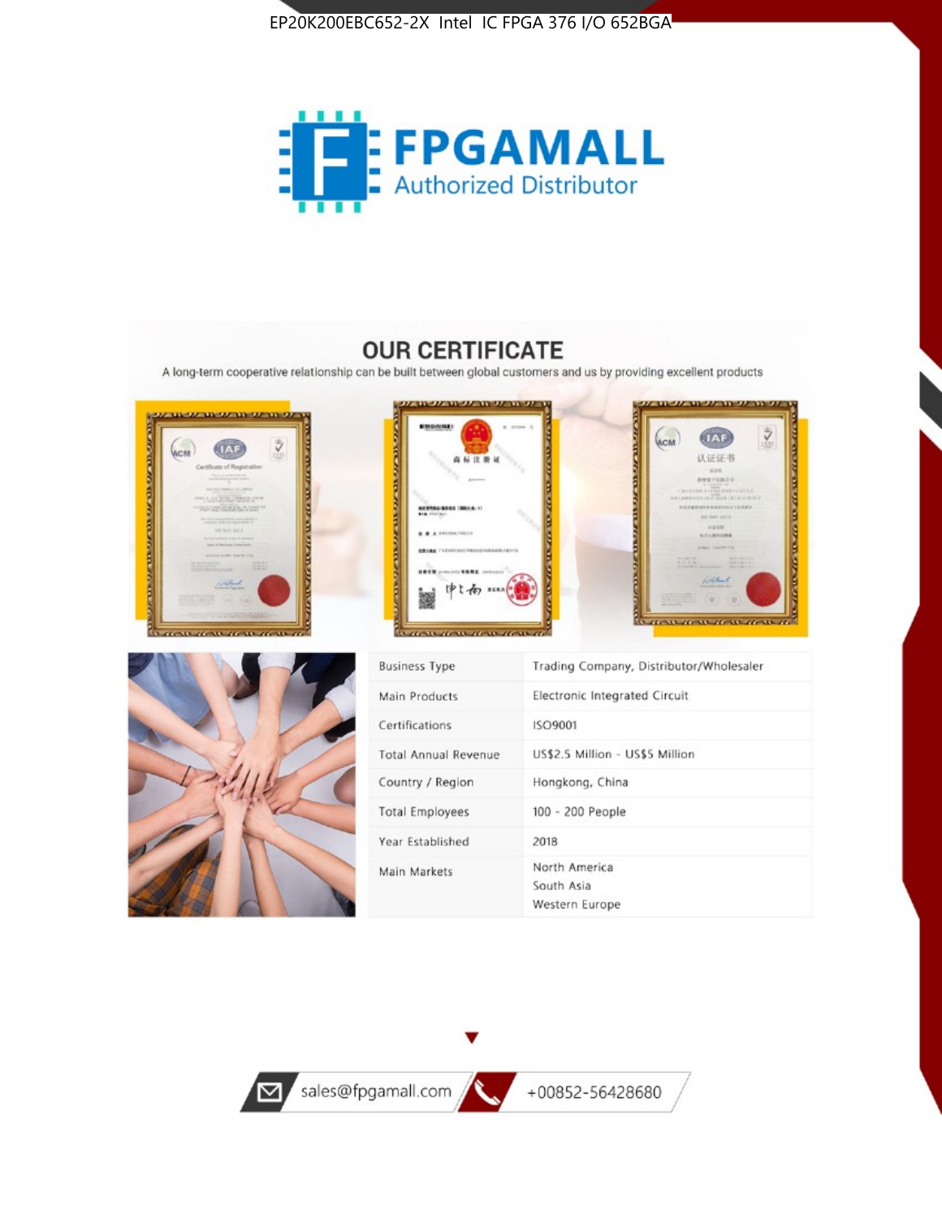FPGAMALL
Authorized Distributor

## OUR CERTIFICATE

A long-term cooperative relationship can be built between global customers and us by providing excellent products

| | |
|---|---|
| Business Type | Trading Company, Distributor/Wholesaler |
| Main Products | Electronic Integrated Circuit |
| Certifications | ISO9001 |
| Total Annual Revenue | US$2.5 Million - US$5 Million |
| Country / Region | Hongkong, China |
| Total Employees | 100 - 200 People |
| Year Established | 2018 |
| Main Markets | North America<br>South Asia<br>Western Europe |

sales@fpgamall.com

+00852-56428680